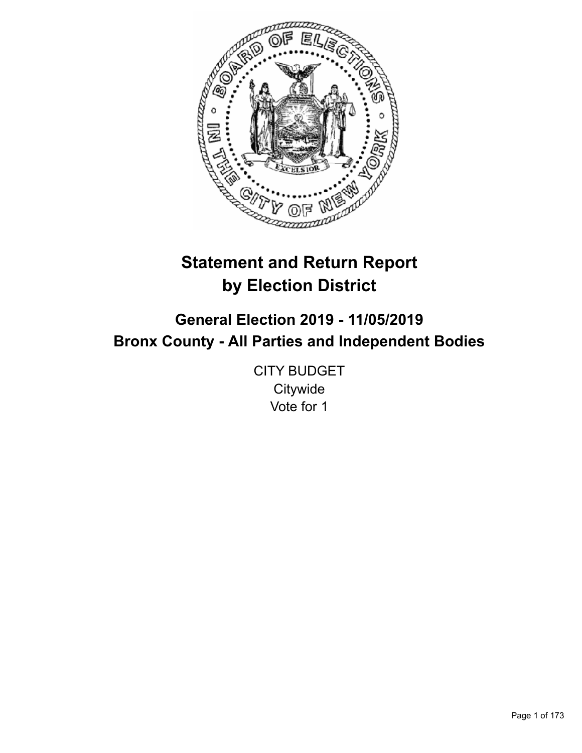# Statement and Return Report by Election District

## General Election 2019 - 11/05/2019
## Bronx County - All Parties and Independent Bodies

CITY BUDGET
Citywide
Vote for 1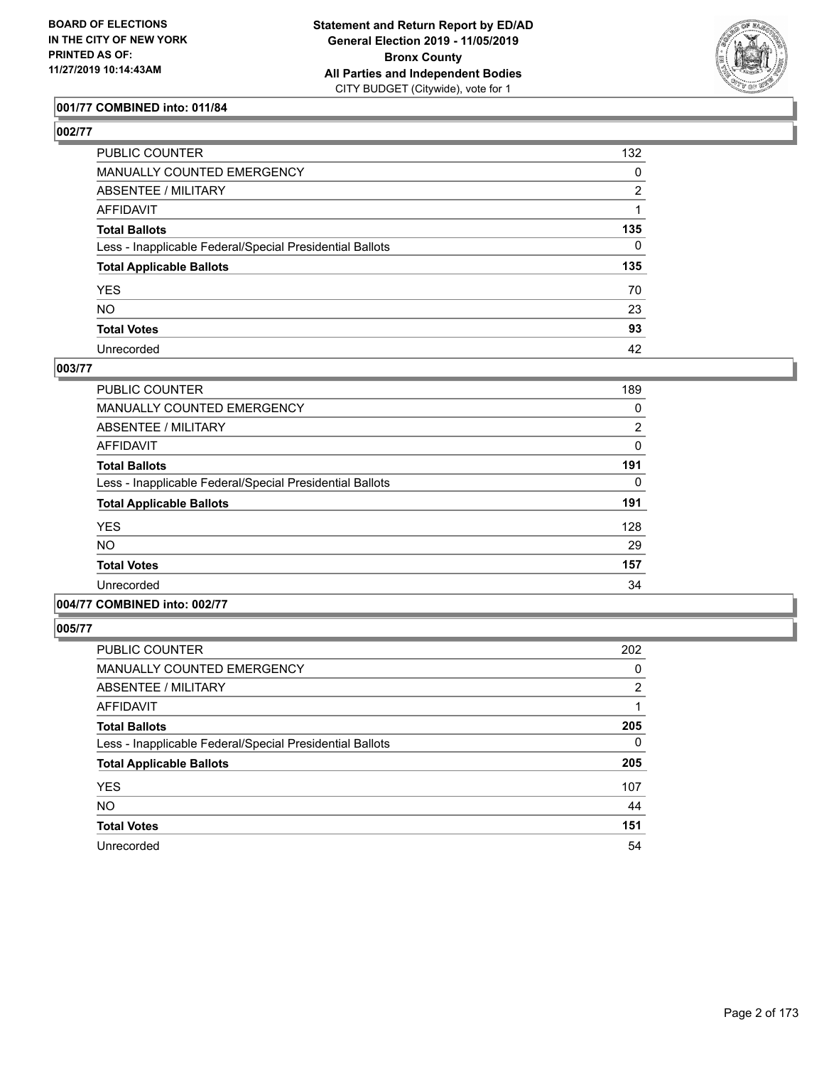**BOARD OF ELECTIONS IN THE CITY OF NEW YORK PRINTED AS OF: 11/27/2019 10:14:43AM**

**Statement and Return Report by ED/AD General Election 2019 - 11/05/2019 Bronx County All Parties and Independent Bodies** CITY BUDGET (Citywide), vote for 1

### 001/77 COMBINED into: 011/84

### 002/77

| | |
|---|---|
| PUBLIC COUNTER | 132 |
| MANUALLY COUNTED EMERGENCY | 0 |
| ABSENTEE / MILITARY | 2 |
| AFFIDAVIT | 1 |
| **Total Ballots** | **135** |
| Less - Inapplicable Federal/Special Presidential Ballots | 0 |
| **Total Applicable Ballots** | **135** |
| YES | 70 |
| NO | 23 |
| **Total Votes** | **93** |
| Unrecorded | 42 |

### 003/77

| | |
|---|---|
| PUBLIC COUNTER | 189 |
| MANUALLY COUNTED EMERGENCY | 0 |
| ABSENTEE / MILITARY | 2 |
| AFFIDAVIT | 0 |
| **Total Ballots** | **191** |
| Less - Inapplicable Federal/Special Presidential Ballots | 0 |
| **Total Applicable Ballots** | **191** |
| YES | 128 |
| NO | 29 |
| **Total Votes** | **157** |
| Unrecorded | 34 |

### 004/77 COMBINED into: 002/77

### 005/77

| | |
|---|---|
| PUBLIC COUNTER | 202 |
| MANUALLY COUNTED EMERGENCY | 0 |
| ABSENTEE / MILITARY | 2 |
| AFFIDAVIT | 1 |
| **Total Ballots** | **205** |
| Less - Inapplicable Federal/Special Presidential Ballots | 0 |
| **Total Applicable Ballots** | **205** |
| YES | 107 |
| NO | 44 |
| **Total Votes** | **151** |
| Unrecorded | 54 |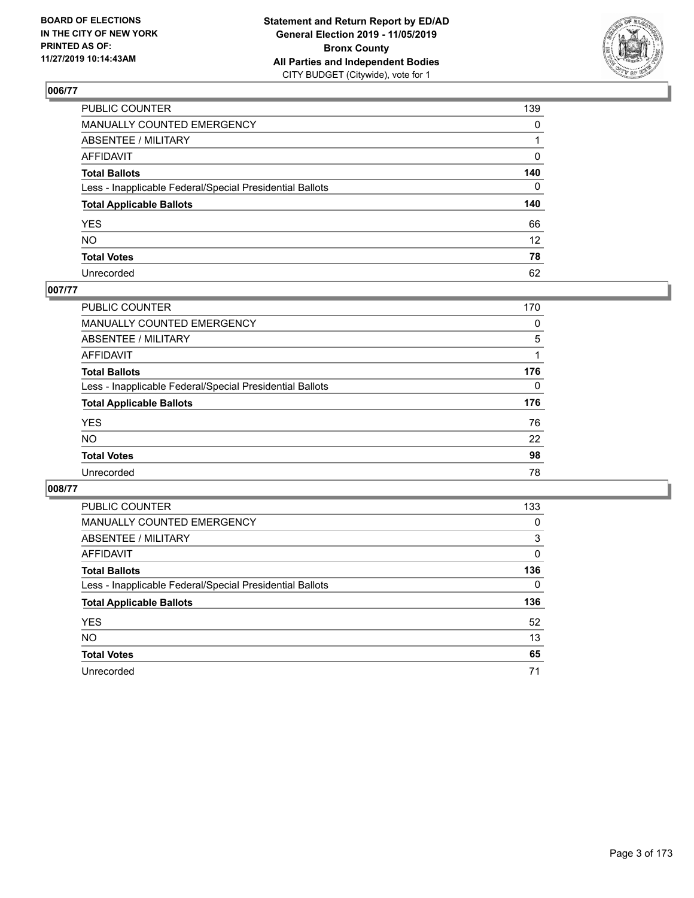## 006/77

| | |
|---|---|
| PUBLIC COUNTER | 139 |
| MANUALLY COUNTED EMERGENCY | 0 |
| ABSENTEE / MILITARY | 1 |
| AFFIDAVIT | 0 |
| **Total Ballots** | **140** |
| Less - Inapplicable Federal/Special Presidential Ballots | 0 |
| **Total Applicable Ballots** | **140** |
| YES | 66 |
| NO | 12 |
| **Total Votes** | **78** |
| Unrecorded | 62 |

## 007/77

| | |
|---|---|
| PUBLIC COUNTER | 170 |
| MANUALLY COUNTED EMERGENCY | 0 |
| ABSENTEE / MILITARY | 5 |
| AFFIDAVIT | 1 |
| **Total Ballots** | **176** |
| Less - Inapplicable Federal/Special Presidential Ballots | 0 |
| **Total Applicable Ballots** | **176** |
| YES | 76 |
| NO | 22 |
| **Total Votes** | **98** |
| Unrecorded | 78 |

## 008/77

| | |
|---|---|
| PUBLIC COUNTER | 133 |
| MANUALLY COUNTED EMERGENCY | 0 |
| ABSENTEE / MILITARY | 3 |
| AFFIDAVIT | 0 |
| **Total Ballots** | **136** |
| Less - Inapplicable Federal/Special Presidential Ballots | 0 |
| **Total Applicable Ballots** | **136** |
| YES | 52 |
| NO | 13 |
| **Total Votes** | **65** |
| Unrecorded | 71 |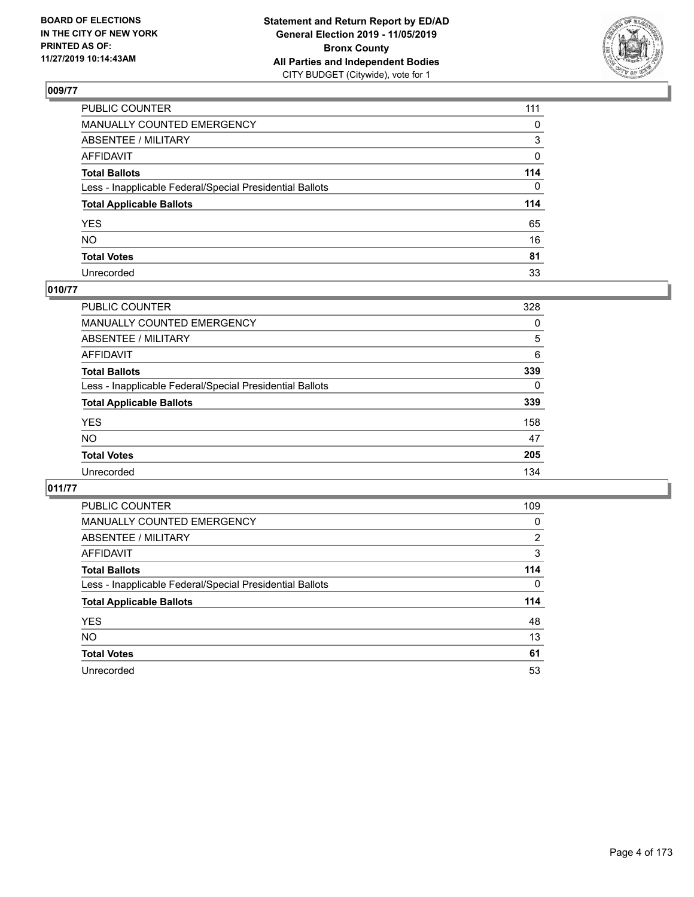**BOARD OF ELECTIONS IN THE CITY OF NEW YORK PRINTED AS OF: 11/27/2019 10:14:43AM**

**Statement and Return Report by ED/AD General Election 2019 - 11/05/2019 Bronx County All Parties and Independent Bodies**
CITY BUDGET (Citywide), vote for 1

## 009/77

| | |
|---|---|
| PUBLIC COUNTER | 111 |
| MANUALLY COUNTED EMERGENCY | 0 |
| ABSENTEE / MILITARY | 3 |
| AFFIDAVIT | 0 |
| **Total Ballots** | **114** |
| Less - Inapplicable Federal/Special Presidential Ballots | 0 |
| **Total Applicable Ballots** | **114** |
| YES | 65 |
| NO | 16 |
| **Total Votes** | **81** |
| Unrecorded | 33 |

## 010/77

| | |
|---|---|
| PUBLIC COUNTER | 328 |
| MANUALLY COUNTED EMERGENCY | 0 |
| ABSENTEE / MILITARY | 5 |
| AFFIDAVIT | 6 |
| **Total Ballots** | **339** |
| Less - Inapplicable Federal/Special Presidential Ballots | 0 |
| **Total Applicable Ballots** | **339** |
| YES | 158 |
| NO | 47 |
| **Total Votes** | **205** |
| Unrecorded | 134 |

## 011/77

| | |
|---|---|
| PUBLIC COUNTER | 109 |
| MANUALLY COUNTED EMERGENCY | 0 |
| ABSENTEE / MILITARY | 2 |
| AFFIDAVIT | 3 |
| **Total Ballots** | **114** |
| Less - Inapplicable Federal/Special Presidential Ballots | 0 |
| **Total Applicable Ballots** | **114** |
| YES | 48 |
| NO | 13 |
| **Total Votes** | **61** |
| Unrecorded | 53 |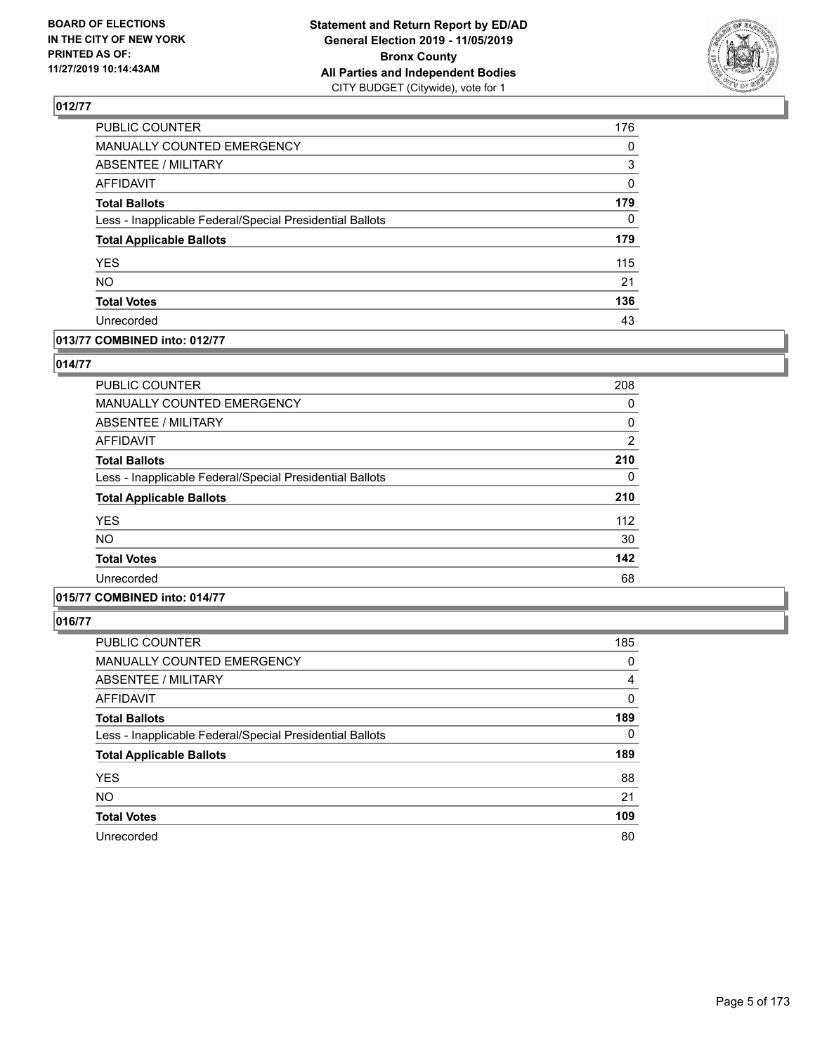## 012/77

| | |
|---|---|
| PUBLIC COUNTER | 176 |
| MANUALLY COUNTED EMERGENCY | 0 |
| ABSENTEE / MILITARY | 3 |
| AFFIDAVIT | 0 |
| **Total Ballots** | **179** |
| Less - Inapplicable Federal/Special Presidential Ballots | 0 |
| **Total Applicable Ballots** | **179** |
| YES | 115 |
| NO | 21 |
| **Total Votes** | **136** |
| Unrecorded | 43 |

## 013/77 COMBINED into: 012/77

## 014/77

| | |
|---|---|
| PUBLIC COUNTER | 208 |
| MANUALLY COUNTED EMERGENCY | 0 |
| ABSENTEE / MILITARY | 0 |
| AFFIDAVIT | 2 |
| **Total Ballots** | **210** |
| Less - Inapplicable Federal/Special Presidential Ballots | 0 |
| **Total Applicable Ballots** | **210** |
| YES | 112 |
| NO | 30 |
| **Total Votes** | **142** |
| Unrecorded | 68 |

## 015/77 COMBINED into: 014/77

## 016/77

| | |
|---|---|
| PUBLIC COUNTER | 185 |
| MANUALLY COUNTED EMERGENCY | 0 |
| ABSENTEE / MILITARY | 4 |
| AFFIDAVIT | 0 |
| **Total Ballots** | **189** |
| Less - Inapplicable Federal/Special Presidential Ballots | 0 |
| **Total Applicable Ballots** | **189** |
| YES | 88 |
| NO | 21 |
| **Total Votes** | **109** |
| Unrecorded | 80 |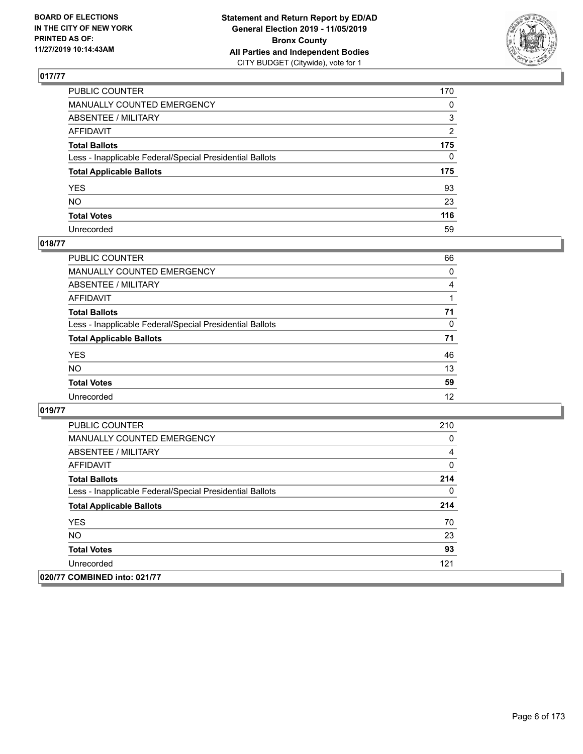## 017/77

| | |
|---|---|
| PUBLIC COUNTER | 170 |
| MANUALLY COUNTED EMERGENCY | 0 |
| ABSENTEE / MILITARY | 3 |
| AFFIDAVIT | 2 |
| **Total Ballots** | **175** |
| Less - Inapplicable Federal/Special Presidential Ballots | 0 |
| **Total Applicable Ballots** | **175** |
| YES | 93 |
| NO | 23 |
| **Total Votes** | **116** |
| Unrecorded | 59 |

## 018/77

| | |
|---|---|
| PUBLIC COUNTER | 66 |
| MANUALLY COUNTED EMERGENCY | 0 |
| ABSENTEE / MILITARY | 4 |
| AFFIDAVIT | 1 |
| **Total Ballots** | **71** |
| Less - Inapplicable Federal/Special Presidential Ballots | 0 |
| **Total Applicable Ballots** | **71** |
| YES | 46 |
| NO | 13 |
| **Total Votes** | **59** |
| Unrecorded | 12 |

## 019/77

| | |
|---|---|
| PUBLIC COUNTER | 210 |
| MANUALLY COUNTED EMERGENCY | 0 |
| ABSENTEE / MILITARY | 4 |
| AFFIDAVIT | 0 |
| **Total Ballots** | **214** |
| Less - Inapplicable Federal/Special Presidential Ballots | 0 |
| **Total Applicable Ballots** | **214** |
| YES | 70 |
| NO | 23 |
| **Total Votes** | **93** |
| Unrecorded | 121 |

## 020/77 COMBINED into: 021/77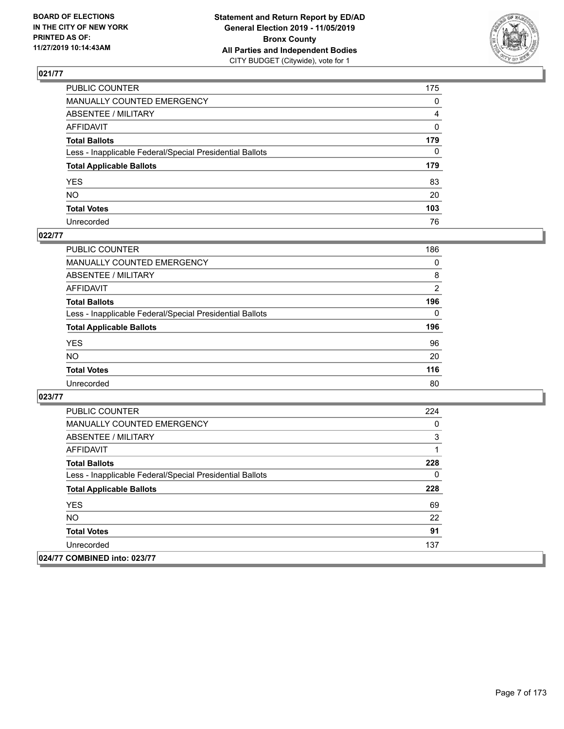## 021/77

| | |
|---|---|
| PUBLIC COUNTER | 175 |
| MANUALLY COUNTED EMERGENCY | 0 |
| ABSENTEE / MILITARY | 4 |
| AFFIDAVIT | 0 |
| **Total Ballots** | **179** |
| Less - Inapplicable Federal/Special Presidential Ballots | 0 |
| **Total Applicable Ballots** | **179** |
| YES | 83 |
| NO | 20 |
| **Total Votes** | **103** |
| Unrecorded | 76 |

## 022/77

| | |
|---|---|
| PUBLIC COUNTER | 186 |
| MANUALLY COUNTED EMERGENCY | 0 |
| ABSENTEE / MILITARY | 8 |
| AFFIDAVIT | 2 |
| **Total Ballots** | **196** |
| Less - Inapplicable Federal/Special Presidential Ballots | 0 |
| **Total Applicable Ballots** | **196** |
| YES | 96 |
| NO | 20 |
| **Total Votes** | **116** |
| Unrecorded | 80 |

## 023/77

| | |
|---|---|
| PUBLIC COUNTER | 224 |
| MANUALLY COUNTED EMERGENCY | 0 |
| ABSENTEE / MILITARY | 3 |
| AFFIDAVIT | 1 |
| **Total Ballots** | **228** |
| Less - Inapplicable Federal/Special Presidential Ballots | 0 |
| **Total Applicable Ballots** | **228** |
| YES | 69 |
| NO | 22 |
| **Total Votes** | **91** |
| Unrecorded | 137 |

## 024/77 COMBINED into: 023/77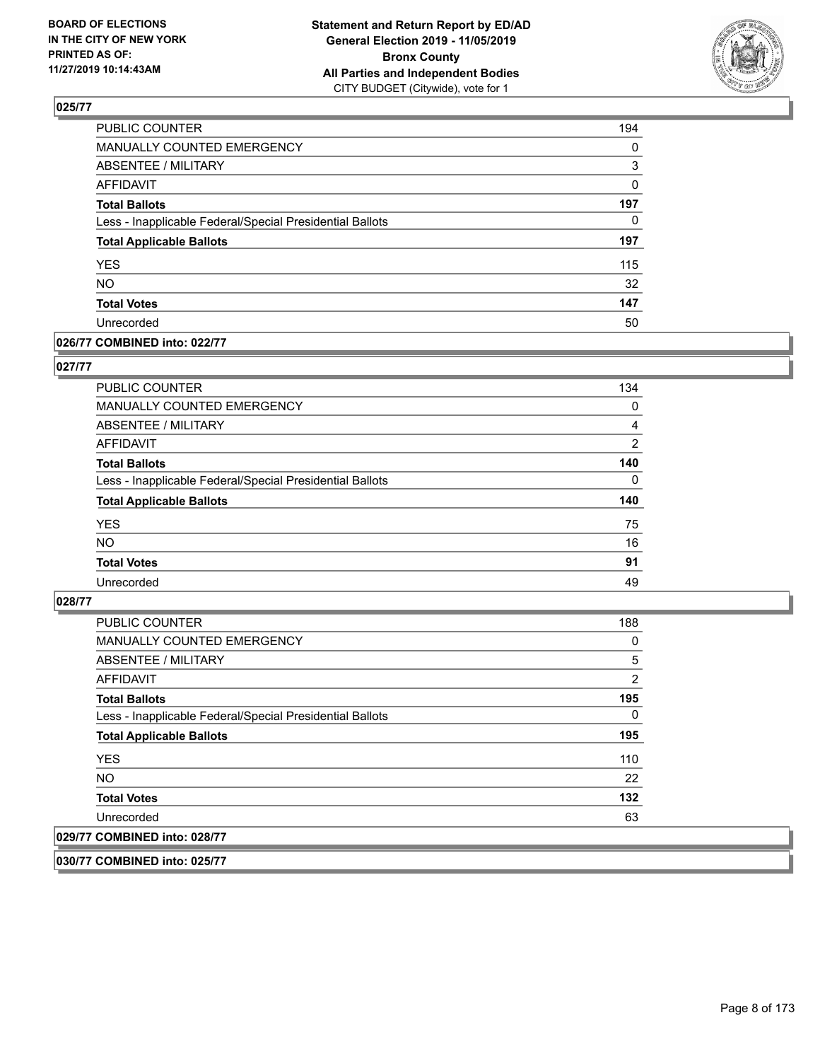## 025/77

| | |
|---|---|
| PUBLIC COUNTER | 194 |
| MANUALLY COUNTED EMERGENCY | 0 |
| ABSENTEE / MILITARY | 3 |
| AFFIDAVIT | 0 |
| **Total Ballots** | **197** |
| Less - Inapplicable Federal/Special Presidential Ballots | 0 |
| **Total Applicable Ballots** | **197** |
| YES | 115 |
| NO | 32 |
| **Total Votes** | **147** |
| Unrecorded | 50 |

## 026/77 COMBINED into: 022/77

## 027/77

| | |
|---|---|
| PUBLIC COUNTER | 134 |
| MANUALLY COUNTED EMERGENCY | 0 |
| ABSENTEE / MILITARY | 4 |
| AFFIDAVIT | 2 |
| **Total Ballots** | **140** |
| Less - Inapplicable Federal/Special Presidential Ballots | 0 |
| **Total Applicable Ballots** | **140** |
| YES | 75 |
| NO | 16 |
| **Total Votes** | **91** |
| Unrecorded | 49 |

## 028/77

| | |
|---|---|
| PUBLIC COUNTER | 188 |
| MANUALLY COUNTED EMERGENCY | 0 |
| ABSENTEE / MILITARY | 5 |
| AFFIDAVIT | 2 |
| **Total Ballots** | **195** |
| Less - Inapplicable Federal/Special Presidential Ballots | 0 |
| **Total Applicable Ballots** | **195** |
| YES | 110 |
| NO | 22 |
| **Total Votes** | **132** |
| Unrecorded | 63 |

## 029/77 COMBINED into: 028/77

## 030/77 COMBINED into: 025/77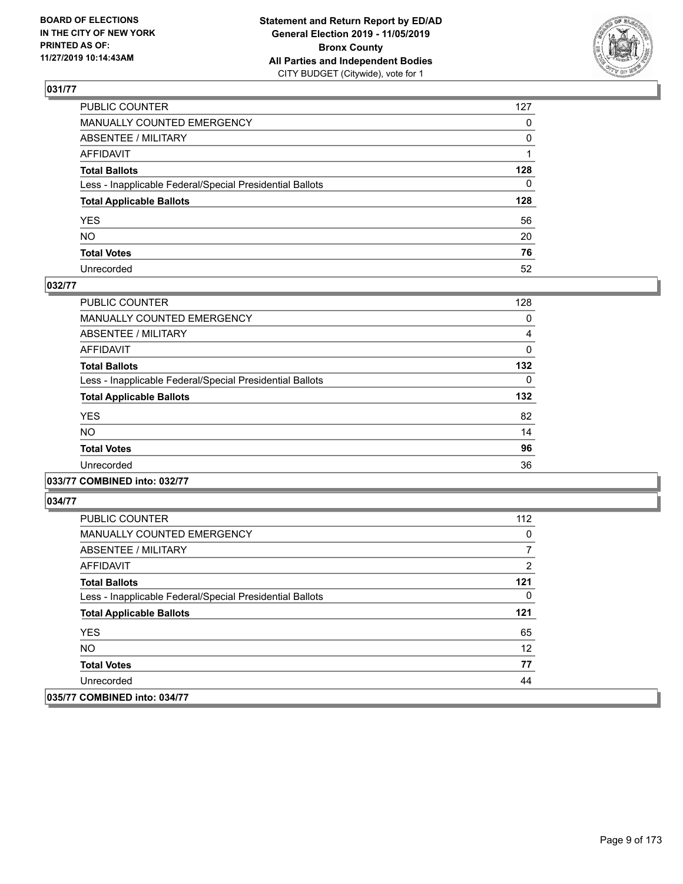**BOARD OF ELECTIONS IN THE CITY OF NEW YORK PRINTED AS OF: 11/27/2019 10:14:43AM**

**Statement and Return Report by ED/AD General Election 2019 - 11/05/2019 Bronx County All Parties and Independent Bodies**
CITY BUDGET (Citywide), vote for 1

### 031/77

| | |
|---|---|
| PUBLIC COUNTER | 127 |
| MANUALLY COUNTED EMERGENCY | 0 |
| ABSENTEE / MILITARY | 0 |
| AFFIDAVIT | 1 |
| **Total Ballots** | **128** |
| Less - Inapplicable Federal/Special Presidential Ballots | 0 |
| **Total Applicable Ballots** | **128** |
| YES | 56 |
| NO | 20 |
| **Total Votes** | **76** |
| Unrecorded | 52 |

### 032/77

| | |
|---|---|
| PUBLIC COUNTER | 128 |
| MANUALLY COUNTED EMERGENCY | 0 |
| ABSENTEE / MILITARY | 4 |
| AFFIDAVIT | 0 |
| **Total Ballots** | **132** |
| Less - Inapplicable Federal/Special Presidential Ballots | 0 |
| **Total Applicable Ballots** | **132** |
| YES | 82 |
| NO | 14 |
| **Total Votes** | **96** |
| Unrecorded | 36 |

### 033/77 COMBINED into: 032/77

### 034/77

| | |
|---|---|
| PUBLIC COUNTER | 112 |
| MANUALLY COUNTED EMERGENCY | 0 |
| ABSENTEE / MILITARY | 7 |
| AFFIDAVIT | 2 |
| **Total Ballots** | **121** |
| Less - Inapplicable Federal/Special Presidential Ballots | 0 |
| **Total Applicable Ballots** | **121** |
| YES | 65 |
| NO | 12 |
| **Total Votes** | **77** |
| Unrecorded | 44 |

### 035/77 COMBINED into: 034/77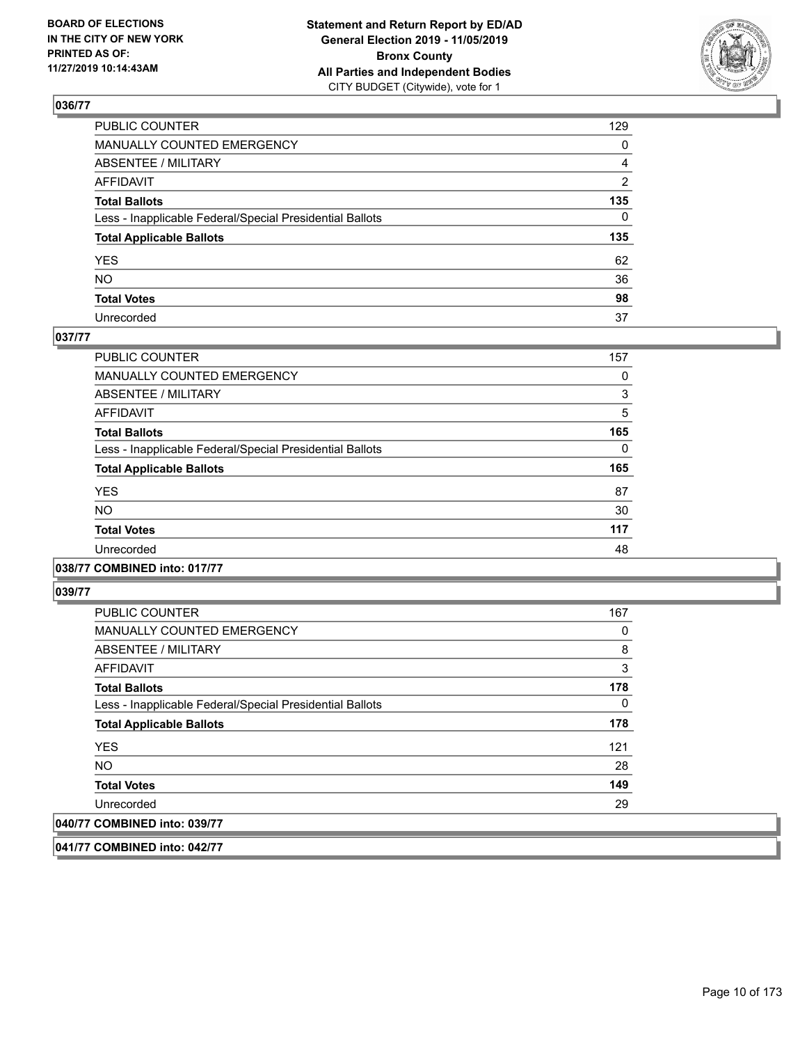**BOARD OF ELECTIONS IN THE CITY OF NEW YORK PRINTED AS OF: 11/27/2019 10:14:43AM**

**Statement and Return Report by ED/AD General Election 2019 - 11/05/2019 Bronx County All Parties and Independent Bodies**
CITY BUDGET (Citywide), vote for 1

### 036/77

| | |
|---|---|
| PUBLIC COUNTER | 129 |
| MANUALLY COUNTED EMERGENCY | 0 |
| ABSENTEE / MILITARY | 4 |
| AFFIDAVIT | 2 |
| **Total Ballots** | **135** |
| Less - Inapplicable Federal/Special Presidential Ballots | 0 |
| **Total Applicable Ballots** | **135** |
| YES | 62 |
| NO | 36 |
| **Total Votes** | **98** |
| Unrecorded | 37 |

### 037/77

| | |
|---|---|
| PUBLIC COUNTER | 157 |
| MANUALLY COUNTED EMERGENCY | 0 |
| ABSENTEE / MILITARY | 3 |
| AFFIDAVIT | 5 |
| **Total Ballots** | **165** |
| Less - Inapplicable Federal/Special Presidential Ballots | 0 |
| **Total Applicable Ballots** | **165** |
| YES | 87 |
| NO | 30 |
| **Total Votes** | **117** |
| Unrecorded | 48 |

### 038/77 COMBINED into: 017/77

### 039/77

| | |
|---|---|
| PUBLIC COUNTER | 167 |
| MANUALLY COUNTED EMERGENCY | 0 |
| ABSENTEE / MILITARY | 8 |
| AFFIDAVIT | 3 |
| **Total Ballots** | **178** |
| Less - Inapplicable Federal/Special Presidential Ballots | 0 |
| **Total Applicable Ballots** | **178** |
| YES | 121 |
| NO | 28 |
| **Total Votes** | **149** |
| Unrecorded | 29 |

### 040/77 COMBINED into: 039/77

### 041/77 COMBINED into: 042/77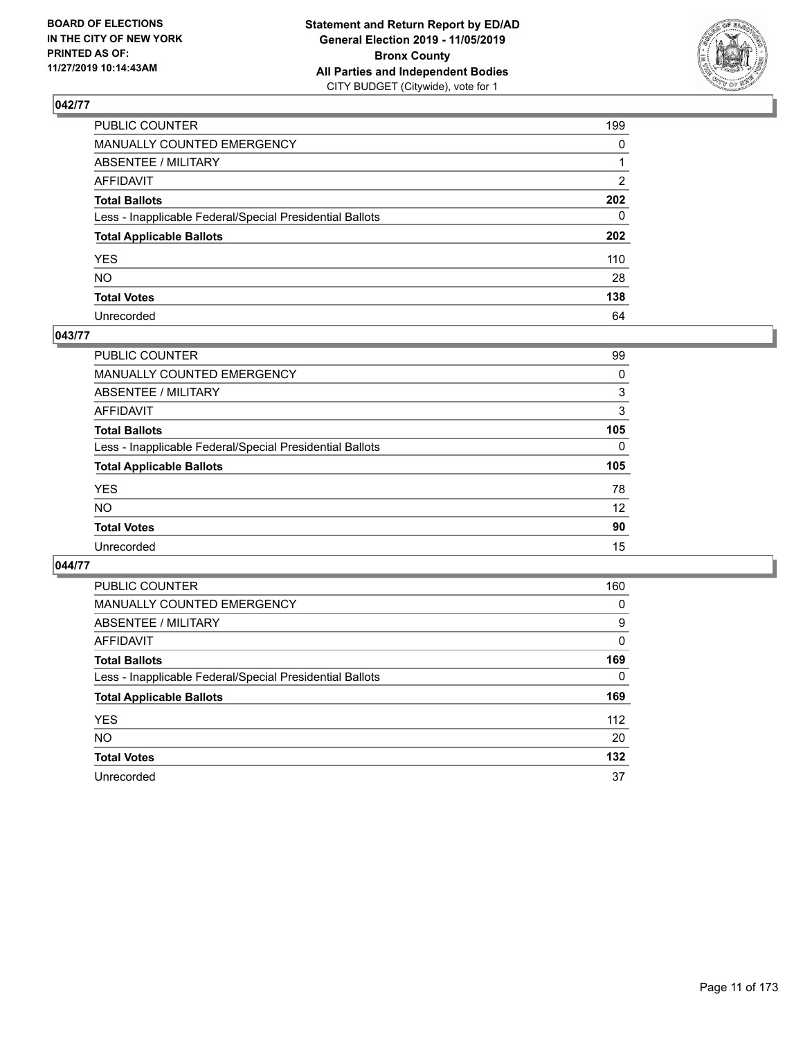**BOARD OF ELECTIONS IN THE CITY OF NEW YORK PRINTED AS OF: 11/27/2019 10:14:43AM**

**Statement and Return Report by ED/AD General Election 2019 - 11/05/2019 Bronx County All Parties and Independent Bodies**
CITY BUDGET (Citywide), vote for 1

## 042/77

| | |
|---|---|
| PUBLIC COUNTER | 199 |
| MANUALLY COUNTED EMERGENCY | 0 |
| ABSENTEE / MILITARY | 1 |
| AFFIDAVIT | 2 |
| **Total Ballots** | **202** |
| Less - Inapplicable Federal/Special Presidential Ballots | 0 |
| **Total Applicable Ballots** | **202** |
| YES | 110 |
| NO | 28 |
| **Total Votes** | **138** |
| Unrecorded | 64 |

## 043/77

| | |
|---|---|
| PUBLIC COUNTER | 99 |
| MANUALLY COUNTED EMERGENCY | 0 |
| ABSENTEE / MILITARY | 3 |
| AFFIDAVIT | 3 |
| **Total Ballots** | **105** |
| Less - Inapplicable Federal/Special Presidential Ballots | 0 |
| **Total Applicable Ballots** | **105** |
| YES | 78 |
| NO | 12 |
| **Total Votes** | **90** |
| Unrecorded | 15 |

## 044/77

| | |
|---|---|
| PUBLIC COUNTER | 160 |
| MANUALLY COUNTED EMERGENCY | 0 |
| ABSENTEE / MILITARY | 9 |
| AFFIDAVIT | 0 |
| **Total Ballots** | **169** |
| Less - Inapplicable Federal/Special Presidential Ballots | 0 |
| **Total Applicable Ballots** | **169** |
| YES | 112 |
| NO | 20 |
| **Total Votes** | **132** |
| Unrecorded | 37 |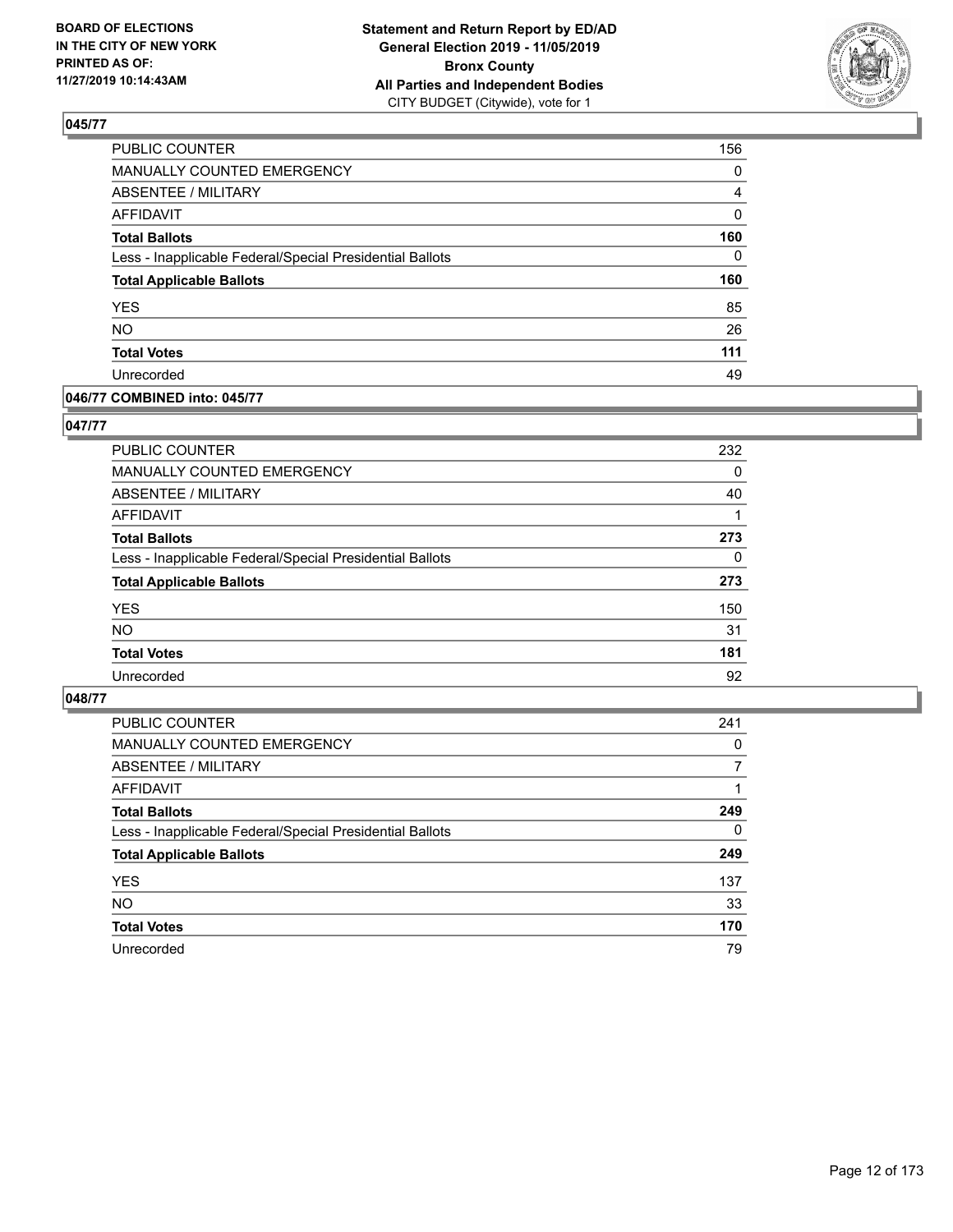**BOARD OF ELECTIONS IN THE CITY OF NEW YORK PRINTED AS OF: 11/27/2019 10:14:43AM**

**Statement and Return Report by ED/AD General Election 2019 - 11/05/2019 Bronx County All Parties and Independent Bodies**
CITY BUDGET (Citywide), vote for 1

### 045/77

| | |
|---|---|
| PUBLIC COUNTER | 156 |
| MANUALLY COUNTED EMERGENCY | 0 |
| ABSENTEE / MILITARY | 4 |
| AFFIDAVIT | 0 |
| **Total Ballots** | **160** |
| Less - Inapplicable Federal/Special Presidential Ballots | 0 |
| **Total Applicable Ballots** | **160** |
| YES | 85 |
| NO | 26 |
| **Total Votes** | **111** |
| Unrecorded | 49 |

### 046/77 COMBINED into: 045/77

### 047/77

| | |
|---|---|
| PUBLIC COUNTER | 232 |
| MANUALLY COUNTED EMERGENCY | 0 |
| ABSENTEE / MILITARY | 40 |
| AFFIDAVIT | 1 |
| **Total Ballots** | **273** |
| Less - Inapplicable Federal/Special Presidential Ballots | 0 |
| **Total Applicable Ballots** | **273** |
| YES | 150 |
| NO | 31 |
| **Total Votes** | **181** |
| Unrecorded | 92 |

### 048/77

| | |
|---|---|
| PUBLIC COUNTER | 241 |
| MANUALLY COUNTED EMERGENCY | 0 |
| ABSENTEE / MILITARY | 7 |
| AFFIDAVIT | 1 |
| **Total Ballots** | **249** |
| Less - Inapplicable Federal/Special Presidential Ballots | 0 |
| **Total Applicable Ballots** | **249** |
| YES | 137 |
| NO | 33 |
| **Total Votes** | **170** |
| Unrecorded | 79 |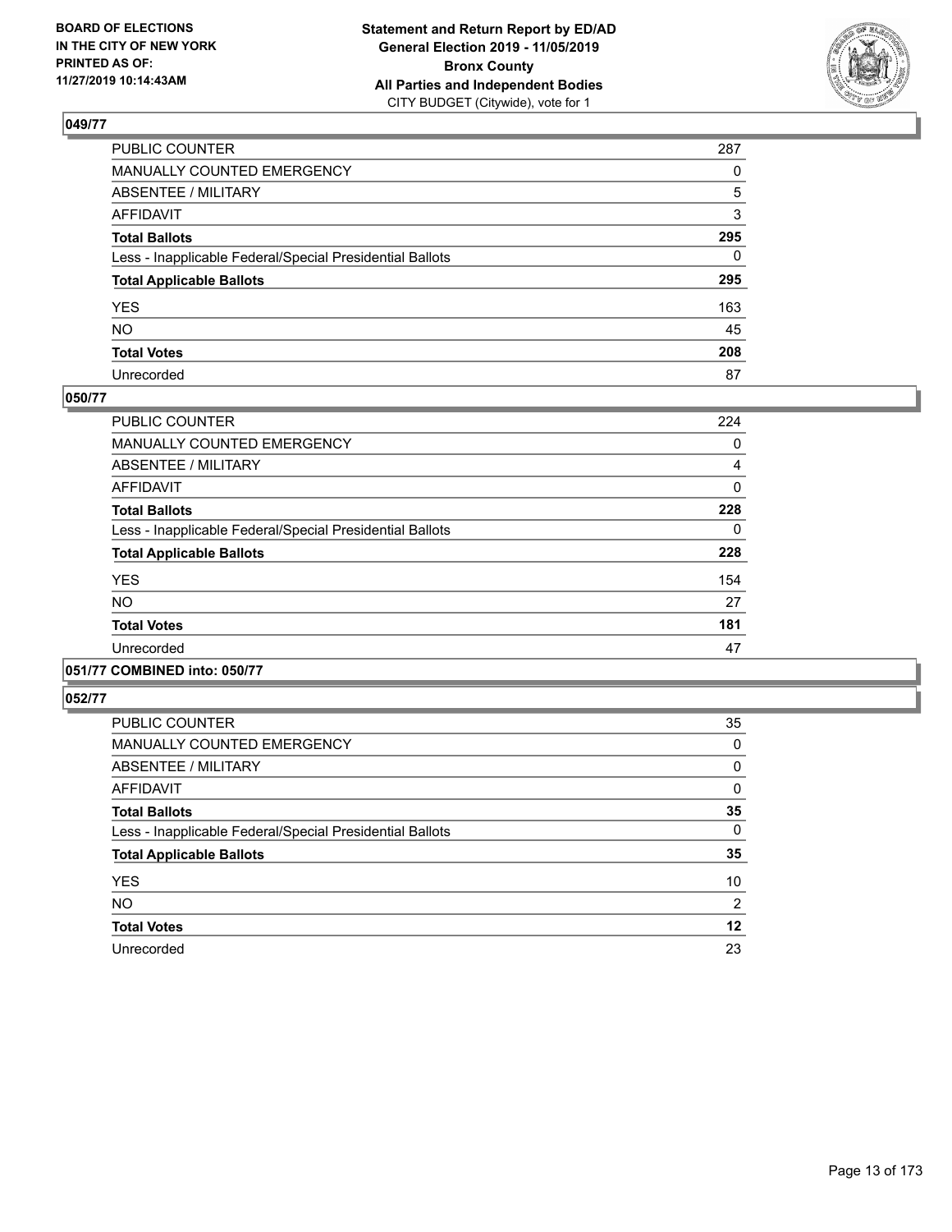## 049/77

| | |
|---|---|
| PUBLIC COUNTER | 287 |
| MANUALLY COUNTED EMERGENCY | 0 |
| ABSENTEE / MILITARY | 5 |
| AFFIDAVIT | 3 |
| **Total Ballots** | **295** |
| Less - Inapplicable Federal/Special Presidential Ballots | 0 |
| **Total Applicable Ballots** | **295** |
| YES | 163 |
| NO | 45 |
| **Total Votes** | **208** |
| Unrecorded | 87 |

## 050/77

| | |
|---|---|
| PUBLIC COUNTER | 224 |
| MANUALLY COUNTED EMERGENCY | 0 |
| ABSENTEE / MILITARY | 4 |
| AFFIDAVIT | 0 |
| **Total Ballots** | **228** |
| Less - Inapplicable Federal/Special Presidential Ballots | 0 |
| **Total Applicable Ballots** | **228** |
| YES | 154 |
| NO | 27 |
| **Total Votes** | **181** |
| Unrecorded | 47 |

## 051/77 COMBINED into: 050/77

## 052/77

| | |
|---|---|
| PUBLIC COUNTER | 35 |
| MANUALLY COUNTED EMERGENCY | 0 |
| ABSENTEE / MILITARY | 0 |
| AFFIDAVIT | 0 |
| **Total Ballots** | **35** |
| Less - Inapplicable Federal/Special Presidential Ballots | 0 |
| **Total Applicable Ballots** | **35** |
| YES | 10 |
| NO | 2 |
| **Total Votes** | **12** |
| Unrecorded | 23 |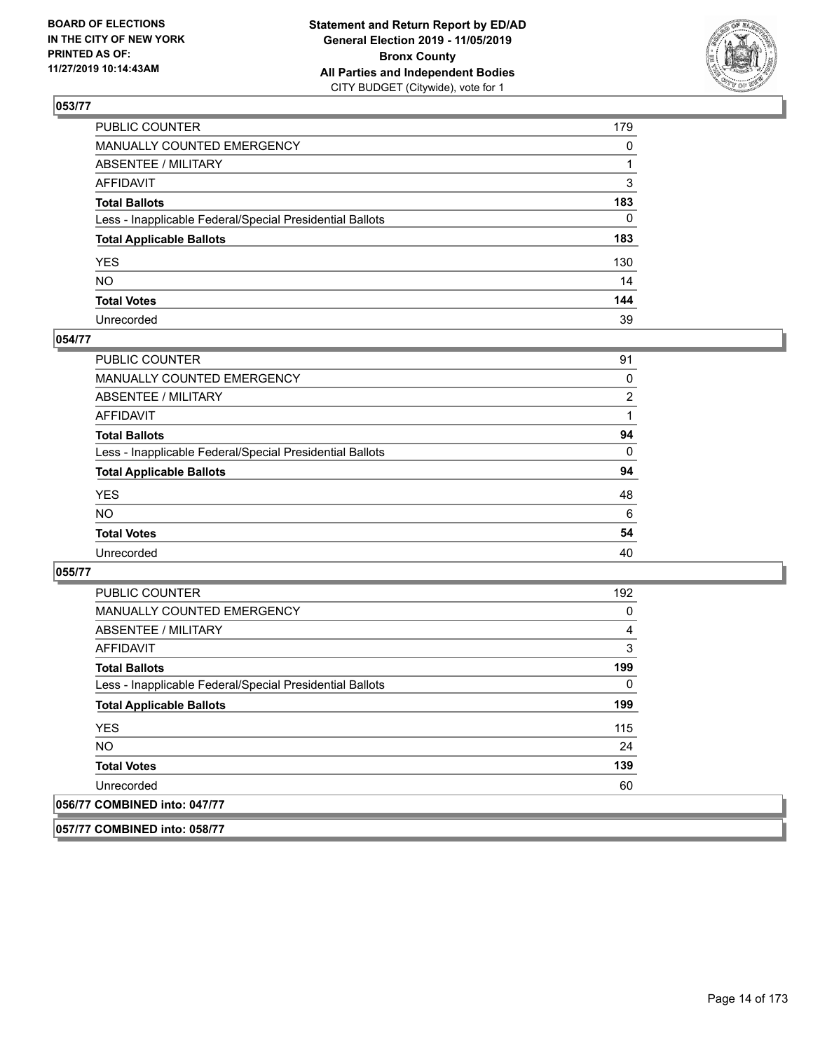## 053/77

| | |
|---|---|
| PUBLIC COUNTER | 179 |
| MANUALLY COUNTED EMERGENCY | 0 |
| ABSENTEE / MILITARY | 1 |
| AFFIDAVIT | 3 |
| **Total Ballots** | **183** |
| Less - Inapplicable Federal/Special Presidential Ballots | 0 |
| **Total Applicable Ballots** | **183** |
| YES | 130 |
| NO | 14 |
| **Total Votes** | **144** |
| Unrecorded | 39 |

## 054/77

| | |
|---|---|
| PUBLIC COUNTER | 91 |
| MANUALLY COUNTED EMERGENCY | 0 |
| ABSENTEE / MILITARY | 2 |
| AFFIDAVIT | 1 |
| **Total Ballots** | **94** |
| Less - Inapplicable Federal/Special Presidential Ballots | 0 |
| **Total Applicable Ballots** | **94** |
| YES | 48 |
| NO | 6 |
| **Total Votes** | **54** |
| Unrecorded | 40 |

## 055/77

| | |
|---|---|
| PUBLIC COUNTER | 192 |
| MANUALLY COUNTED EMERGENCY | 0 |
| ABSENTEE / MILITARY | 4 |
| AFFIDAVIT | 3 |
| **Total Ballots** | **199** |
| Less - Inapplicable Federal/Special Presidential Ballots | 0 |
| **Total Applicable Ballots** | **199** |
| YES | 115 |
| NO | 24 |
| **Total Votes** | **139** |
| Unrecorded | 60 |

## 056/77 COMBINED into: 047/77

## 057/77 COMBINED into: 058/77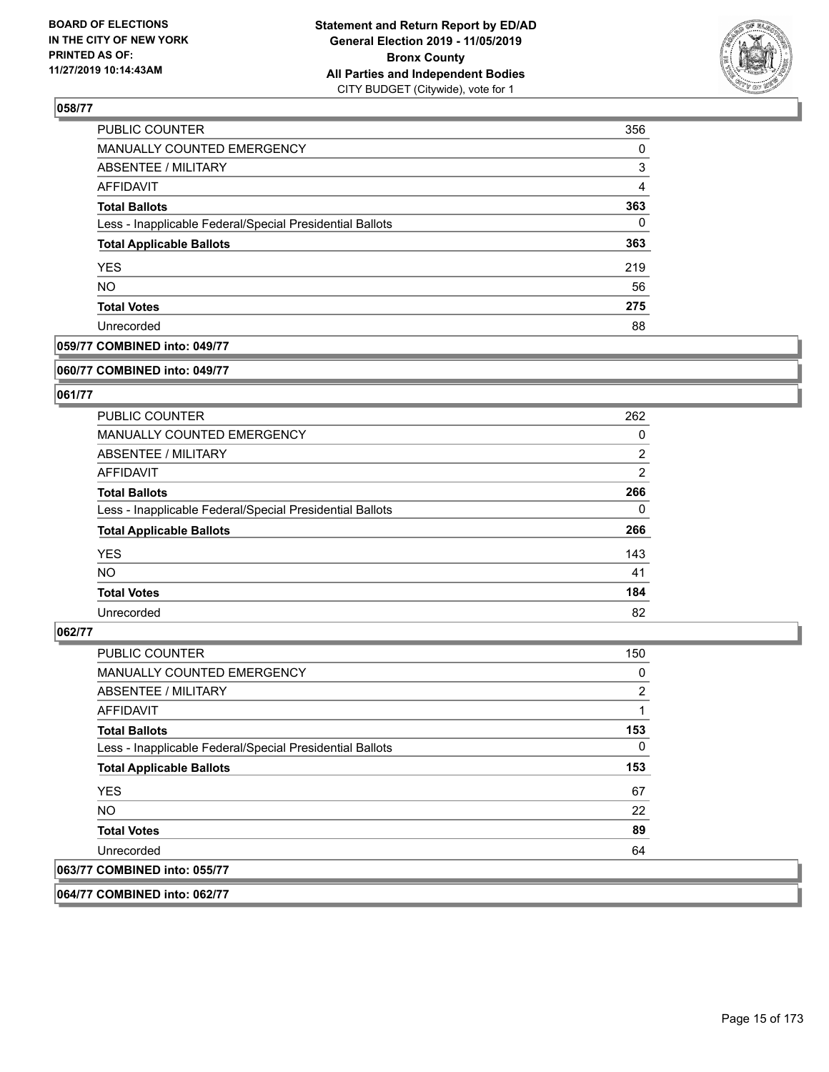## 058/77

| | |
|---|---|
| PUBLIC COUNTER | 356 |
| MANUALLY COUNTED EMERGENCY | 0 |
| ABSENTEE / MILITARY | 3 |
| AFFIDAVIT | 4 |
| **Total Ballots** | **363** |
| Less - Inapplicable Federal/Special Presidential Ballots | 0 |
| **Total Applicable Ballots** | **363** |
| YES | 219 |
| NO | 56 |
| **Total Votes** | **275** |
| Unrecorded | 88 |

## 059/77 COMBINED into: 049/77

## 060/77 COMBINED into: 049/77

## 061/77

| | |
|---|---|
| PUBLIC COUNTER | 262 |
| MANUALLY COUNTED EMERGENCY | 0 |
| ABSENTEE / MILITARY | 2 |
| AFFIDAVIT | 2 |
| **Total Ballots** | **266** |
| Less - Inapplicable Federal/Special Presidential Ballots | 0 |
| **Total Applicable Ballots** | **266** |
| YES | 143 |
| NO | 41 |
| **Total Votes** | **184** |
| Unrecorded | 82 |

## 062/77

| | |
|---|---|
| PUBLIC COUNTER | 150 |
| MANUALLY COUNTED EMERGENCY | 0 |
| ABSENTEE / MILITARY | 2 |
| AFFIDAVIT | 1 |
| **Total Ballots** | **153** |
| Less - Inapplicable Federal/Special Presidential Ballots | 0 |
| **Total Applicable Ballots** | **153** |
| YES | 67 |
| NO | 22 |
| **Total Votes** | **89** |
| Unrecorded | 64 |

## 063/77 COMBINED into: 055/77

## 064/77 COMBINED into: 062/77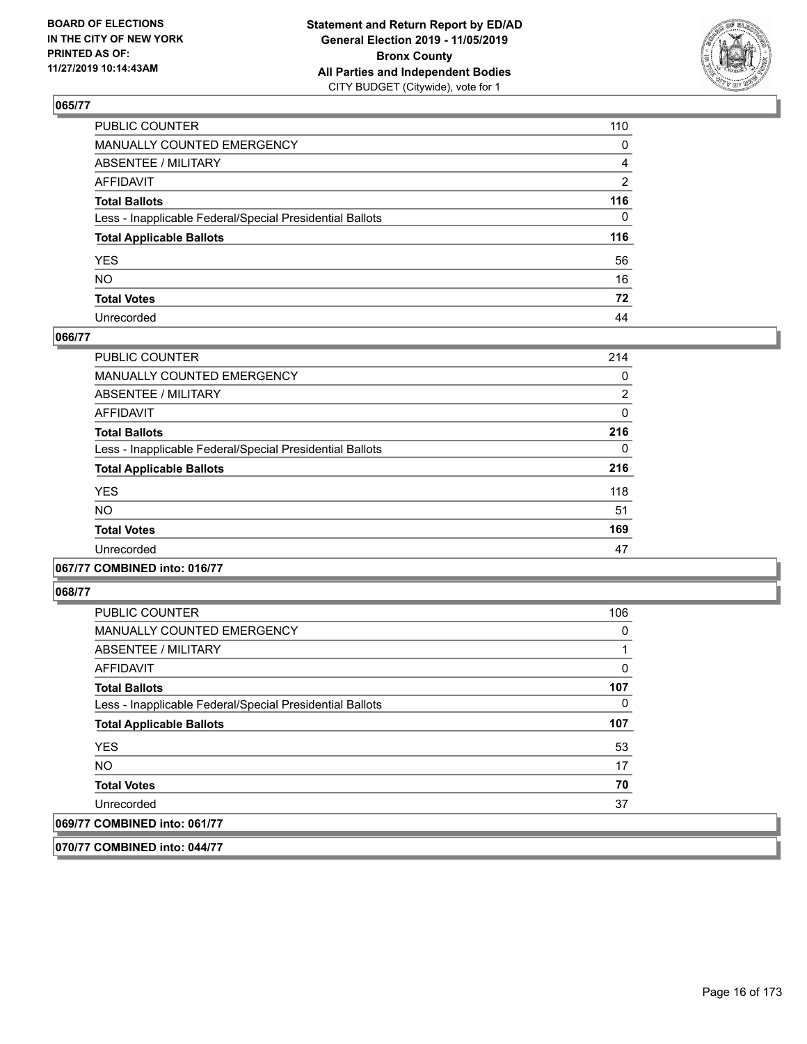**BOARD OF ELECTIONS IN THE CITY OF NEW YORK PRINTED AS OF: 11/27/2019 10:14:43AM**

**Statement and Return Report by ED/AD General Election 2019 - 11/05/2019 Bronx County All Parties and Independent Bodies**
CITY BUDGET (Citywide), vote for 1

### 065/77

| | |
|---|---|
| PUBLIC COUNTER | 110 |
| MANUALLY COUNTED EMERGENCY | 0 |
| ABSENTEE / MILITARY | 4 |
| AFFIDAVIT | 2 |
| **Total Ballots** | **116** |
| Less - Inapplicable Federal/Special Presidential Ballots | 0 |
| **Total Applicable Ballots** | **116** |
| YES | 56 |
| NO | 16 |
| **Total Votes** | **72** |
| Unrecorded | 44 |

### 066/77

| | |
|---|---|
| PUBLIC COUNTER | 214 |
| MANUALLY COUNTED EMERGENCY | 0 |
| ABSENTEE / MILITARY | 2 |
| AFFIDAVIT | 0 |
| **Total Ballots** | **216** |
| Less - Inapplicable Federal/Special Presidential Ballots | 0 |
| **Total Applicable Ballots** | **216** |
| YES | 118 |
| NO | 51 |
| **Total Votes** | **169** |
| Unrecorded | 47 |

### 067/77 COMBINED into: 016/77

### 068/77

| | |
|---|---|
| PUBLIC COUNTER | 106 |
| MANUALLY COUNTED EMERGENCY | 0 |
| ABSENTEE / MILITARY | 1 |
| AFFIDAVIT | 0 |
| **Total Ballots** | **107** |
| Less - Inapplicable Federal/Special Presidential Ballots | 0 |
| **Total Applicable Ballots** | **107** |
| YES | 53 |
| NO | 17 |
| **Total Votes** | **70** |
| Unrecorded | 37 |

### 069/77 COMBINED into: 061/77

### 070/77 COMBINED into: 044/77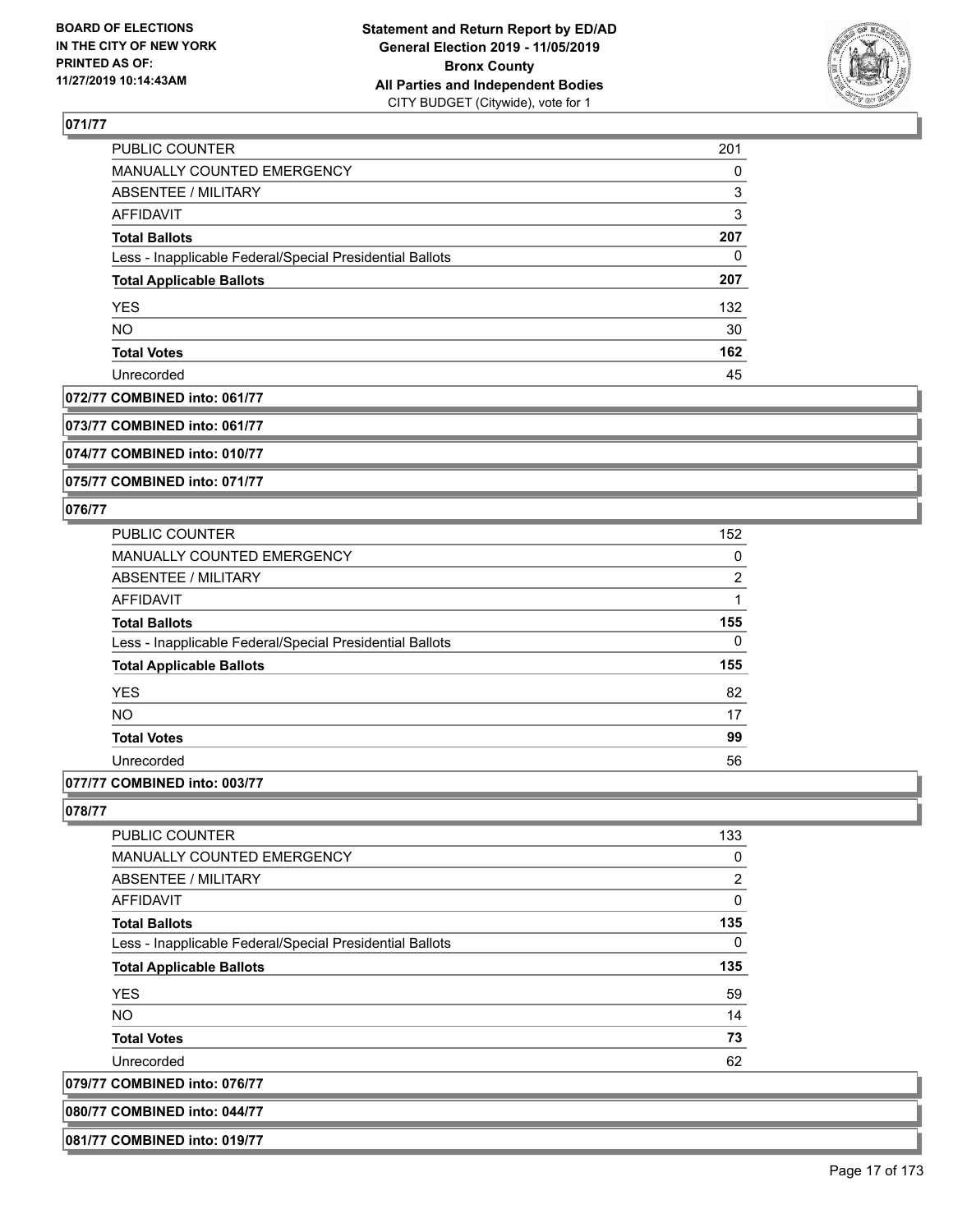**071/77**

| | |
|---|---|
| PUBLIC COUNTER | 201 |
| MANUALLY COUNTED EMERGENCY | 0 |
| ABSENTEE / MILITARY | 3 |
| AFFIDAVIT | 3 |
| **Total Ballots** | **207** |
| Less - Inapplicable Federal/Special Presidential Ballots | 0 |
| **Total Applicable Ballots** | **207** |
| YES | 132 |
| NO | 30 |
| **Total Votes** | **162** |
| Unrecorded | 45 |

**072/77 COMBINED into: 061/77**

**073/77 COMBINED into: 061/77**

**074/77 COMBINED into: 010/77**

**075/77 COMBINED into: 071/77**

**076/77**

| | |
|---|---|
| PUBLIC COUNTER | 152 |
| MANUALLY COUNTED EMERGENCY | 0 |
| ABSENTEE / MILITARY | 2 |
| AFFIDAVIT | 1 |
| **Total Ballots** | **155** |
| Less - Inapplicable Federal/Special Presidential Ballots | 0 |
| **Total Applicable Ballots** | **155** |
| YES | 82 |
| NO | 17 |
| **Total Votes** | **99** |
| Unrecorded | 56 |

**077/77 COMBINED into: 003/77**

**078/77**

| | |
|---|---|
| PUBLIC COUNTER | 133 |
| MANUALLY COUNTED EMERGENCY | 0 |
| ABSENTEE / MILITARY | 2 |
| AFFIDAVIT | 0 |
| **Total Ballots** | **135** |
| Less - Inapplicable Federal/Special Presidential Ballots | 0 |
| **Total Applicable Ballots** | **135** |
| YES | 59 |
| NO | 14 |
| **Total Votes** | **73** |
| Unrecorded | 62 |

**079/77 COMBINED into: 076/77**

**080/77 COMBINED into: 044/77**

**081/77 COMBINED into: 019/77**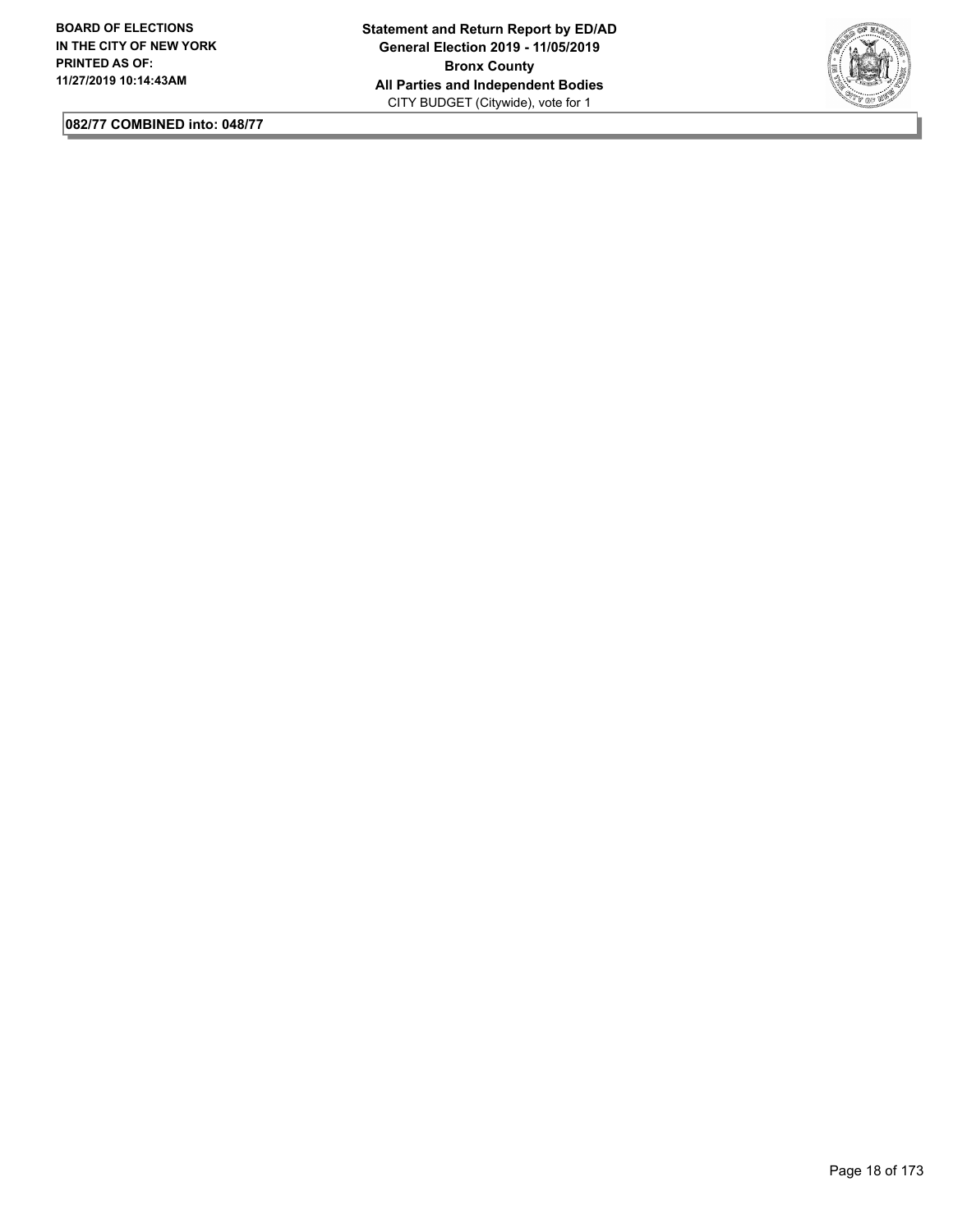**082/77 COMBINED into: 048/77**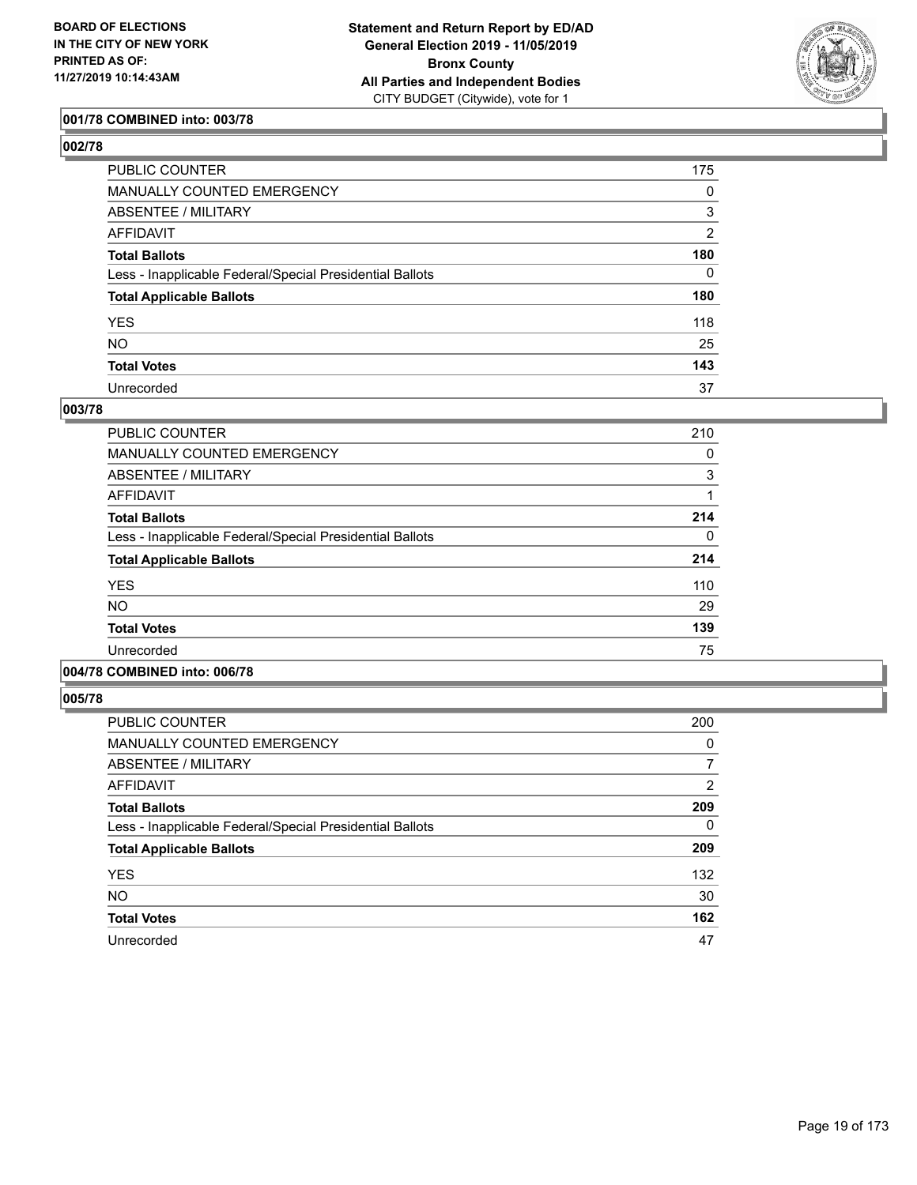**BOARD OF ELECTIONS IN THE CITY OF NEW YORK PRINTED AS OF: 11/27/2019 10:14:43AM**

**Statement and Return Report by ED/AD General Election 2019 - 11/05/2019 Bronx County All Parties and Independent Bodies**
CITY BUDGET (Citywide), vote for 1

### 001/78 COMBINED into: 003/78

### 002/78

| | |
|---|---|
| PUBLIC COUNTER | 175 |
| MANUALLY COUNTED EMERGENCY | 0 |
| ABSENTEE / MILITARY | 3 |
| AFFIDAVIT | 2 |
| **Total Ballots** | **180** |
| Less - Inapplicable Federal/Special Presidential Ballots | 0 |
| **Total Applicable Ballots** | **180** |
| YES | 118 |
| NO | 25 |
| **Total Votes** | **143** |
| Unrecorded | 37 |

### 003/78

| | |
|---|---|
| PUBLIC COUNTER | 210 |
| MANUALLY COUNTED EMERGENCY | 0 |
| ABSENTEE / MILITARY | 3 |
| AFFIDAVIT | 1 |
| **Total Ballots** | **214** |
| Less - Inapplicable Federal/Special Presidential Ballots | 0 |
| **Total Applicable Ballots** | **214** |
| YES | 110 |
| NO | 29 |
| **Total Votes** | **139** |
| Unrecorded | 75 |

### 004/78 COMBINED into: 006/78

### 005/78

| | |
|---|---|
| PUBLIC COUNTER | 200 |
| MANUALLY COUNTED EMERGENCY | 0 |
| ABSENTEE / MILITARY | 7 |
| AFFIDAVIT | 2 |
| **Total Ballots** | **209** |
| Less - Inapplicable Federal/Special Presidential Ballots | 0 |
| **Total Applicable Ballots** | **209** |
| YES | 132 |
| NO | 30 |
| **Total Votes** | **162** |
| Unrecorded | 47 |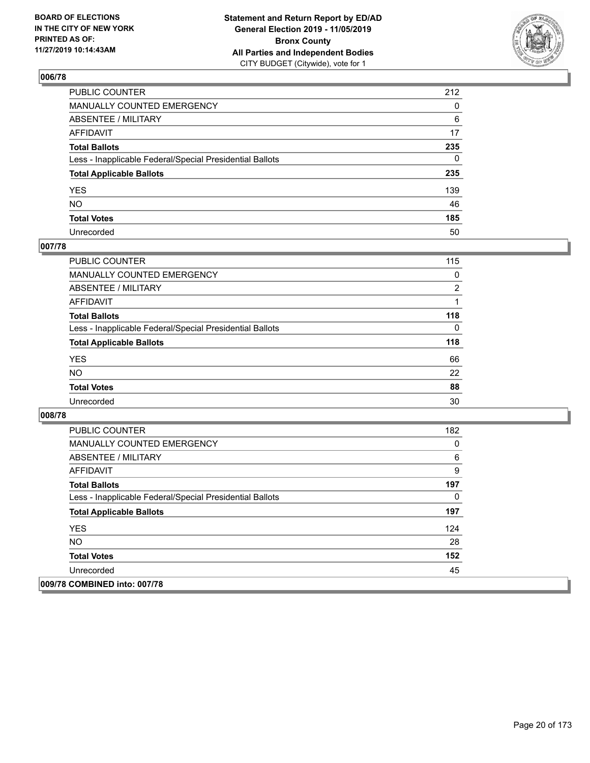**BOARD OF ELECTIONS IN THE CITY OF NEW YORK PRINTED AS OF: 11/27/2019 10:14:43AM**

**Statement and Return Report by ED/AD**
**General Election 2019 - 11/05/2019**
**Bronx County**
**All Parties and Independent Bodies**
CITY BUDGET (Citywide), vote for 1

## 006/78

| | |
|---|---|
| PUBLIC COUNTER | 212 |
| MANUALLY COUNTED EMERGENCY | 0 |
| ABSENTEE / MILITARY | 6 |
| AFFIDAVIT | 17 |
| **Total Ballots** | **235** |
| Less - Inapplicable Federal/Special Presidential Ballots | 0 |
| **Total Applicable Ballots** | **235** |
| YES | 139 |
| NO | 46 |
| **Total Votes** | **185** |
| Unrecorded | 50 |

## 007/78

| | |
|---|---|
| PUBLIC COUNTER | 115 |
| MANUALLY COUNTED EMERGENCY | 0 |
| ABSENTEE / MILITARY | 2 |
| AFFIDAVIT | 1 |
| **Total Ballots** | **118** |
| Less - Inapplicable Federal/Special Presidential Ballots | 0 |
| **Total Applicable Ballots** | **118** |
| YES | 66 |
| NO | 22 |
| **Total Votes** | **88** |
| Unrecorded | 30 |

## 008/78

| | |
|---|---|
| PUBLIC COUNTER | 182 |
| MANUALLY COUNTED EMERGENCY | 0 |
| ABSENTEE / MILITARY | 6 |
| AFFIDAVIT | 9 |
| **Total Ballots** | **197** |
| Less - Inapplicable Federal/Special Presidential Ballots | 0 |
| **Total Applicable Ballots** | **197** |
| YES | 124 |
| NO | 28 |
| **Total Votes** | **152** |
| Unrecorded | 45 |

## 009/78 COMBINED into: 007/78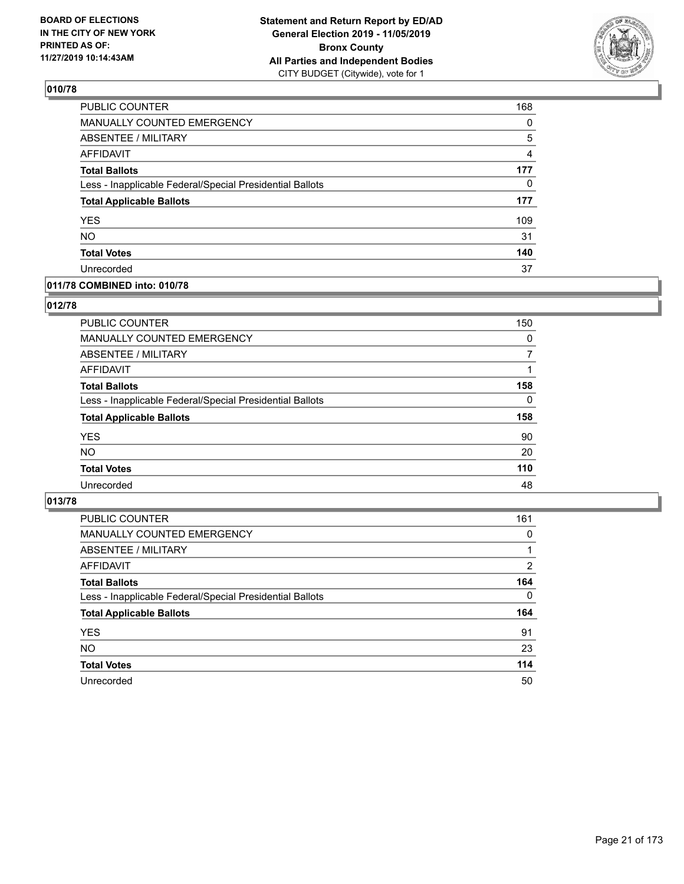**BOARD OF ELECTIONS IN THE CITY OF NEW YORK PRINTED AS OF: 11/27/2019 10:14:43AM**

**Statement and Return Report by ED/AD General Election 2019 - 11/05/2019 Bronx County All Parties and Independent Bodies**
CITY BUDGET (Citywide), vote for 1

## 010/78

| | |
|---|---|
| PUBLIC COUNTER | 168 |
| MANUALLY COUNTED EMERGENCY | 0 |
| ABSENTEE / MILITARY | 5 |
| AFFIDAVIT | 4 |
| **Total Ballots** | **177** |
| Less - Inapplicable Federal/Special Presidential Ballots | 0 |
| **Total Applicable Ballots** | **177** |
| YES | 109 |
| NO | 31 |
| **Total Votes** | **140** |
| Unrecorded | 37 |

## 011/78 COMBINED into: 010/78

## 012/78

| | |
|---|---|
| PUBLIC COUNTER | 150 |
| MANUALLY COUNTED EMERGENCY | 0 |
| ABSENTEE / MILITARY | 7 |
| AFFIDAVIT | 1 |
| **Total Ballots** | **158** |
| Less - Inapplicable Federal/Special Presidential Ballots | 0 |
| **Total Applicable Ballots** | **158** |
| YES | 90 |
| NO | 20 |
| **Total Votes** | **110** |
| Unrecorded | 48 |

## 013/78

| | |
|---|---|
| PUBLIC COUNTER | 161 |
| MANUALLY COUNTED EMERGENCY | 0 |
| ABSENTEE / MILITARY | 1 |
| AFFIDAVIT | 2 |
| **Total Ballots** | **164** |
| Less - Inapplicable Federal/Special Presidential Ballots | 0 |
| **Total Applicable Ballots** | **164** |
| YES | 91 |
| NO | 23 |
| **Total Votes** | **114** |
| Unrecorded | 50 |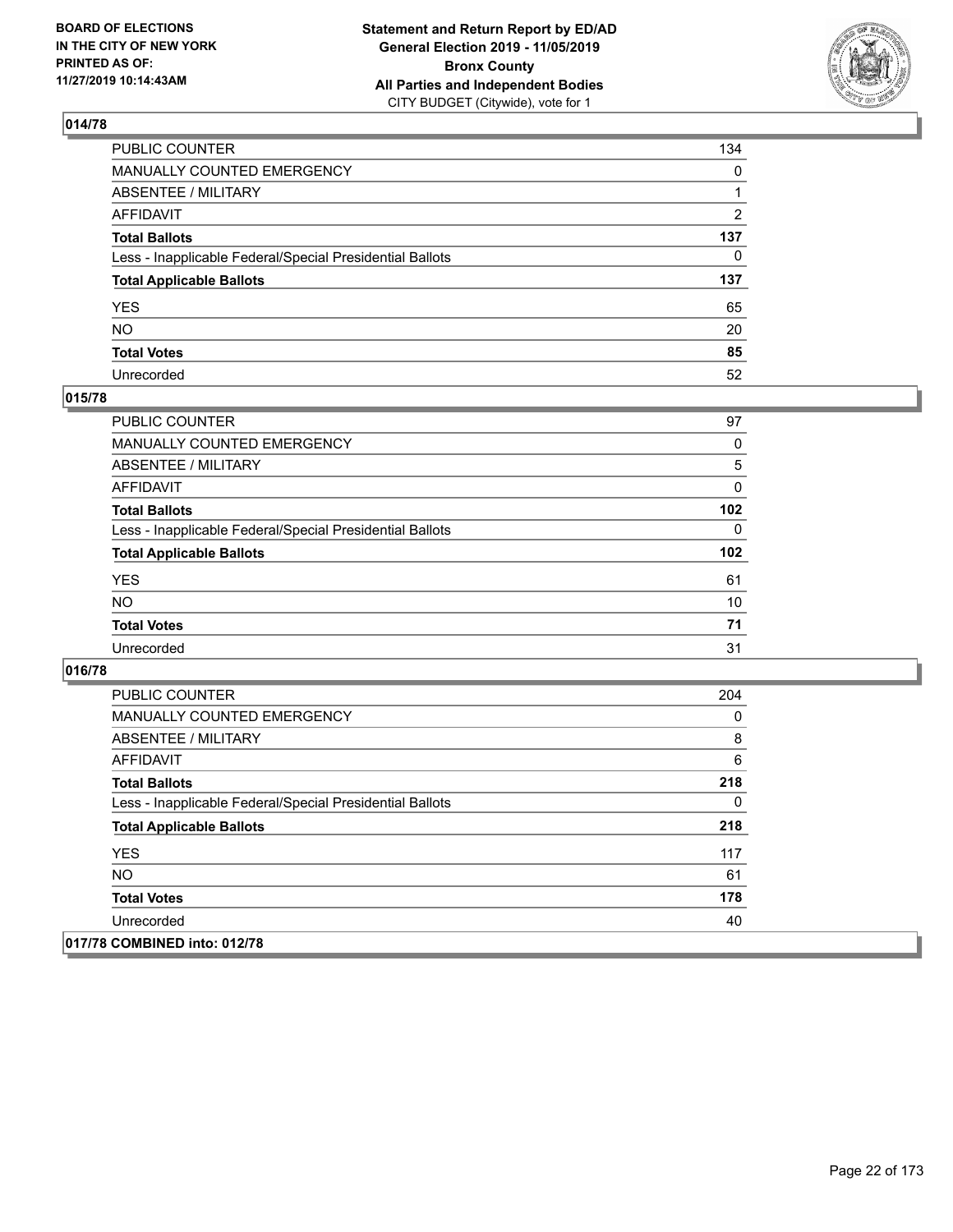## 014/78

| | |
|---|---|
| PUBLIC COUNTER | 134 |
| MANUALLY COUNTED EMERGENCY | 0 |
| ABSENTEE / MILITARY | 1 |
| AFFIDAVIT | 2 |
| **Total Ballots** | **137** |
| Less - Inapplicable Federal/Special Presidential Ballots | 0 |
| **Total Applicable Ballots** | **137** |
| YES | 65 |
| NO | 20 |
| **Total Votes** | **85** |
| Unrecorded | 52 |

## 015/78

| | |
|---|---|
| PUBLIC COUNTER | 97 |
| MANUALLY COUNTED EMERGENCY | 0 |
| ABSENTEE / MILITARY | 5 |
| AFFIDAVIT | 0 |
| **Total Ballots** | **102** |
| Less - Inapplicable Federal/Special Presidential Ballots | 0 |
| **Total Applicable Ballots** | **102** |
| YES | 61 |
| NO | 10 |
| **Total Votes** | **71** |
| Unrecorded | 31 |

## 016/78

| | |
|---|---|
| PUBLIC COUNTER | 204 |
| MANUALLY COUNTED EMERGENCY | 0 |
| ABSENTEE / MILITARY | 8 |
| AFFIDAVIT | 6 |
| **Total Ballots** | **218** |
| Less - Inapplicable Federal/Special Presidential Ballots | 0 |
| **Total Applicable Ballots** | **218** |
| YES | 117 |
| NO | 61 |
| **Total Votes** | **178** |
| Unrecorded | 40 |

## 017/78 COMBINED into: 012/78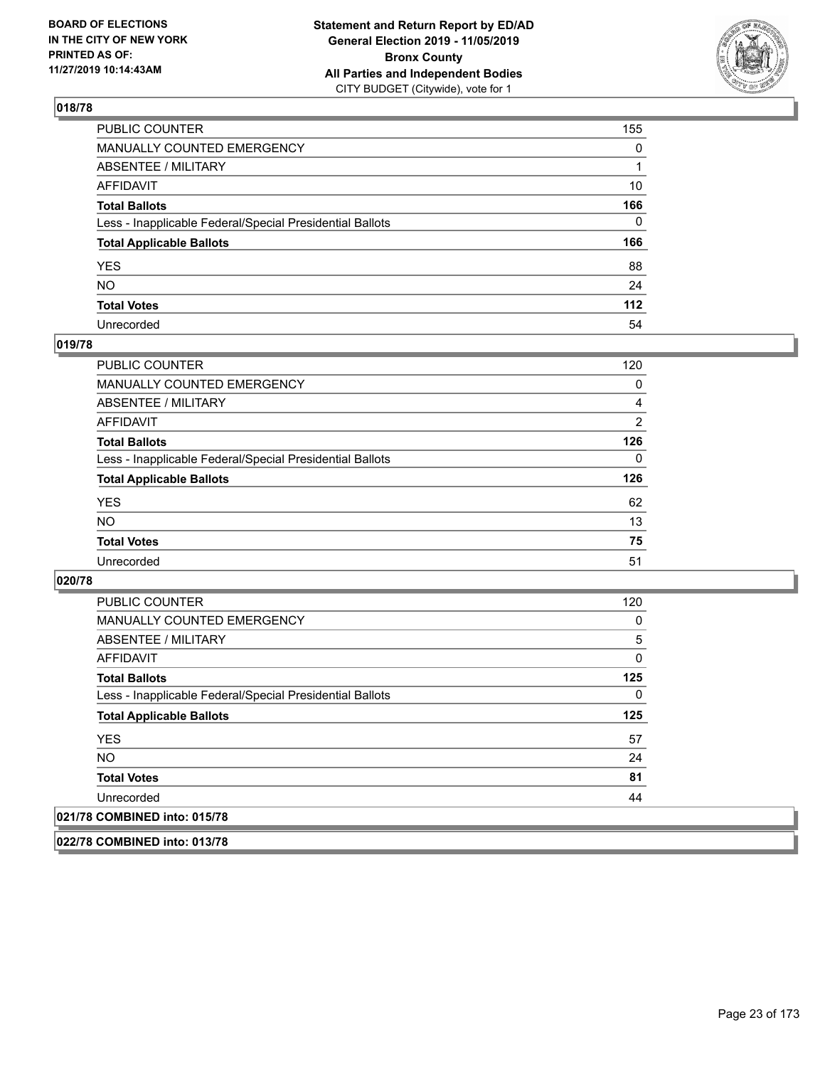## 018/78

| | |
|---|---|
| PUBLIC COUNTER | 155 |
| MANUALLY COUNTED EMERGENCY | 0 |
| ABSENTEE / MILITARY | 1 |
| AFFIDAVIT | 10 |
| **Total Ballots** | **166** |
| Less - Inapplicable Federal/Special Presidential Ballots | 0 |
| **Total Applicable Ballots** | **166** |
| YES | 88 |
| NO | 24 |
| **Total Votes** | **112** |
| Unrecorded | 54 |

## 019/78

| | |
|---|---|
| PUBLIC COUNTER | 120 |
| MANUALLY COUNTED EMERGENCY | 0 |
| ABSENTEE / MILITARY | 4 |
| AFFIDAVIT | 2 |
| **Total Ballots** | **126** |
| Less - Inapplicable Federal/Special Presidential Ballots | 0 |
| **Total Applicable Ballots** | **126** |
| YES | 62 |
| NO | 13 |
| **Total Votes** | **75** |
| Unrecorded | 51 |

## 020/78

| | |
|---|---|
| PUBLIC COUNTER | 120 |
| MANUALLY COUNTED EMERGENCY | 0 |
| ABSENTEE / MILITARY | 5 |
| AFFIDAVIT | 0 |
| **Total Ballots** | **125** |
| Less - Inapplicable Federal/Special Presidential Ballots | 0 |
| **Total Applicable Ballots** | **125** |
| YES | 57 |
| NO | 24 |
| **Total Votes** | **81** |
| Unrecorded | 44 |

## 021/78 COMBINED into: 015/78

## 022/78 COMBINED into: 013/78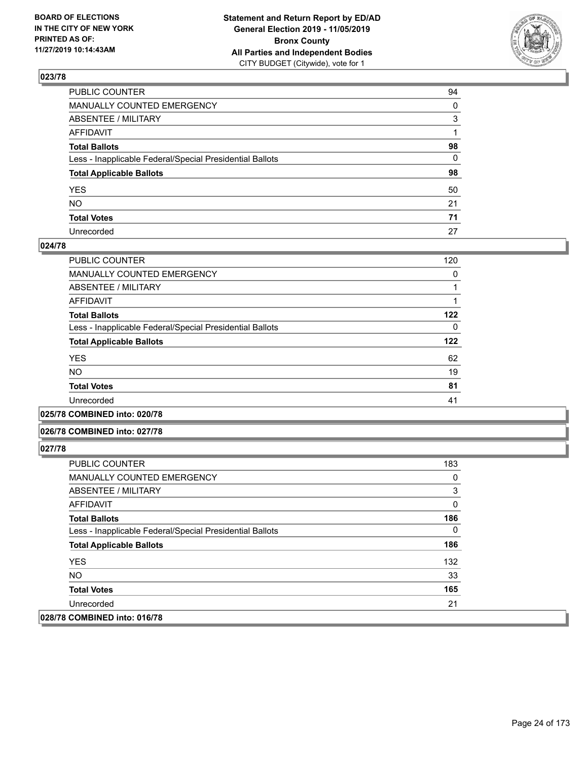## 023/78

| | |
|---|---|
| PUBLIC COUNTER | 94 |
| MANUALLY COUNTED EMERGENCY | 0 |
| ABSENTEE / MILITARY | 3 |
| AFFIDAVIT | 1 |
| **Total Ballots** | **98** |
| Less - Inapplicable Federal/Special Presidential Ballots | 0 |
| **Total Applicable Ballots** | **98** |
| YES | 50 |
| NO | 21 |
| **Total Votes** | **71** |
| Unrecorded | 27 |

## 024/78

| | |
|---|---|
| PUBLIC COUNTER | 120 |
| MANUALLY COUNTED EMERGENCY | 0 |
| ABSENTEE / MILITARY | 1 |
| AFFIDAVIT | 1 |
| **Total Ballots** | **122** |
| Less - Inapplicable Federal/Special Presidential Ballots | 0 |
| **Total Applicable Ballots** | **122** |
| YES | 62 |
| NO | 19 |
| **Total Votes** | **81** |
| Unrecorded | 41 |

## 025/78 COMBINED into: 020/78

## 026/78 COMBINED into: 027/78

## 027/78

| | |
|---|---|
| PUBLIC COUNTER | 183 |
| MANUALLY COUNTED EMERGENCY | 0 |
| ABSENTEE / MILITARY | 3 |
| AFFIDAVIT | 0 |
| **Total Ballots** | **186** |
| Less - Inapplicable Federal/Special Presidential Ballots | 0 |
| **Total Applicable Ballots** | **186** |
| YES | 132 |
| NO | 33 |
| **Total Votes** | **165** |
| Unrecorded | 21 |

## 028/78 COMBINED into: 016/78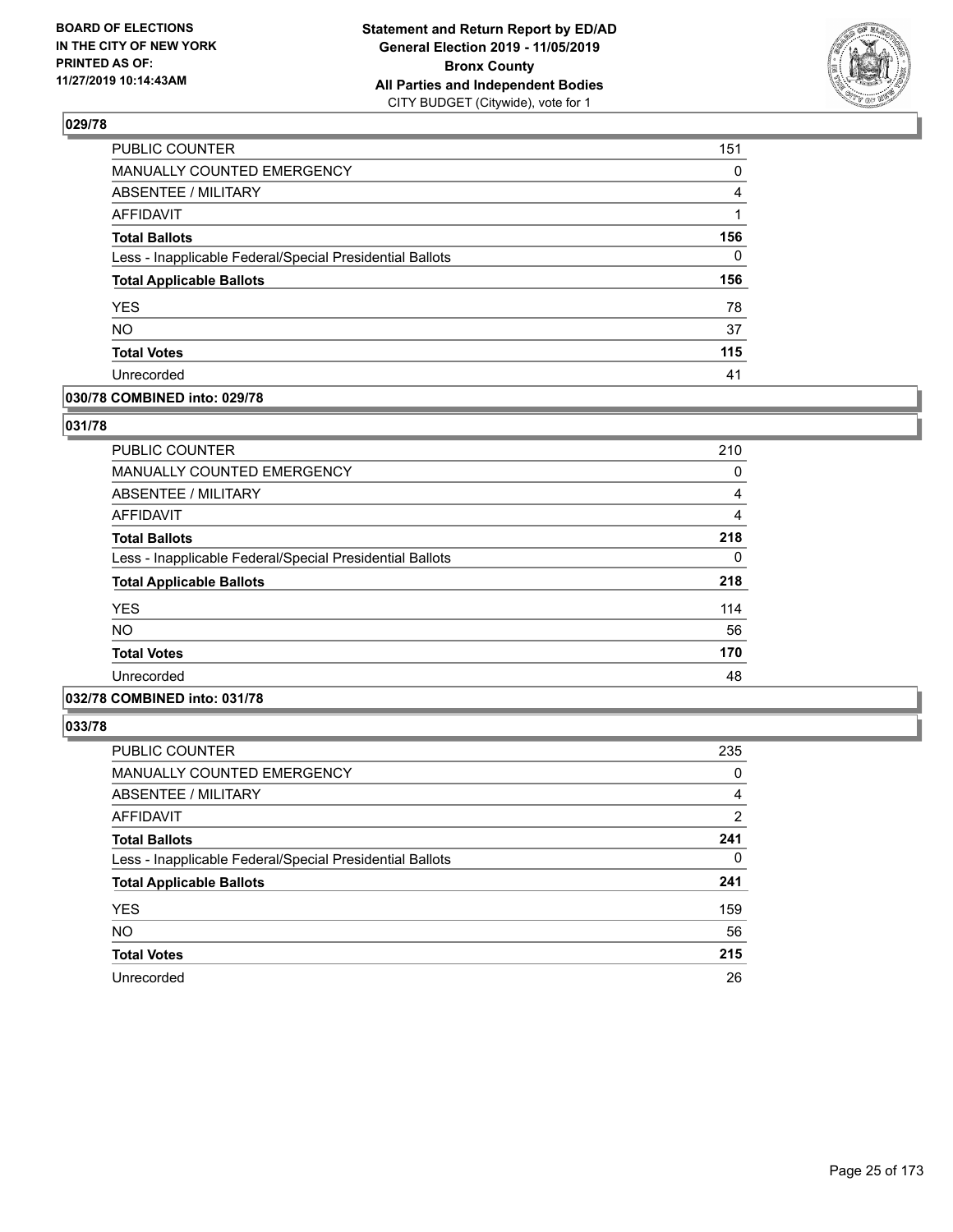## 029/78

| | |
|---|---|
| PUBLIC COUNTER | 151 |
| MANUALLY COUNTED EMERGENCY | 0 |
| ABSENTEE / MILITARY | 4 |
| AFFIDAVIT | 1 |
| **Total Ballots** | **156** |
| Less - Inapplicable Federal/Special Presidential Ballots | 0 |
| **Total Applicable Ballots** | **156** |
| YES | 78 |
| NO | 37 |
| **Total Votes** | **115** |
| Unrecorded | 41 |

## 030/78 COMBINED into: 029/78

## 031/78

| | |
|---|---|
| PUBLIC COUNTER | 210 |
| MANUALLY COUNTED EMERGENCY | 0 |
| ABSENTEE / MILITARY | 4 |
| AFFIDAVIT | 4 |
| **Total Ballots** | **218** |
| Less - Inapplicable Federal/Special Presidential Ballots | 0 |
| **Total Applicable Ballots** | **218** |
| YES | 114 |
| NO | 56 |
| **Total Votes** | **170** |
| Unrecorded | 48 |

## 032/78 COMBINED into: 031/78

## 033/78

| | |
|---|---|
| PUBLIC COUNTER | 235 |
| MANUALLY COUNTED EMERGENCY | 0 |
| ABSENTEE / MILITARY | 4 |
| AFFIDAVIT | 2 |
| **Total Ballots** | **241** |
| Less - Inapplicable Federal/Special Presidential Ballots | 0 |
| **Total Applicable Ballots** | **241** |
| YES | 159 |
| NO | 56 |
| **Total Votes** | **215** |
| Unrecorded | 26 |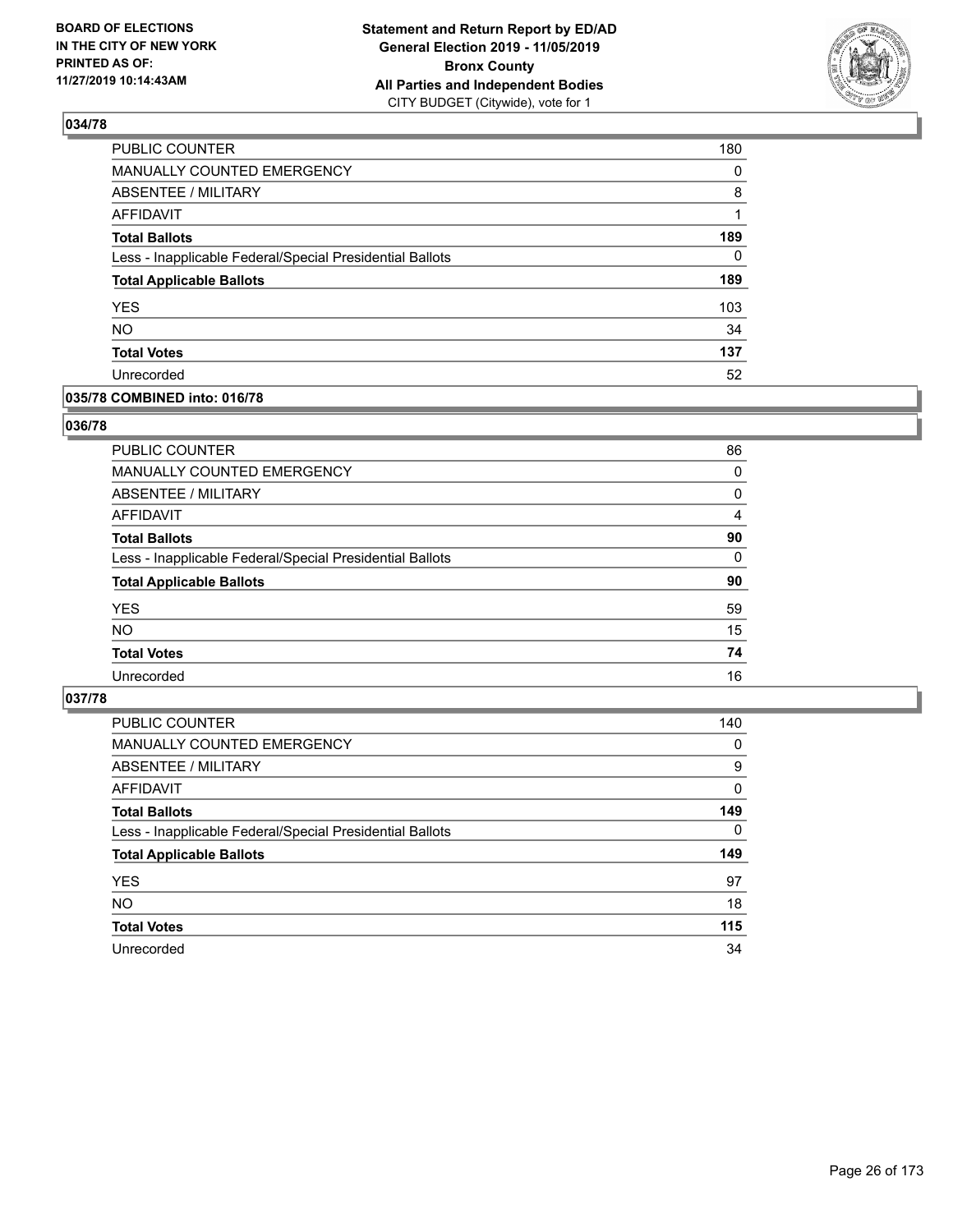## 034/78

| | |
|---|---|
| PUBLIC COUNTER | 180 |
| MANUALLY COUNTED EMERGENCY | 0 |
| ABSENTEE / MILITARY | 8 |
| AFFIDAVIT | 1 |
| **Total Ballots** | **189** |
| Less - Inapplicable Federal/Special Presidential Ballots | 0 |
| **Total Applicable Ballots** | **189** |
| YES | 103 |
| NO | 34 |
| **Total Votes** | **137** |
| Unrecorded | 52 |

## 035/78 COMBINED into: 016/78

## 036/78

| | |
|---|---|
| PUBLIC COUNTER | 86 |
| MANUALLY COUNTED EMERGENCY | 0 |
| ABSENTEE / MILITARY | 0 |
| AFFIDAVIT | 4 |
| **Total Ballots** | **90** |
| Less - Inapplicable Federal/Special Presidential Ballots | 0 |
| **Total Applicable Ballots** | **90** |
| YES | 59 |
| NO | 15 |
| **Total Votes** | **74** |
| Unrecorded | 16 |

## 037/78

| | |
|---|---|
| PUBLIC COUNTER | 140 |
| MANUALLY COUNTED EMERGENCY | 0 |
| ABSENTEE / MILITARY | 9 |
| AFFIDAVIT | 0 |
| **Total Ballots** | **149** |
| Less - Inapplicable Federal/Special Presidential Ballots | 0 |
| **Total Applicable Ballots** | **149** |
| YES | 97 |
| NO | 18 |
| **Total Votes** | **115** |
| Unrecorded | 34 |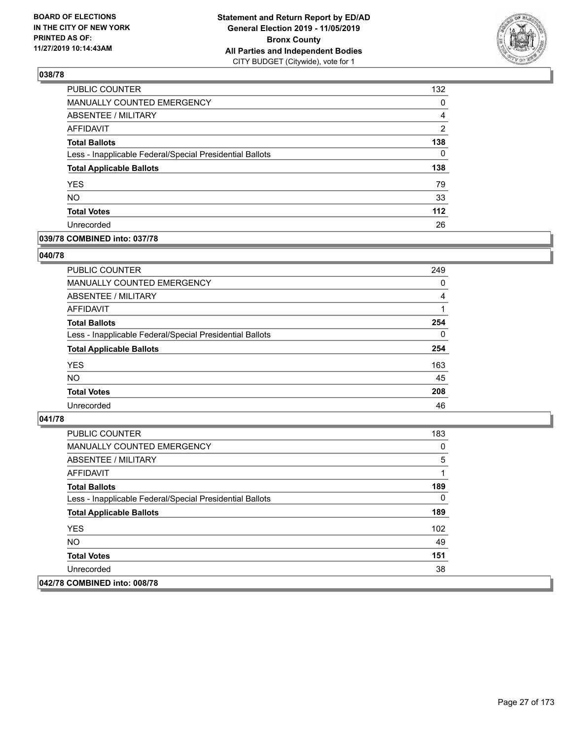## 038/78

| | |
|---|---|
| PUBLIC COUNTER | 132 |
| MANUALLY COUNTED EMERGENCY | 0 |
| ABSENTEE / MILITARY | 4 |
| AFFIDAVIT | 2 |
| **Total Ballots** | **138** |
| Less - Inapplicable Federal/Special Presidential Ballots | 0 |
| **Total Applicable Ballots** | **138** |
| YES | 79 |
| NO | 33 |
| **Total Votes** | **112** |
| Unrecorded | 26 |

## 039/78 COMBINED into: 037/78

## 040/78

| | |
|---|---|
| PUBLIC COUNTER | 249 |
| MANUALLY COUNTED EMERGENCY | 0 |
| ABSENTEE / MILITARY | 4 |
| AFFIDAVIT | 1 |
| **Total Ballots** | **254** |
| Less - Inapplicable Federal/Special Presidential Ballots | 0 |
| **Total Applicable Ballots** | **254** |
| YES | 163 |
| NO | 45 |
| **Total Votes** | **208** |
| Unrecorded | 46 |

## 041/78

| | |
|---|---|
| PUBLIC COUNTER | 183 |
| MANUALLY COUNTED EMERGENCY | 0 |
| ABSENTEE / MILITARY | 5 |
| AFFIDAVIT | 1 |
| **Total Ballots** | **189** |
| Less - Inapplicable Federal/Special Presidential Ballots | 0 |
| **Total Applicable Ballots** | **189** |
| YES | 102 |
| NO | 49 |
| **Total Votes** | **151** |
| Unrecorded | 38 |

## 042/78 COMBINED into: 008/78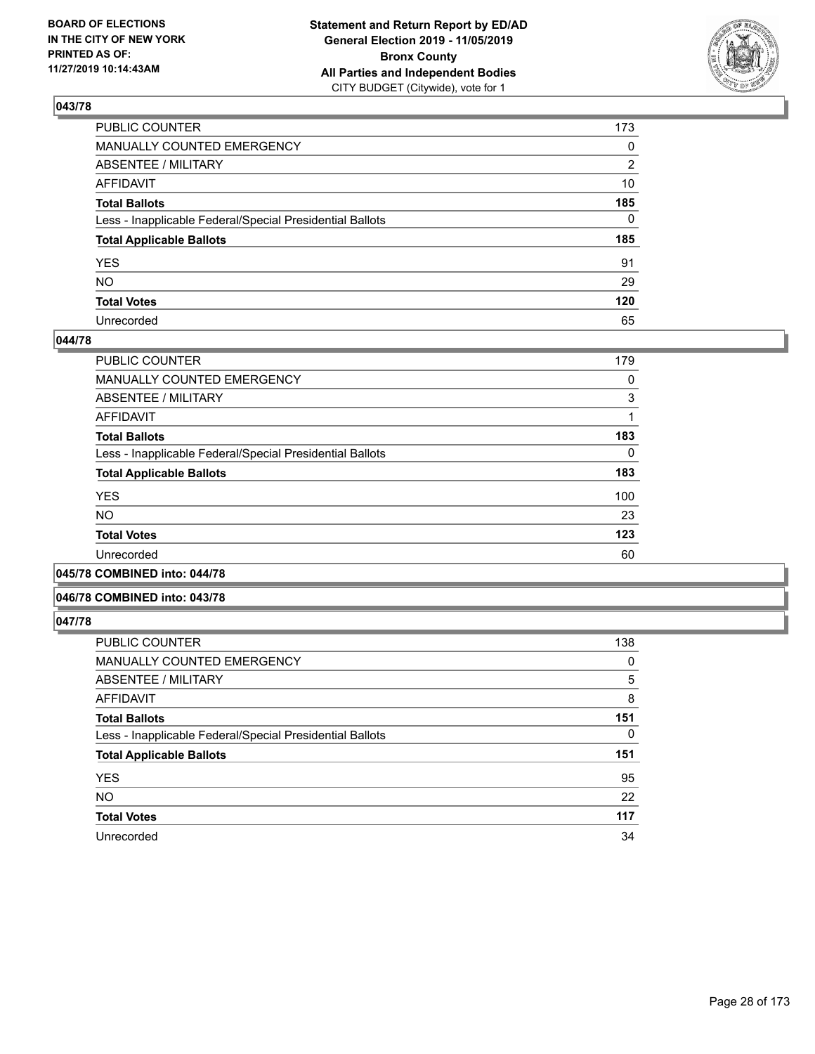BOARD OF ELECTIONS
IN THE CITY OF NEW YORK
PRINTED AS OF:
11/27/2019 10:14:43AM

**Statement and Return Report by ED/AD**
**General Election 2019 - 11/05/2019**
**Bronx County**
**All Parties and Independent Bodies**
CITY BUDGET (Citywide), vote for 1

### 043/78

| | |
|---|---|
| PUBLIC COUNTER | 173 |
| MANUALLY COUNTED EMERGENCY | 0 |
| ABSENTEE / MILITARY | 2 |
| AFFIDAVIT | 10 |
| **Total Ballots** | **185** |
| Less - Inapplicable Federal/Special Presidential Ballots | 0 |
| **Total Applicable Ballots** | **185** |
| YES | 91 |
| NO | 29 |
| **Total Votes** | **120** |
| Unrecorded | 65 |

### 044/78

| | |
|---|---|
| PUBLIC COUNTER | 179 |
| MANUALLY COUNTED EMERGENCY | 0 |
| ABSENTEE / MILITARY | 3 |
| AFFIDAVIT | 1 |
| **Total Ballots** | **183** |
| Less - Inapplicable Federal/Special Presidential Ballots | 0 |
| **Total Applicable Ballots** | **183** |
| YES | 100 |
| NO | 23 |
| **Total Votes** | **123** |
| Unrecorded | 60 |

### 045/78 COMBINED into: 044/78

### 046/78 COMBINED into: 043/78

### 047/78

| | |
|---|---|
| PUBLIC COUNTER | 138 |
| MANUALLY COUNTED EMERGENCY | 0 |
| ABSENTEE / MILITARY | 5 |
| AFFIDAVIT | 8 |
| **Total Ballots** | **151** |
| Less - Inapplicable Federal/Special Presidential Ballots | 0 |
| **Total Applicable Ballots** | **151** |
| YES | 95 |
| NO | 22 |
| **Total Votes** | **117** |
| Unrecorded | 34 |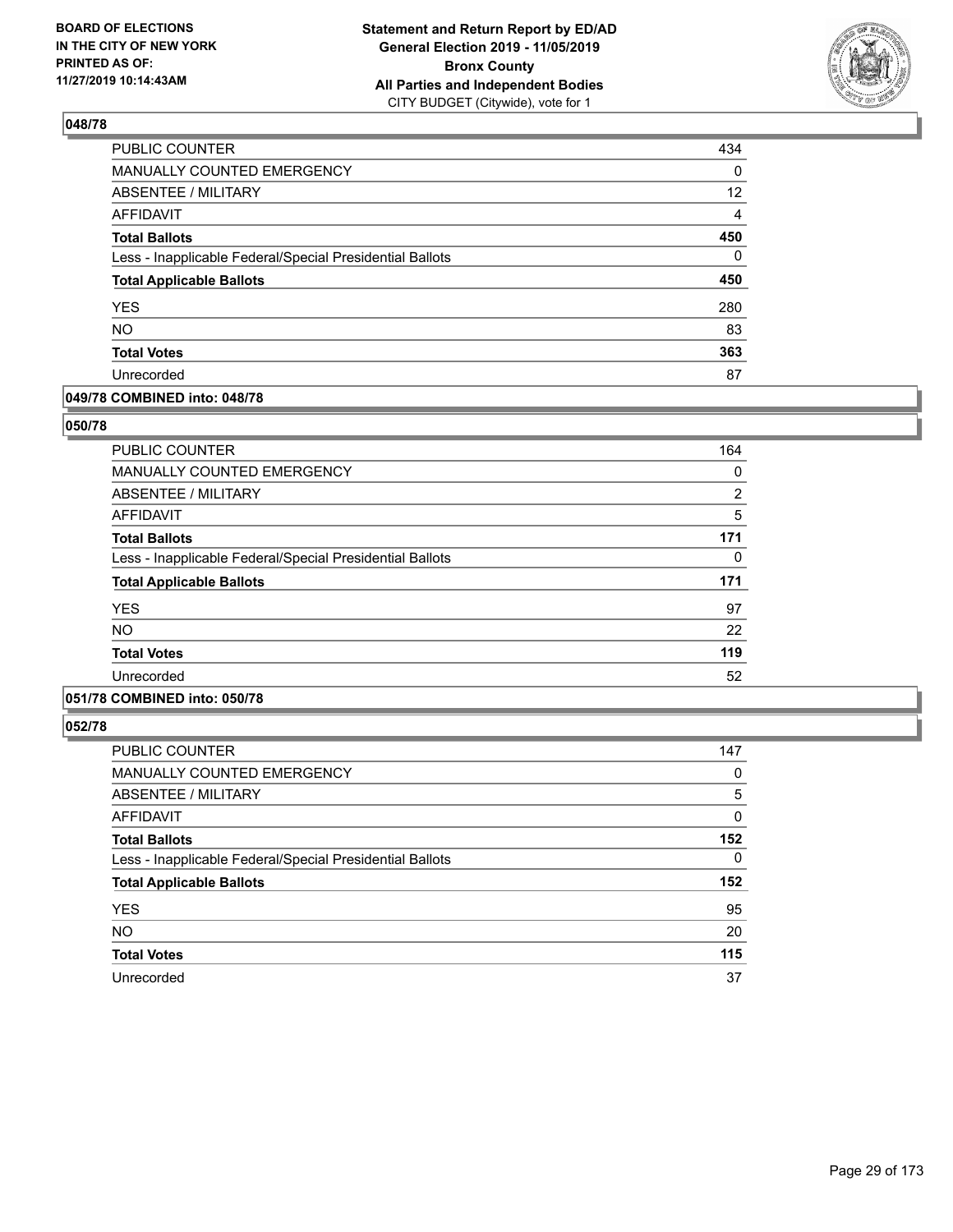**BOARD OF ELECTIONS IN THE CITY OF NEW YORK PRINTED AS OF: 11/27/2019 10:14:43AM**

**Statement and Return Report by ED/AD General Election 2019 - 11/05/2019 Bronx County All Parties and Independent Bodies**
CITY BUDGET (Citywide), vote for 1

## 048/78

| | |
|---|---|
| PUBLIC COUNTER | 434 |
| MANUALLY COUNTED EMERGENCY | 0 |
| ABSENTEE / MILITARY | 12 |
| AFFIDAVIT | 4 |
| **Total Ballots** | **450** |
| Less - Inapplicable Federal/Special Presidential Ballots | 0 |
| **Total Applicable Ballots** | **450** |
| YES | 280 |
| NO | 83 |
| **Total Votes** | **363** |
| Unrecorded | 87 |

## 049/78 COMBINED into: 048/78

## 050/78

| | |
|---|---|
| PUBLIC COUNTER | 164 |
| MANUALLY COUNTED EMERGENCY | 0 |
| ABSENTEE / MILITARY | 2 |
| AFFIDAVIT | 5 |
| **Total Ballots** | **171** |
| Less - Inapplicable Federal/Special Presidential Ballots | 0 |
| **Total Applicable Ballots** | **171** |
| YES | 97 |
| NO | 22 |
| **Total Votes** | **119** |
| Unrecorded | 52 |

## 051/78 COMBINED into: 050/78

## 052/78

| | |
|---|---|
| PUBLIC COUNTER | 147 |
| MANUALLY COUNTED EMERGENCY | 0 |
| ABSENTEE / MILITARY | 5 |
| AFFIDAVIT | 0 |
| **Total Ballots** | **152** |
| Less - Inapplicable Federal/Special Presidential Ballots | 0 |
| **Total Applicable Ballots** | **152** |
| YES | 95 |
| NO | 20 |
| **Total Votes** | **115** |
| Unrecorded | 37 |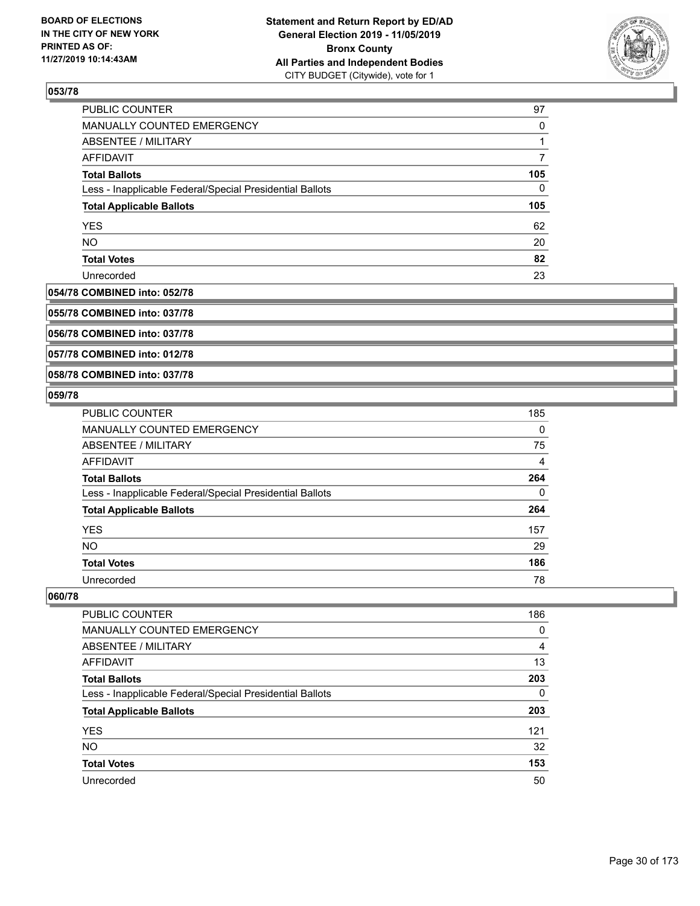### 053/78

| | |
|---|---|
| PUBLIC COUNTER | 97 |
| MANUALLY COUNTED EMERGENCY | 0 |
| ABSENTEE / MILITARY | 1 |
| AFFIDAVIT | 7 |
| **Total Ballots** | **105** |
| Less - Inapplicable Federal/Special Presidential Ballots | 0 |
| **Total Applicable Ballots** | **105** |
| YES | 62 |
| NO | 20 |
| **Total Votes** | **82** |
| Unrecorded | 23 |

### 054/78 COMBINED into: 052/78

### 055/78 COMBINED into: 037/78

### 056/78 COMBINED into: 037/78

### 057/78 COMBINED into: 012/78

### 058/78 COMBINED into: 037/78

### 059/78

| | |
|---|---|
| PUBLIC COUNTER | 185 |
| MANUALLY COUNTED EMERGENCY | 0 |
| ABSENTEE / MILITARY | 75 |
| AFFIDAVIT | 4 |
| **Total Ballots** | **264** |
| Less - Inapplicable Federal/Special Presidential Ballots | 0 |
| **Total Applicable Ballots** | **264** |
| YES | 157 |
| NO | 29 |
| **Total Votes** | **186** |
| Unrecorded | 78 |

### 060/78

| | |
|---|---|
| PUBLIC COUNTER | 186 |
| MANUALLY COUNTED EMERGENCY | 0 |
| ABSENTEE / MILITARY | 4 |
| AFFIDAVIT | 13 |
| **Total Ballots** | **203** |
| Less - Inapplicable Federal/Special Presidential Ballots | 0 |
| **Total Applicable Ballots** | **203** |
| YES | 121 |
| NO | 32 |
| **Total Votes** | **153** |
| Unrecorded | 50 |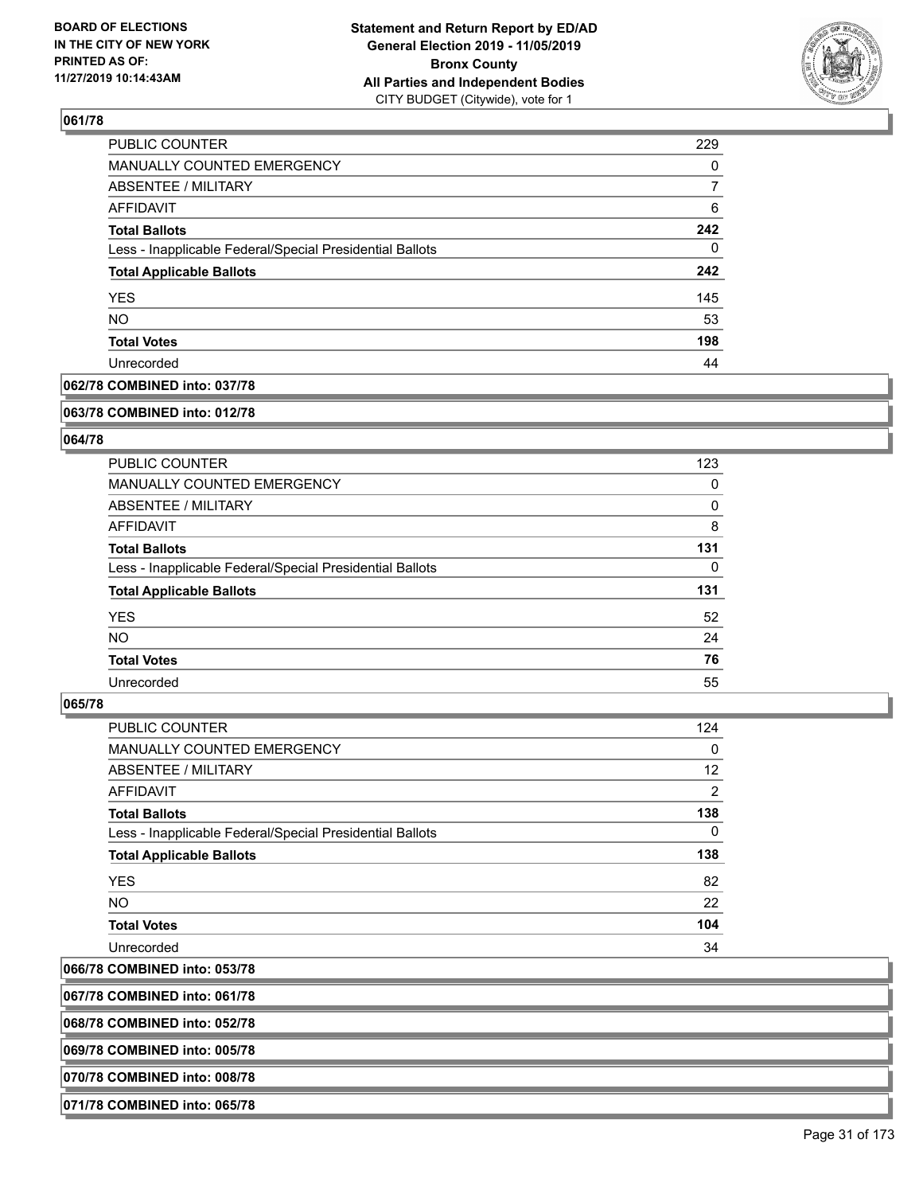## 061/78

| | |
|---|---|
| PUBLIC COUNTER | 229 |
| MANUALLY COUNTED EMERGENCY | 0 |
| ABSENTEE / MILITARY | 7 |
| AFFIDAVIT | 6 |
| **Total Ballots** | **242** |
| Less - Inapplicable Federal/Special Presidential Ballots | 0 |
| **Total Applicable Ballots** | **242** |
| YES | 145 |
| NO | 53 |
| **Total Votes** | **198** |
| Unrecorded | 44 |

**062/78 COMBINED into: 037/78**

**063/78 COMBINED into: 012/78**

## 064/78

| | |
|---|---|
| PUBLIC COUNTER | 123 |
| MANUALLY COUNTED EMERGENCY | 0 |
| ABSENTEE / MILITARY | 0 |
| AFFIDAVIT | 8 |
| **Total Ballots** | **131** |
| Less - Inapplicable Federal/Special Presidential Ballots | 0 |
| **Total Applicable Ballots** | **131** |
| YES | 52 |
| NO | 24 |
| **Total Votes** | **76** |
| Unrecorded | 55 |

## 065/78

| | |
|---|---|
| PUBLIC COUNTER | 124 |
| MANUALLY COUNTED EMERGENCY | 0 |
| ABSENTEE / MILITARY | 12 |
| AFFIDAVIT | 2 |
| **Total Ballots** | **138** |
| Less - Inapplicable Federal/Special Presidential Ballots | 0 |
| **Total Applicable Ballots** | **138** |
| YES | 82 |
| NO | 22 |
| **Total Votes** | **104** |
| Unrecorded | 34 |

**066/78 COMBINED into: 053/78**

**067/78 COMBINED into: 061/78**

**068/78 COMBINED into: 052/78**

**069/78 COMBINED into: 005/78**

**070/78 COMBINED into: 008/78**

**071/78 COMBINED into: 065/78**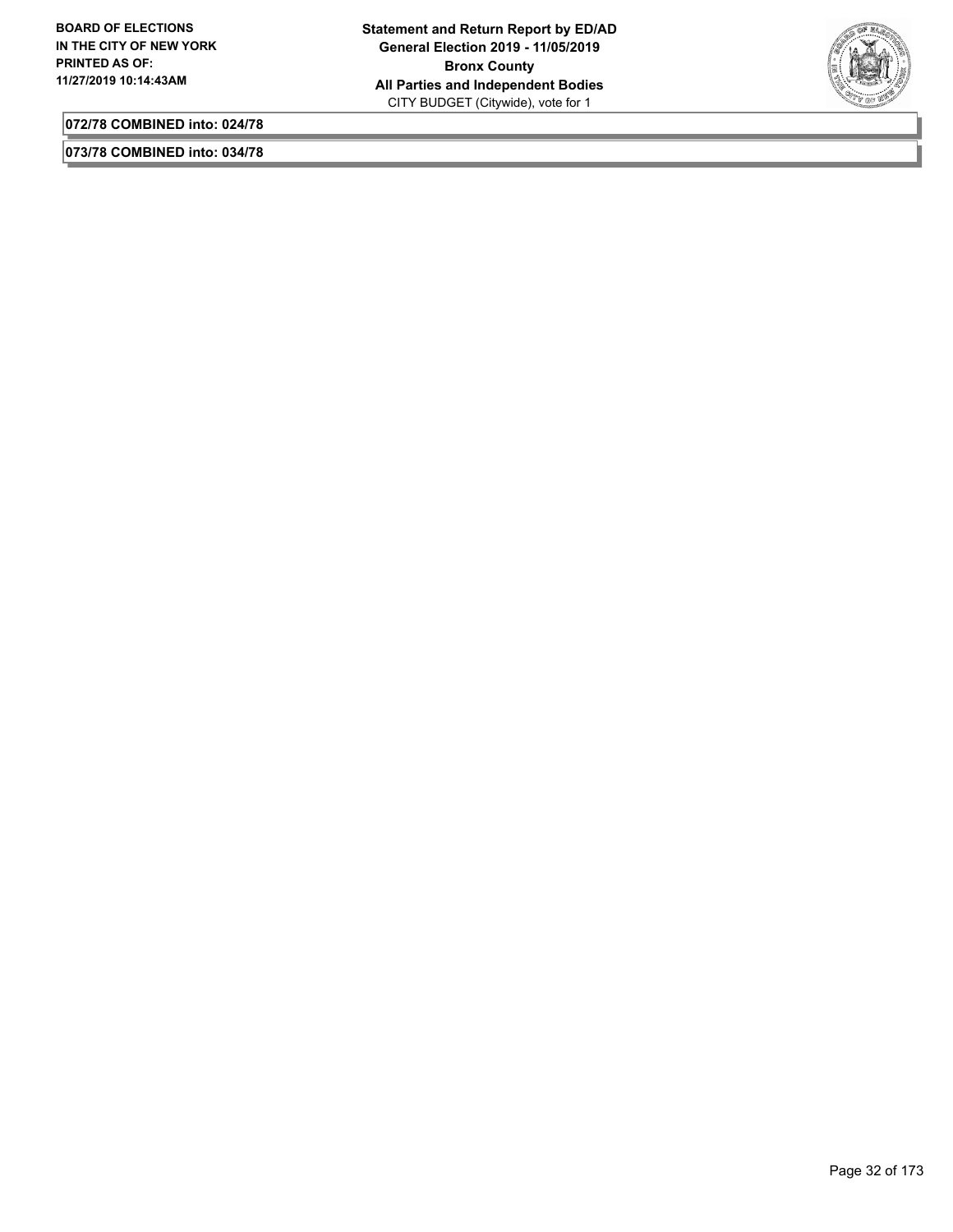**072/78 COMBINED into: 024/78**

**073/78 COMBINED into: 034/78**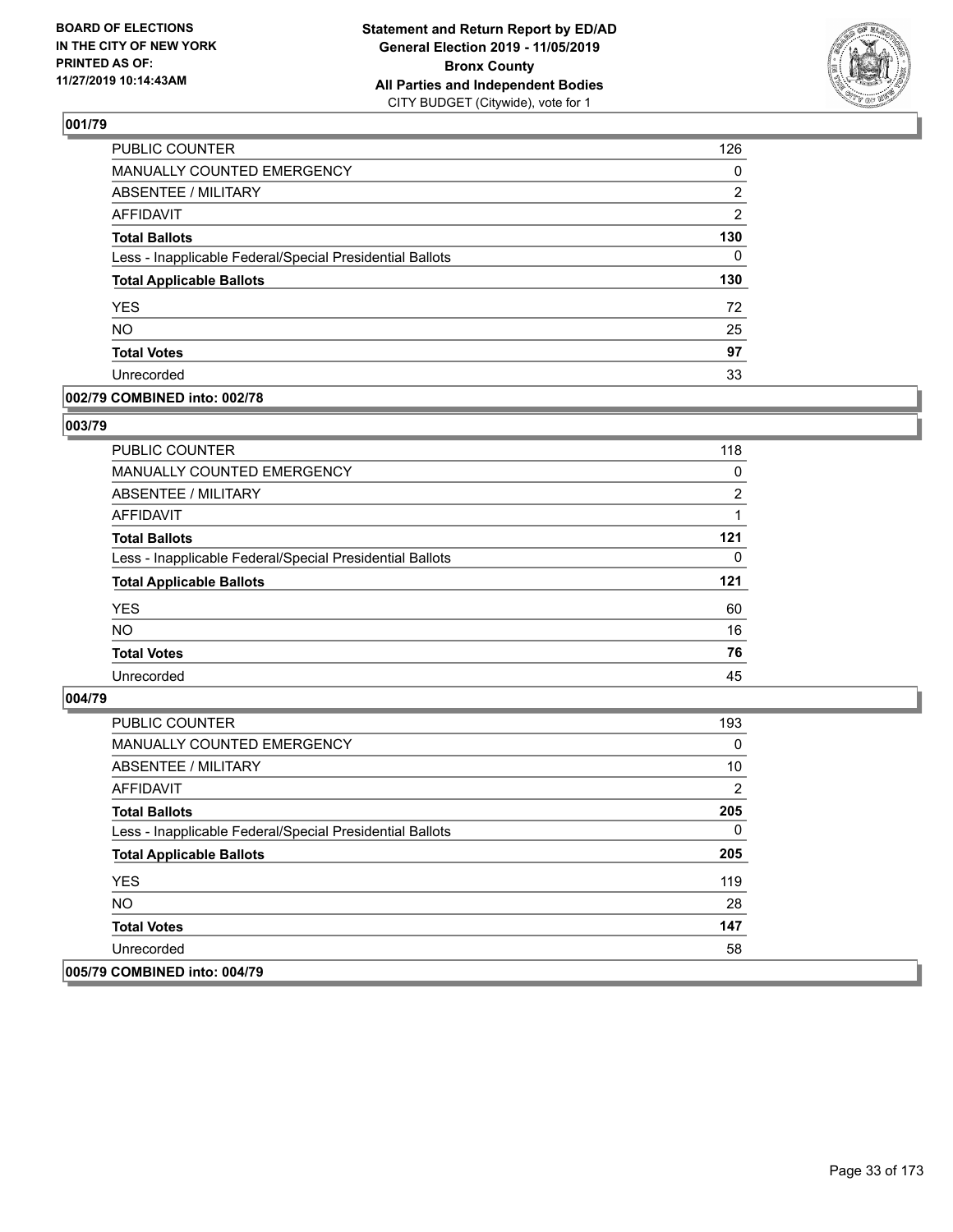**BOARD OF ELECTIONS IN THE CITY OF NEW YORK PRINTED AS OF: 11/27/2019 10:14:43AM**

**Statement and Return Report by ED/AD General Election 2019 - 11/05/2019 Bronx County All Parties and Independent Bodies** CITY BUDGET (Citywide), vote for 1

## 001/79

| | |
|---|---|
| PUBLIC COUNTER | 126 |
| MANUALLY COUNTED EMERGENCY | 0 |
| ABSENTEE / MILITARY | 2 |
| AFFIDAVIT | 2 |
| **Total Ballots** | **130** |
| Less - Inapplicable Federal/Special Presidential Ballots | 0 |
| **Total Applicable Ballots** | **130** |
| YES | 72 |
| NO | 25 |
| **Total Votes** | **97** |
| Unrecorded | 33 |

## 002/79 COMBINED into: 002/78

## 003/79

| | |
|---|---|
| PUBLIC COUNTER | 118 |
| MANUALLY COUNTED EMERGENCY | 0 |
| ABSENTEE / MILITARY | 2 |
| AFFIDAVIT | 1 |
| **Total Ballots** | **121** |
| Less - Inapplicable Federal/Special Presidential Ballots | 0 |
| **Total Applicable Ballots** | **121** |
| YES | 60 |
| NO | 16 |
| **Total Votes** | **76** |
| Unrecorded | 45 |

## 004/79

| | |
|---|---|
| PUBLIC COUNTER | 193 |
| MANUALLY COUNTED EMERGENCY | 0 |
| ABSENTEE / MILITARY | 10 |
| AFFIDAVIT | 2 |
| **Total Ballots** | **205** |
| Less - Inapplicable Federal/Special Presidential Ballots | 0 |
| **Total Applicable Ballots** | **205** |
| YES | 119 |
| NO | 28 |
| **Total Votes** | **147** |
| Unrecorded | 58 |

## 005/79 COMBINED into: 004/79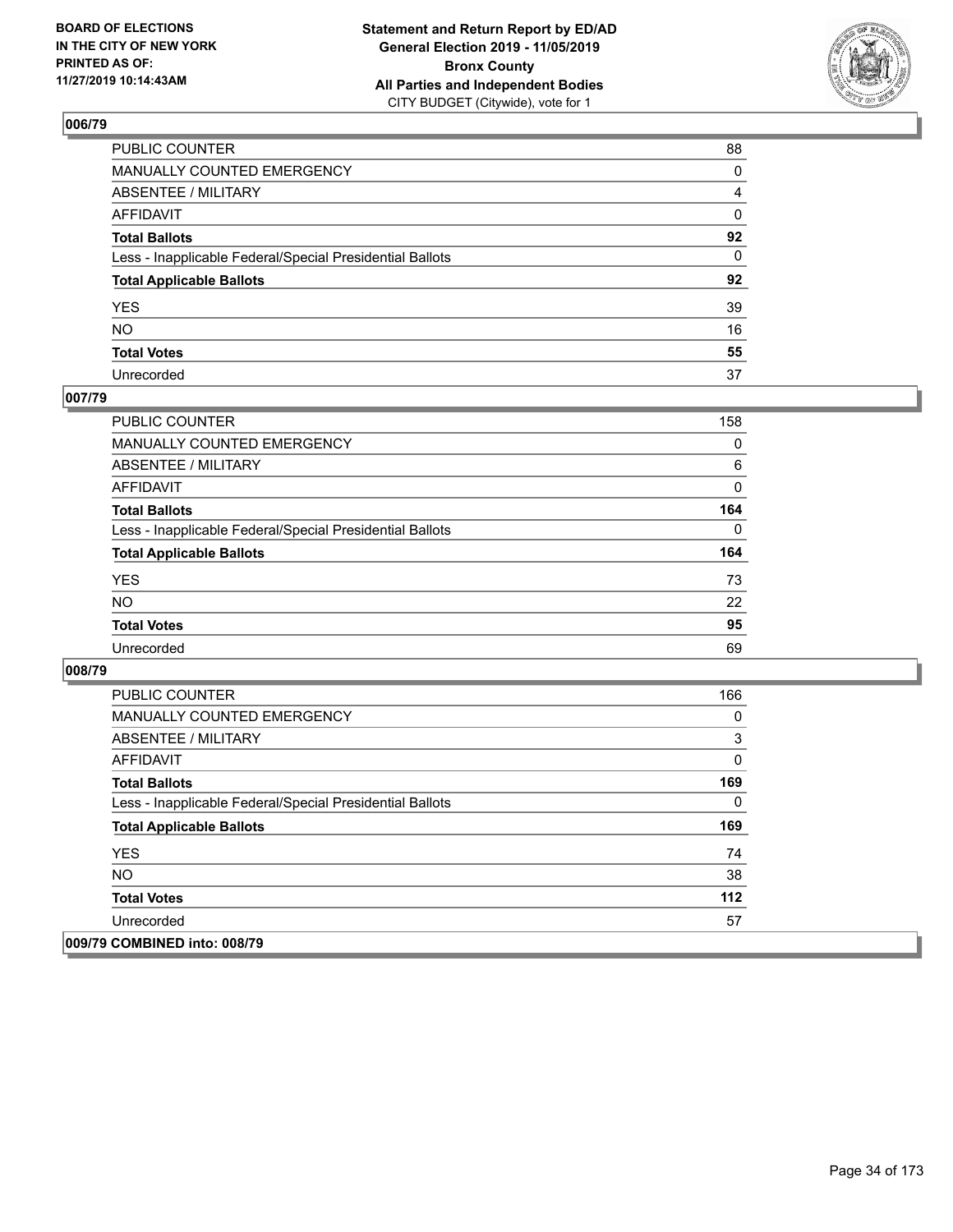## 006/79

| | |
|---|---|
| PUBLIC COUNTER | 88 |
| MANUALLY COUNTED EMERGENCY | 0 |
| ABSENTEE / MILITARY | 4 |
| AFFIDAVIT | 0 |
| **Total Ballots** | **92** |
| Less - Inapplicable Federal/Special Presidential Ballots | 0 |
| **Total Applicable Ballots** | **92** |
| YES | 39 |
| NO | 16 |
| **Total Votes** | **55** |
| Unrecorded | 37 |

## 007/79

| | |
|---|---|
| PUBLIC COUNTER | 158 |
| MANUALLY COUNTED EMERGENCY | 0 |
| ABSENTEE / MILITARY | 6 |
| AFFIDAVIT | 0 |
| **Total Ballots** | **164** |
| Less - Inapplicable Federal/Special Presidential Ballots | 0 |
| **Total Applicable Ballots** | **164** |
| YES | 73 |
| NO | 22 |
| **Total Votes** | **95** |
| Unrecorded | 69 |

## 008/79

| | |
|---|---|
| PUBLIC COUNTER | 166 |
| MANUALLY COUNTED EMERGENCY | 0 |
| ABSENTEE / MILITARY | 3 |
| AFFIDAVIT | 0 |
| **Total Ballots** | **169** |
| Less - Inapplicable Federal/Special Presidential Ballots | 0 |
| **Total Applicable Ballots** | **169** |
| YES | 74 |
| NO | 38 |
| **Total Votes** | **112** |
| Unrecorded | 57 |

## 009/79 COMBINED into: 008/79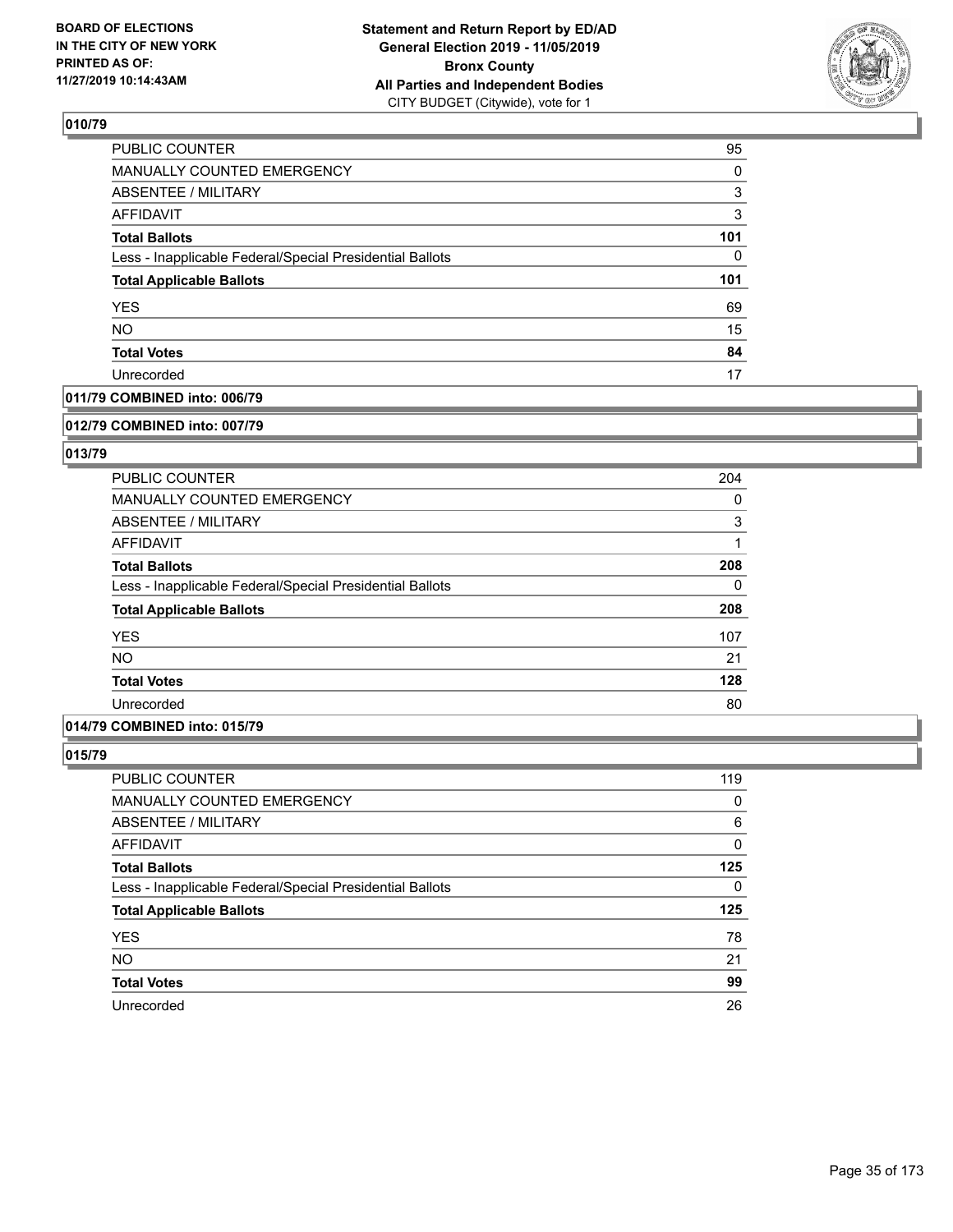## 010/79

| | |
|---|---|
| PUBLIC COUNTER | 95 |
| MANUALLY COUNTED EMERGENCY | 0 |
| ABSENTEE / MILITARY | 3 |
| AFFIDAVIT | 3 |
| **Total Ballots** | **101** |
| Less - Inapplicable Federal/Special Presidential Ballots | 0 |
| **Total Applicable Ballots** | **101** |
| YES | 69 |
| NO | 15 |
| **Total Votes** | **84** |
| Unrecorded | 17 |

## 011/79 COMBINED into: 006/79

## 012/79 COMBINED into: 007/79

## 013/79

| | |
|---|---|
| PUBLIC COUNTER | 204 |
| MANUALLY COUNTED EMERGENCY | 0 |
| ABSENTEE / MILITARY | 3 |
| AFFIDAVIT | 1 |
| **Total Ballots** | **208** |
| Less - Inapplicable Federal/Special Presidential Ballots | 0 |
| **Total Applicable Ballots** | **208** |
| YES | 107 |
| NO | 21 |
| **Total Votes** | **128** |
| Unrecorded | 80 |

## 014/79 COMBINED into: 015/79

## 015/79

| | |
|---|---|
| PUBLIC COUNTER | 119 |
| MANUALLY COUNTED EMERGENCY | 0 |
| ABSENTEE / MILITARY | 6 |
| AFFIDAVIT | 0 |
| **Total Ballots** | **125** |
| Less - Inapplicable Federal/Special Presidential Ballots | 0 |
| **Total Applicable Ballots** | **125** |
| YES | 78 |
| NO | 21 |
| **Total Votes** | **99** |
| Unrecorded | 26 |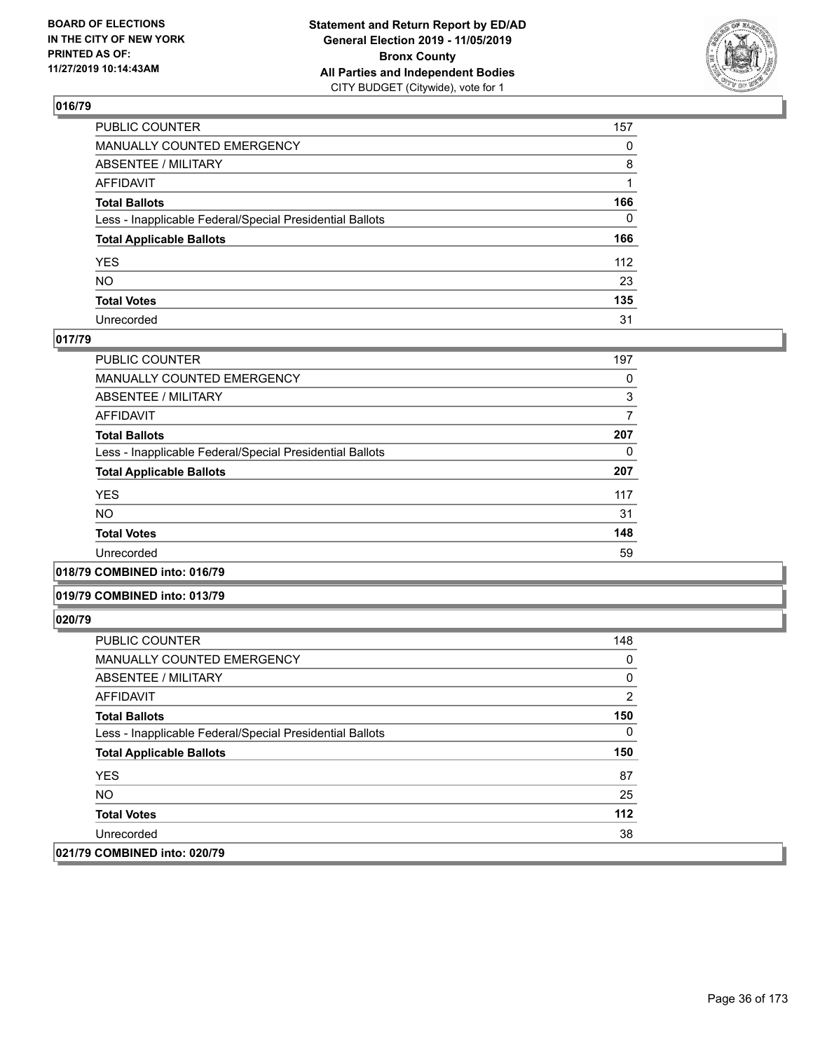**Statement and Return Report by ED/AD**
**General Election 2019 - 11/05/2019**
**Bronx County**
**All Parties and Independent Bodies**
CITY BUDGET (Citywide), vote for 1

BOARD OF ELECTIONS
IN THE CITY OF NEW YORK
PRINTED AS OF:
11/27/2019 10:14:43AM

## 016/79

| | |
|---|---|
| PUBLIC COUNTER | 157 |
| MANUALLY COUNTED EMERGENCY | 0 |
| ABSENTEE / MILITARY | 8 |
| AFFIDAVIT | 1 |
| **Total Ballots** | **166** |
| Less - Inapplicable Federal/Special Presidential Ballots | 0 |
| **Total Applicable Ballots** | **166** |
| YES | 112 |
| NO | 23 |
| **Total Votes** | **135** |
| Unrecorded | 31 |

## 017/79

| | |
|---|---|
| PUBLIC COUNTER | 197 |
| MANUALLY COUNTED EMERGENCY | 0 |
| ABSENTEE / MILITARY | 3 |
| AFFIDAVIT | 7 |
| **Total Ballots** | **207** |
| Less - Inapplicable Federal/Special Presidential Ballots | 0 |
| **Total Applicable Ballots** | **207** |
| YES | 117 |
| NO | 31 |
| **Total Votes** | **148** |
| Unrecorded | 59 |

## 018/79 COMBINED into: 016/79

## 019/79 COMBINED into: 013/79

## 020/79

| | |
|---|---|
| PUBLIC COUNTER | 148 |
| MANUALLY COUNTED EMERGENCY | 0 |
| ABSENTEE / MILITARY | 0 |
| AFFIDAVIT | 2 |
| **Total Ballots** | **150** |
| Less - Inapplicable Federal/Special Presidential Ballots | 0 |
| **Total Applicable Ballots** | **150** |
| YES | 87 |
| NO | 25 |
| **Total Votes** | **112** |
| Unrecorded | 38 |

## 021/79 COMBINED into: 020/79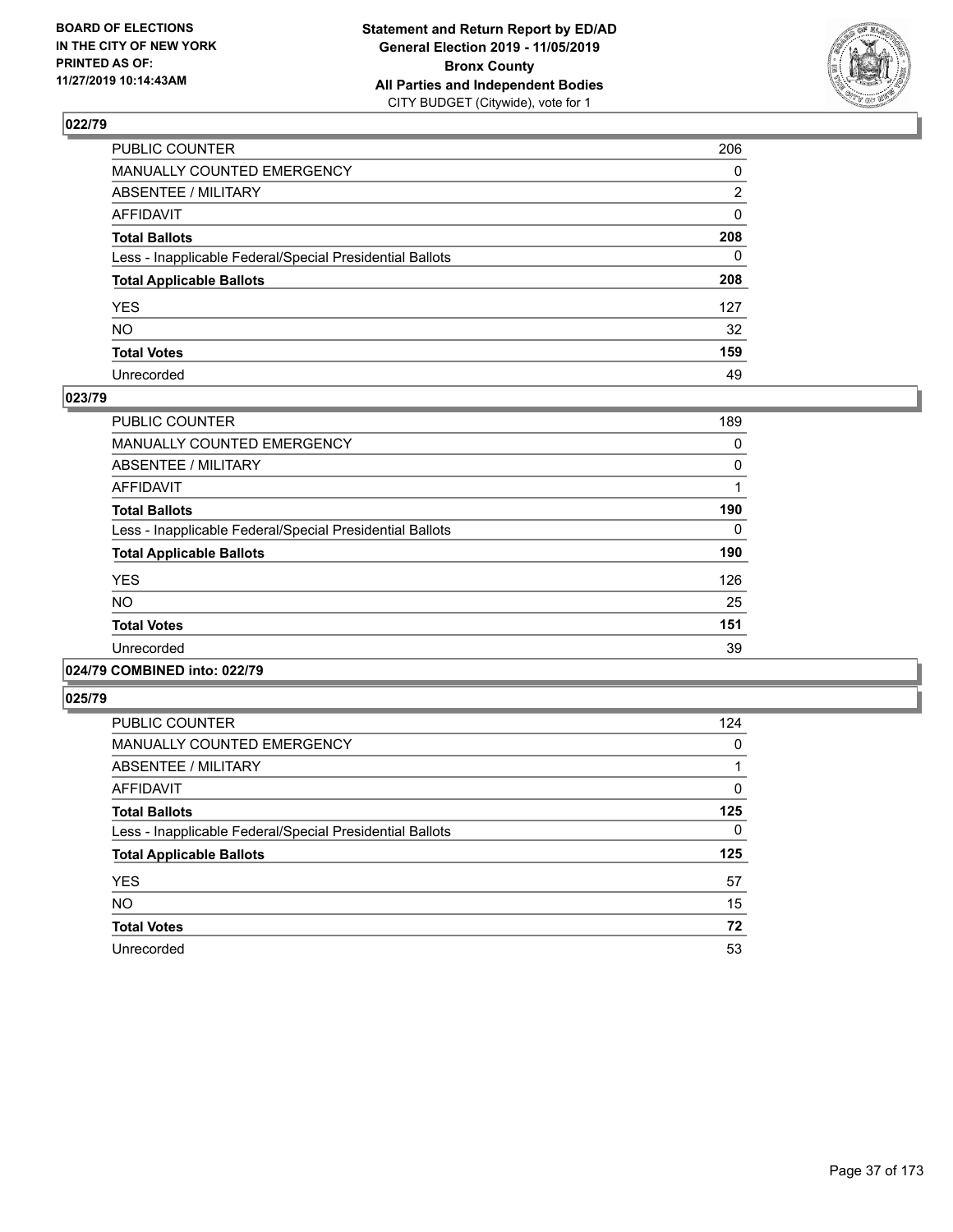BOARD OF ELECTIONS
IN THE CITY OF NEW YORK
PRINTED AS OF:
11/27/2019 10:14:43AM

**Statement and Return Report by ED/AD**
**General Election 2019 - 11/05/2019**
**Bronx County**
**All Parties and Independent Bodies**
CITY BUDGET (Citywide), vote for 1

## 022/79

| | |
|---|---|
| PUBLIC COUNTER | 206 |
| MANUALLY COUNTED EMERGENCY | 0 |
| ABSENTEE / MILITARY | 2 |
| AFFIDAVIT | 0 |
| **Total Ballots** | **208** |
| Less - Inapplicable Federal/Special Presidential Ballots | 0 |
| **Total Applicable Ballots** | **208** |
| YES | 127 |
| NO | 32 |
| **Total Votes** | **159** |
| Unrecorded | 49 |

## 023/79

| | |
|---|---|
| PUBLIC COUNTER | 189 |
| MANUALLY COUNTED EMERGENCY | 0 |
| ABSENTEE / MILITARY | 0 |
| AFFIDAVIT | 1 |
| **Total Ballots** | **190** |
| Less - Inapplicable Federal/Special Presidential Ballots | 0 |
| **Total Applicable Ballots** | **190** |
| YES | 126 |
| NO | 25 |
| **Total Votes** | **151** |
| Unrecorded | 39 |

## 024/79 COMBINED into: 022/79

## 025/79

| | |
|---|---|
| PUBLIC COUNTER | 124 |
| MANUALLY COUNTED EMERGENCY | 0 |
| ABSENTEE / MILITARY | 1 |
| AFFIDAVIT | 0 |
| **Total Ballots** | **125** |
| Less - Inapplicable Federal/Special Presidential Ballots | 0 |
| **Total Applicable Ballots** | **125** |
| YES | 57 |
| NO | 15 |
| **Total Votes** | **72** |
| Unrecorded | 53 |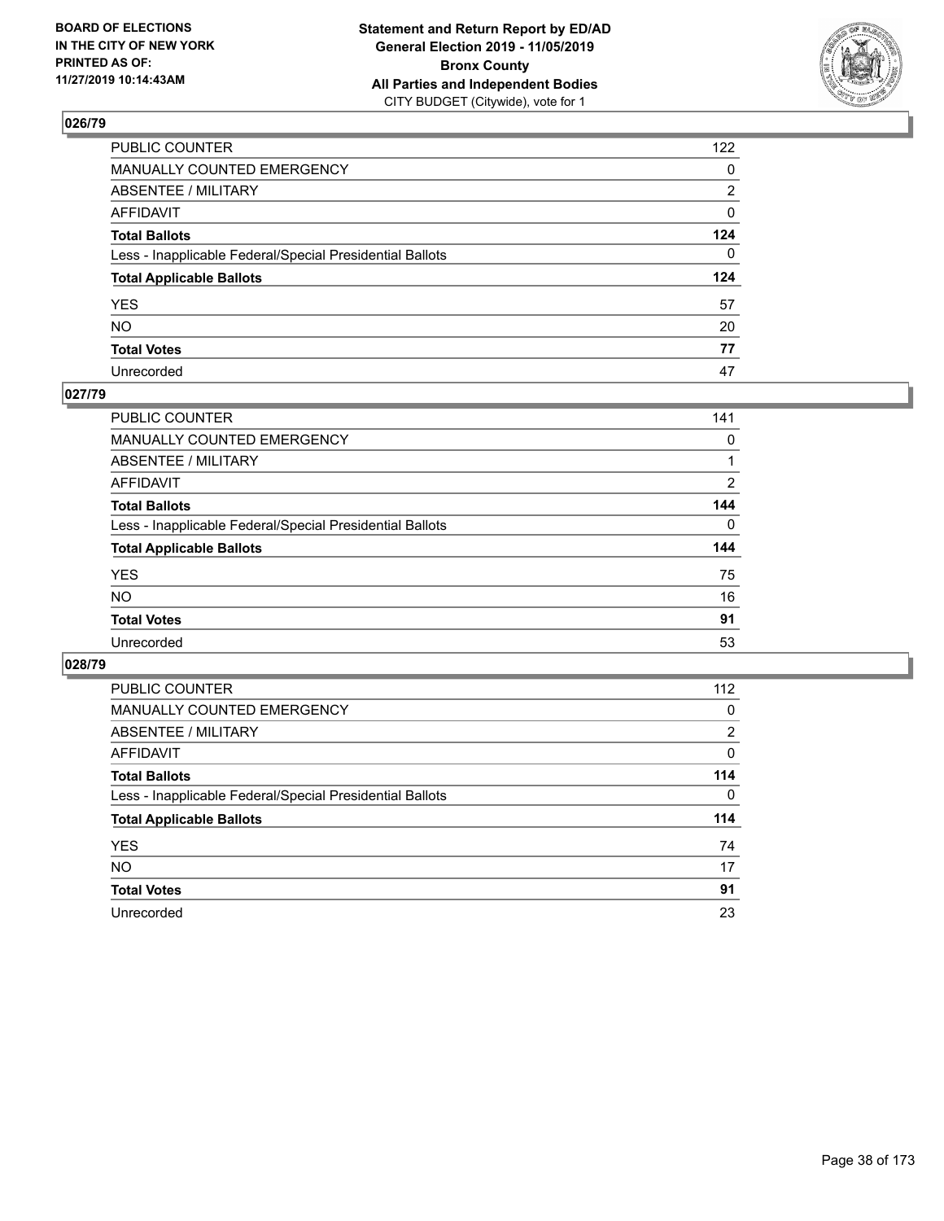BOARD OF ELECTIONS
IN THE CITY OF NEW YORK
PRINTED AS OF:
11/27/2019 10:14:43AM

**Statement and Return Report by ED/AD**
**General Election 2019 - 11/05/2019**
**Bronx County**
**All Parties and Independent Bodies**
CITY BUDGET (Citywide), vote for 1

## 026/79

| | |
|---|---|
| PUBLIC COUNTER | 122 |
| MANUALLY COUNTED EMERGENCY | 0 |
| ABSENTEE / MILITARY | 2 |
| AFFIDAVIT | 0 |
| **Total Ballots** | **124** |
| Less - Inapplicable Federal/Special Presidential Ballots | 0 |
| **Total Applicable Ballots** | **124** |
| YES | 57 |
| NO | 20 |
| **Total Votes** | **77** |
| Unrecorded | 47 |

## 027/79

| | |
|---|---|
| PUBLIC COUNTER | 141 |
| MANUALLY COUNTED EMERGENCY | 0 |
| ABSENTEE / MILITARY | 1 |
| AFFIDAVIT | 2 |
| **Total Ballots** | **144** |
| Less - Inapplicable Federal/Special Presidential Ballots | 0 |
| **Total Applicable Ballots** | **144** |
| YES | 75 |
| NO | 16 |
| **Total Votes** | **91** |
| Unrecorded | 53 |

## 028/79

| | |
|---|---|
| PUBLIC COUNTER | 112 |
| MANUALLY COUNTED EMERGENCY | 0 |
| ABSENTEE / MILITARY | 2 |
| AFFIDAVIT | 0 |
| **Total Ballots** | **114** |
| Less - Inapplicable Federal/Special Presidential Ballots | 0 |
| **Total Applicable Ballots** | **114** |
| YES | 74 |
| NO | 17 |
| **Total Votes** | **91** |
| Unrecorded | 23 |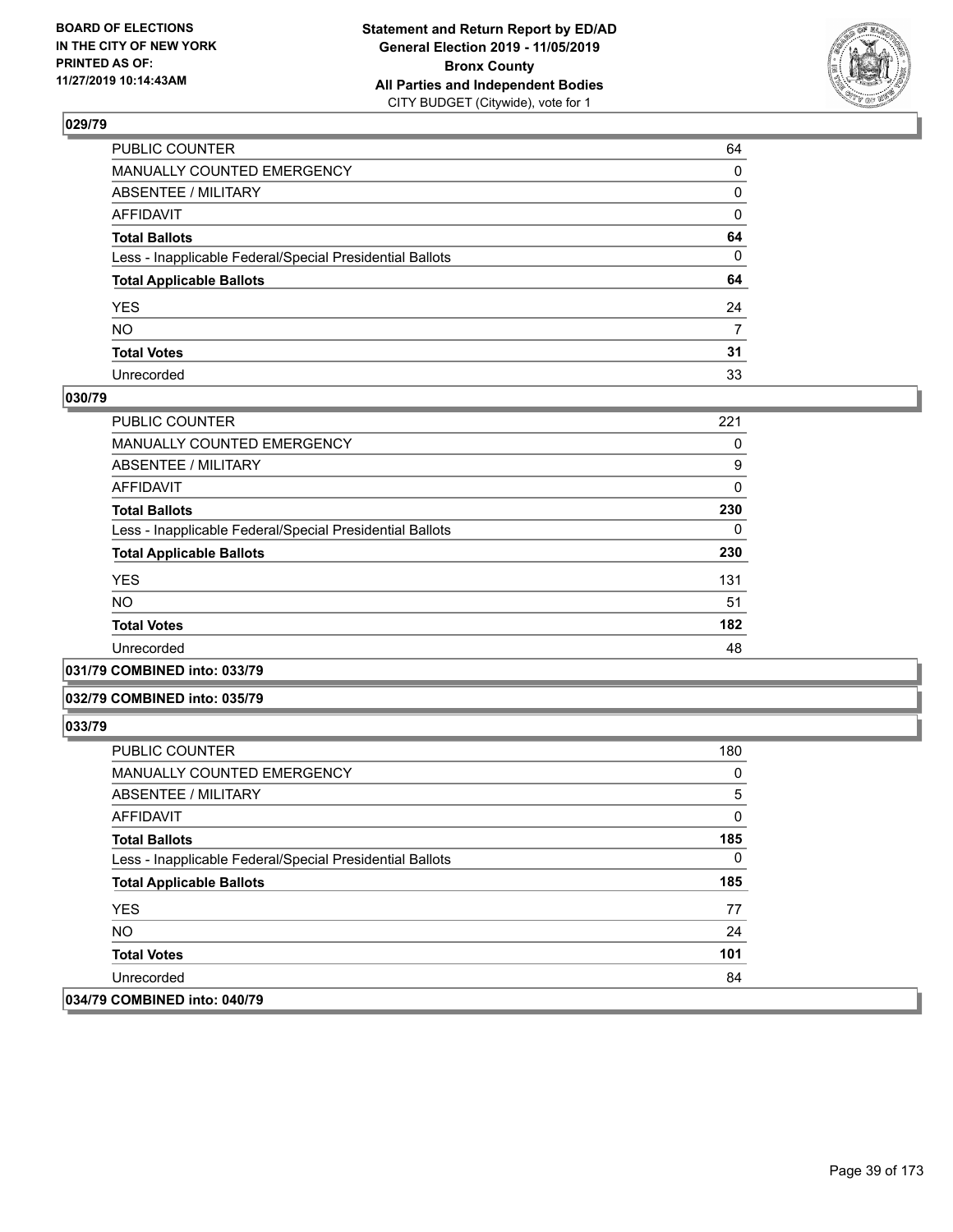**BOARD OF ELECTIONS IN THE CITY OF NEW YORK PRINTED AS OF: 11/27/2019 10:14:43AM**

**Statement and Return Report by ED/AD General Election 2019 - 11/05/2019 Bronx County All Parties and Independent Bodies**
CITY BUDGET (Citywide), vote for 1

### 029/79

| | |
|---|---|
| PUBLIC COUNTER | 64 |
| MANUALLY COUNTED EMERGENCY | 0 |
| ABSENTEE / MILITARY | 0 |
| AFFIDAVIT | 0 |
| **Total Ballots** | **64** |
| Less - Inapplicable Federal/Special Presidential Ballots | 0 |
| **Total Applicable Ballots** | **64** |
| YES | 24 |
| NO | 7 |
| **Total Votes** | **31** |
| Unrecorded | 33 |

### 030/79

| | |
|---|---|
| PUBLIC COUNTER | 221 |
| MANUALLY COUNTED EMERGENCY | 0 |
| ABSENTEE / MILITARY | 9 |
| AFFIDAVIT | 0 |
| **Total Ballots** | **230** |
| Less - Inapplicable Federal/Special Presidential Ballots | 0 |
| **Total Applicable Ballots** | **230** |
| YES | 131 |
| NO | 51 |
| **Total Votes** | **182** |
| Unrecorded | 48 |

### 031/79 COMBINED into: 033/79

### 032/79 COMBINED into: 035/79

### 033/79

| | |
|---|---|
| PUBLIC COUNTER | 180 |
| MANUALLY COUNTED EMERGENCY | 0 |
| ABSENTEE / MILITARY | 5 |
| AFFIDAVIT | 0 |
| **Total Ballots** | **185** |
| Less - Inapplicable Federal/Special Presidential Ballots | 0 |
| **Total Applicable Ballots** | **185** |
| YES | 77 |
| NO | 24 |
| **Total Votes** | **101** |
| Unrecorded | 84 |

### 034/79 COMBINED into: 040/79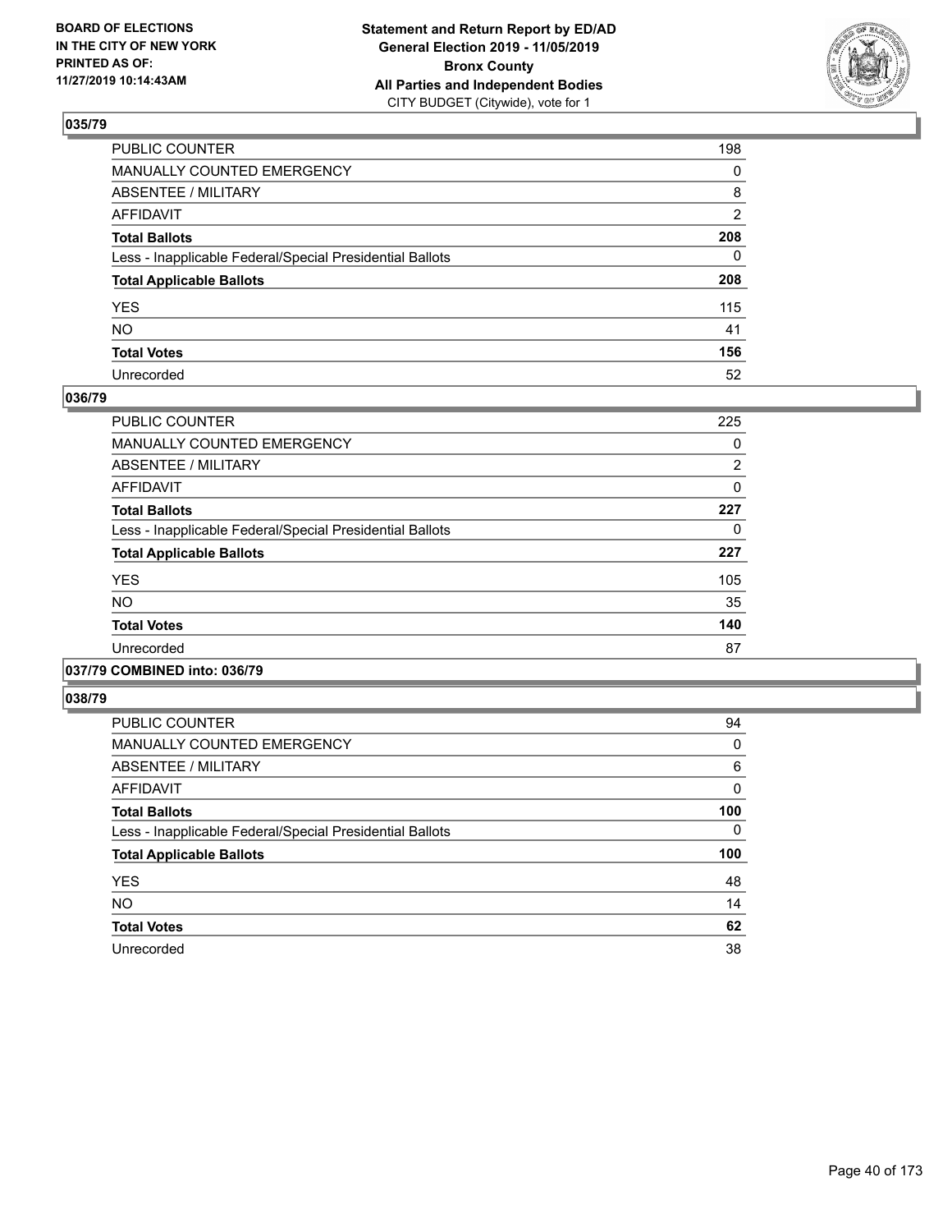**BOARD OF ELECTIONS IN THE CITY OF NEW YORK PRINTED AS OF: 11/27/2019 10:14:43AM**

**Statement and Return Report by ED/AD General Election 2019 - 11/05/2019 Bronx County All Parties and Independent Bodies** CITY BUDGET (Citywide), vote for 1

### 035/79

| | |
|---|---|
| PUBLIC COUNTER | 198 |
| MANUALLY COUNTED EMERGENCY | 0 |
| ABSENTEE / MILITARY | 8 |
| AFFIDAVIT | 2 |
| **Total Ballots** | **208** |
| Less - Inapplicable Federal/Special Presidential Ballots | 0 |
| **Total Applicable Ballots** | **208** |
| YES | 115 |
| NO | 41 |
| **Total Votes** | **156** |
| Unrecorded | 52 |

### 036/79

| | |
|---|---|
| PUBLIC COUNTER | 225 |
| MANUALLY COUNTED EMERGENCY | 0 |
| ABSENTEE / MILITARY | 2 |
| AFFIDAVIT | 0 |
| **Total Ballots** | **227** |
| Less - Inapplicable Federal/Special Presidential Ballots | 0 |
| **Total Applicable Ballots** | **227** |
| YES | 105 |
| NO | 35 |
| **Total Votes** | **140** |
| Unrecorded | 87 |

### 037/79 COMBINED into: 036/79

### 038/79

| | |
|---|---|
| PUBLIC COUNTER | 94 |
| MANUALLY COUNTED EMERGENCY | 0 |
| ABSENTEE / MILITARY | 6 |
| AFFIDAVIT | 0 |
| **Total Ballots** | **100** |
| Less - Inapplicable Federal/Special Presidential Ballots | 0 |
| **Total Applicable Ballots** | **100** |
| YES | 48 |
| NO | 14 |
| **Total Votes** | **62** |
| Unrecorded | 38 |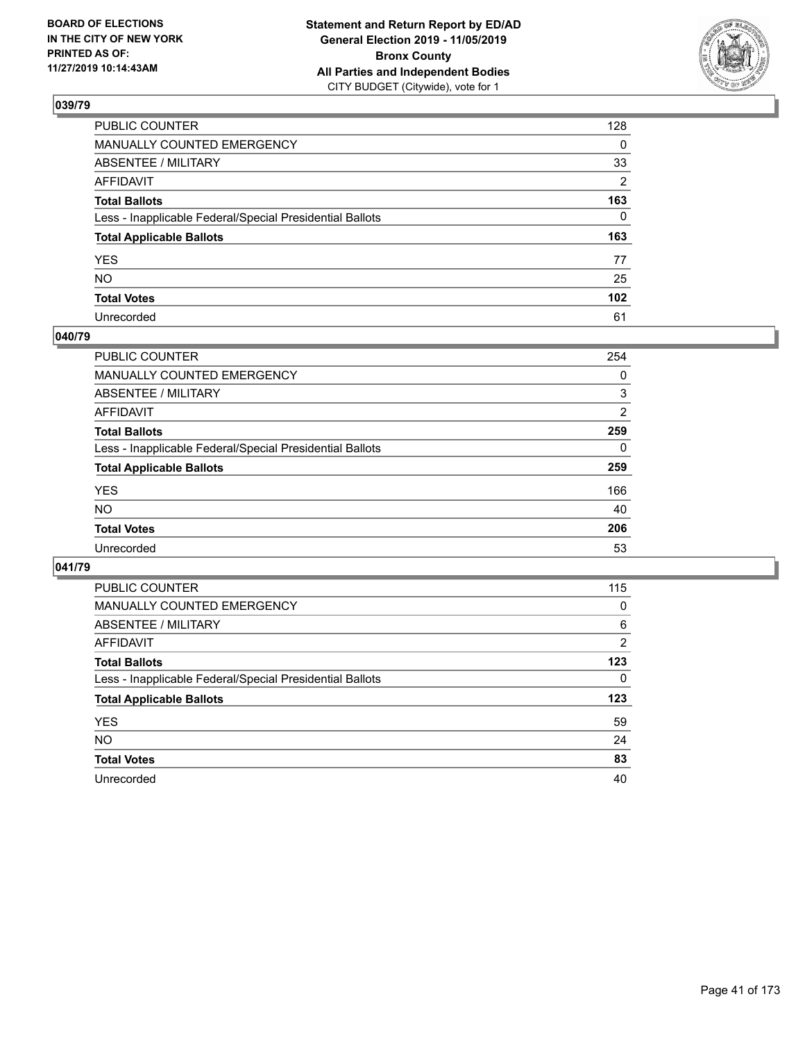BOARD OF ELECTIONS
IN THE CITY OF NEW YORK
PRINTED AS OF:
11/27/2019 10:14:43AM

**Statement and Return Report by ED/AD**
**General Election 2019 - 11/05/2019**
**Bronx County**
**All Parties and Independent Bodies**
CITY BUDGET (Citywide), vote for 1

### 039/79

| | |
|---|---|
| PUBLIC COUNTER | 128 |
| MANUALLY COUNTED EMERGENCY | 0 |
| ABSENTEE / MILITARY | 33 |
| AFFIDAVIT | 2 |
| **Total Ballots** | **163** |
| Less - Inapplicable Federal/Special Presidential Ballots | 0 |
| **Total Applicable Ballots** | **163** |
| YES | 77 |
| NO | 25 |
| **Total Votes** | **102** |
| Unrecorded | 61 |

### 040/79

| | |
|---|---|
| PUBLIC COUNTER | 254 |
| MANUALLY COUNTED EMERGENCY | 0 |
| ABSENTEE / MILITARY | 3 |
| AFFIDAVIT | 2 |
| **Total Ballots** | **259** |
| Less - Inapplicable Federal/Special Presidential Ballots | 0 |
| **Total Applicable Ballots** | **259** |
| YES | 166 |
| NO | 40 |
| **Total Votes** | **206** |
| Unrecorded | 53 |

### 041/79

| | |
|---|---|
| PUBLIC COUNTER | 115 |
| MANUALLY COUNTED EMERGENCY | 0 |
| ABSENTEE / MILITARY | 6 |
| AFFIDAVIT | 2 |
| **Total Ballots** | **123** |
| Less - Inapplicable Federal/Special Presidential Ballots | 0 |
| **Total Applicable Ballots** | **123** |
| YES | 59 |
| NO | 24 |
| **Total Votes** | **83** |
| Unrecorded | 40 |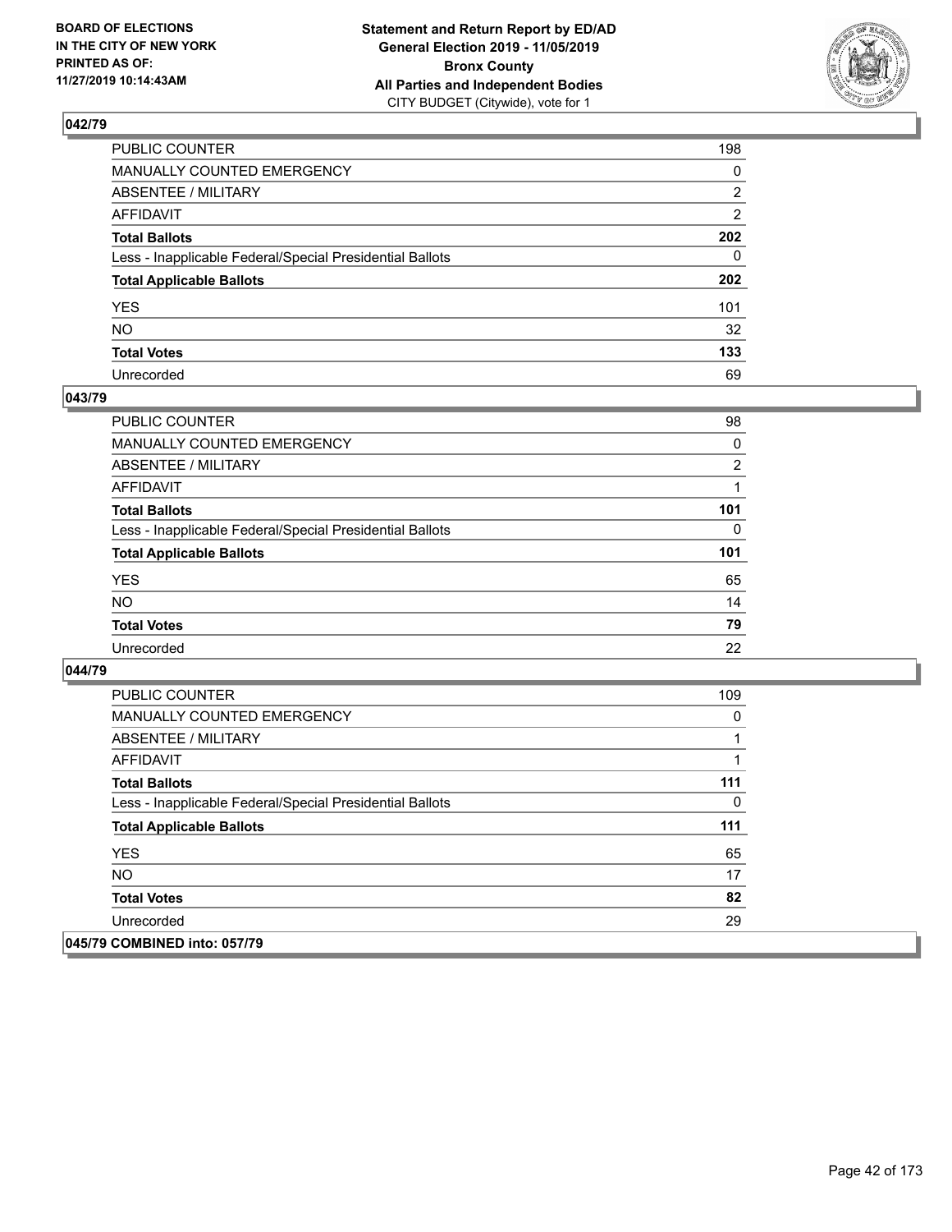## 042/79

| | |
|---|---|
| PUBLIC COUNTER | 198 |
| MANUALLY COUNTED EMERGENCY | 0 |
| ABSENTEE / MILITARY | 2 |
| AFFIDAVIT | 2 |
| **Total Ballots** | **202** |
| Less - Inapplicable Federal/Special Presidential Ballots | 0 |
| **Total Applicable Ballots** | **202** |
| YES | 101 |
| NO | 32 |
| **Total Votes** | **133** |
| Unrecorded | 69 |

## 043/79

| | |
|---|---|
| PUBLIC COUNTER | 98 |
| MANUALLY COUNTED EMERGENCY | 0 |
| ABSENTEE / MILITARY | 2 |
| AFFIDAVIT | 1 |
| **Total Ballots** | **101** |
| Less - Inapplicable Federal/Special Presidential Ballots | 0 |
| **Total Applicable Ballots** | **101** |
| YES | 65 |
| NO | 14 |
| **Total Votes** | **79** |
| Unrecorded | 22 |

## 044/79

| | |
|---|---|
| PUBLIC COUNTER | 109 |
| MANUALLY COUNTED EMERGENCY | 0 |
| ABSENTEE / MILITARY | 1 |
| AFFIDAVIT | 1 |
| **Total Ballots** | **111** |
| Less - Inapplicable Federal/Special Presidential Ballots | 0 |
| **Total Applicable Ballots** | **111** |
| YES | 65 |
| NO | 17 |
| **Total Votes** | **82** |
| Unrecorded | 29 |

## 045/79 COMBINED into: 057/79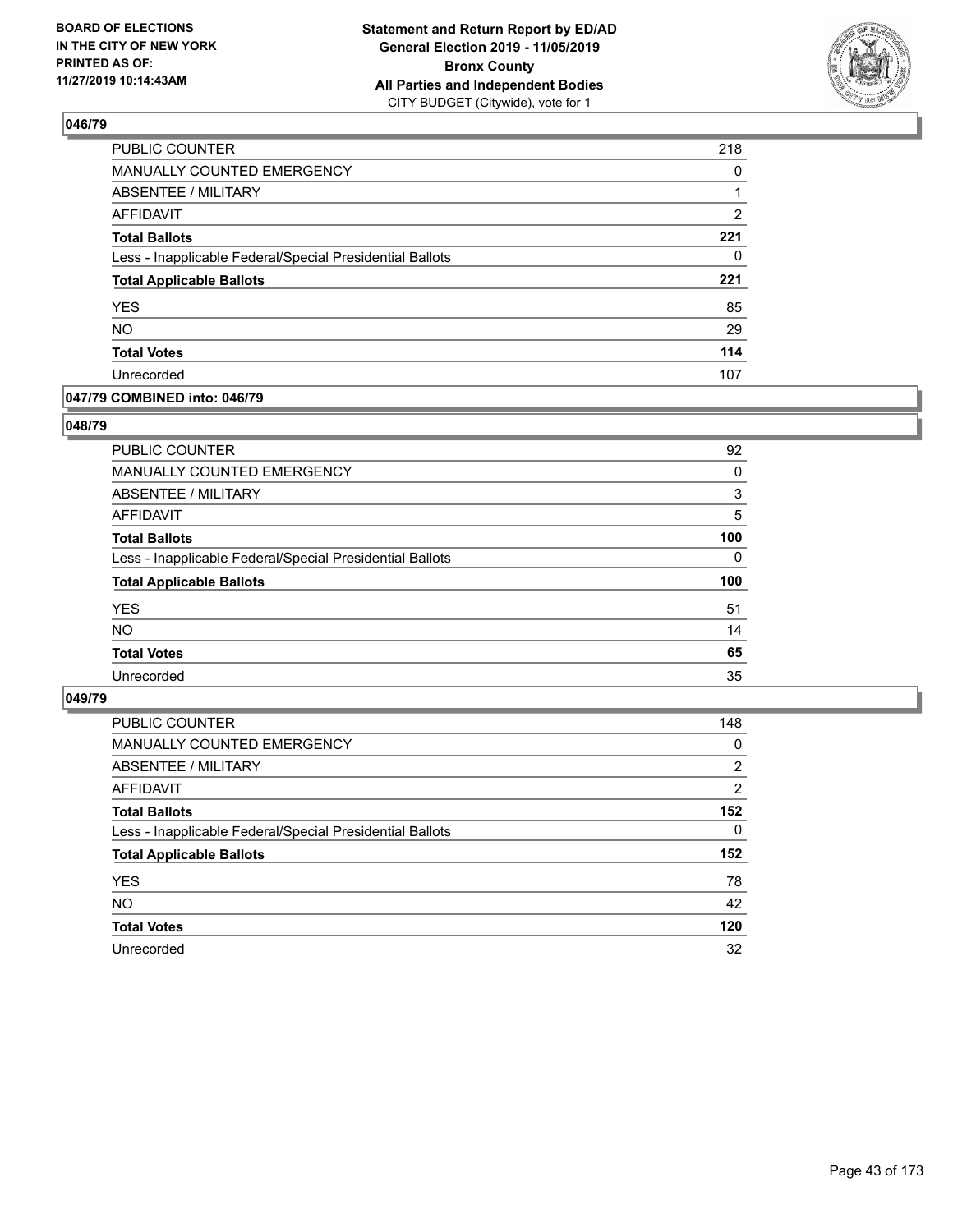BOARD OF ELECTIONS
IN THE CITY OF NEW YORK
PRINTED AS OF:
11/27/2019 10:14:43AM

**Statement and Return Report by ED/AD**
**General Election 2019 - 11/05/2019**
**Bronx County**
**All Parties and Independent Bodies**
CITY BUDGET (Citywide), vote for 1

## 046/79

| | |
|---|---|
| PUBLIC COUNTER | 218 |
| MANUALLY COUNTED EMERGENCY | 0 |
| ABSENTEE / MILITARY | 1 |
| AFFIDAVIT | 2 |
| **Total Ballots** | **221** |
| Less - Inapplicable Federal/Special Presidential Ballots | 0 |
| **Total Applicable Ballots** | **221** |
| YES | 85 |
| NO | 29 |
| **Total Votes** | **114** |
| Unrecorded | 107 |

## 047/79 COMBINED into: 046/79

## 048/79

| | |
|---|---|
| PUBLIC COUNTER | 92 |
| MANUALLY COUNTED EMERGENCY | 0 |
| ABSENTEE / MILITARY | 3 |
| AFFIDAVIT | 5 |
| **Total Ballots** | **100** |
| Less - Inapplicable Federal/Special Presidential Ballots | 0 |
| **Total Applicable Ballots** | **100** |
| YES | 51 |
| NO | 14 |
| **Total Votes** | **65** |
| Unrecorded | 35 |

## 049/79

| | |
|---|---|
| PUBLIC COUNTER | 148 |
| MANUALLY COUNTED EMERGENCY | 0 |
| ABSENTEE / MILITARY | 2 |
| AFFIDAVIT | 2 |
| **Total Ballots** | **152** |
| Less - Inapplicable Federal/Special Presidential Ballots | 0 |
| **Total Applicable Ballots** | **152** |
| YES | 78 |
| NO | 42 |
| **Total Votes** | **120** |
| Unrecorded | 32 |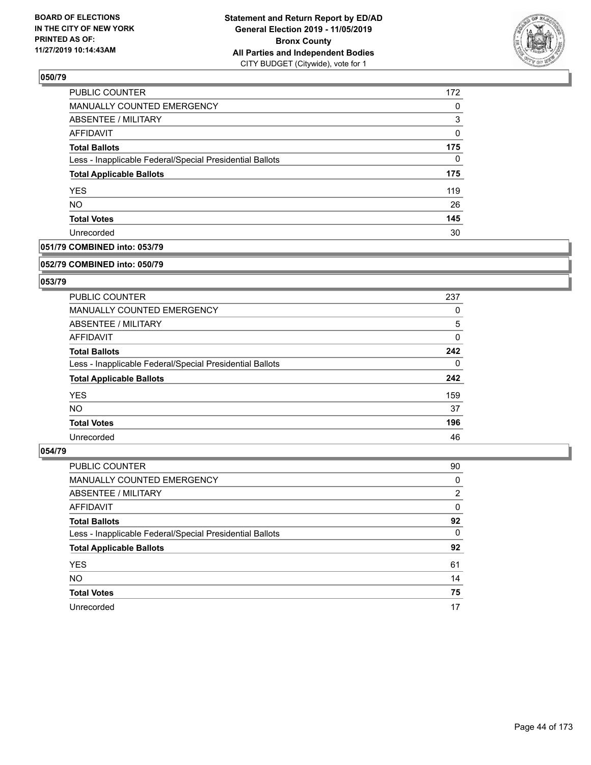BOARD OF ELECTIONS IN THE CITY OF NEW YORK PRINTED AS OF: 11/27/2019 10:14:43AM

**Statement and Return Report by ED/AD General Election 2019 - 11/05/2019 Bronx County All Parties and Independent Bodies** CITY BUDGET (Citywide), vote for 1

## 050/79

| | |
|---|---|
| PUBLIC COUNTER | 172 |
| MANUALLY COUNTED EMERGENCY | 0 |
| ABSENTEE / MILITARY | 3 |
| AFFIDAVIT | 0 |
| **Total Ballots** | **175** |
| Less - Inapplicable Federal/Special Presidential Ballots | 0 |
| **Total Applicable Ballots** | **175** |
| YES | 119 |
| NO | 26 |
| **Total Votes** | **145** |
| Unrecorded | 30 |

## 051/79 COMBINED into: 053/79

## 052/79 COMBINED into: 050/79

## 053/79

| | |
|---|---|
| PUBLIC COUNTER | 237 |
| MANUALLY COUNTED EMERGENCY | 0 |
| ABSENTEE / MILITARY | 5 |
| AFFIDAVIT | 0 |
| **Total Ballots** | **242** |
| Less - Inapplicable Federal/Special Presidential Ballots | 0 |
| **Total Applicable Ballots** | **242** |
| YES | 159 |
| NO | 37 |
| **Total Votes** | **196** |
| Unrecorded | 46 |

## 054/79

| | |
|---|---|
| PUBLIC COUNTER | 90 |
| MANUALLY COUNTED EMERGENCY | 0 |
| ABSENTEE / MILITARY | 2 |
| AFFIDAVIT | 0 |
| **Total Ballots** | **92** |
| Less - Inapplicable Federal/Special Presidential Ballots | 0 |
| **Total Applicable Ballots** | **92** |
| YES | 61 |
| NO | 14 |
| **Total Votes** | **75** |
| Unrecorded | 17 |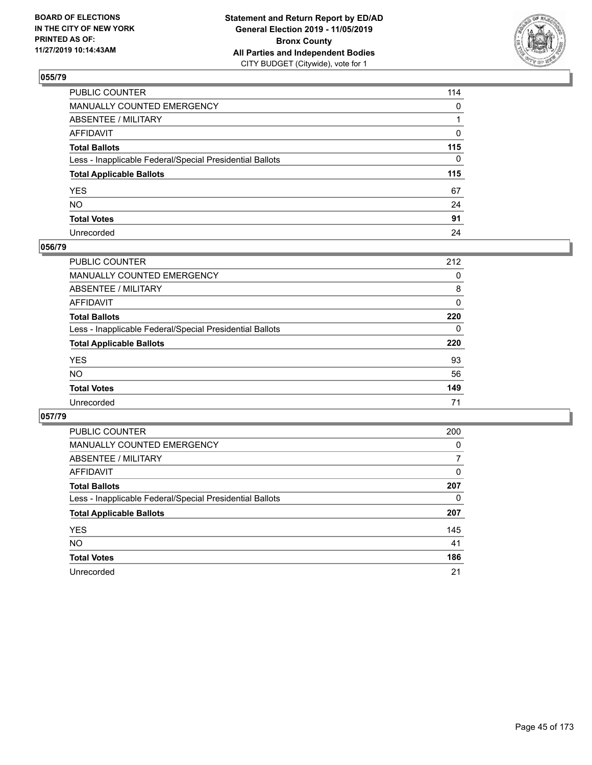**BOARD OF ELECTIONS IN THE CITY OF NEW YORK PRINTED AS OF: 11/27/2019 10:14:43AM**

**Statement and Return Report by ED/AD General Election 2019 - 11/05/2019 Bronx County All Parties and Independent Bodies**
CITY BUDGET (Citywide), vote for 1

## 055/79

| | |
|---|---|
| PUBLIC COUNTER | 114 |
| MANUALLY COUNTED EMERGENCY | 0 |
| ABSENTEE / MILITARY | 1 |
| AFFIDAVIT | 0 |
| **Total Ballots** | **115** |
| Less - Inapplicable Federal/Special Presidential Ballots | 0 |
| **Total Applicable Ballots** | **115** |
| YES | 67 |
| NO | 24 |
| **Total Votes** | **91** |
| Unrecorded | 24 |

## 056/79

| | |
|---|---|
| PUBLIC COUNTER | 212 |
| MANUALLY COUNTED EMERGENCY | 0 |
| ABSENTEE / MILITARY | 8 |
| AFFIDAVIT | 0 |
| **Total Ballots** | **220** |
| Less - Inapplicable Federal/Special Presidential Ballots | 0 |
| **Total Applicable Ballots** | **220** |
| YES | 93 |
| NO | 56 |
| **Total Votes** | **149** |
| Unrecorded | 71 |

## 057/79

| | |
|---|---|
| PUBLIC COUNTER | 200 |
| MANUALLY COUNTED EMERGENCY | 0 |
| ABSENTEE / MILITARY | 7 |
| AFFIDAVIT | 0 |
| **Total Ballots** | **207** |
| Less - Inapplicable Federal/Special Presidential Ballots | 0 |
| **Total Applicable Ballots** | **207** |
| YES | 145 |
| NO | 41 |
| **Total Votes** | **186** |
| Unrecorded | 21 |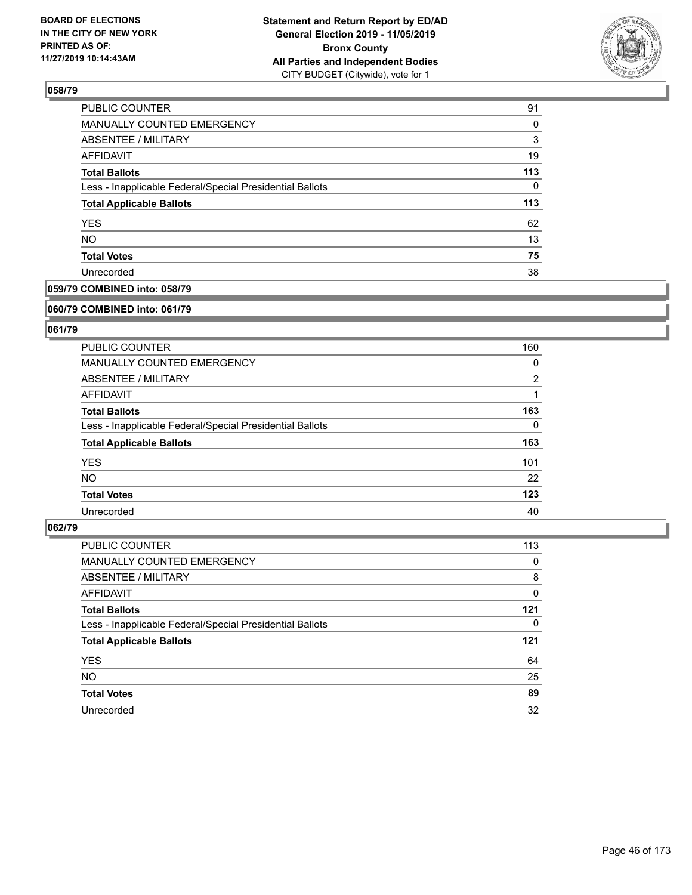BOARD OF ELECTIONS
IN THE CITY OF NEW YORK
PRINTED AS OF:
11/27/2019 10:14:43AM

**Statement and Return Report by ED/AD**
**General Election 2019 - 11/05/2019**
**Bronx County**
**All Parties and Independent Bodies**
CITY BUDGET (Citywide), vote for 1

### 058/79

| | |
|---|---|
| PUBLIC COUNTER | 91 |
| MANUALLY COUNTED EMERGENCY | 0 |
| ABSENTEE / MILITARY | 3 |
| AFFIDAVIT | 19 |
| **Total Ballots** | **113** |
| Less - Inapplicable Federal/Special Presidential Ballots | 0 |
| **Total Applicable Ballots** | **113** |
| YES | 62 |
| NO | 13 |
| **Total Votes** | **75** |
| Unrecorded | 38 |

### 059/79 COMBINED into: 058/79

### 060/79 COMBINED into: 061/79

### 061/79

| | |
|---|---|
| PUBLIC COUNTER | 160 |
| MANUALLY COUNTED EMERGENCY | 0 |
| ABSENTEE / MILITARY | 2 |
| AFFIDAVIT | 1 |
| **Total Ballots** | **163** |
| Less - Inapplicable Federal/Special Presidential Ballots | 0 |
| **Total Applicable Ballots** | **163** |
| YES | 101 |
| NO | 22 |
| **Total Votes** | **123** |
| Unrecorded | 40 |

### 062/79

| | |
|---|---|
| PUBLIC COUNTER | 113 |
| MANUALLY COUNTED EMERGENCY | 0 |
| ABSENTEE / MILITARY | 8 |
| AFFIDAVIT | 0 |
| **Total Ballots** | **121** |
| Less - Inapplicable Federal/Special Presidential Ballots | 0 |
| **Total Applicable Ballots** | **121** |
| YES | 64 |
| NO | 25 |
| **Total Votes** | **89** |
| Unrecorded | 32 |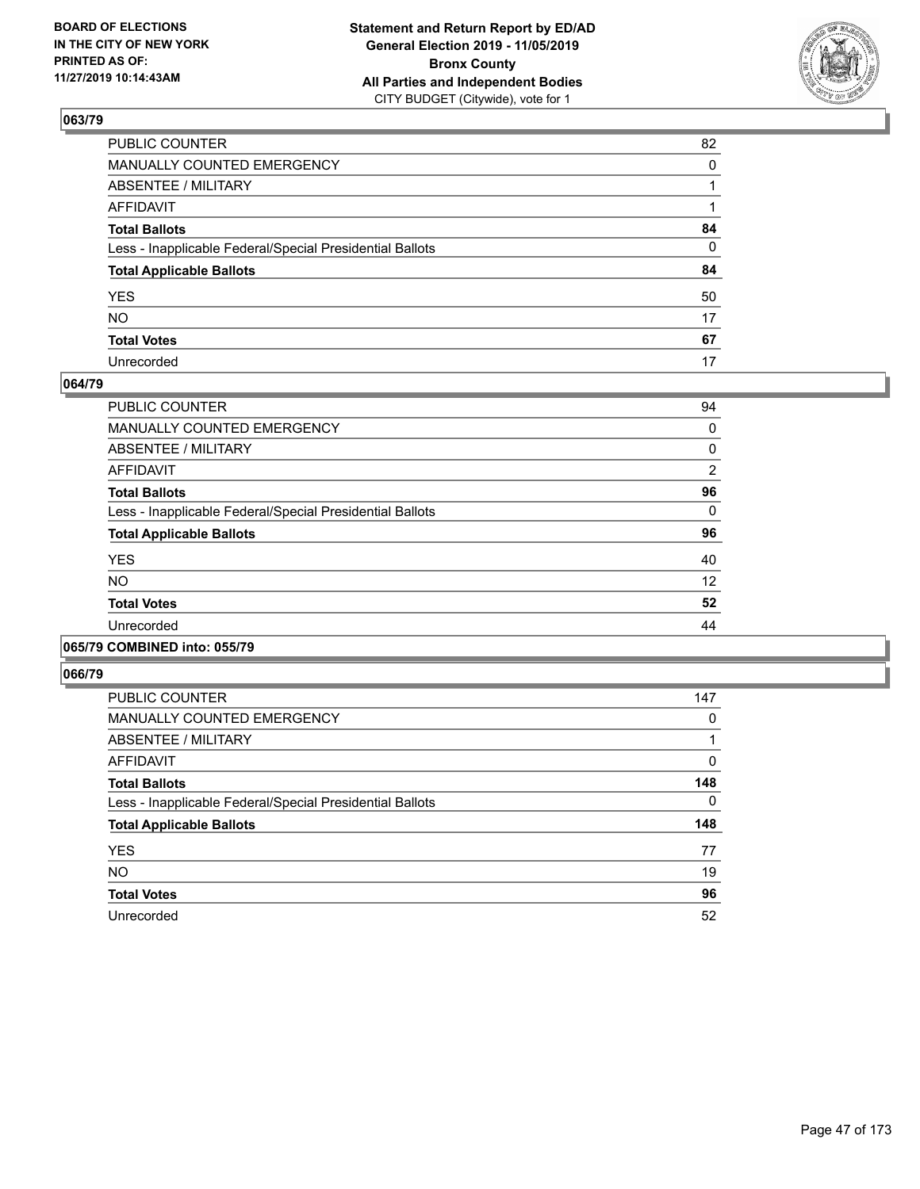**BOARD OF ELECTIONS IN THE CITY OF NEW YORK PRINTED AS OF: 11/27/2019 10:14:43AM**

**Statement and Return Report by ED/AD General Election 2019 - 11/05/2019 Bronx County All Parties and Independent Bodies**
CITY BUDGET (Citywide), vote for 1

### 063/79

| | |
|---|---|
| PUBLIC COUNTER | 82 |
| MANUALLY COUNTED EMERGENCY | 0 |
| ABSENTEE / MILITARY | 1 |
| AFFIDAVIT | 1 |
| **Total Ballots** | **84** |
| Less - Inapplicable Federal/Special Presidential Ballots | 0 |
| **Total Applicable Ballots** | **84** |
| YES | 50 |
| NO | 17 |
| **Total Votes** | **67** |
| Unrecorded | 17 |

### 064/79

| | |
|---|---|
| PUBLIC COUNTER | 94 |
| MANUALLY COUNTED EMERGENCY | 0 |
| ABSENTEE / MILITARY | 0 |
| AFFIDAVIT | 2 |
| **Total Ballots** | **96** |
| Less - Inapplicable Federal/Special Presidential Ballots | 0 |
| **Total Applicable Ballots** | **96** |
| YES | 40 |
| NO | 12 |
| **Total Votes** | **52** |
| Unrecorded | 44 |

### 065/79 COMBINED into: 055/79

### 066/79

| | |
|---|---|
| PUBLIC COUNTER | 147 |
| MANUALLY COUNTED EMERGENCY | 0 |
| ABSENTEE / MILITARY | 1 |
| AFFIDAVIT | 0 |
| **Total Ballots** | **148** |
| Less - Inapplicable Federal/Special Presidential Ballots | 0 |
| **Total Applicable Ballots** | **148** |
| YES | 77 |
| NO | 19 |
| **Total Votes** | **96** |
| Unrecorded | 52 |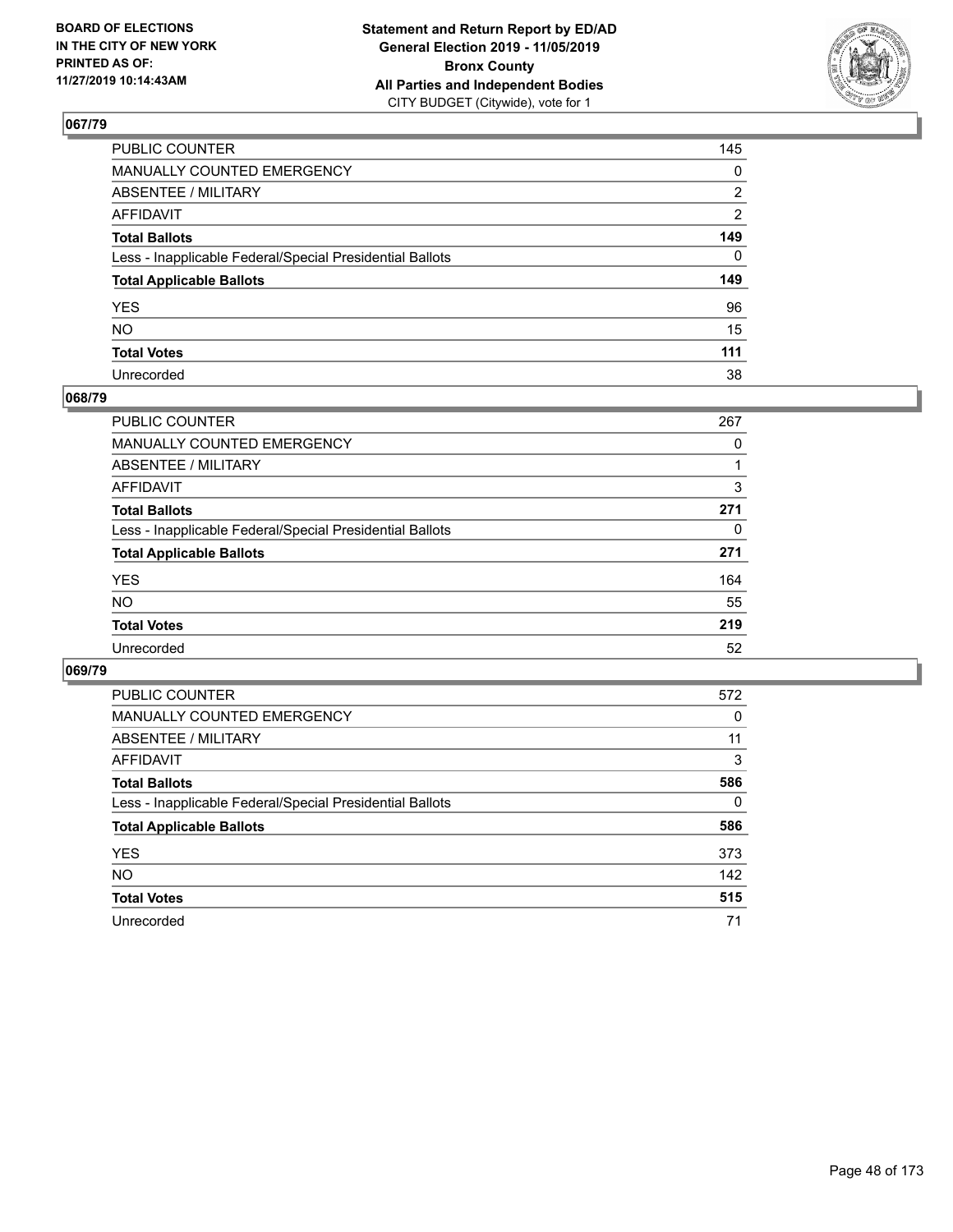BOARD OF ELECTIONS
IN THE CITY OF NEW YORK
PRINTED AS OF:
11/27/2019 10:14:43AM

**Statement and Return Report by ED/AD**
**General Election 2019 - 11/05/2019**
**Bronx County**
**All Parties and Independent Bodies**
CITY BUDGET (Citywide), vote for 1

## 067/79

| | |
|---|---|
| PUBLIC COUNTER | 145 |
| MANUALLY COUNTED EMERGENCY | 0 |
| ABSENTEE / MILITARY | 2 |
| AFFIDAVIT | 2 |
| **Total Ballots** | **149** |
| Less - Inapplicable Federal/Special Presidential Ballots | 0 |
| **Total Applicable Ballots** | **149** |
| YES | 96 |
| NO | 15 |
| **Total Votes** | **111** |
| Unrecorded | 38 |

## 068/79

| | |
|---|---|
| PUBLIC COUNTER | 267 |
| MANUALLY COUNTED EMERGENCY | 0 |
| ABSENTEE / MILITARY | 1 |
| AFFIDAVIT | 3 |
| **Total Ballots** | **271** |
| Less - Inapplicable Federal/Special Presidential Ballots | 0 |
| **Total Applicable Ballots** | **271** |
| YES | 164 |
| NO | 55 |
| **Total Votes** | **219** |
| Unrecorded | 52 |

## 069/79

| | |
|---|---|
| PUBLIC COUNTER | 572 |
| MANUALLY COUNTED EMERGENCY | 0 |
| ABSENTEE / MILITARY | 11 |
| AFFIDAVIT | 3 |
| **Total Ballots** | **586** |
| Less - Inapplicable Federal/Special Presidential Ballots | 0 |
| **Total Applicable Ballots** | **586** |
| YES | 373 |
| NO | 142 |
| **Total Votes** | **515** |
| Unrecorded | 71 |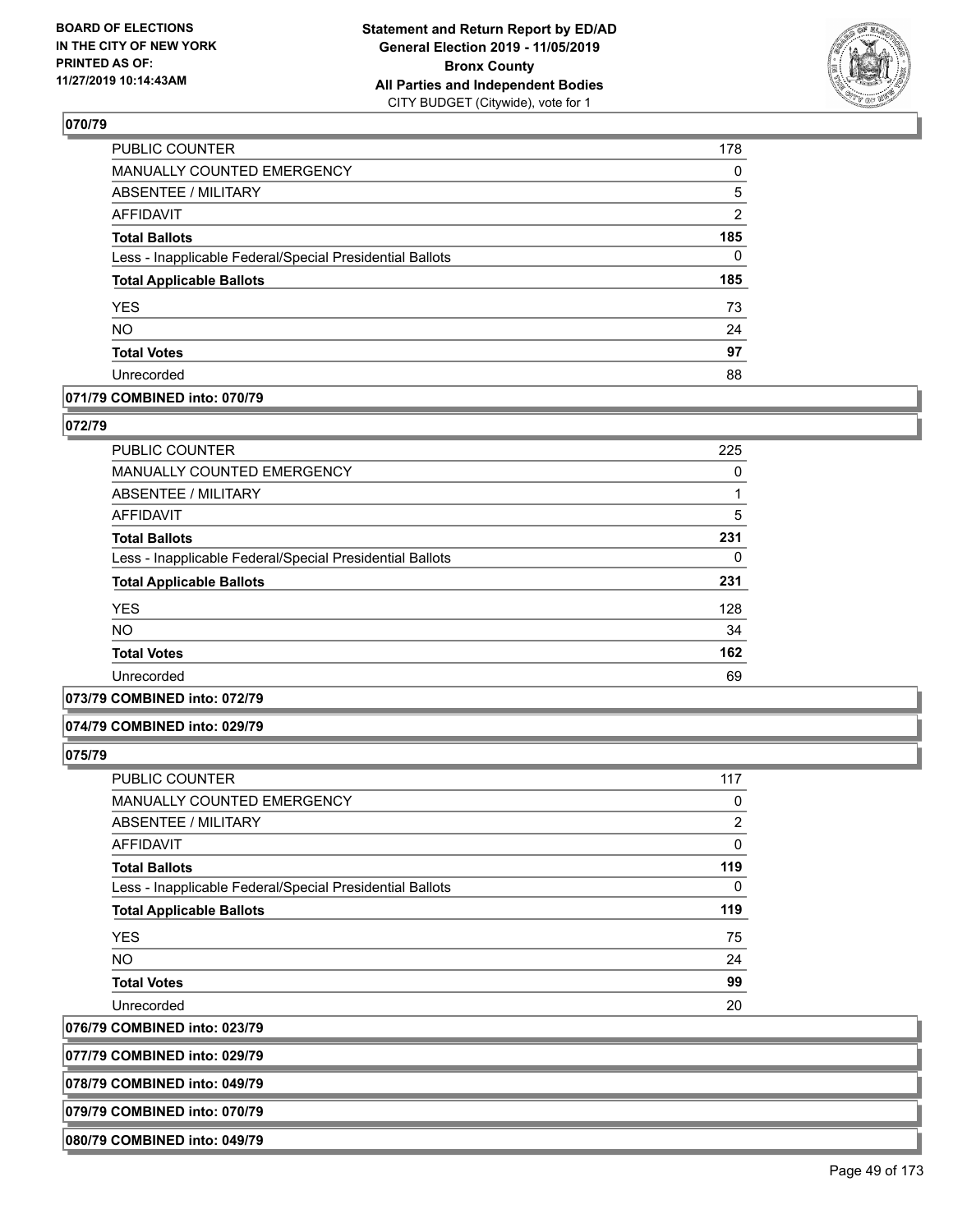## 070/79

| | |
|---|---|
| PUBLIC COUNTER | 178 |
| MANUALLY COUNTED EMERGENCY | 0 |
| ABSENTEE / MILITARY | 5 |
| AFFIDAVIT | 2 |
| **Total Ballots** | **185** |
| Less - Inapplicable Federal/Special Presidential Ballots | 0 |
| **Total Applicable Ballots** | **185** |
| YES | 73 |
| NO | 24 |
| **Total Votes** | **97** |
| Unrecorded | 88 |

## 071/79 COMBINED into: 070/79

## 072/79

| | |
|---|---|
| PUBLIC COUNTER | 225 |
| MANUALLY COUNTED EMERGENCY | 0 |
| ABSENTEE / MILITARY | 1 |
| AFFIDAVIT | 5 |
| **Total Ballots** | **231** |
| Less - Inapplicable Federal/Special Presidential Ballots | 0 |
| **Total Applicable Ballots** | **231** |
| YES | 128 |
| NO | 34 |
| **Total Votes** | **162** |
| Unrecorded | 69 |

## 073/79 COMBINED into: 072/79

## 074/79 COMBINED into: 029/79

## 075/79

| | |
|---|---|
| PUBLIC COUNTER | 117 |
| MANUALLY COUNTED EMERGENCY | 0 |
| ABSENTEE / MILITARY | 2 |
| AFFIDAVIT | 0 |
| **Total Ballots** | **119** |
| Less - Inapplicable Federal/Special Presidential Ballots | 0 |
| **Total Applicable Ballots** | **119** |
| YES | 75 |
| NO | 24 |
| **Total Votes** | **99** |
| Unrecorded | 20 |

## 076/79 COMBINED into: 023/79

## 077/79 COMBINED into: 029/79

## 078/79 COMBINED into: 049/79

## 079/79 COMBINED into: 070/79

## 080/79 COMBINED into: 049/79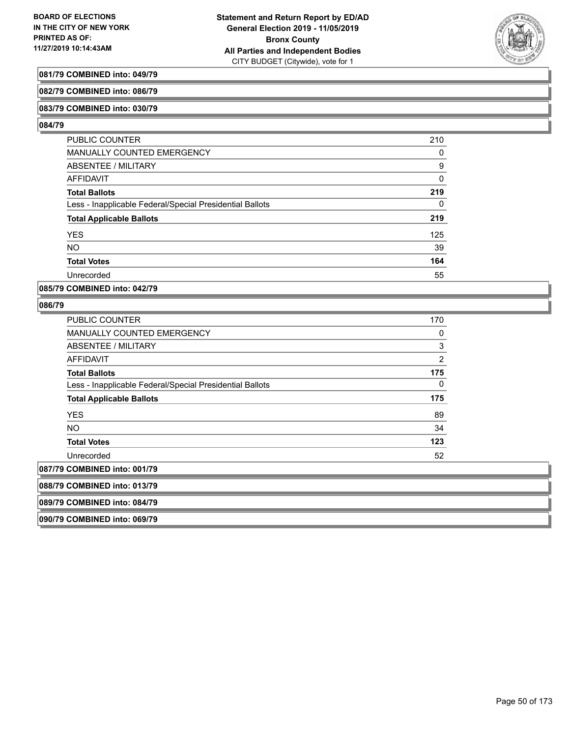**081/79 COMBINED into: 049/79**

**082/79 COMBINED into: 086/79**

**083/79 COMBINED into: 030/79**

**084/79**

| | |
|---|---|
| PUBLIC COUNTER | 210 |
| MANUALLY COUNTED EMERGENCY | 0 |
| ABSENTEE / MILITARY | 9 |
| AFFIDAVIT | 0 |
| **Total Ballots** | **219** |
| Less - Inapplicable Federal/Special Presidential Ballots | 0 |
| **Total Applicable Ballots** | **219** |
| YES | 125 |
| NO | 39 |
| **Total Votes** | **164** |
| Unrecorded | 55 |

**085/79 COMBINED into: 042/79**

**086/79**

| | |
|---|---|
| PUBLIC COUNTER | 170 |
| MANUALLY COUNTED EMERGENCY | 0 |
| ABSENTEE / MILITARY | 3 |
| AFFIDAVIT | 2 |
| **Total Ballots** | **175** |
| Less - Inapplicable Federal/Special Presidential Ballots | 0 |
| **Total Applicable Ballots** | **175** |
| YES | 89 |
| NO | 34 |
| **Total Votes** | **123** |
| Unrecorded | 52 |

**087/79 COMBINED into: 001/79**

**088/79 COMBINED into: 013/79**

**089/79 COMBINED into: 084/79**

**090/79 COMBINED into: 069/79**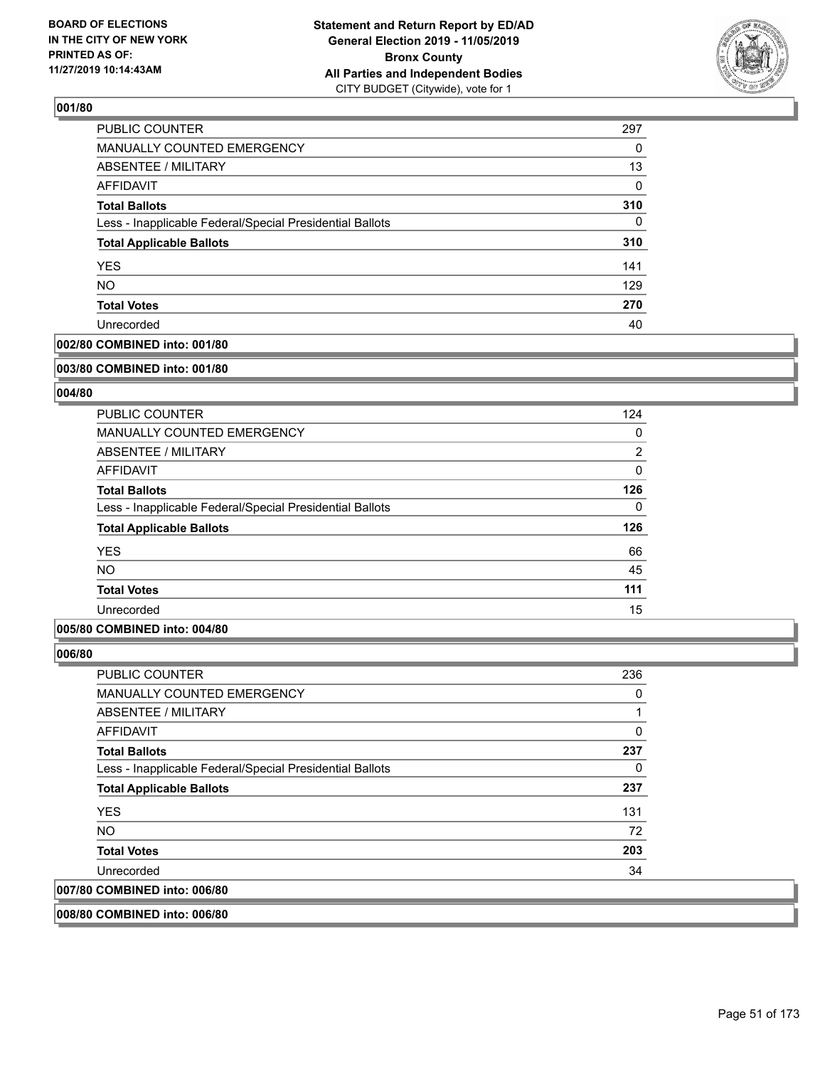### 001/80

| | |
|---|---|
| PUBLIC COUNTER | 297 |
| MANUALLY COUNTED EMERGENCY | 0 |
| ABSENTEE / MILITARY | 13 |
| AFFIDAVIT | 0 |
| **Total Ballots** | **310** |
| Less - Inapplicable Federal/Special Presidential Ballots | 0 |
| **Total Applicable Ballots** | **310** |
| YES | 141 |
| NO | 129 |
| **Total Votes** | **270** |
| Unrecorded | 40 |

### 002/80 COMBINED into: 001/80

### 003/80 COMBINED into: 001/80

### 004/80

| | |
|---|---|
| PUBLIC COUNTER | 124 |
| MANUALLY COUNTED EMERGENCY | 0 |
| ABSENTEE / MILITARY | 2 |
| AFFIDAVIT | 0 |
| **Total Ballots** | **126** |
| Less - Inapplicable Federal/Special Presidential Ballots | 0 |
| **Total Applicable Ballots** | **126** |
| YES | 66 |
| NO | 45 |
| **Total Votes** | **111** |
| Unrecorded | 15 |

### 005/80 COMBINED into: 004/80

### 006/80

| | |
|---|---|
| PUBLIC COUNTER | 236 |
| MANUALLY COUNTED EMERGENCY | 0 |
| ABSENTEE / MILITARY | 1 |
| AFFIDAVIT | 0 |
| **Total Ballots** | **237** |
| Less - Inapplicable Federal/Special Presidential Ballots | 0 |
| **Total Applicable Ballots** | **237** |
| YES | 131 |
| NO | 72 |
| **Total Votes** | **203** |
| Unrecorded | 34 |

### 007/80 COMBINED into: 006/80

### 008/80 COMBINED into: 006/80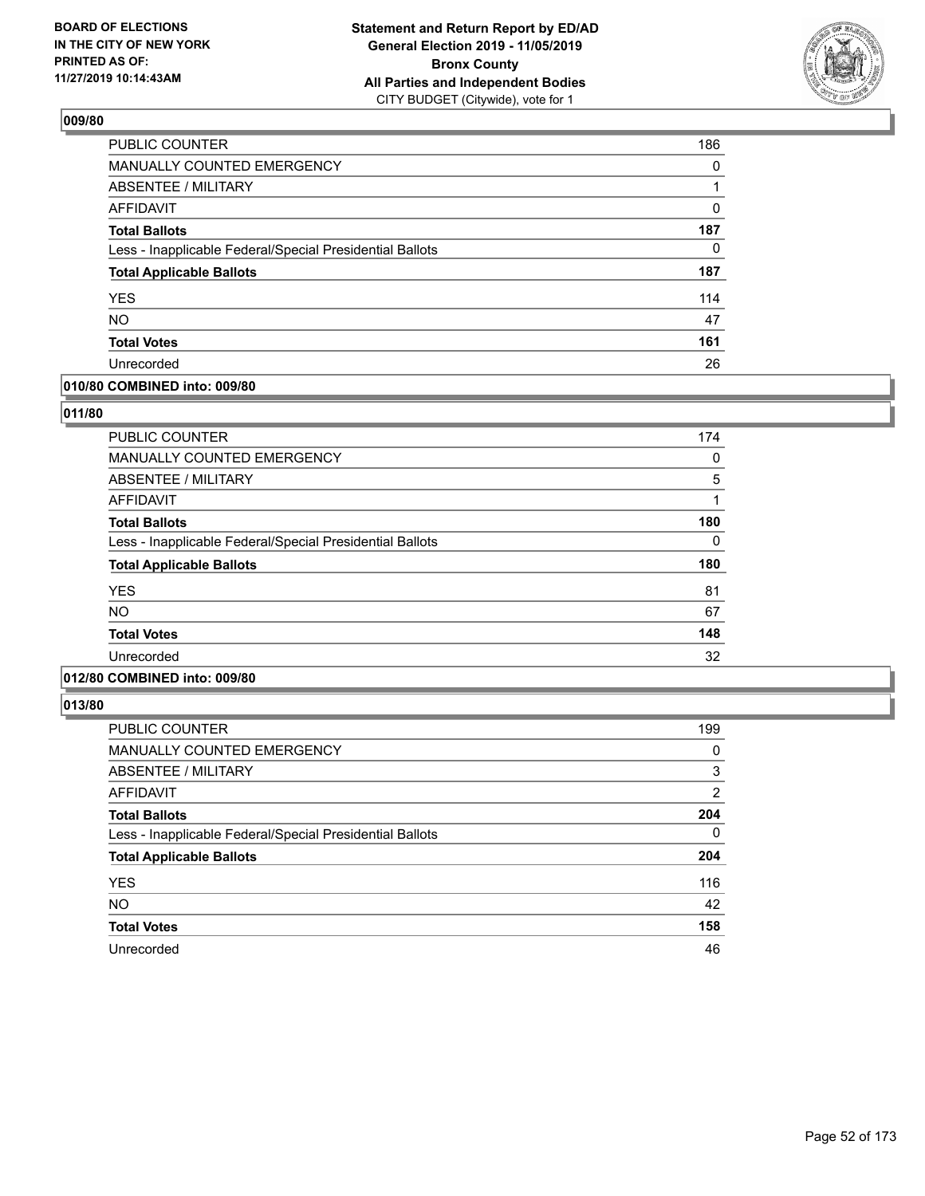## 009/80

| | |
|---|---|
| PUBLIC COUNTER | 186 |
| MANUALLY COUNTED EMERGENCY | 0 |
| ABSENTEE / MILITARY | 1 |
| AFFIDAVIT | 0 |
| **Total Ballots** | **187** |
| Less - Inapplicable Federal/Special Presidential Ballots | 0 |
| **Total Applicable Ballots** | **187** |
| YES | 114 |
| NO | 47 |
| **Total Votes** | **161** |
| Unrecorded | 26 |

## 010/80 COMBINED into: 009/80

## 011/80

| | |
|---|---|
| PUBLIC COUNTER | 174 |
| MANUALLY COUNTED EMERGENCY | 0 |
| ABSENTEE / MILITARY | 5 |
| AFFIDAVIT | 1 |
| **Total Ballots** | **180** |
| Less - Inapplicable Federal/Special Presidential Ballots | 0 |
| **Total Applicable Ballots** | **180** |
| YES | 81 |
| NO | 67 |
| **Total Votes** | **148** |
| Unrecorded | 32 |

## 012/80 COMBINED into: 009/80

## 013/80

| | |
|---|---|
| PUBLIC COUNTER | 199 |
| MANUALLY COUNTED EMERGENCY | 0 |
| ABSENTEE / MILITARY | 3 |
| AFFIDAVIT | 2 |
| **Total Ballots** | **204** |
| Less - Inapplicable Federal/Special Presidential Ballots | 0 |
| **Total Applicable Ballots** | **204** |
| YES | 116 |
| NO | 42 |
| **Total Votes** | **158** |
| Unrecorded | 46 |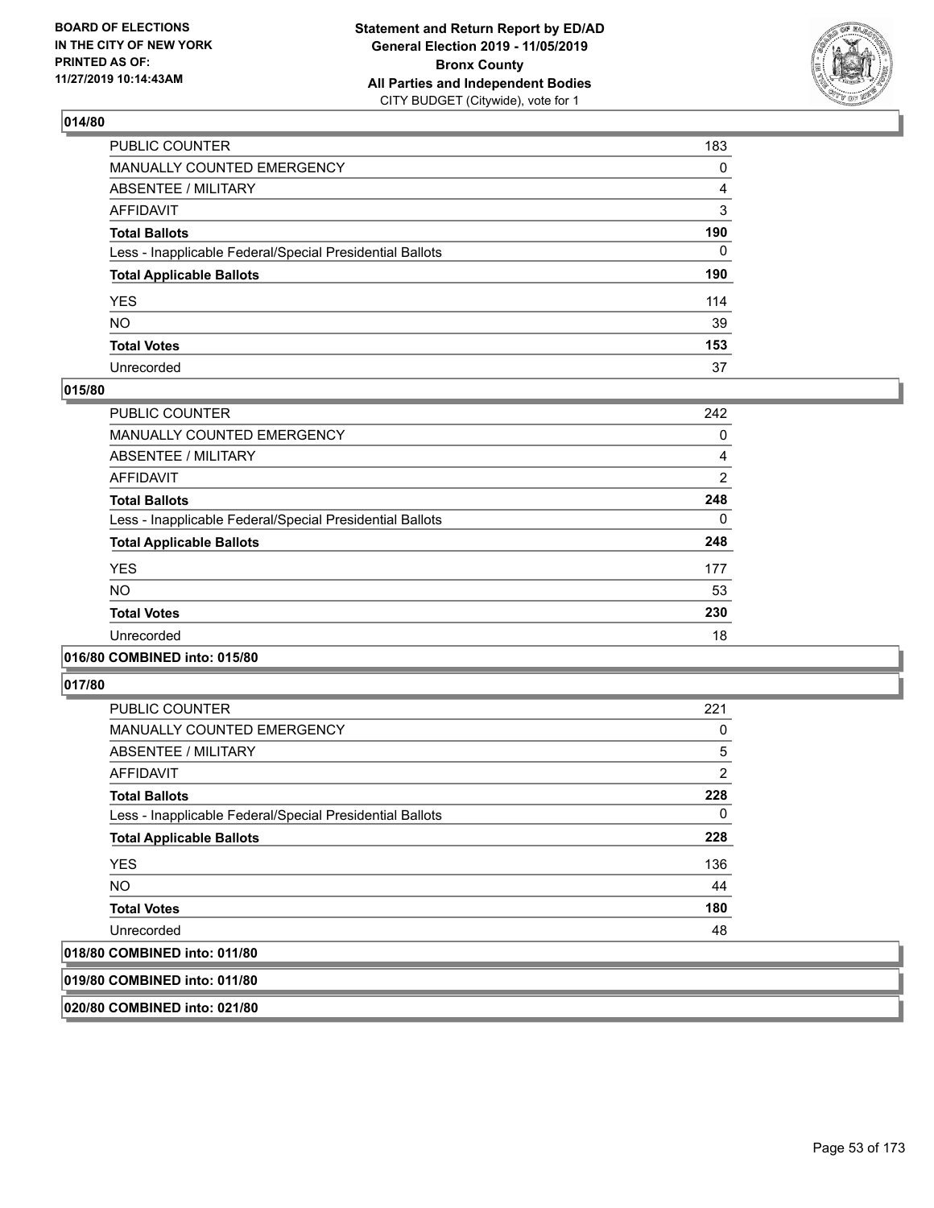**BOARD OF ELECTIONS IN THE CITY OF NEW YORK PRINTED AS OF: 11/27/2019 10:14:43AM**

**Statement and Return Report by ED/AD General Election 2019 - 11/05/2019 Bronx County All Parties and Independent Bodies**
CITY BUDGET (Citywide), vote for 1

## 014/80

| | |
|---|---|
| PUBLIC COUNTER | 183 |
| MANUALLY COUNTED EMERGENCY | 0 |
| ABSENTEE / MILITARY | 4 |
| AFFIDAVIT | 3 |
| **Total Ballots** | **190** |
| Less - Inapplicable Federal/Special Presidential Ballots | 0 |
| **Total Applicable Ballots** | **190** |
| YES | 114 |
| NO | 39 |
| **Total Votes** | **153** |
| Unrecorded | 37 |

## 015/80

| | |
|---|---|
| PUBLIC COUNTER | 242 |
| MANUALLY COUNTED EMERGENCY | 0 |
| ABSENTEE / MILITARY | 4 |
| AFFIDAVIT | 2 |
| **Total Ballots** | **248** |
| Less - Inapplicable Federal/Special Presidential Ballots | 0 |
| **Total Applicable Ballots** | **248** |
| YES | 177 |
| NO | 53 |
| **Total Votes** | **230** |
| Unrecorded | 18 |

## 016/80 COMBINED into: 015/80

## 017/80

| | |
|---|---|
| PUBLIC COUNTER | 221 |
| MANUALLY COUNTED EMERGENCY | 0 |
| ABSENTEE / MILITARY | 5 |
| AFFIDAVIT | 2 |
| **Total Ballots** | **228** |
| Less - Inapplicable Federal/Special Presidential Ballots | 0 |
| **Total Applicable Ballots** | **228** |
| YES | 136 |
| NO | 44 |
| **Total Votes** | **180** |
| Unrecorded | 48 |

## 018/80 COMBINED into: 011/80

## 019/80 COMBINED into: 011/80

## 020/80 COMBINED into: 021/80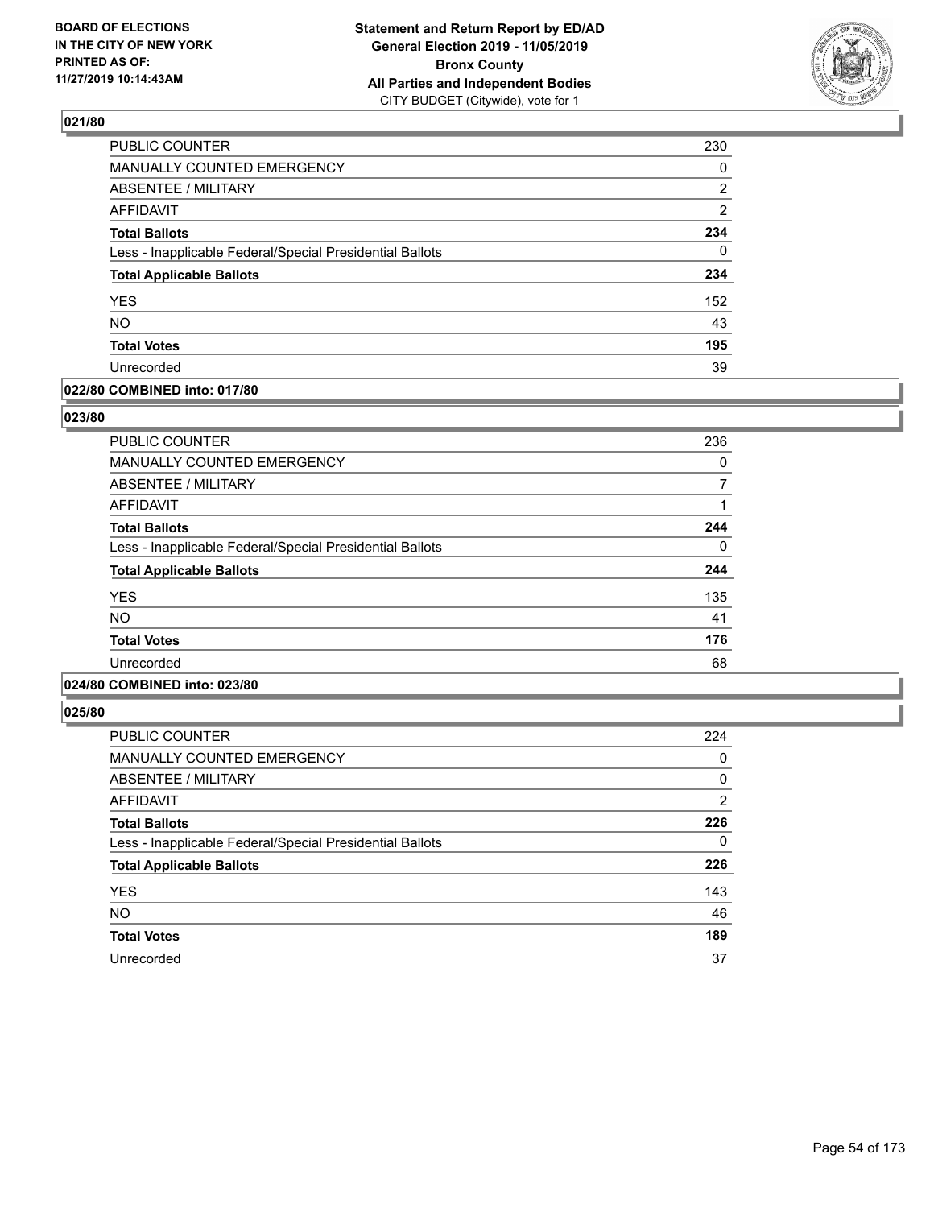**BOARD OF ELECTIONS IN THE CITY OF NEW YORK PRINTED AS OF: 11/27/2019 10:14:43AM**

**Statement and Return Report by ED/AD General Election 2019 - 11/05/2019 Bronx County All Parties and Independent Bodies** CITY BUDGET (Citywide), vote for 1

### 021/80

| | |
|---|---|
| PUBLIC COUNTER | 230 |
| MANUALLY COUNTED EMERGENCY | 0 |
| ABSENTEE / MILITARY | 2 |
| AFFIDAVIT | 2 |
| **Total Ballots** | **234** |
| Less - Inapplicable Federal/Special Presidential Ballots | 0 |
| **Total Applicable Ballots** | **234** |
| YES | 152 |
| NO | 43 |
| **Total Votes** | **195** |
| Unrecorded | 39 |

### 022/80 COMBINED into: 017/80

### 023/80

| | |
|---|---|
| PUBLIC COUNTER | 236 |
| MANUALLY COUNTED EMERGENCY | 0 |
| ABSENTEE / MILITARY | 7 |
| AFFIDAVIT | 1 |
| **Total Ballots** | **244** |
| Less - Inapplicable Federal/Special Presidential Ballots | 0 |
| **Total Applicable Ballots** | **244** |
| YES | 135 |
| NO | 41 |
| **Total Votes** | **176** |
| Unrecorded | 68 |

### 024/80 COMBINED into: 023/80

### 025/80

| | |
|---|---|
| PUBLIC COUNTER | 224 |
| MANUALLY COUNTED EMERGENCY | 0 |
| ABSENTEE / MILITARY | 0 |
| AFFIDAVIT | 2 |
| **Total Ballots** | **226** |
| Less - Inapplicable Federal/Special Presidential Ballots | 0 |
| **Total Applicable Ballots** | **226** |
| YES | 143 |
| NO | 46 |
| **Total Votes** | **189** |
| Unrecorded | 37 |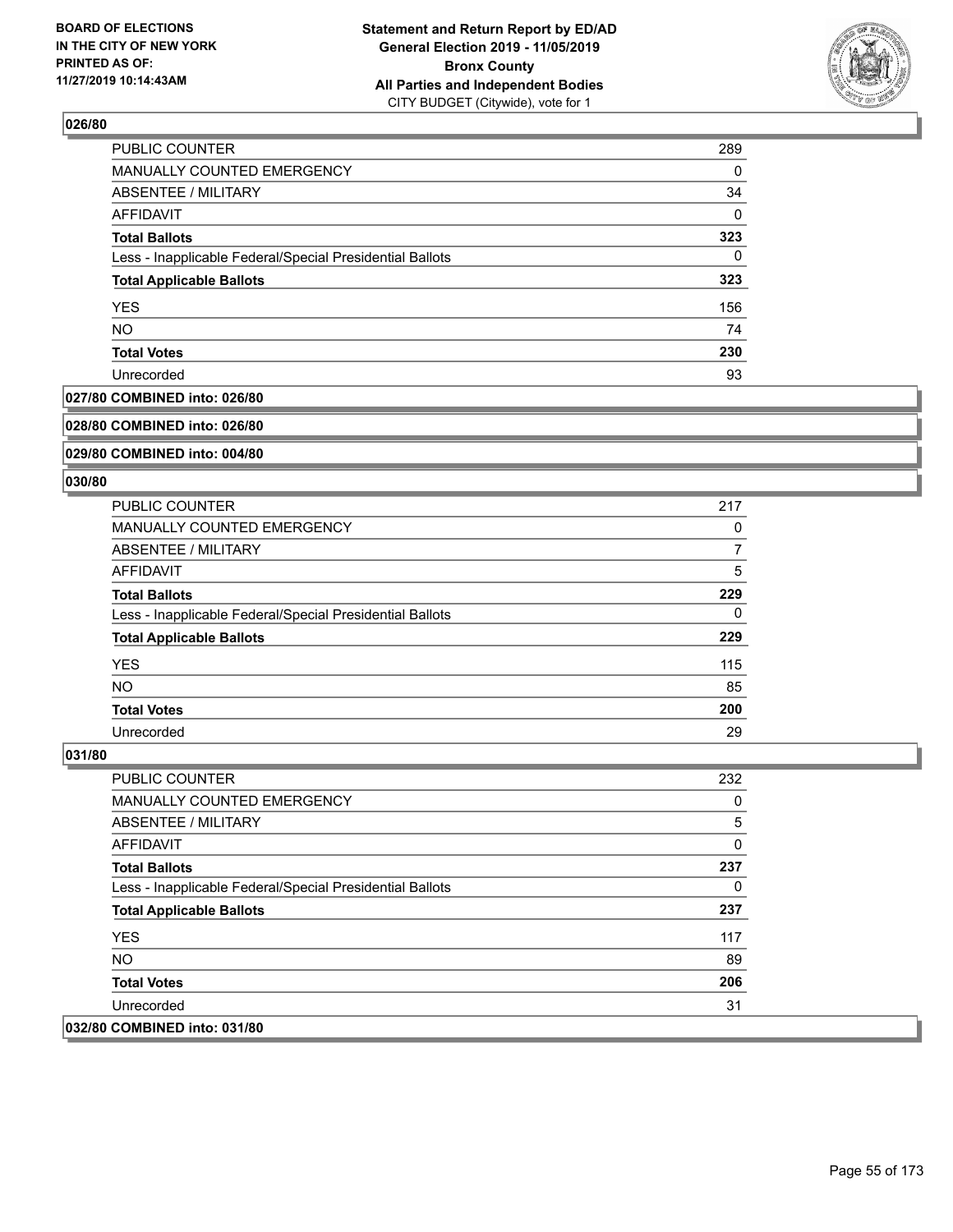### 026/80

| | |
|---|---|
| PUBLIC COUNTER | 289 |
| MANUALLY COUNTED EMERGENCY | 0 |
| ABSENTEE / MILITARY | 34 |
| AFFIDAVIT | 0 |
| **Total Ballots** | **323** |
| Less - Inapplicable Federal/Special Presidential Ballots | 0 |
| **Total Applicable Ballots** | **323** |
| YES | 156 |
| NO | 74 |
| **Total Votes** | **230** |
| Unrecorded | 93 |

### 027/80 COMBINED into: 026/80

### 028/80 COMBINED into: 026/80

### 029/80 COMBINED into: 004/80

### 030/80

| | |
|---|---|
| PUBLIC COUNTER | 217 |
| MANUALLY COUNTED EMERGENCY | 0 |
| ABSENTEE / MILITARY | 7 |
| AFFIDAVIT | 5 |
| **Total Ballots** | **229** |
| Less - Inapplicable Federal/Special Presidential Ballots | 0 |
| **Total Applicable Ballots** | **229** |
| YES | 115 |
| NO | 85 |
| **Total Votes** | **200** |
| Unrecorded | 29 |

### 031/80

| | |
|---|---|
| PUBLIC COUNTER | 232 |
| MANUALLY COUNTED EMERGENCY | 0 |
| ABSENTEE / MILITARY | 5 |
| AFFIDAVIT | 0 |
| **Total Ballots** | **237** |
| Less - Inapplicable Federal/Special Presidential Ballots | 0 |
| **Total Applicable Ballots** | **237** |
| YES | 117 |
| NO | 89 |
| **Total Votes** | **206** |
| Unrecorded | 31 |

### 032/80 COMBINED into: 031/80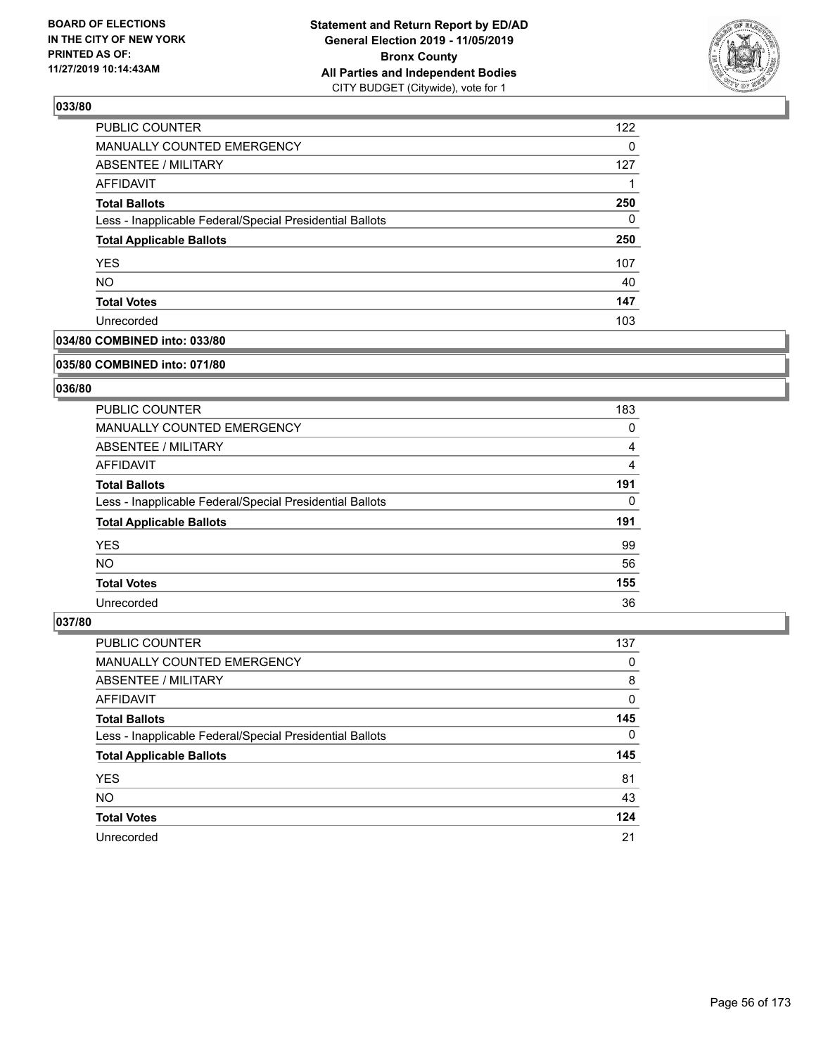## 033/80

| | |
|---|---|
| PUBLIC COUNTER | 122 |
| MANUALLY COUNTED EMERGENCY | 0 |
| ABSENTEE / MILITARY | 127 |
| AFFIDAVIT | 1 |
| **Total Ballots** | **250** |
| Less - Inapplicable Federal/Special Presidential Ballots | 0 |
| **Total Applicable Ballots** | **250** |
| YES | 107 |
| NO | 40 |
| **Total Votes** | **147** |
| Unrecorded | 103 |

## 034/80 COMBINED into: 033/80

## 035/80 COMBINED into: 071/80

## 036/80

| | |
|---|---|
| PUBLIC COUNTER | 183 |
| MANUALLY COUNTED EMERGENCY | 0 |
| ABSENTEE / MILITARY | 4 |
| AFFIDAVIT | 4 |
| **Total Ballots** | **191** |
| Less - Inapplicable Federal/Special Presidential Ballots | 0 |
| **Total Applicable Ballots** | **191** |
| YES | 99 |
| NO | 56 |
| **Total Votes** | **155** |
| Unrecorded | 36 |

## 037/80

| | |
|---|---|
| PUBLIC COUNTER | 137 |
| MANUALLY COUNTED EMERGENCY | 0 |
| ABSENTEE / MILITARY | 8 |
| AFFIDAVIT | 0 |
| **Total Ballots** | **145** |
| Less - Inapplicable Federal/Special Presidential Ballots | 0 |
| **Total Applicable Ballots** | **145** |
| YES | 81 |
| NO | 43 |
| **Total Votes** | **124** |
| Unrecorded | 21 |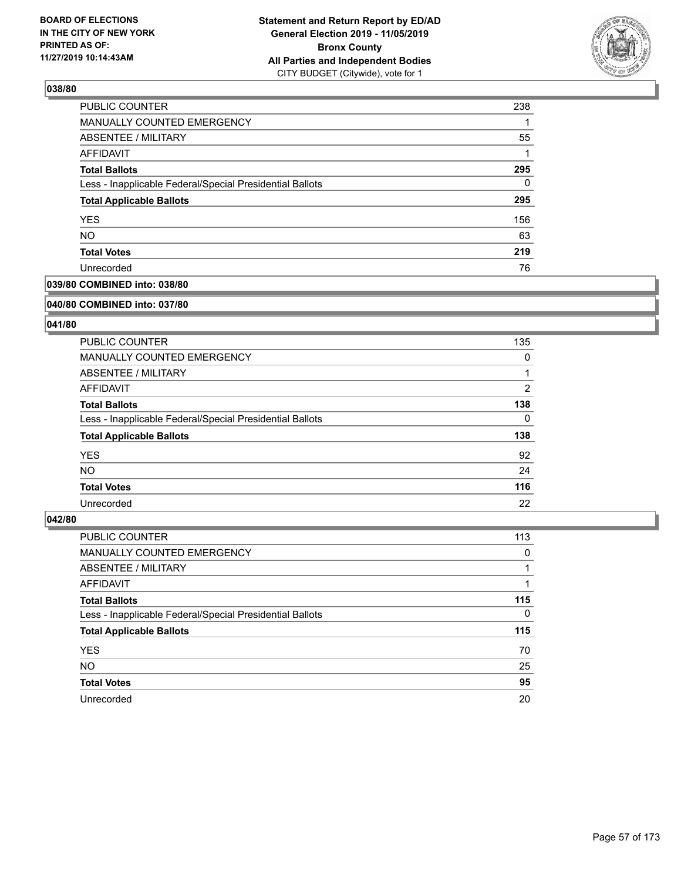**BOARD OF ELECTIONS IN THE CITY OF NEW YORK PRINTED AS OF: 11/27/2019 10:14:43AM**

**Statement and Return Report by ED/AD General Election 2019 - 11/05/2019 Bronx County All Parties and Independent Bodies**
CITY BUDGET (Citywide), vote for 1

### 038/80

| | |
|---|---|
| PUBLIC COUNTER | 238 |
| MANUALLY COUNTED EMERGENCY | 1 |
| ABSENTEE / MILITARY | 55 |
| AFFIDAVIT | 1 |
| **Total Ballots** | **295** |
| Less - Inapplicable Federal/Special Presidential Ballots | 0 |
| **Total Applicable Ballots** | **295** |
| YES | 156 |
| NO | 63 |
| **Total Votes** | **219** |
| Unrecorded | 76 |

### 039/80 COMBINED into: 038/80

### 040/80 COMBINED into: 037/80

### 041/80

| | |
|---|---|
| PUBLIC COUNTER | 135 |
| MANUALLY COUNTED EMERGENCY | 0 |
| ABSENTEE / MILITARY | 1 |
| AFFIDAVIT | 2 |
| **Total Ballots** | **138** |
| Less - Inapplicable Federal/Special Presidential Ballots | 0 |
| **Total Applicable Ballots** | **138** |
| YES | 92 |
| NO | 24 |
| **Total Votes** | **116** |
| Unrecorded | 22 |

### 042/80

| | |
|---|---|
| PUBLIC COUNTER | 113 |
| MANUALLY COUNTED EMERGENCY | 0 |
| ABSENTEE / MILITARY | 1 |
| AFFIDAVIT | 1 |
| **Total Ballots** | **115** |
| Less - Inapplicable Federal/Special Presidential Ballots | 0 |
| **Total Applicable Ballots** | **115** |
| YES | 70 |
| NO | 25 |
| **Total Votes** | **95** |
| Unrecorded | 20 |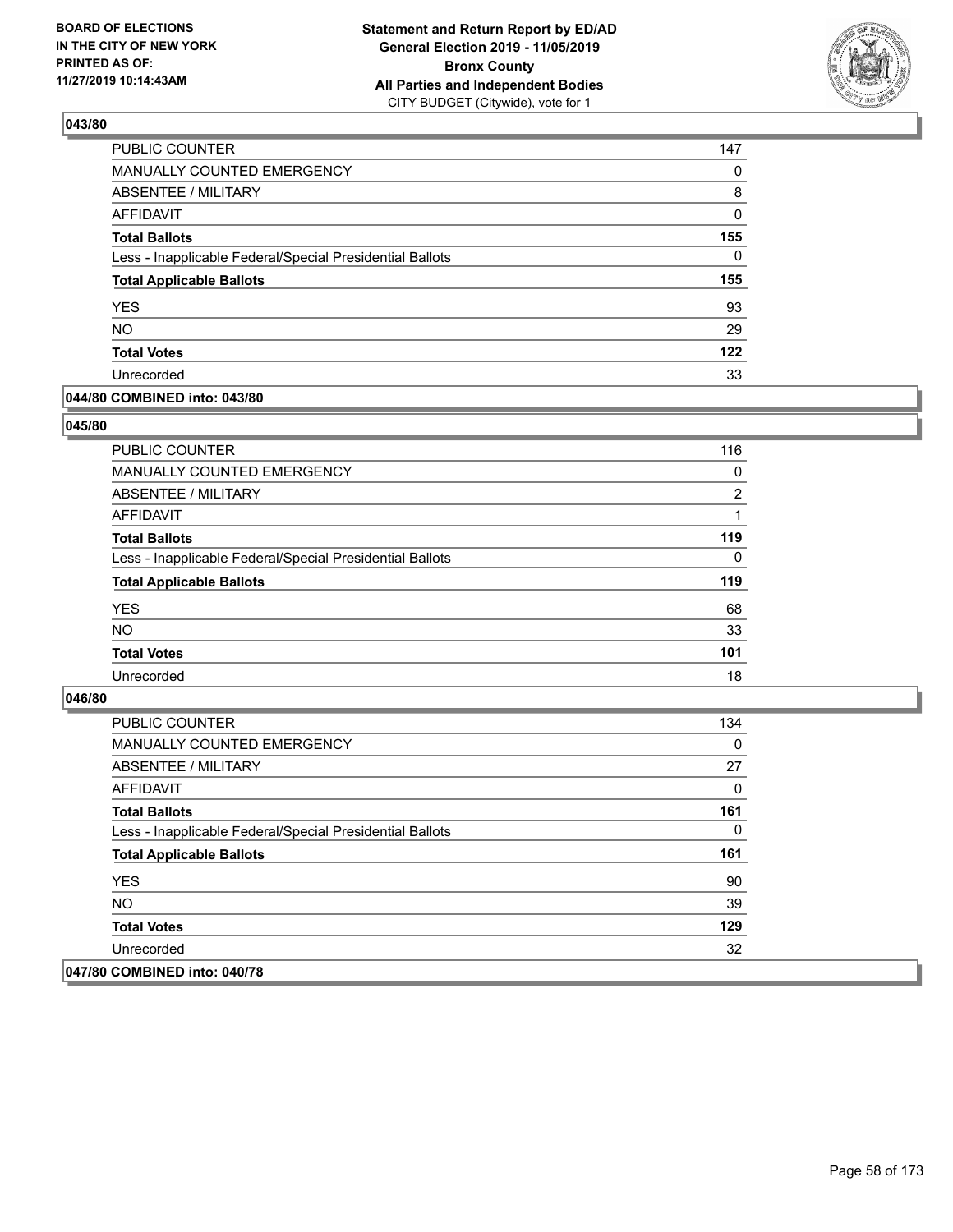**BOARD OF ELECTIONS IN THE CITY OF NEW YORK PRINTED AS OF: 11/27/2019 10:14:43AM**

**Statement and Return Report by ED/AD General Election 2019 - 11/05/2019 Bronx County All Parties and Independent Bodies**
CITY BUDGET (Citywide), vote for 1

### 043/80

| | |
|---|---|
| PUBLIC COUNTER | 147 |
| MANUALLY COUNTED EMERGENCY | 0 |
| ABSENTEE / MILITARY | 8 |
| AFFIDAVIT | 0 |
| **Total Ballots** | **155** |
| Less - Inapplicable Federal/Special Presidential Ballots | 0 |
| **Total Applicable Ballots** | **155** |
| YES | 93 |
| NO | 29 |
| **Total Votes** | **122** |
| Unrecorded | 33 |

### 044/80 COMBINED into: 043/80

### 045/80

| | |
|---|---|
| PUBLIC COUNTER | 116 |
| MANUALLY COUNTED EMERGENCY | 0 |
| ABSENTEE / MILITARY | 2 |
| AFFIDAVIT | 1 |
| **Total Ballots** | **119** |
| Less - Inapplicable Federal/Special Presidential Ballots | 0 |
| **Total Applicable Ballots** | **119** |
| YES | 68 |
| NO | 33 |
| **Total Votes** | **101** |
| Unrecorded | 18 |

### 046/80

| | |
|---|---|
| PUBLIC COUNTER | 134 |
| MANUALLY COUNTED EMERGENCY | 0 |
| ABSENTEE / MILITARY | 27 |
| AFFIDAVIT | 0 |
| **Total Ballots** | **161** |
| Less - Inapplicable Federal/Special Presidential Ballots | 0 |
| **Total Applicable Ballots** | **161** |
| YES | 90 |
| NO | 39 |
| **Total Votes** | **129** |
| Unrecorded | 32 |

### 047/80 COMBINED into: 040/78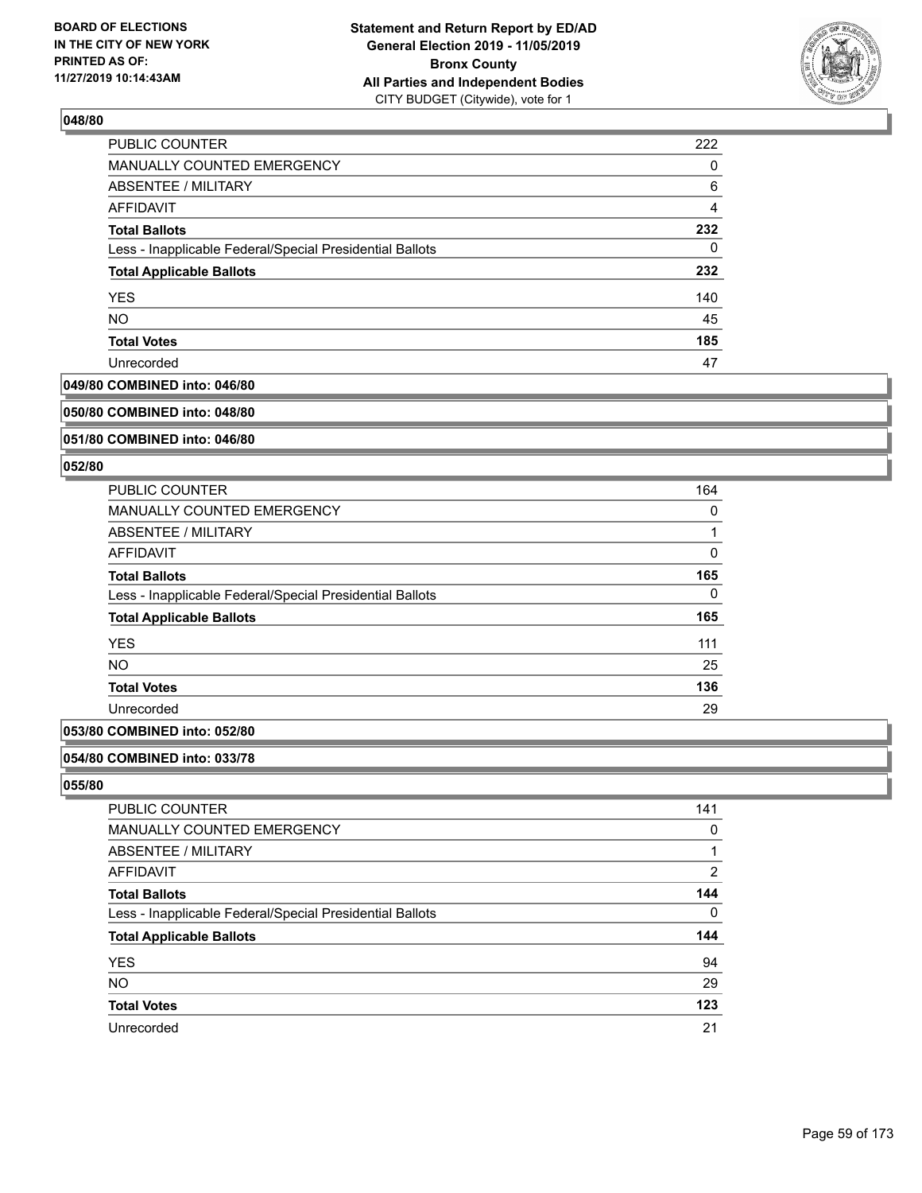### 048/80

| | |
|---|---|
| PUBLIC COUNTER | 222 |
| MANUALLY COUNTED EMERGENCY | 0 |
| ABSENTEE / MILITARY | 6 |
| AFFIDAVIT | 4 |
| **Total Ballots** | **232** |
| Less - Inapplicable Federal/Special Presidential Ballots | 0 |
| **Total Applicable Ballots** | **232** |
| YES | 140 |
| NO | 45 |
| **Total Votes** | **185** |
| Unrecorded | 47 |

### 049/80 COMBINED into: 046/80

### 050/80 COMBINED into: 048/80

### 051/80 COMBINED into: 046/80

### 052/80

| | |
|---|---|
| PUBLIC COUNTER | 164 |
| MANUALLY COUNTED EMERGENCY | 0 |
| ABSENTEE / MILITARY | 1 |
| AFFIDAVIT | 0 |
| **Total Ballots** | **165** |
| Less - Inapplicable Federal/Special Presidential Ballots | 0 |
| **Total Applicable Ballots** | **165** |
| YES | 111 |
| NO | 25 |
| **Total Votes** | **136** |
| Unrecorded | 29 |

### 053/80 COMBINED into: 052/80

### 054/80 COMBINED into: 033/78

### 055/80

| | |
|---|---|
| PUBLIC COUNTER | 141 |
| MANUALLY COUNTED EMERGENCY | 0 |
| ABSENTEE / MILITARY | 1 |
| AFFIDAVIT | 2 |
| **Total Ballots** | **144** |
| Less - Inapplicable Federal/Special Presidential Ballots | 0 |
| **Total Applicable Ballots** | **144** |
| YES | 94 |
| NO | 29 |
| **Total Votes** | **123** |
| Unrecorded | 21 |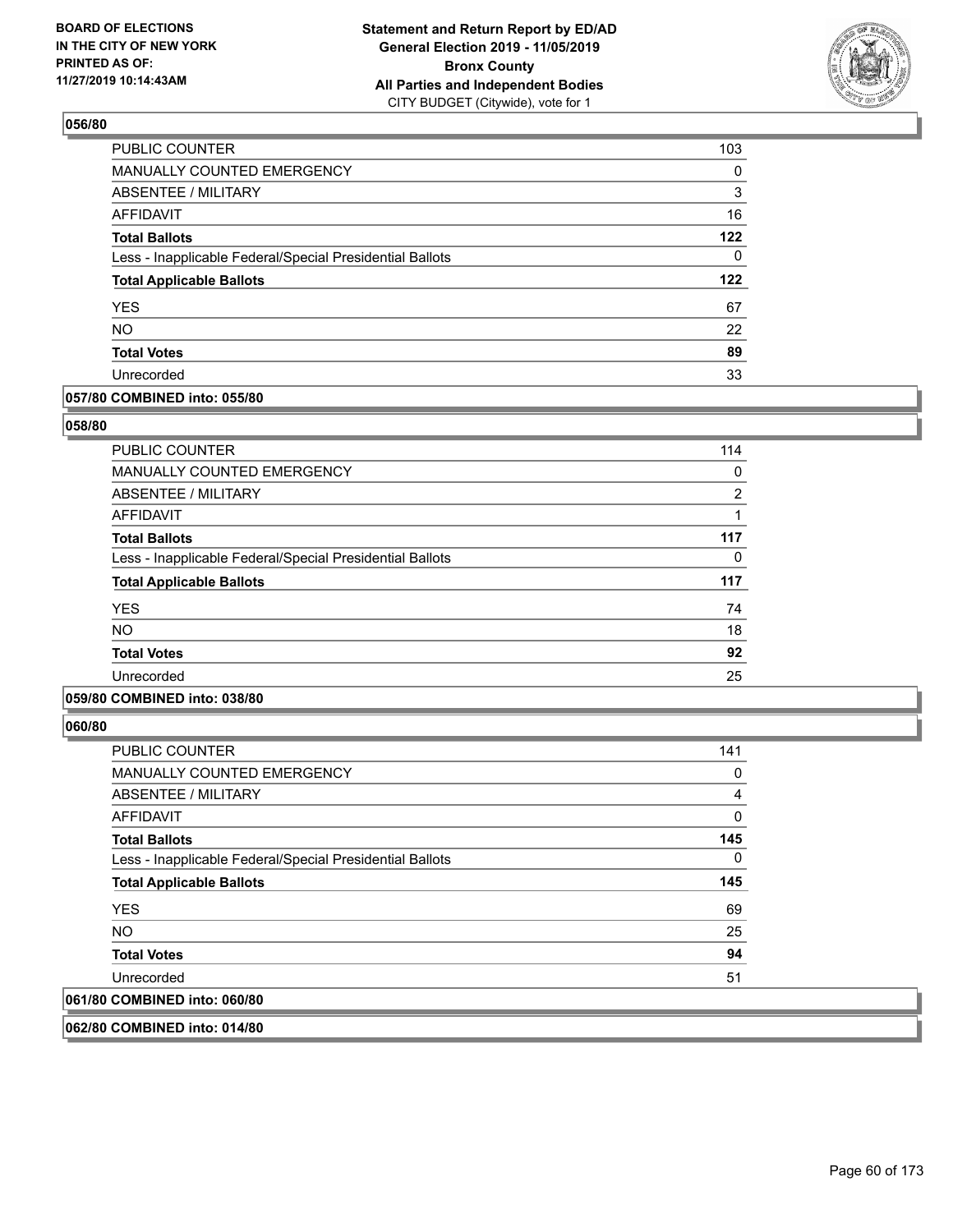### 056/80

| | |
|---|---|
| PUBLIC COUNTER | 103 |
| MANUALLY COUNTED EMERGENCY | 0 |
| ABSENTEE / MILITARY | 3 |
| AFFIDAVIT | 16 |
| **Total Ballots** | **122** |
| Less - Inapplicable Federal/Special Presidential Ballots | 0 |
| **Total Applicable Ballots** | **122** |
| YES | 67 |
| NO | 22 |
| **Total Votes** | **89** |
| Unrecorded | 33 |

### 057/80 COMBINED into: 055/80

### 058/80

| | |
|---|---|
| PUBLIC COUNTER | 114 |
| MANUALLY COUNTED EMERGENCY | 0 |
| ABSENTEE / MILITARY | 2 |
| AFFIDAVIT | 1 |
| **Total Ballots** | **117** |
| Less - Inapplicable Federal/Special Presidential Ballots | 0 |
| **Total Applicable Ballots** | **117** |
| YES | 74 |
| NO | 18 |
| **Total Votes** | **92** |
| Unrecorded | 25 |

### 059/80 COMBINED into: 038/80

### 060/80

| | |
|---|---|
| PUBLIC COUNTER | 141 |
| MANUALLY COUNTED EMERGENCY | 0 |
| ABSENTEE / MILITARY | 4 |
| AFFIDAVIT | 0 |
| **Total Ballots** | **145** |
| Less - Inapplicable Federal/Special Presidential Ballots | 0 |
| **Total Applicable Ballots** | **145** |
| YES | 69 |
| NO | 25 |
| **Total Votes** | **94** |
| Unrecorded | 51 |

### 061/80 COMBINED into: 060/80

### 062/80 COMBINED into: 014/80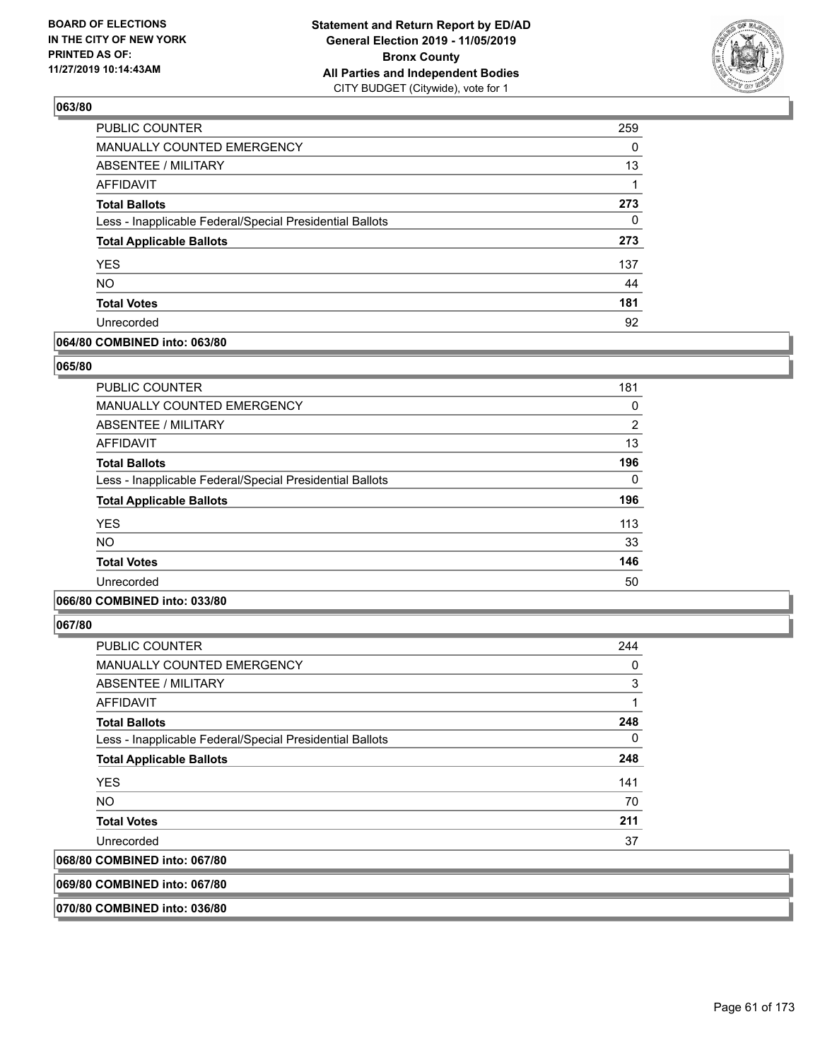## 063/80

| | |
|---|---|
| PUBLIC COUNTER | 259 |
| MANUALLY COUNTED EMERGENCY | 0 |
| ABSENTEE / MILITARY | 13 |
| AFFIDAVIT | 1 |
| **Total Ballots** | **273** |
| Less - Inapplicable Federal/Special Presidential Ballots | 0 |
| **Total Applicable Ballots** | **273** |
| YES | 137 |
| NO | 44 |
| **Total Votes** | **181** |
| Unrecorded | 92 |

**064/80 COMBINED into: 063/80**

## 065/80

| | |
|---|---|
| PUBLIC COUNTER | 181 |
| MANUALLY COUNTED EMERGENCY | 0 |
| ABSENTEE / MILITARY | 2 |
| AFFIDAVIT | 13 |
| **Total Ballots** | **196** |
| Less - Inapplicable Federal/Special Presidential Ballots | 0 |
| **Total Applicable Ballots** | **196** |
| YES | 113 |
| NO | 33 |
| **Total Votes** | **146** |
| Unrecorded | 50 |

**066/80 COMBINED into: 033/80**

## 067/80

| | |
|---|---|
| PUBLIC COUNTER | 244 |
| MANUALLY COUNTED EMERGENCY | 0 |
| ABSENTEE / MILITARY | 3 |
| AFFIDAVIT | 1 |
| **Total Ballots** | **248** |
| Less - Inapplicable Federal/Special Presidential Ballots | 0 |
| **Total Applicable Ballots** | **248** |
| YES | 141 |
| NO | 70 |
| **Total Votes** | **211** |
| Unrecorded | 37 |

**068/80 COMBINED into: 067/80**

**069/80 COMBINED into: 067/80**

**070/80 COMBINED into: 036/80**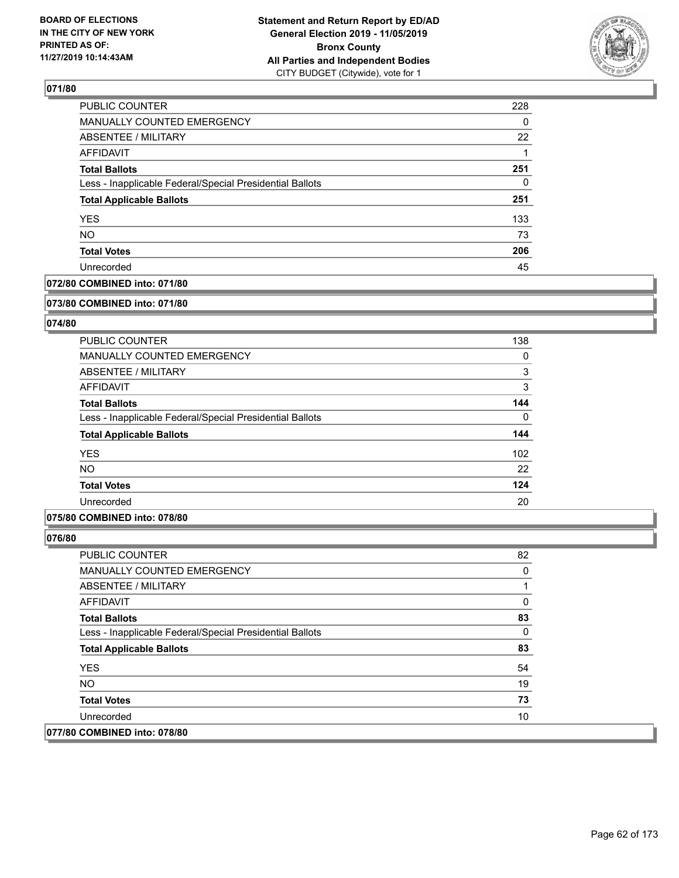**BOARD OF ELECTIONS IN THE CITY OF NEW YORK PRINTED AS OF: 11/27/2019 10:14:43AM**

**Statement and Return Report by ED/AD General Election 2019 - 11/05/2019 Bronx County All Parties and Independent Bodies** CITY BUDGET (Citywide), vote for 1

### 071/80

| | |
|---|---|
| PUBLIC COUNTER | 228 |
| MANUALLY COUNTED EMERGENCY | 0 |
| ABSENTEE / MILITARY | 22 |
| AFFIDAVIT | 1 |
| **Total Ballots** | **251** |
| Less - Inapplicable Federal/Special Presidential Ballots | 0 |
| **Total Applicable Ballots** | **251** |
| YES | 133 |
| NO | 73 |
| **Total Votes** | **206** |
| Unrecorded | 45 |

### 072/80 COMBINED into: 071/80

### 073/80 COMBINED into: 071/80

### 074/80

| | |
|---|---|
| PUBLIC COUNTER | 138 |
| MANUALLY COUNTED EMERGENCY | 0 |
| ABSENTEE / MILITARY | 3 |
| AFFIDAVIT | 3 |
| **Total Ballots** | **144** |
| Less - Inapplicable Federal/Special Presidential Ballots | 0 |
| **Total Applicable Ballots** | **144** |
| YES | 102 |
| NO | 22 |
| **Total Votes** | **124** |
| Unrecorded | 20 |

### 075/80 COMBINED into: 078/80

### 076/80

| | |
|---|---|
| PUBLIC COUNTER | 82 |
| MANUALLY COUNTED EMERGENCY | 0 |
| ABSENTEE / MILITARY | 1 |
| AFFIDAVIT | 0 |
| **Total Ballots** | **83** |
| Less - Inapplicable Federal/Special Presidential Ballots | 0 |
| **Total Applicable Ballots** | **83** |
| YES | 54 |
| NO | 19 |
| **Total Votes** | **73** |
| Unrecorded | 10 |

### 077/80 COMBINED into: 078/80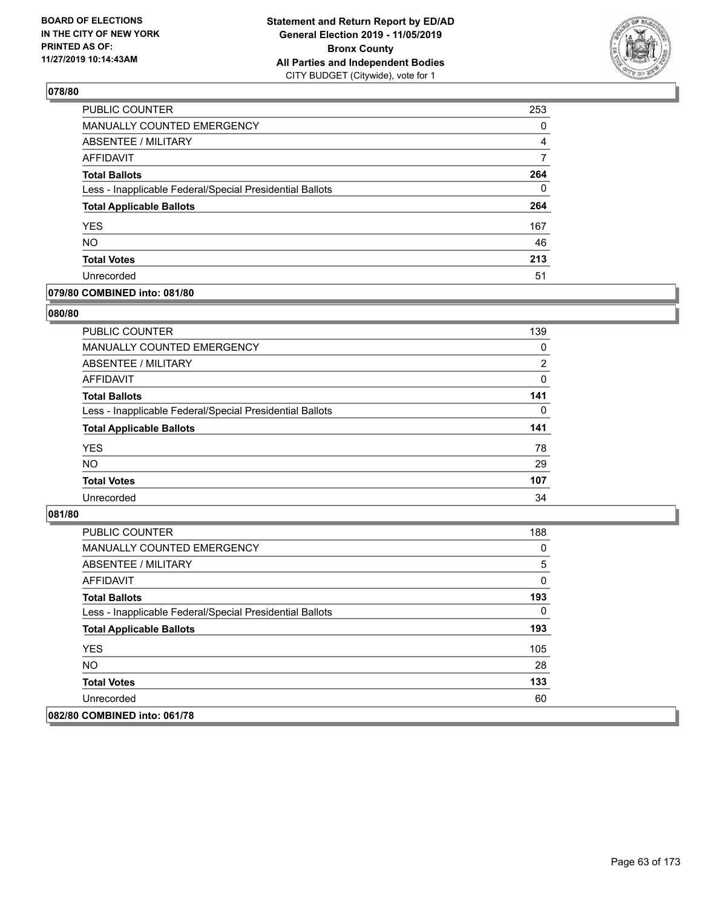**BOARD OF ELECTIONS IN THE CITY OF NEW YORK PRINTED AS OF: 11/27/2019 10:14:43AM**

**Statement and Return Report by ED/AD General Election 2019 - 11/05/2019 Bronx County All Parties and Independent Bodies**
CITY BUDGET (Citywide), vote for 1

### 078/80

| | |
|---|---|
| PUBLIC COUNTER | 253 |
| MANUALLY COUNTED EMERGENCY | 0 |
| ABSENTEE / MILITARY | 4 |
| AFFIDAVIT | 7 |
| **Total Ballots** | **264** |
| Less - Inapplicable Federal/Special Presidential Ballots | 0 |
| **Total Applicable Ballots** | **264** |
| YES | 167 |
| NO | 46 |
| **Total Votes** | **213** |
| Unrecorded | 51 |

### 079/80 COMBINED into: 081/80

### 080/80

| | |
|---|---|
| PUBLIC COUNTER | 139 |
| MANUALLY COUNTED EMERGENCY | 0 |
| ABSENTEE / MILITARY | 2 |
| AFFIDAVIT | 0 |
| **Total Ballots** | **141** |
| Less - Inapplicable Federal/Special Presidential Ballots | 0 |
| **Total Applicable Ballots** | **141** |
| YES | 78 |
| NO | 29 |
| **Total Votes** | **107** |
| Unrecorded | 34 |

### 081/80

| | |
|---|---|
| PUBLIC COUNTER | 188 |
| MANUALLY COUNTED EMERGENCY | 0 |
| ABSENTEE / MILITARY | 5 |
| AFFIDAVIT | 0 |
| **Total Ballots** | **193** |
| Less - Inapplicable Federal/Special Presidential Ballots | 0 |
| **Total Applicable Ballots** | **193** |
| YES | 105 |
| NO | 28 |
| **Total Votes** | **133** |
| Unrecorded | 60 |

### 082/80 COMBINED into: 061/78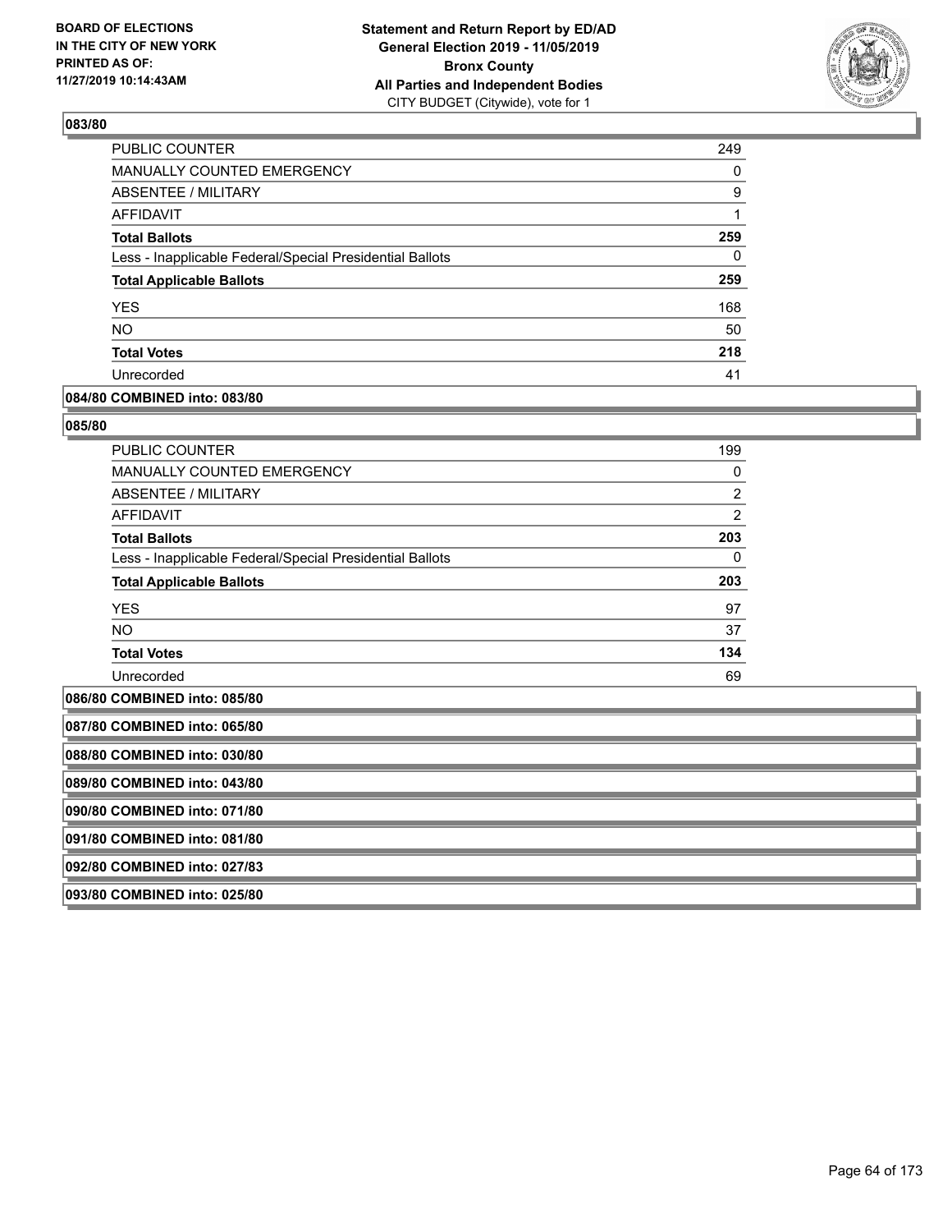**BOARD OF ELECTIONS IN THE CITY OF NEW YORK PRINTED AS OF: 11/27/2019 10:14:43AM**

**Statement and Return Report by ED/AD General Election 2019 - 11/05/2019 Bronx County All Parties and Independent Bodies**
CITY BUDGET (Citywide), vote for 1

### 083/80

| | |
|---|---|
| PUBLIC COUNTER | 249 |
| MANUALLY COUNTED EMERGENCY | 0 |
| ABSENTEE / MILITARY | 9 |
| AFFIDAVIT | 1 |
| **Total Ballots** | **259** |
| Less - Inapplicable Federal/Special Presidential Ballots | 0 |
| **Total Applicable Ballots** | **259** |
| YES | 168 |
| NO | 50 |
| **Total Votes** | **218** |
| Unrecorded | 41 |

### 084/80 COMBINED into: 083/80

### 085/80

| | |
|---|---|
| PUBLIC COUNTER | 199 |
| MANUALLY COUNTED EMERGENCY | 0 |
| ABSENTEE / MILITARY | 2 |
| AFFIDAVIT | 2 |
| **Total Ballots** | **203** |
| Less - Inapplicable Federal/Special Presidential Ballots | 0 |
| **Total Applicable Ballots** | **203** |
| YES | 97 |
| NO | 37 |
| **Total Votes** | **134** |
| Unrecorded | 69 |

### 086/80 COMBINED into: 085/80

### 087/80 COMBINED into: 065/80

### 088/80 COMBINED into: 030/80

### 089/80 COMBINED into: 043/80

### 090/80 COMBINED into: 071/80

### 091/80 COMBINED into: 081/80

### 092/80 COMBINED into: 027/83

### 093/80 COMBINED into: 025/80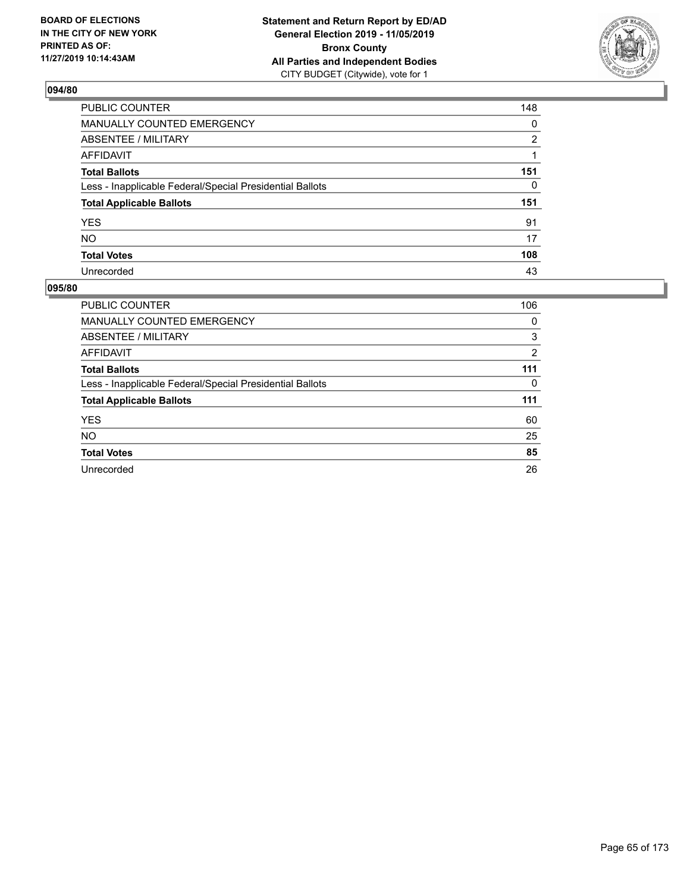**BOARD OF ELECTIONS IN THE CITY OF NEW YORK PRINTED AS OF: 11/27/2019 10:14:43AM**

**Statement and Return Report by ED/AD General Election 2019 - 11/05/2019 Bronx County All Parties and Independent Bodies**
CITY BUDGET (Citywide), vote for 1

## 094/80

| | |
|---|---|
| PUBLIC COUNTER | 148 |
| MANUALLY COUNTED EMERGENCY | 0 |
| ABSENTEE / MILITARY | 2 |
| AFFIDAVIT | 1 |
| **Total Ballots** | **151** |
| Less - Inapplicable Federal/Special Presidential Ballots | 0 |
| **Total Applicable Ballots** | **151** |
| YES | 91 |
| NO | 17 |
| **Total Votes** | **108** |
| Unrecorded | 43 |

## 095/80

| | |
|---|---|
| PUBLIC COUNTER | 106 |
| MANUALLY COUNTED EMERGENCY | 0 |
| ABSENTEE / MILITARY | 3 |
| AFFIDAVIT | 2 |
| **Total Ballots** | **111** |
| Less - Inapplicable Federal/Special Presidential Ballots | 0 |
| **Total Applicable Ballots** | **111** |
| YES | 60 |
| NO | 25 |
| **Total Votes** | **85** |
| Unrecorded | 26 |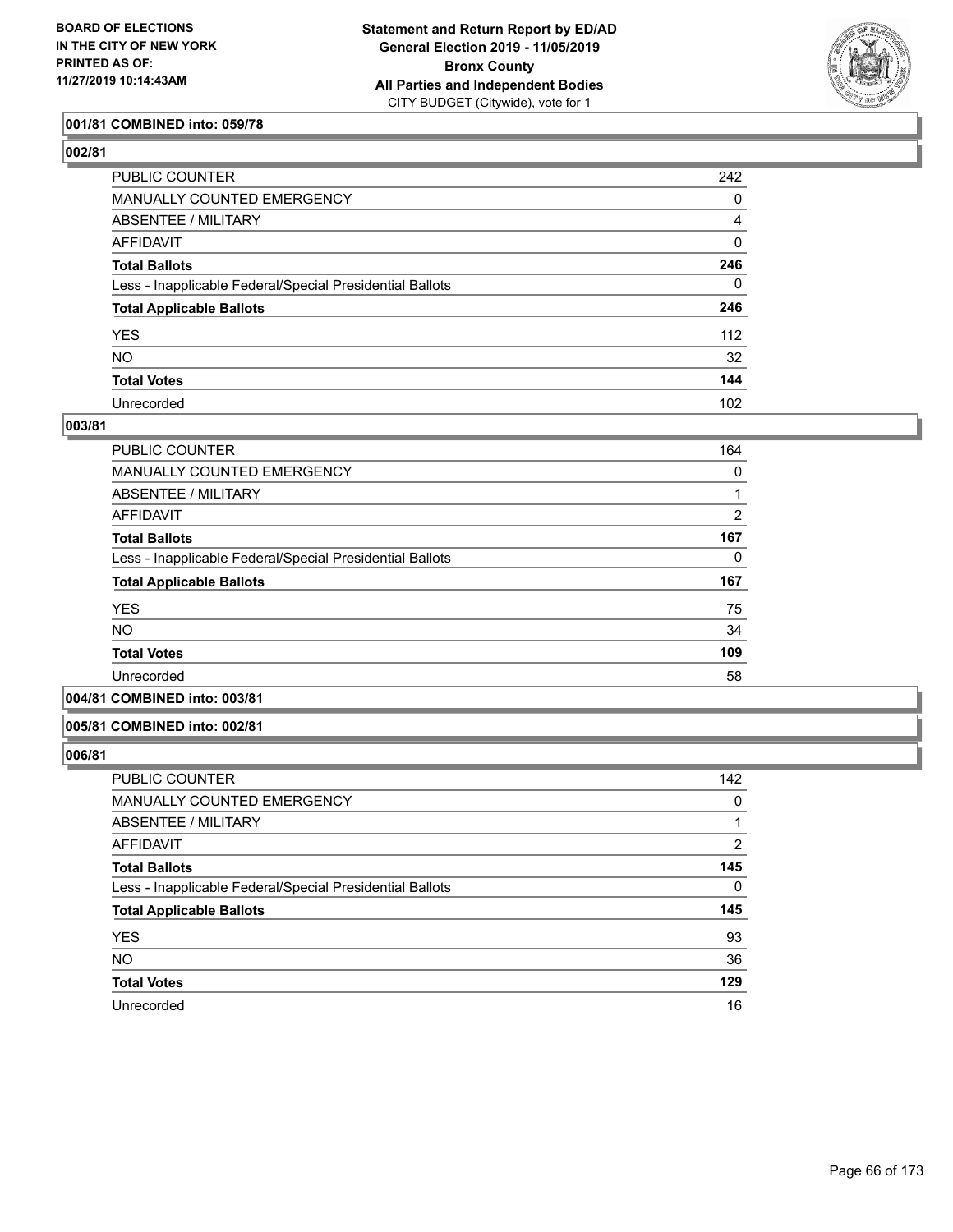BOARD OF ELECTIONS
IN THE CITY OF NEW YORK
PRINTED AS OF:
11/27/2019 10:14:43AM

**Statement and Return Report by ED/AD**
**General Election 2019 - 11/05/2019**
**Bronx County**
**All Parties and Independent Bodies**
CITY BUDGET (Citywide), vote for 1

### 001/81 COMBINED into: 059/78

### 002/81

| | |
|---|---|
| PUBLIC COUNTER | 242 |
| MANUALLY COUNTED EMERGENCY | 0 |
| ABSENTEE / MILITARY | 4 |
| AFFIDAVIT | 0 |
| **Total Ballots** | **246** |
| Less - Inapplicable Federal/Special Presidential Ballots | 0 |
| **Total Applicable Ballots** | **246** |
| YES | 112 |
| NO | 32 |
| **Total Votes** | **144** |
| Unrecorded | 102 |

### 003/81

| | |
|---|---|
| PUBLIC COUNTER | 164 |
| MANUALLY COUNTED EMERGENCY | 0 |
| ABSENTEE / MILITARY | 1 |
| AFFIDAVIT | 2 |
| **Total Ballots** | **167** |
| Less - Inapplicable Federal/Special Presidential Ballots | 0 |
| **Total Applicable Ballots** | **167** |
| YES | 75 |
| NO | 34 |
| **Total Votes** | **109** |
| Unrecorded | 58 |

### 004/81 COMBINED into: 003/81

### 005/81 COMBINED into: 002/81

### 006/81

| | |
|---|---|
| PUBLIC COUNTER | 142 |
| MANUALLY COUNTED EMERGENCY | 0 |
| ABSENTEE / MILITARY | 1 |
| AFFIDAVIT | 2 |
| **Total Ballots** | **145** |
| Less - Inapplicable Federal/Special Presidential Ballots | 0 |
| **Total Applicable Ballots** | **145** |
| YES | 93 |
| NO | 36 |
| **Total Votes** | **129** |
| Unrecorded | 16 |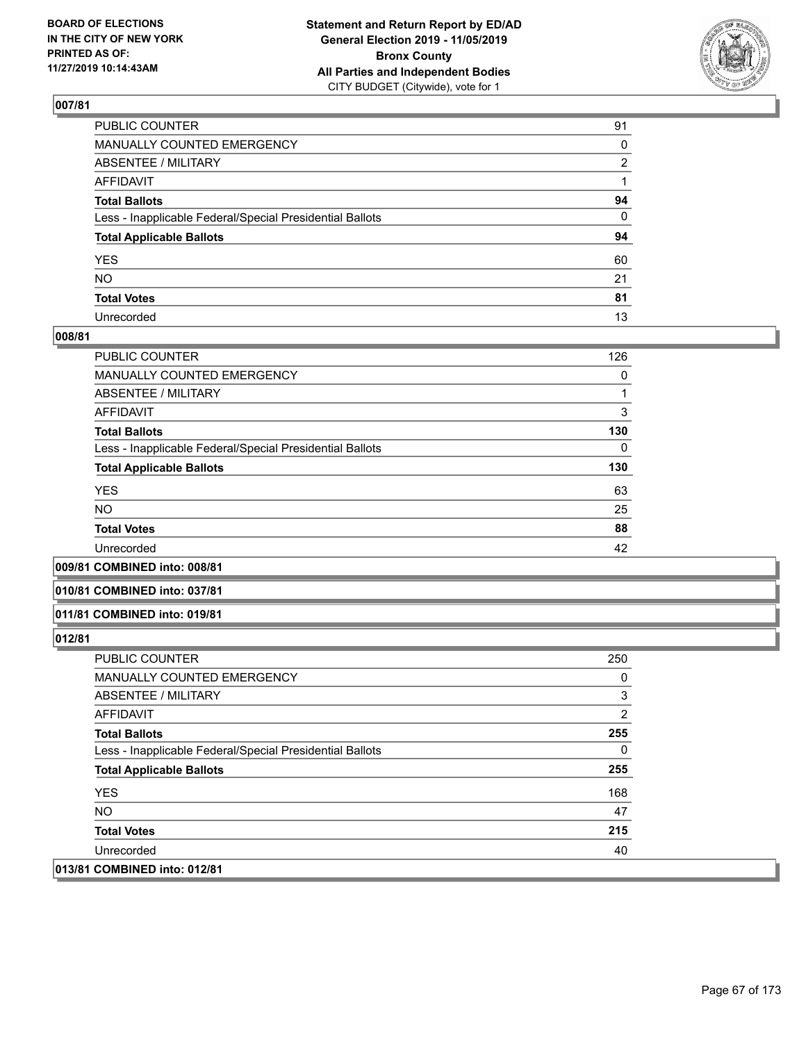**Statement and Return Report by ED/AD**
**General Election 2019 - 11/05/2019**
**Bronx County**
**All Parties and Independent Bodies**
CITY BUDGET (Citywide), vote for 1

BOARD OF ELECTIONS
IN THE CITY OF NEW YORK
PRINTED AS OF:
11/27/2019 10:14:43AM

## 007/81

| | |
|---|---|
| PUBLIC COUNTER | 91 |
| MANUALLY COUNTED EMERGENCY | 0 |
| ABSENTEE / MILITARY | 2 |
| AFFIDAVIT | 1 |
| **Total Ballots** | **94** |
| Less - Inapplicable Federal/Special Presidential Ballots | 0 |
| **Total Applicable Ballots** | **94** |
| YES | 60 |
| NO | 21 |
| **Total Votes** | **81** |
| Unrecorded | 13 |

## 008/81

| | |
|---|---|
| PUBLIC COUNTER | 126 |
| MANUALLY COUNTED EMERGENCY | 0 |
| ABSENTEE / MILITARY | 1 |
| AFFIDAVIT | 3 |
| **Total Ballots** | **130** |
| Less - Inapplicable Federal/Special Presidential Ballots | 0 |
| **Total Applicable Ballots** | **130** |
| YES | 63 |
| NO | 25 |
| **Total Votes** | **88** |
| Unrecorded | 42 |

## 009/81 COMBINED into: 008/81

## 010/81 COMBINED into: 037/81

## 011/81 COMBINED into: 019/81

## 012/81

| | |
|---|---|
| PUBLIC COUNTER | 250 |
| MANUALLY COUNTED EMERGENCY | 0 |
| ABSENTEE / MILITARY | 3 |
| AFFIDAVIT | 2 |
| **Total Ballots** | **255** |
| Less - Inapplicable Federal/Special Presidential Ballots | 0 |
| **Total Applicable Ballots** | **255** |
| YES | 168 |
| NO | 47 |
| **Total Votes** | **215** |
| Unrecorded | 40 |

## 013/81 COMBINED into: 012/81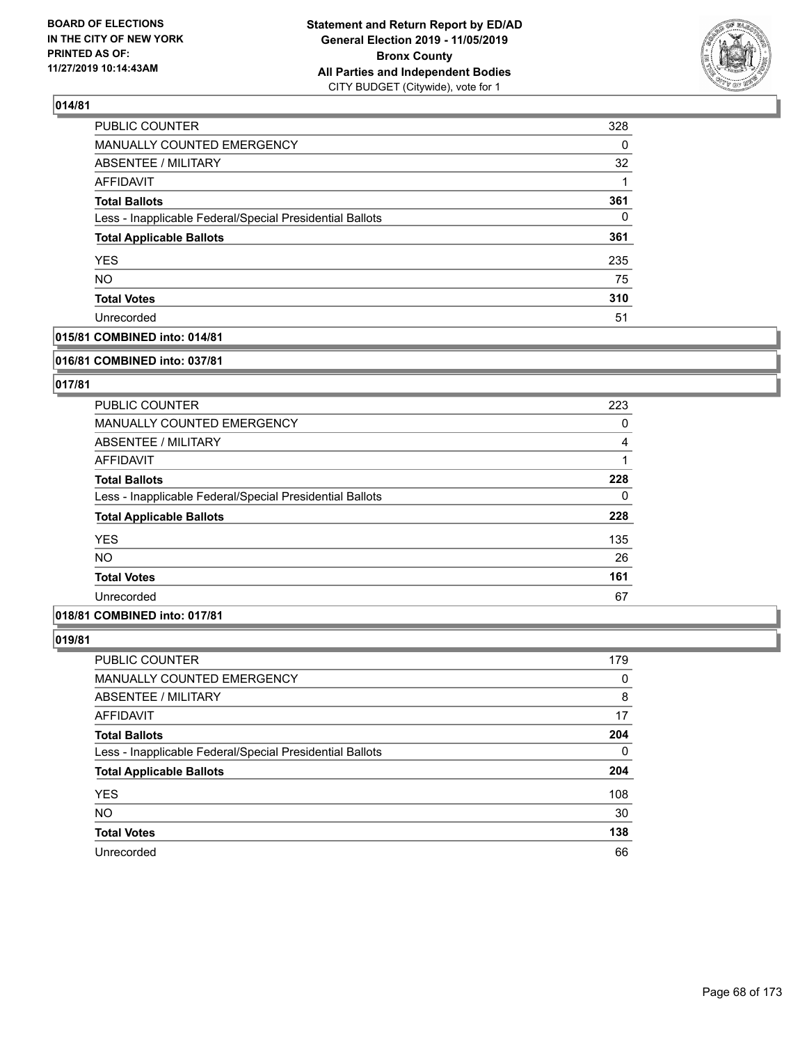## 014/81

| | |
|---|---|
| PUBLIC COUNTER | 328 |
| MANUALLY COUNTED EMERGENCY | 0 |
| ABSENTEE / MILITARY | 32 |
| AFFIDAVIT | 1 |
| **Total Ballots** | **361** |
| Less - Inapplicable Federal/Special Presidential Ballots | 0 |
| **Total Applicable Ballots** | **361** |
| YES | 235 |
| NO | 75 |
| **Total Votes** | **310** |
| Unrecorded | 51 |

## 015/81 COMBINED into: 014/81

## 016/81 COMBINED into: 037/81

## 017/81

| | |
|---|---|
| PUBLIC COUNTER | 223 |
| MANUALLY COUNTED EMERGENCY | 0 |
| ABSENTEE / MILITARY | 4 |
| AFFIDAVIT | 1 |
| **Total Ballots** | **228** |
| Less - Inapplicable Federal/Special Presidential Ballots | 0 |
| **Total Applicable Ballots** | **228** |
| YES | 135 |
| NO | 26 |
| **Total Votes** | **161** |
| Unrecorded | 67 |

## 018/81 COMBINED into: 017/81

## 019/81

| | |
|---|---|
| PUBLIC COUNTER | 179 |
| MANUALLY COUNTED EMERGENCY | 0 |
| ABSENTEE / MILITARY | 8 |
| AFFIDAVIT | 17 |
| **Total Ballots** | **204** |
| Less - Inapplicable Federal/Special Presidential Ballots | 0 |
| **Total Applicable Ballots** | **204** |
| YES | 108 |
| NO | 30 |
| **Total Votes** | **138** |
| Unrecorded | 66 |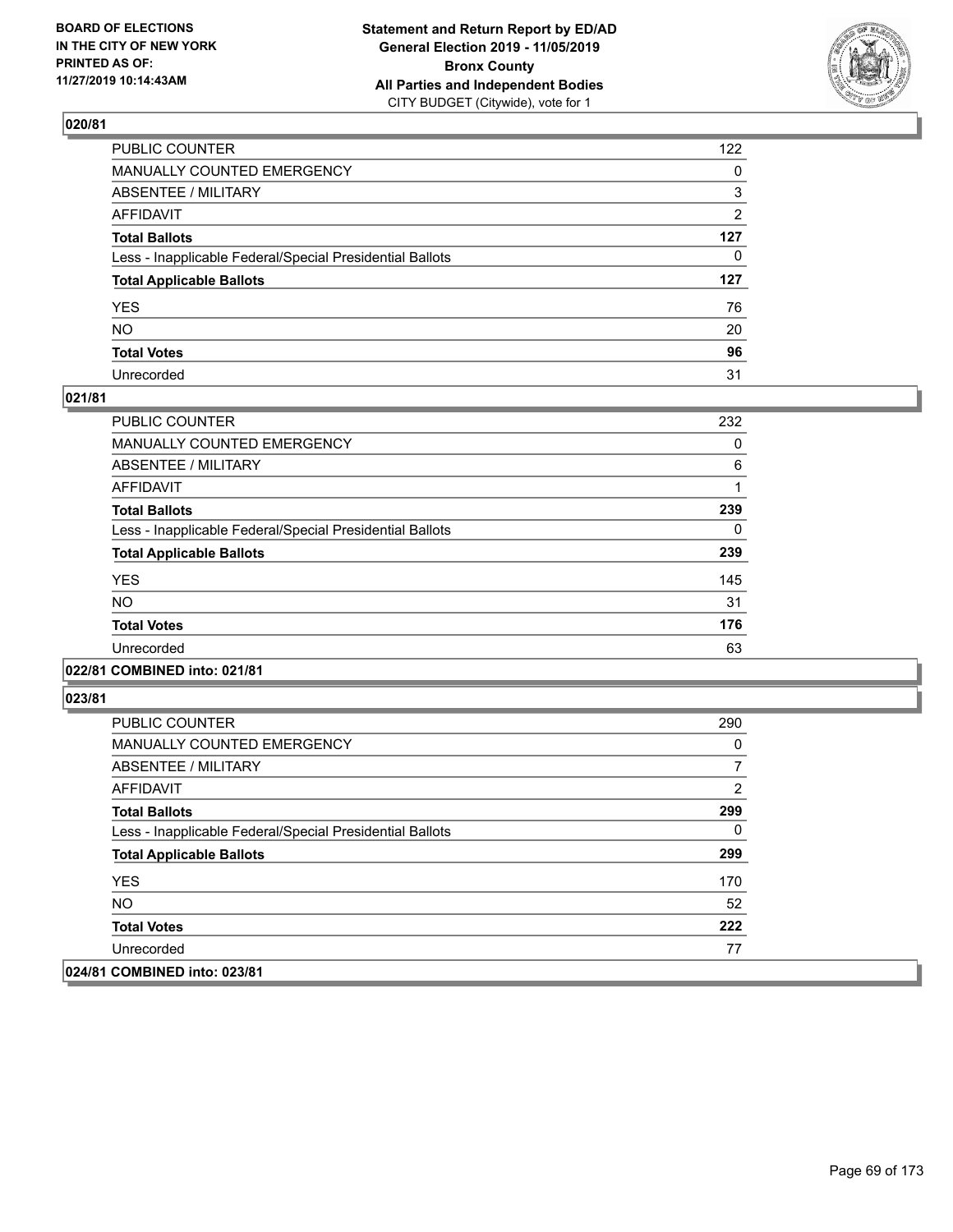**BOARD OF ELECTIONS IN THE CITY OF NEW YORK PRINTED AS OF: 11/27/2019 10:14:43AM**

**Statement and Return Report by ED/AD General Election 2019 - 11/05/2019 Bronx County All Parties and Independent Bodies**
CITY BUDGET (Citywide), vote for 1

### 020/81

| | |
|---|---|
| PUBLIC COUNTER | 122 |
| MANUALLY COUNTED EMERGENCY | 0 |
| ABSENTEE / MILITARY | 3 |
| AFFIDAVIT | 2 |
| **Total Ballots** | **127** |
| Less - Inapplicable Federal/Special Presidential Ballots | 0 |
| **Total Applicable Ballots** | **127** |
| YES | 76 |
| NO | 20 |
| **Total Votes** | **96** |
| Unrecorded | 31 |

### 021/81

| | |
|---|---|
| PUBLIC COUNTER | 232 |
| MANUALLY COUNTED EMERGENCY | 0 |
| ABSENTEE / MILITARY | 6 |
| AFFIDAVIT | 1 |
| **Total Ballots** | **239** |
| Less - Inapplicable Federal/Special Presidential Ballots | 0 |
| **Total Applicable Ballots** | **239** |
| YES | 145 |
| NO | 31 |
| **Total Votes** | **176** |
| Unrecorded | 63 |

### 022/81 COMBINED into: 021/81

### 023/81

| | |
|---|---|
| PUBLIC COUNTER | 290 |
| MANUALLY COUNTED EMERGENCY | 0 |
| ABSENTEE / MILITARY | 7 |
| AFFIDAVIT | 2 |
| **Total Ballots** | **299** |
| Less - Inapplicable Federal/Special Presidential Ballots | 0 |
| **Total Applicable Ballots** | **299** |
| YES | 170 |
| NO | 52 |
| **Total Votes** | **222** |
| Unrecorded | 77 |

### 024/81 COMBINED into: 023/81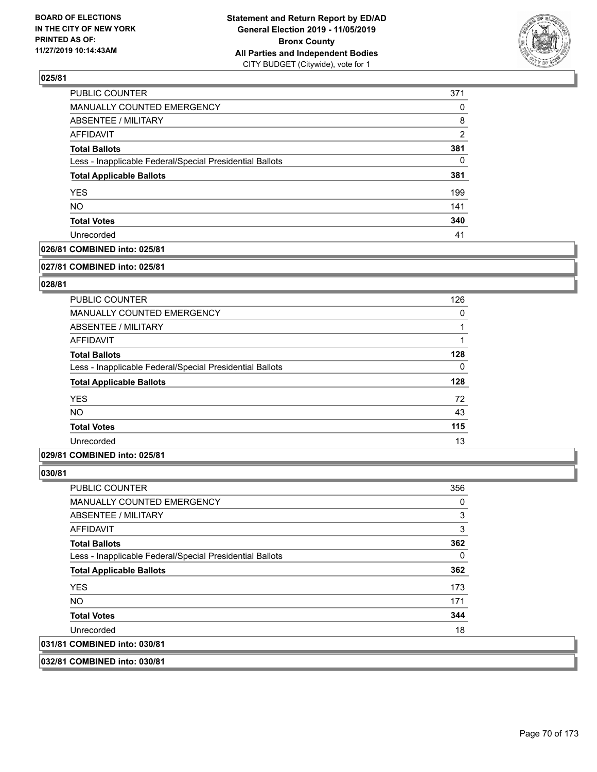## 025/81

| | |
|---|---|
| PUBLIC COUNTER | 371 |
| MANUALLY COUNTED EMERGENCY | 0 |
| ABSENTEE / MILITARY | 8 |
| AFFIDAVIT | 2 |
| **Total Ballots** | **381** |
| Less - Inapplicable Federal/Special Presidential Ballots | 0 |
| **Total Applicable Ballots** | **381** |
| YES | 199 |
| NO | 141 |
| **Total Votes** | **340** |
| Unrecorded | 41 |

**026/81 COMBINED into: 025/81**

**027/81 COMBINED into: 025/81**

## 028/81

| | |
|---|---|
| PUBLIC COUNTER | 126 |
| MANUALLY COUNTED EMERGENCY | 0 |
| ABSENTEE / MILITARY | 1 |
| AFFIDAVIT | 1 |
| **Total Ballots** | **128** |
| Less - Inapplicable Federal/Special Presidential Ballots | 0 |
| **Total Applicable Ballots** | **128** |
| YES | 72 |
| NO | 43 |
| **Total Votes** | **115** |
| Unrecorded | 13 |

**029/81 COMBINED into: 025/81**

## 030/81

| | |
|---|---|
| PUBLIC COUNTER | 356 |
| MANUALLY COUNTED EMERGENCY | 0 |
| ABSENTEE / MILITARY | 3 |
| AFFIDAVIT | 3 |
| **Total Ballots** | **362** |
| Less - Inapplicable Federal/Special Presidential Ballots | 0 |
| **Total Applicable Ballots** | **362** |
| YES | 173 |
| NO | 171 |
| **Total Votes** | **344** |
| Unrecorded | 18 |

**031/81 COMBINED into: 030/81**

**032/81 COMBINED into: 030/81**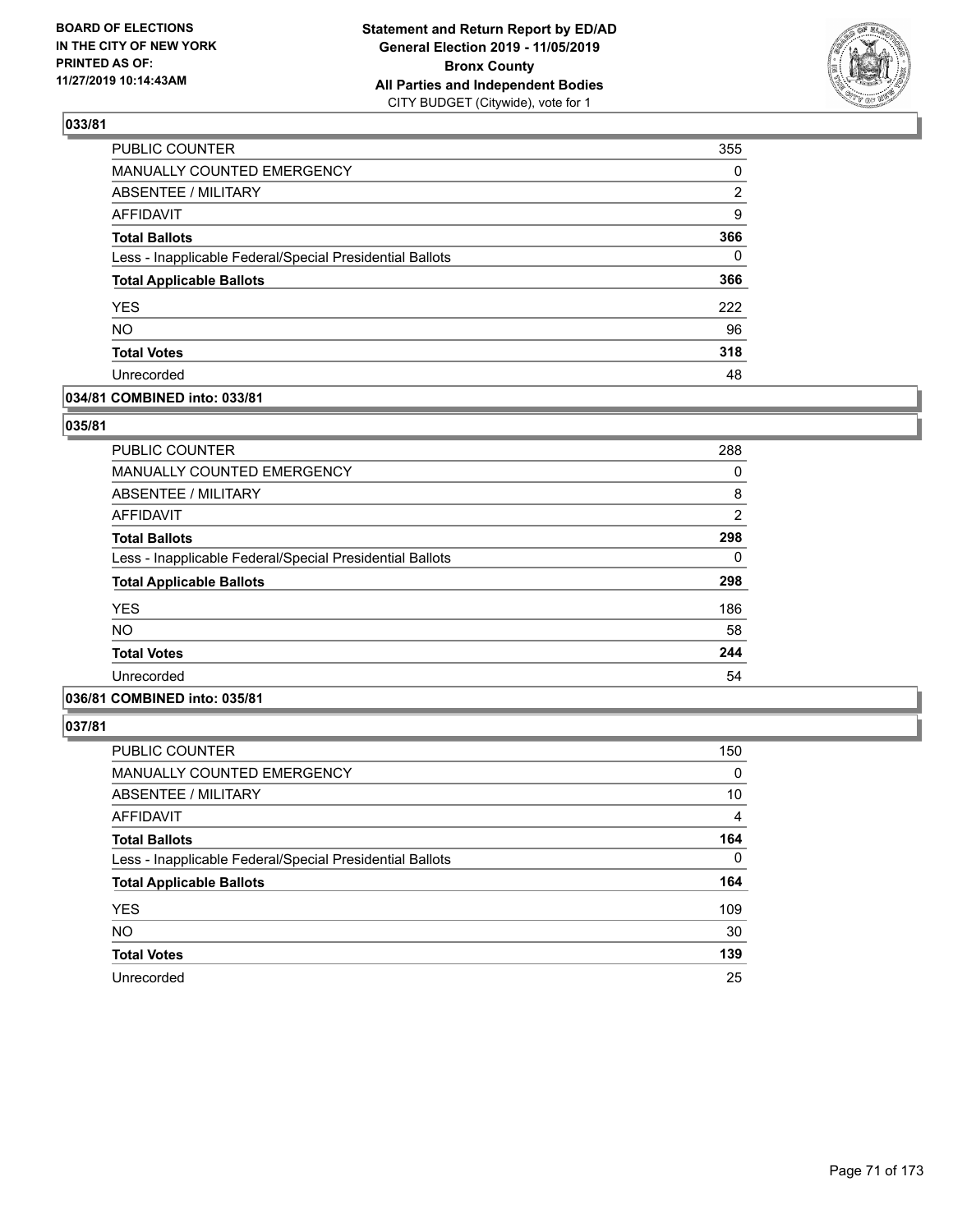**BOARD OF ELECTIONS IN THE CITY OF NEW YORK PRINTED AS OF: 11/27/2019 10:14:43AM**

**Statement and Return Report by ED/AD General Election 2019 - 11/05/2019 Bronx County All Parties and Independent Bodies**
CITY BUDGET (Citywide), vote for 1

### 033/81

| | |
|---|---|
| PUBLIC COUNTER | 355 |
| MANUALLY COUNTED EMERGENCY | 0 |
| ABSENTEE / MILITARY | 2 |
| AFFIDAVIT | 9 |
| **Total Ballots** | **366** |
| Less - Inapplicable Federal/Special Presidential Ballots | 0 |
| **Total Applicable Ballots** | **366** |
| YES | 222 |
| NO | 96 |
| **Total Votes** | **318** |
| Unrecorded | 48 |

### 034/81 COMBINED into: 033/81

### 035/81

| | |
|---|---|
| PUBLIC COUNTER | 288 |
| MANUALLY COUNTED EMERGENCY | 0 |
| ABSENTEE / MILITARY | 8 |
| AFFIDAVIT | 2 |
| **Total Ballots** | **298** |
| Less - Inapplicable Federal/Special Presidential Ballots | 0 |
| **Total Applicable Ballots** | **298** |
| YES | 186 |
| NO | 58 |
| **Total Votes** | **244** |
| Unrecorded | 54 |

### 036/81 COMBINED into: 035/81

### 037/81

| | |
|---|---|
| PUBLIC COUNTER | 150 |
| MANUALLY COUNTED EMERGENCY | 0 |
| ABSENTEE / MILITARY | 10 |
| AFFIDAVIT | 4 |
| **Total Ballots** | **164** |
| Less - Inapplicable Federal/Special Presidential Ballots | 0 |
| **Total Applicable Ballots** | **164** |
| YES | 109 |
| NO | 30 |
| **Total Votes** | **139** |
| Unrecorded | 25 |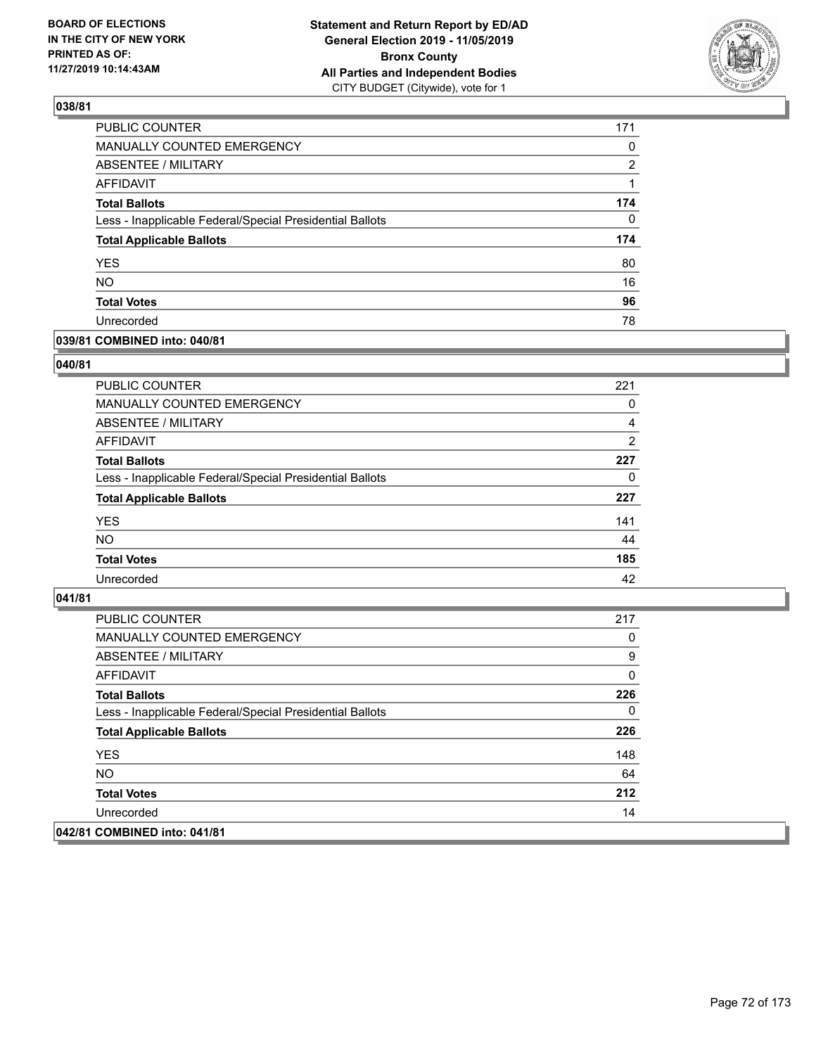## 038/81

| | |
|---|---|
| PUBLIC COUNTER | 171 |
| MANUALLY COUNTED EMERGENCY | 0 |
| ABSENTEE / MILITARY | 2 |
| AFFIDAVIT | 1 |
| **Total Ballots** | **174** |
| Less - Inapplicable Federal/Special Presidential Ballots | 0 |
| **Total Applicable Ballots** | **174** |
| YES | 80 |
| NO | 16 |
| **Total Votes** | **96** |
| Unrecorded | 78 |

## 039/81 COMBINED into: 040/81

## 040/81

| | |
|---|---|
| PUBLIC COUNTER | 221 |
| MANUALLY COUNTED EMERGENCY | 0 |
| ABSENTEE / MILITARY | 4 |
| AFFIDAVIT | 2 |
| **Total Ballots** | **227** |
| Less - Inapplicable Federal/Special Presidential Ballots | 0 |
| **Total Applicable Ballots** | **227** |
| YES | 141 |
| NO | 44 |
| **Total Votes** | **185** |
| Unrecorded | 42 |

## 041/81

| | |
|---|---|
| PUBLIC COUNTER | 217 |
| MANUALLY COUNTED EMERGENCY | 0 |
| ABSENTEE / MILITARY | 9 |
| AFFIDAVIT | 0 |
| **Total Ballots** | **226** |
| Less - Inapplicable Federal/Special Presidential Ballots | 0 |
| **Total Applicable Ballots** | **226** |
| YES | 148 |
| NO | 64 |
| **Total Votes** | **212** |
| Unrecorded | 14 |

## 042/81 COMBINED into: 041/81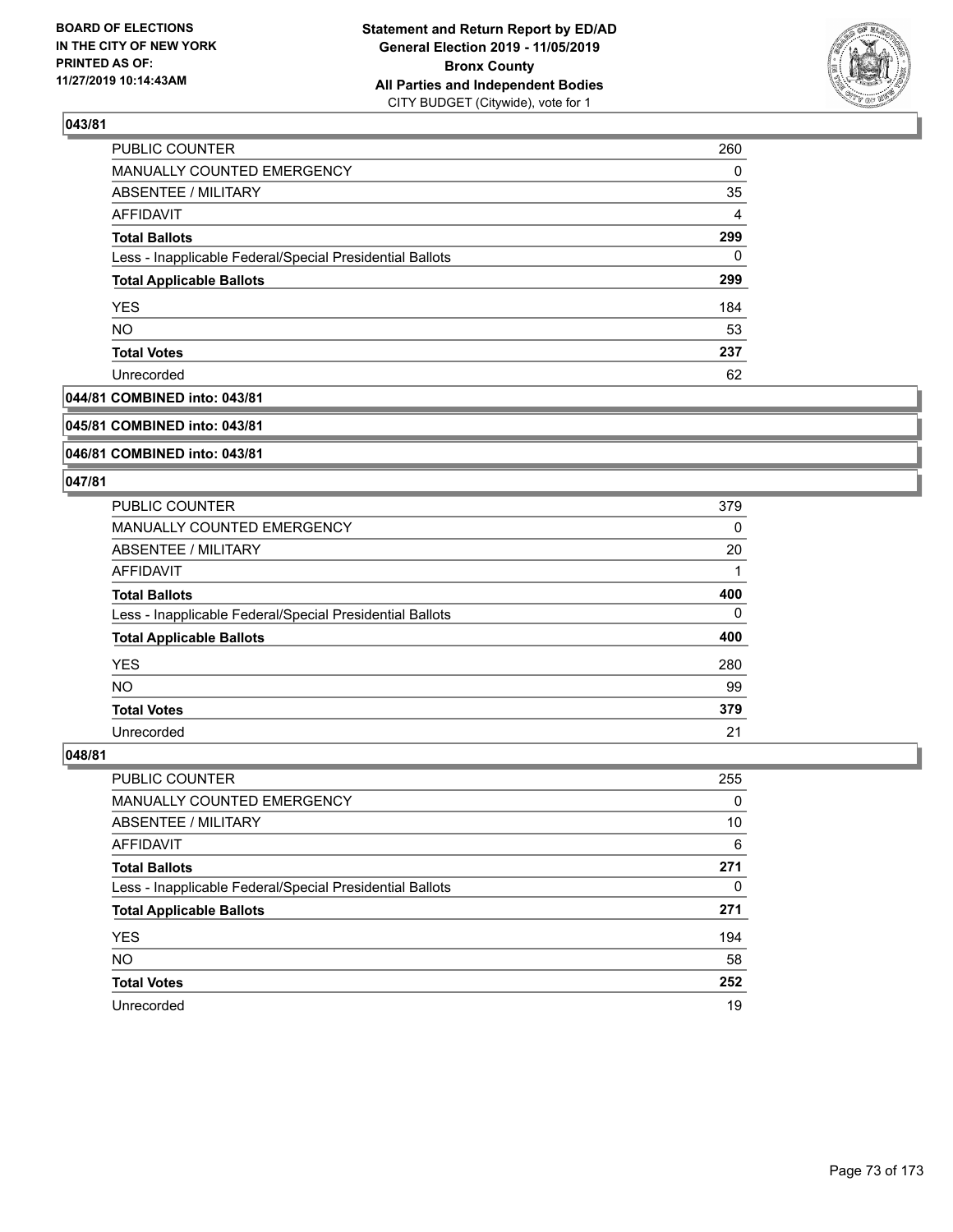**BOARD OF ELECTIONS IN THE CITY OF NEW YORK PRINTED AS OF: 11/27/2019 10:14:43AM**

**Statement and Return Report by ED/AD General Election 2019 - 11/05/2019 Bronx County All Parties and Independent Bodies**
CITY BUDGET (Citywide), vote for 1

### 043/81

| | |
|---|---|
| PUBLIC COUNTER | 260 |
| MANUALLY COUNTED EMERGENCY | 0 |
| ABSENTEE / MILITARY | 35 |
| AFFIDAVIT | 4 |
| **Total Ballots** | **299** |
| Less - Inapplicable Federal/Special Presidential Ballots | 0 |
| **Total Applicable Ballots** | **299** |
| YES | 184 |
| NO | 53 |
| **Total Votes** | **237** |
| Unrecorded | 62 |

### 044/81 COMBINED into: 043/81

### 045/81 COMBINED into: 043/81

### 046/81 COMBINED into: 043/81

### 047/81

| | |
|---|---|
| PUBLIC COUNTER | 379 |
| MANUALLY COUNTED EMERGENCY | 0 |
| ABSENTEE / MILITARY | 20 |
| AFFIDAVIT | 1 |
| **Total Ballots** | **400** |
| Less - Inapplicable Federal/Special Presidential Ballots | 0 |
| **Total Applicable Ballots** | **400** |
| YES | 280 |
| NO | 99 |
| **Total Votes** | **379** |
| Unrecorded | 21 |

### 048/81

| | |
|---|---|
| PUBLIC COUNTER | 255 |
| MANUALLY COUNTED EMERGENCY | 0 |
| ABSENTEE / MILITARY | 10 |
| AFFIDAVIT | 6 |
| **Total Ballots** | **271** |
| Less - Inapplicable Federal/Special Presidential Ballots | 0 |
| **Total Applicable Ballots** | **271** |
| YES | 194 |
| NO | 58 |
| **Total Votes** | **252** |
| Unrecorded | 19 |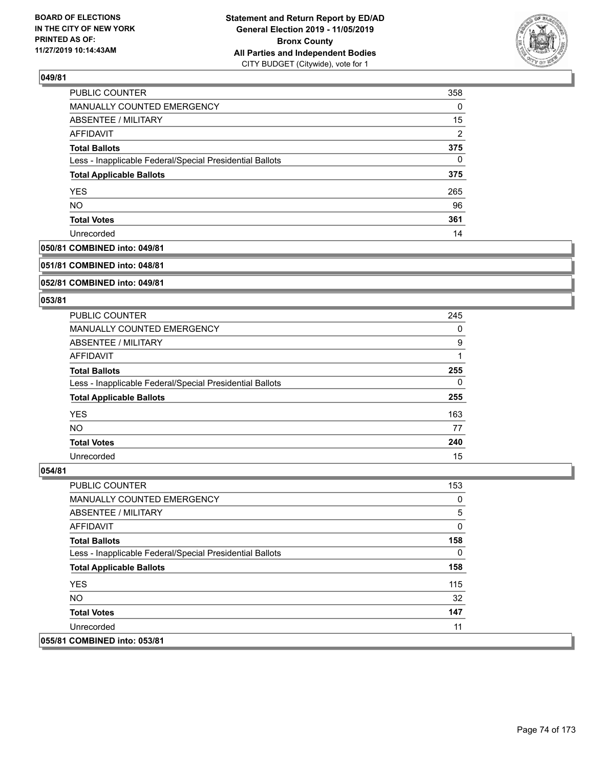## 049/81

| | |
|---|---|
| PUBLIC COUNTER | 358 |
| MANUALLY COUNTED EMERGENCY | 0 |
| ABSENTEE / MILITARY | 15 |
| AFFIDAVIT | 2 |
| **Total Ballots** | **375** |
| Less - Inapplicable Federal/Special Presidential Ballots | 0 |
| **Total Applicable Ballots** | **375** |
| YES | 265 |
| NO | 96 |
| **Total Votes** | **361** |
| Unrecorded | 14 |

## 050/81 COMBINED into: 049/81

## 051/81 COMBINED into: 048/81

## 052/81 COMBINED into: 049/81

## 053/81

| | |
|---|---|
| PUBLIC COUNTER | 245 |
| MANUALLY COUNTED EMERGENCY | 0 |
| ABSENTEE / MILITARY | 9 |
| AFFIDAVIT | 1 |
| **Total Ballots** | **255** |
| Less - Inapplicable Federal/Special Presidential Ballots | 0 |
| **Total Applicable Ballots** | **255** |
| YES | 163 |
| NO | 77 |
| **Total Votes** | **240** |
| Unrecorded | 15 |

## 054/81

| | |
|---|---|
| PUBLIC COUNTER | 153 |
| MANUALLY COUNTED EMERGENCY | 0 |
| ABSENTEE / MILITARY | 5 |
| AFFIDAVIT | 0 |
| **Total Ballots** | **158** |
| Less - Inapplicable Federal/Special Presidential Ballots | 0 |
| **Total Applicable Ballots** | **158** |
| YES | 115 |
| NO | 32 |
| **Total Votes** | **147** |
| Unrecorded | 11 |

## 055/81 COMBINED into: 053/81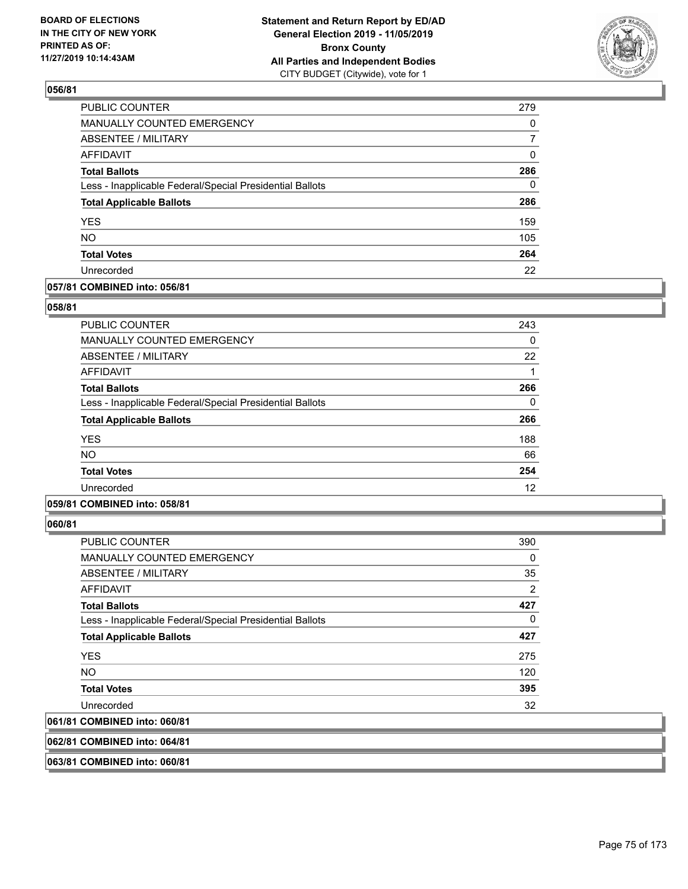**Statement and Return Report by ED/AD**
**General Election 2019 - 11/05/2019**
**Bronx County**
**All Parties and Independent Bodies**
CITY BUDGET (Citywide), vote for 1

BOARD OF ELECTIONS IN THE CITY OF NEW YORK PRINTED AS OF: 11/27/2019 10:14:43AM

**056/81**

| | |
|---|---|
| PUBLIC COUNTER | 279 |
| MANUALLY COUNTED EMERGENCY | 0 |
| ABSENTEE / MILITARY | 7 |
| AFFIDAVIT | 0 |
| **Total Ballots** | **286** |
| Less - Inapplicable Federal/Special Presidential Ballots | 0 |
| **Total Applicable Ballots** | **286** |
| YES | 159 |
| NO | 105 |
| **Total Votes** | **264** |
| Unrecorded | 22 |

**057/81 COMBINED into: 056/81**

**058/81**

| | |
|---|---|
| PUBLIC COUNTER | 243 |
| MANUALLY COUNTED EMERGENCY | 0 |
| ABSENTEE / MILITARY | 22 |
| AFFIDAVIT | 1 |
| **Total Ballots** | **266** |
| Less - Inapplicable Federal/Special Presidential Ballots | 0 |
| **Total Applicable Ballots** | **266** |
| YES | 188 |
| NO | 66 |
| **Total Votes** | **254** |
| Unrecorded | 12 |

**059/81 COMBINED into: 058/81**

**060/81**

| | |
|---|---|
| PUBLIC COUNTER | 390 |
| MANUALLY COUNTED EMERGENCY | 0 |
| ABSENTEE / MILITARY | 35 |
| AFFIDAVIT | 2 |
| **Total Ballots** | **427** |
| Less - Inapplicable Federal/Special Presidential Ballots | 0 |
| **Total Applicable Ballots** | **427** |
| YES | 275 |
| NO | 120 |
| **Total Votes** | **395** |
| Unrecorded | 32 |

**061/81 COMBINED into: 060/81**

**062/81 COMBINED into: 064/81**

**063/81 COMBINED into: 060/81**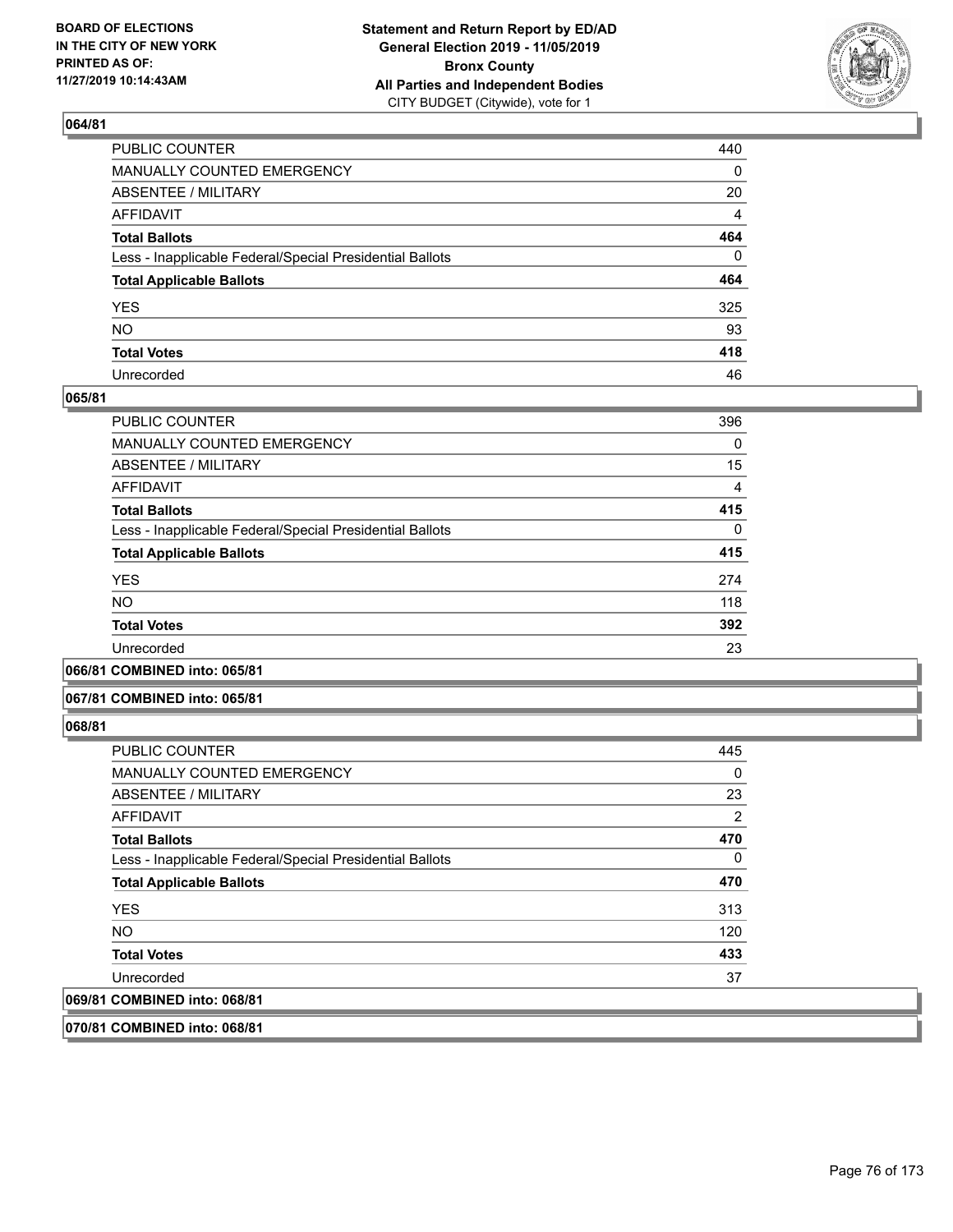### 064/81

| | |
|---|---|
| PUBLIC COUNTER | 440 |
| MANUALLY COUNTED EMERGENCY | 0 |
| ABSENTEE / MILITARY | 20 |
| AFFIDAVIT | 4 |
| **Total Ballots** | **464** |
| Less - Inapplicable Federal/Special Presidential Ballots | 0 |
| **Total Applicable Ballots** | **464** |
| YES | 325 |
| NO | 93 |
| **Total Votes** | **418** |
| Unrecorded | 46 |

### 065/81

| | |
|---|---|
| PUBLIC COUNTER | 396 |
| MANUALLY COUNTED EMERGENCY | 0 |
| ABSENTEE / MILITARY | 15 |
| AFFIDAVIT | 4 |
| **Total Ballots** | **415** |
| Less - Inapplicable Federal/Special Presidential Ballots | 0 |
| **Total Applicable Ballots** | **415** |
| YES | 274 |
| NO | 118 |
| **Total Votes** | **392** |
| Unrecorded | 23 |

### 066/81 COMBINED into: 065/81

### 067/81 COMBINED into: 065/81

### 068/81

| | |
|---|---|
| PUBLIC COUNTER | 445 |
| MANUALLY COUNTED EMERGENCY | 0 |
| ABSENTEE / MILITARY | 23 |
| AFFIDAVIT | 2 |
| **Total Ballots** | **470** |
| Less - Inapplicable Federal/Special Presidential Ballots | 0 |
| **Total Applicable Ballots** | **470** |
| YES | 313 |
| NO | 120 |
| **Total Votes** | **433** |
| Unrecorded | 37 |

### 069/81 COMBINED into: 068/81

### 070/81 COMBINED into: 068/81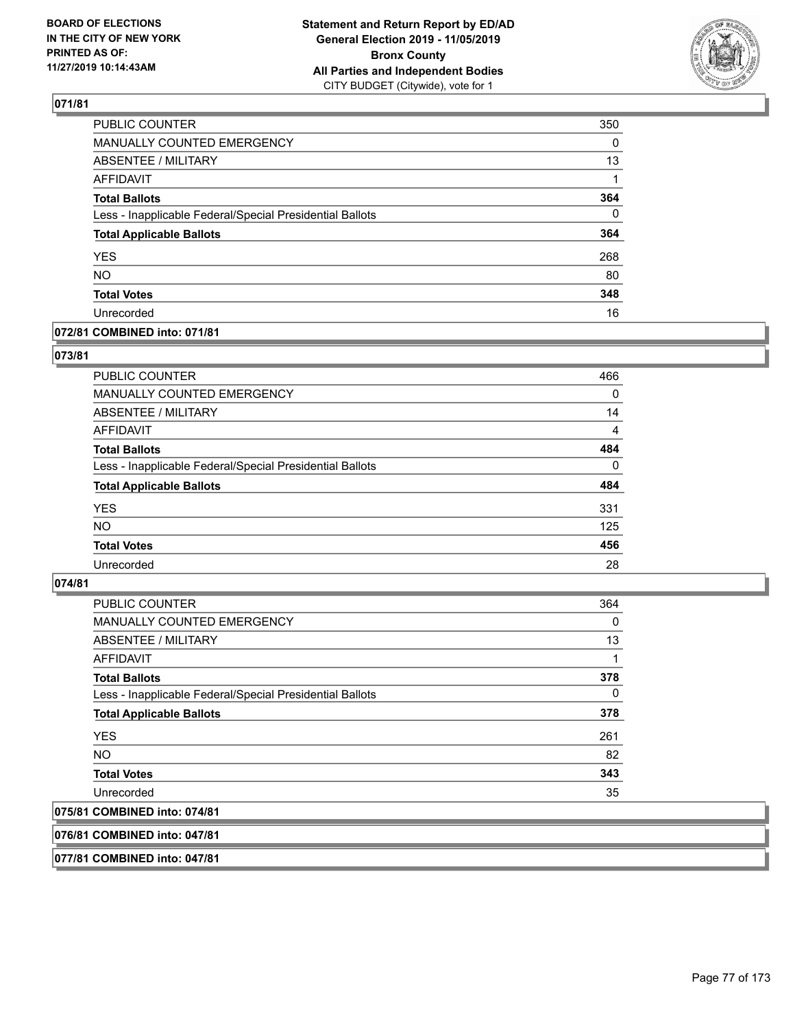**BOARD OF ELECTIONS IN THE CITY OF NEW YORK PRINTED AS OF: 11/27/2019 10:14:43AM**

**Statement and Return Report by ED/AD General Election 2019 - 11/05/2019 Bronx County All Parties and Independent Bodies**
CITY BUDGET (Citywide), vote for 1

### 071/81

| | |
|---|---|
| PUBLIC COUNTER | 350 |
| MANUALLY COUNTED EMERGENCY | 0 |
| ABSENTEE / MILITARY | 13 |
| AFFIDAVIT | 1 |
| **Total Ballots** | **364** |
| Less - Inapplicable Federal/Special Presidential Ballots | 0 |
| **Total Applicable Ballots** | **364** |
| YES | 268 |
| NO | 80 |
| **Total Votes** | **348** |
| Unrecorded | 16 |

### 072/81 COMBINED into: 071/81

### 073/81

| | |
|---|---|
| PUBLIC COUNTER | 466 |
| MANUALLY COUNTED EMERGENCY | 0 |
| ABSENTEE / MILITARY | 14 |
| AFFIDAVIT | 4 |
| **Total Ballots** | **484** |
| Less - Inapplicable Federal/Special Presidential Ballots | 0 |
| **Total Applicable Ballots** | **484** |
| YES | 331 |
| NO | 125 |
| **Total Votes** | **456** |
| Unrecorded | 28 |

### 074/81

| | |
|---|---|
| PUBLIC COUNTER | 364 |
| MANUALLY COUNTED EMERGENCY | 0 |
| ABSENTEE / MILITARY | 13 |
| AFFIDAVIT | 1 |
| **Total Ballots** | **378** |
| Less - Inapplicable Federal/Special Presidential Ballots | 0 |
| **Total Applicable Ballots** | **378** |
| YES | 261 |
| NO | 82 |
| **Total Votes** | **343** |
| Unrecorded | 35 |

### 075/81 COMBINED into: 074/81

### 076/81 COMBINED into: 047/81

### 077/81 COMBINED into: 047/81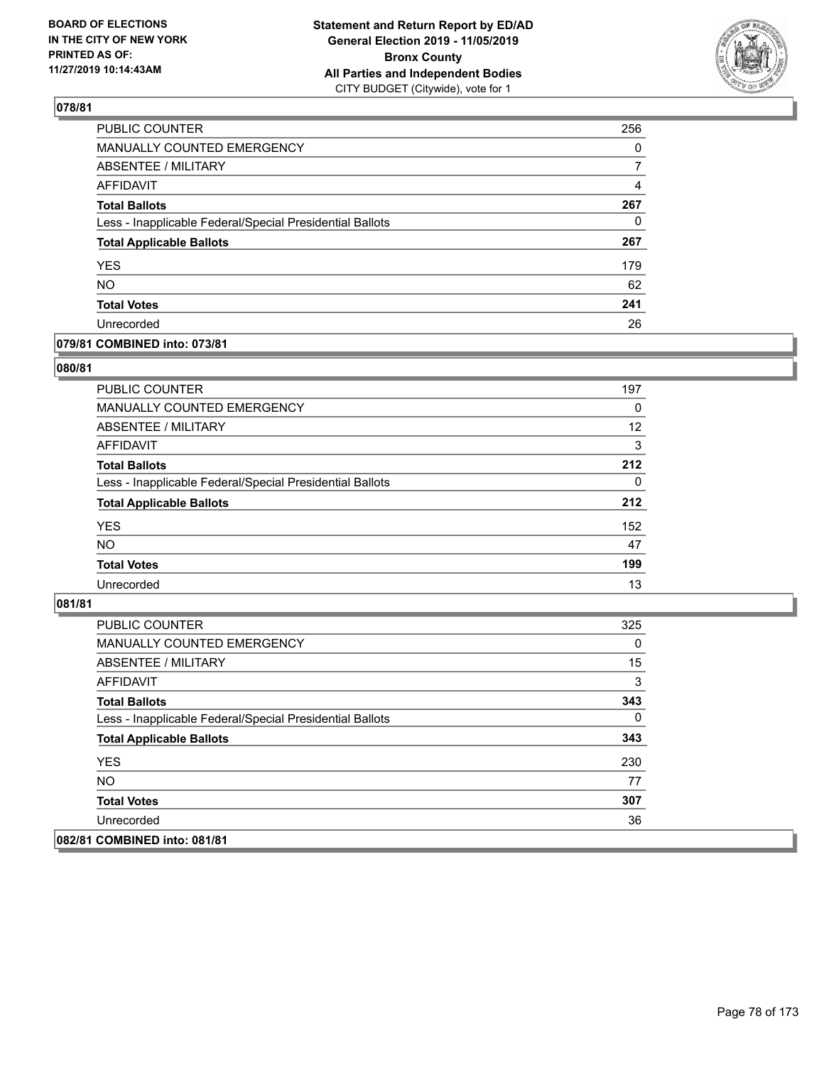**BOARD OF ELECTIONS IN THE CITY OF NEW YORK PRINTED AS OF: 11/27/2019 10:14:43AM**

**Statement and Return Report by ED/AD General Election 2019 - 11/05/2019 Bronx County All Parties and Independent Bodies** CITY BUDGET (Citywide), vote for 1

## 078/81

| | |
|---|---|
| PUBLIC COUNTER | 256 |
| MANUALLY COUNTED EMERGENCY | 0 |
| ABSENTEE / MILITARY | 7 |
| AFFIDAVIT | 4 |
| **Total Ballots** | **267** |
| Less - Inapplicable Federal/Special Presidential Ballots | 0 |
| **Total Applicable Ballots** | **267** |
| YES | 179 |
| NO | 62 |
| **Total Votes** | **241** |
| Unrecorded | 26 |

## 079/81 COMBINED into: 073/81

## 080/81

| | |
|---|---|
| PUBLIC COUNTER | 197 |
| MANUALLY COUNTED EMERGENCY | 0 |
| ABSENTEE / MILITARY | 12 |
| AFFIDAVIT | 3 |
| **Total Ballots** | **212** |
| Less - Inapplicable Federal/Special Presidential Ballots | 0 |
| **Total Applicable Ballots** | **212** |
| YES | 152 |
| NO | 47 |
| **Total Votes** | **199** |
| Unrecorded | 13 |

## 081/81

| | |
|---|---|
| PUBLIC COUNTER | 325 |
| MANUALLY COUNTED EMERGENCY | 0 |
| ABSENTEE / MILITARY | 15 |
| AFFIDAVIT | 3 |
| **Total Ballots** | **343** |
| Less - Inapplicable Federal/Special Presidential Ballots | 0 |
| **Total Applicable Ballots** | **343** |
| YES | 230 |
| NO | 77 |
| **Total Votes** | **307** |
| Unrecorded | 36 |

## 082/81 COMBINED into: 081/81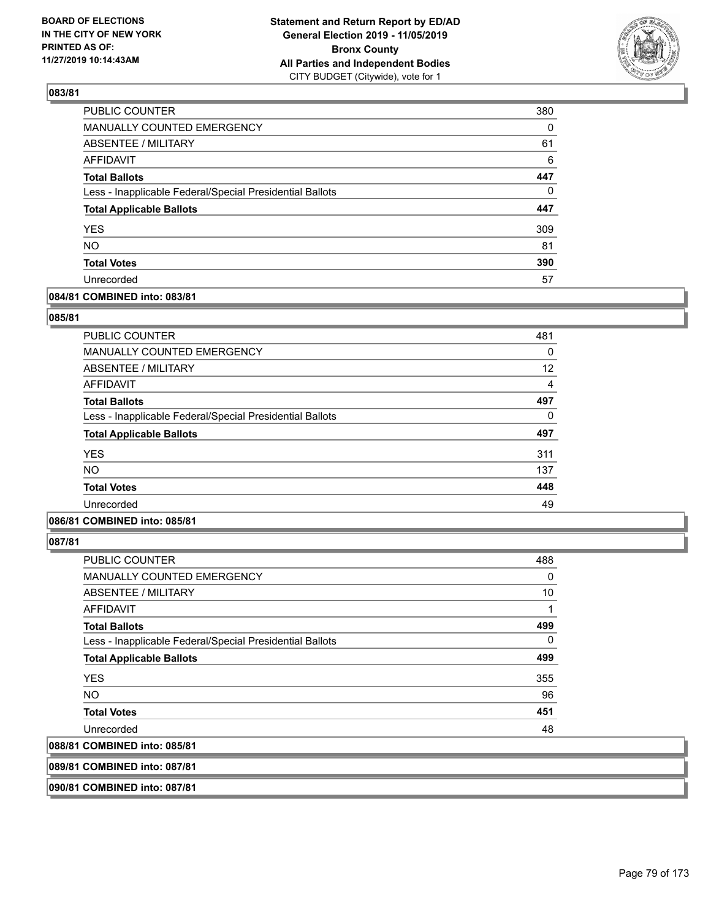**BOARD OF ELECTIONS IN THE CITY OF NEW YORK PRINTED AS OF: 11/27/2019 10:14:43AM**

**Statement and Return Report by ED/AD General Election 2019 - 11/05/2019 Bronx County All Parties and Independent Bodies**
CITY BUDGET (Citywide), vote for 1

### 083/81

| | |
|---|---|
| PUBLIC COUNTER | 380 |
| MANUALLY COUNTED EMERGENCY | 0 |
| ABSENTEE / MILITARY | 61 |
| AFFIDAVIT | 6 |
| **Total Ballots** | **447** |
| Less - Inapplicable Federal/Special Presidential Ballots | 0 |
| **Total Applicable Ballots** | **447** |
| YES | 309 |
| NO | 81 |
| **Total Votes** | **390** |
| Unrecorded | 57 |

### 084/81 COMBINED into: 083/81

### 085/81

| | |
|---|---|
| PUBLIC COUNTER | 481 |
| MANUALLY COUNTED EMERGENCY | 0 |
| ABSENTEE / MILITARY | 12 |
| AFFIDAVIT | 4 |
| **Total Ballots** | **497** |
| Less - Inapplicable Federal/Special Presidential Ballots | 0 |
| **Total Applicable Ballots** | **497** |
| YES | 311 |
| NO | 137 |
| **Total Votes** | **448** |
| Unrecorded | 49 |

### 086/81 COMBINED into: 085/81

### 087/81

| | |
|---|---|
| PUBLIC COUNTER | 488 |
| MANUALLY COUNTED EMERGENCY | 0 |
| ABSENTEE / MILITARY | 10 |
| AFFIDAVIT | 1 |
| **Total Ballots** | **499** |
| Less - Inapplicable Federal/Special Presidential Ballots | 0 |
| **Total Applicable Ballots** | **499** |
| YES | 355 |
| NO | 96 |
| **Total Votes** | **451** |
| Unrecorded | 48 |

### 088/81 COMBINED into: 085/81

### 089/81 COMBINED into: 087/81

### 090/81 COMBINED into: 087/81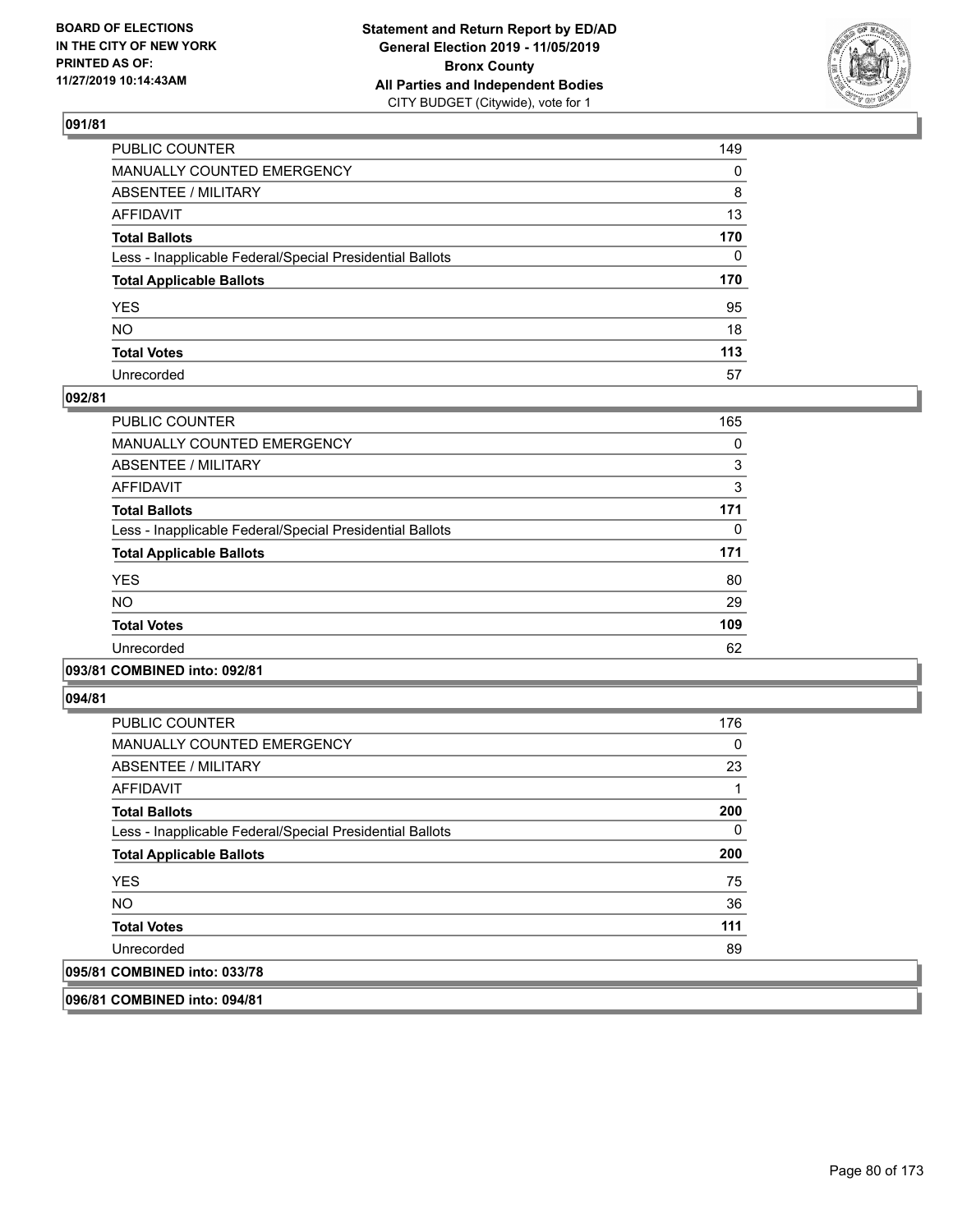**BOARD OF ELECTIONS IN THE CITY OF NEW YORK PRINTED AS OF: 11/27/2019 10:14:43AM**

**Statement and Return Report by ED/AD General Election 2019 - 11/05/2019 Bronx County All Parties and Independent Bodies**
CITY BUDGET (Citywide), vote for 1

### 091/81

| | |
|---|---|
| PUBLIC COUNTER | 149 |
| MANUALLY COUNTED EMERGENCY | 0 |
| ABSENTEE / MILITARY | 8 |
| AFFIDAVIT | 13 |
| **Total Ballots** | **170** |
| Less - Inapplicable Federal/Special Presidential Ballots | 0 |
| **Total Applicable Ballots** | **170** |
| YES | 95 |
| NO | 18 |
| **Total Votes** | **113** |
| Unrecorded | 57 |

### 092/81

| | |
|---|---|
| PUBLIC COUNTER | 165 |
| MANUALLY COUNTED EMERGENCY | 0 |
| ABSENTEE / MILITARY | 3 |
| AFFIDAVIT | 3 |
| **Total Ballots** | **171** |
| Less - Inapplicable Federal/Special Presidential Ballots | 0 |
| **Total Applicable Ballots** | **171** |
| YES | 80 |
| NO | 29 |
| **Total Votes** | **109** |
| Unrecorded | 62 |

### 093/81 COMBINED into: 092/81

### 094/81

| | |
|---|---|
| PUBLIC COUNTER | 176 |
| MANUALLY COUNTED EMERGENCY | 0 |
| ABSENTEE / MILITARY | 23 |
| AFFIDAVIT | 1 |
| **Total Ballots** | **200** |
| Less - Inapplicable Federal/Special Presidential Ballots | 0 |
| **Total Applicable Ballots** | **200** |
| YES | 75 |
| NO | 36 |
| **Total Votes** | **111** |
| Unrecorded | 89 |

### 095/81 COMBINED into: 033/78

### 096/81 COMBINED into: 094/81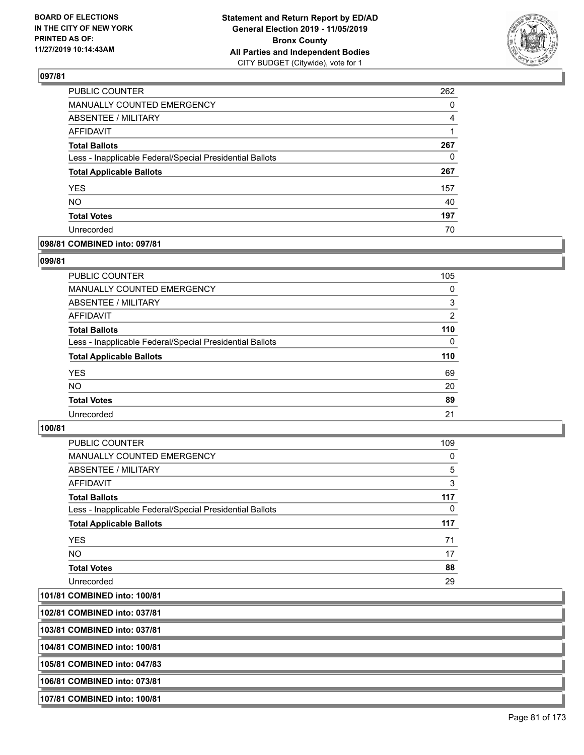## 097/81

| | |
|---|---|
| PUBLIC COUNTER | 262 |
| MANUALLY COUNTED EMERGENCY | 0 |
| ABSENTEE / MILITARY | 4 |
| AFFIDAVIT | 1 |
| **Total Ballots** | **267** |
| Less - Inapplicable Federal/Special Presidential Ballots | 0 |
| **Total Applicable Ballots** | **267** |
| YES | 157 |
| NO | 40 |
| **Total Votes** | **197** |
| Unrecorded | 70 |

## 098/81 COMBINED into: 097/81

## 099/81

| | |
|---|---|
| PUBLIC COUNTER | 105 |
| MANUALLY COUNTED EMERGENCY | 0 |
| ABSENTEE / MILITARY | 3 |
| AFFIDAVIT | 2 |
| **Total Ballots** | **110** |
| Less - Inapplicable Federal/Special Presidential Ballots | 0 |
| **Total Applicable Ballots** | **110** |
| YES | 69 |
| NO | 20 |
| **Total Votes** | **89** |
| Unrecorded | 21 |

## 100/81

| | |
|---|---|
| PUBLIC COUNTER | 109 |
| MANUALLY COUNTED EMERGENCY | 0 |
| ABSENTEE / MILITARY | 5 |
| AFFIDAVIT | 3 |
| **Total Ballots** | **117** |
| Less - Inapplicable Federal/Special Presidential Ballots | 0 |
| **Total Applicable Ballots** | **117** |
| YES | 71 |
| NO | 17 |
| **Total Votes** | **88** |
| Unrecorded | 29 |

## 101/81 COMBINED into: 100/81

## 102/81 COMBINED into: 037/81

## 103/81 COMBINED into: 037/81

## 104/81 COMBINED into: 100/81

## 105/81 COMBINED into: 047/83

## 106/81 COMBINED into: 073/81

## 107/81 COMBINED into: 100/81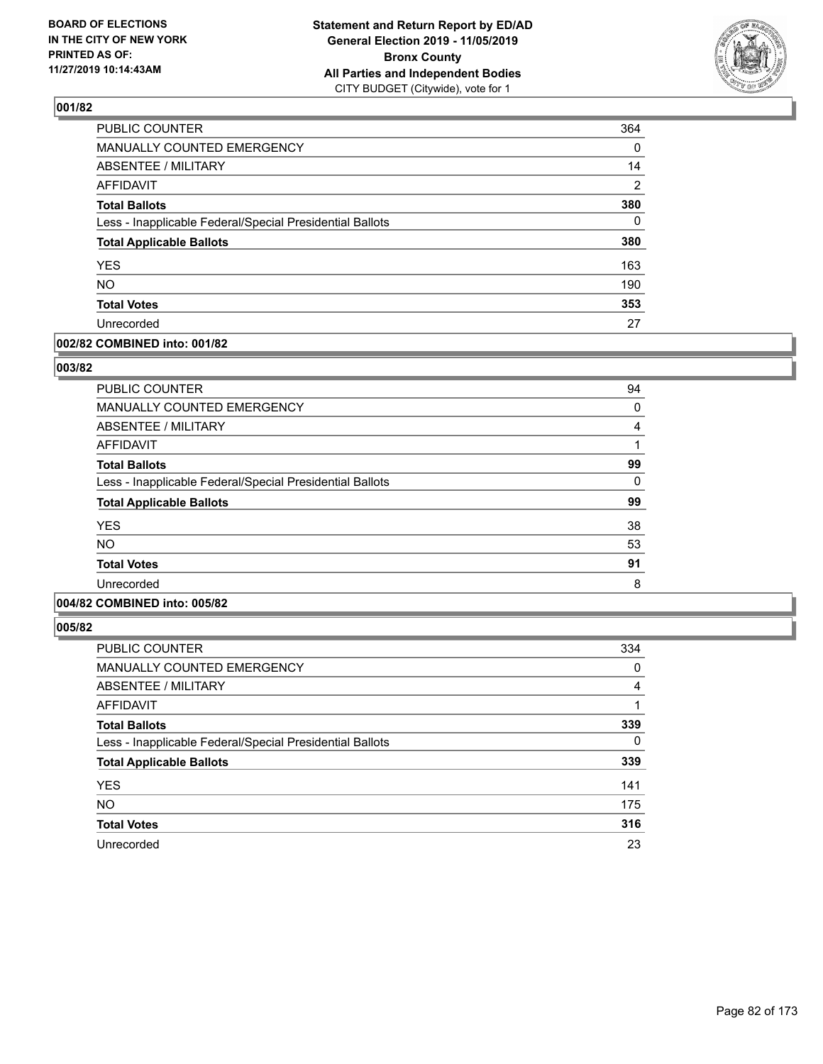**BOARD OF ELECTIONS IN THE CITY OF NEW YORK PRINTED AS OF: 11/27/2019 10:14:43AM**

**Statement and Return Report by ED/AD General Election 2019 - 11/05/2019 Bronx County All Parties and Independent Bodies**
CITY BUDGET (Citywide), vote for 1

### 001/82

| | |
|---|---|
| PUBLIC COUNTER | 364 |
| MANUALLY COUNTED EMERGENCY | 0 |
| ABSENTEE / MILITARY | 14 |
| AFFIDAVIT | 2 |
| **Total Ballots** | **380** |
| Less - Inapplicable Federal/Special Presidential Ballots | 0 |
| **Total Applicable Ballots** | **380** |
| YES | 163 |
| NO | 190 |
| **Total Votes** | **353** |
| Unrecorded | 27 |

### 002/82 COMBINED into: 001/82

### 003/82

| | |
|---|---|
| PUBLIC COUNTER | 94 |
| MANUALLY COUNTED EMERGENCY | 0 |
| ABSENTEE / MILITARY | 4 |
| AFFIDAVIT | 1 |
| **Total Ballots** | **99** |
| Less - Inapplicable Federal/Special Presidential Ballots | 0 |
| **Total Applicable Ballots** | **99** |
| YES | 38 |
| NO | 53 |
| **Total Votes** | **91** |
| Unrecorded | 8 |

### 004/82 COMBINED into: 005/82

### 005/82

| | |
|---|---|
| PUBLIC COUNTER | 334 |
| MANUALLY COUNTED EMERGENCY | 0 |
| ABSENTEE / MILITARY | 4 |
| AFFIDAVIT | 1 |
| **Total Ballots** | **339** |
| Less - Inapplicable Federal/Special Presidential Ballots | 0 |
| **Total Applicable Ballots** | **339** |
| YES | 141 |
| NO | 175 |
| **Total Votes** | **316** |
| Unrecorded | 23 |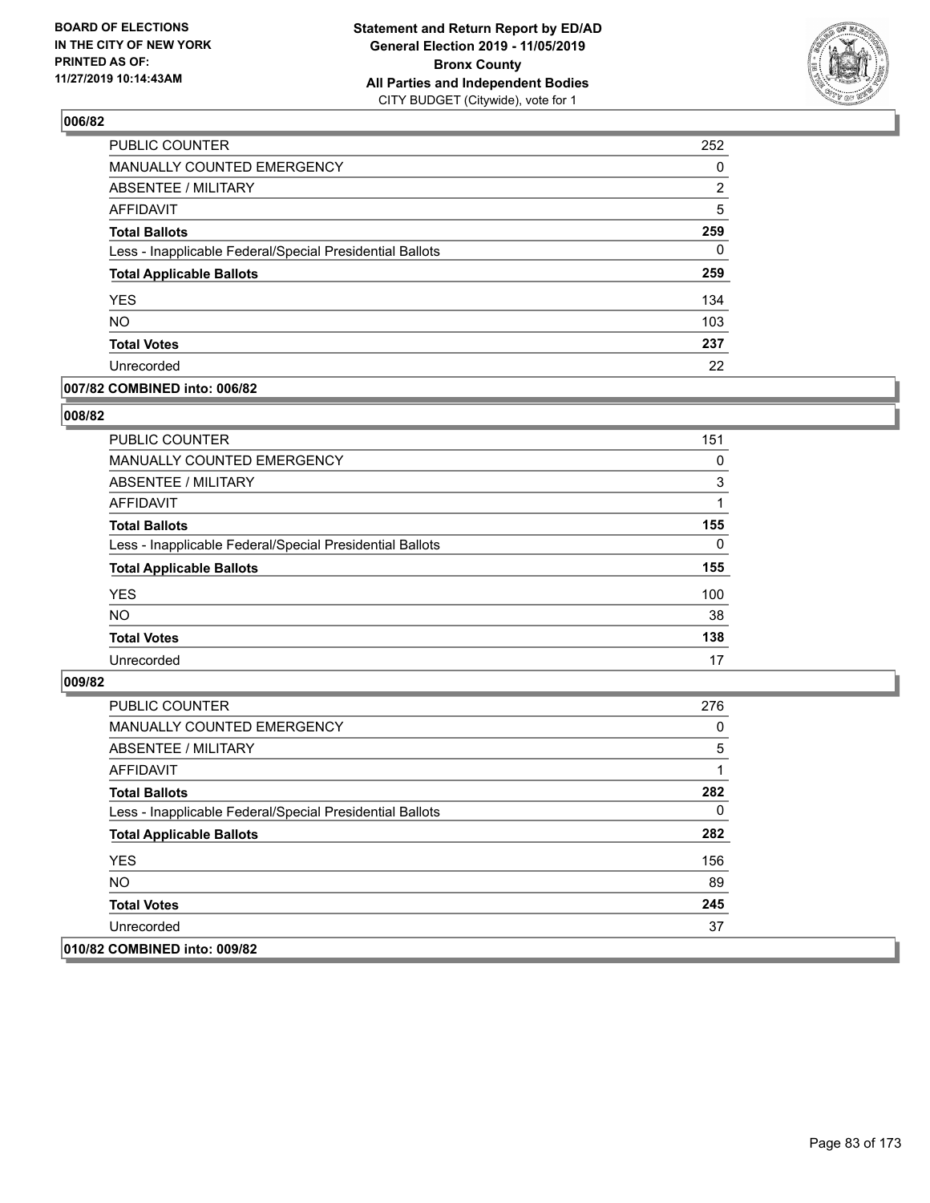## 006/82

| | |
|---|---|
| PUBLIC COUNTER | 252 |
| MANUALLY COUNTED EMERGENCY | 0 |
| ABSENTEE / MILITARY | 2 |
| AFFIDAVIT | 5 |
| **Total Ballots** | **259** |
| Less - Inapplicable Federal/Special Presidential Ballots | 0 |
| **Total Applicable Ballots** | **259** |
| YES | 134 |
| NO | 103 |
| **Total Votes** | **237** |
| Unrecorded | 22 |

## 007/82 COMBINED into: 006/82

## 008/82

| | |
|---|---|
| PUBLIC COUNTER | 151 |
| MANUALLY COUNTED EMERGENCY | 0 |
| ABSENTEE / MILITARY | 3 |
| AFFIDAVIT | 1 |
| **Total Ballots** | **155** |
| Less - Inapplicable Federal/Special Presidential Ballots | 0 |
| **Total Applicable Ballots** | **155** |
| YES | 100 |
| NO | 38 |
| **Total Votes** | **138** |
| Unrecorded | 17 |

## 009/82

| | |
|---|---|
| PUBLIC COUNTER | 276 |
| MANUALLY COUNTED EMERGENCY | 0 |
| ABSENTEE / MILITARY | 5 |
| AFFIDAVIT | 1 |
| **Total Ballots** | **282** |
| Less - Inapplicable Federal/Special Presidential Ballots | 0 |
| **Total Applicable Ballots** | **282** |
| YES | 156 |
| NO | 89 |
| **Total Votes** | **245** |
| Unrecorded | 37 |

## 010/82 COMBINED into: 009/82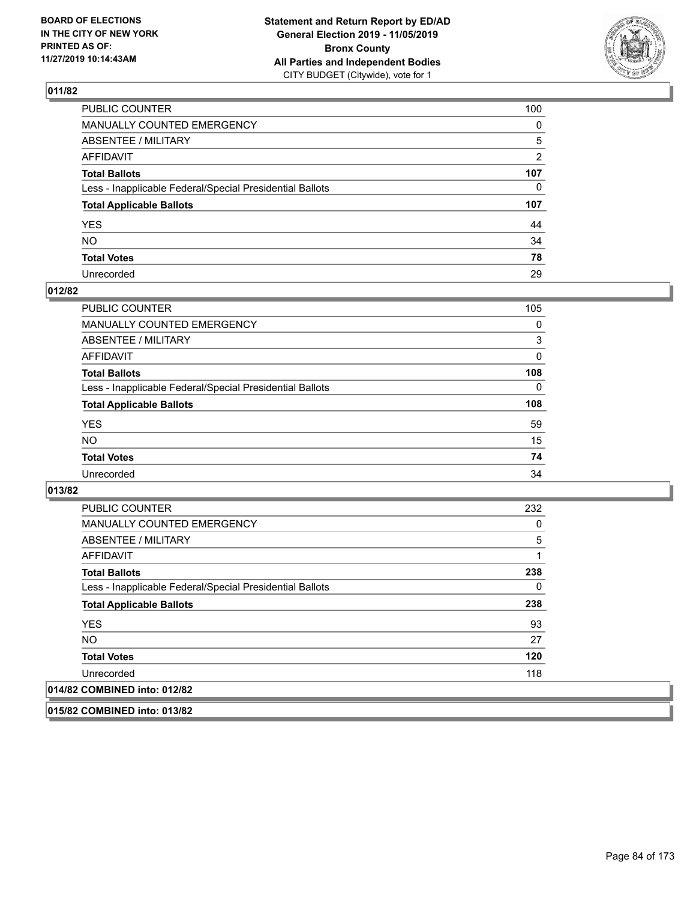BOARD OF ELECTIONS
IN THE CITY OF NEW YORK
PRINTED AS OF:
11/27/2019 10:14:43AM

**Statement and Return Report by ED/AD**
**General Election 2019 - 11/05/2019**
**Bronx County**
**All Parties and Independent Bodies**
CITY BUDGET (Citywide), vote for 1

## 011/82

| | |
|---|---|
| PUBLIC COUNTER | 100 |
| MANUALLY COUNTED EMERGENCY | 0 |
| ABSENTEE / MILITARY | 5 |
| AFFIDAVIT | 2 |
| **Total Ballots** | **107** |
| Less - Inapplicable Federal/Special Presidential Ballots | 0 |
| **Total Applicable Ballots** | **107** |
| YES | 44 |
| NO | 34 |
| **Total Votes** | **78** |
| Unrecorded | 29 |

## 012/82

| | |
|---|---|
| PUBLIC COUNTER | 105 |
| MANUALLY COUNTED EMERGENCY | 0 |
| ABSENTEE / MILITARY | 3 |
| AFFIDAVIT | 0 |
| **Total Ballots** | **108** |
| Less - Inapplicable Federal/Special Presidential Ballots | 0 |
| **Total Applicable Ballots** | **108** |
| YES | 59 |
| NO | 15 |
| **Total Votes** | **74** |
| Unrecorded | 34 |

## 013/82

| | |
|---|---|
| PUBLIC COUNTER | 232 |
| MANUALLY COUNTED EMERGENCY | 0 |
| ABSENTEE / MILITARY | 5 |
| AFFIDAVIT | 1 |
| **Total Ballots** | **238** |
| Less - Inapplicable Federal/Special Presidential Ballots | 0 |
| **Total Applicable Ballots** | **238** |
| YES | 93 |
| NO | 27 |
| **Total Votes** | **120** |
| Unrecorded | 118 |

## 014/82 COMBINED into: 012/82

## 015/82 COMBINED into: 013/82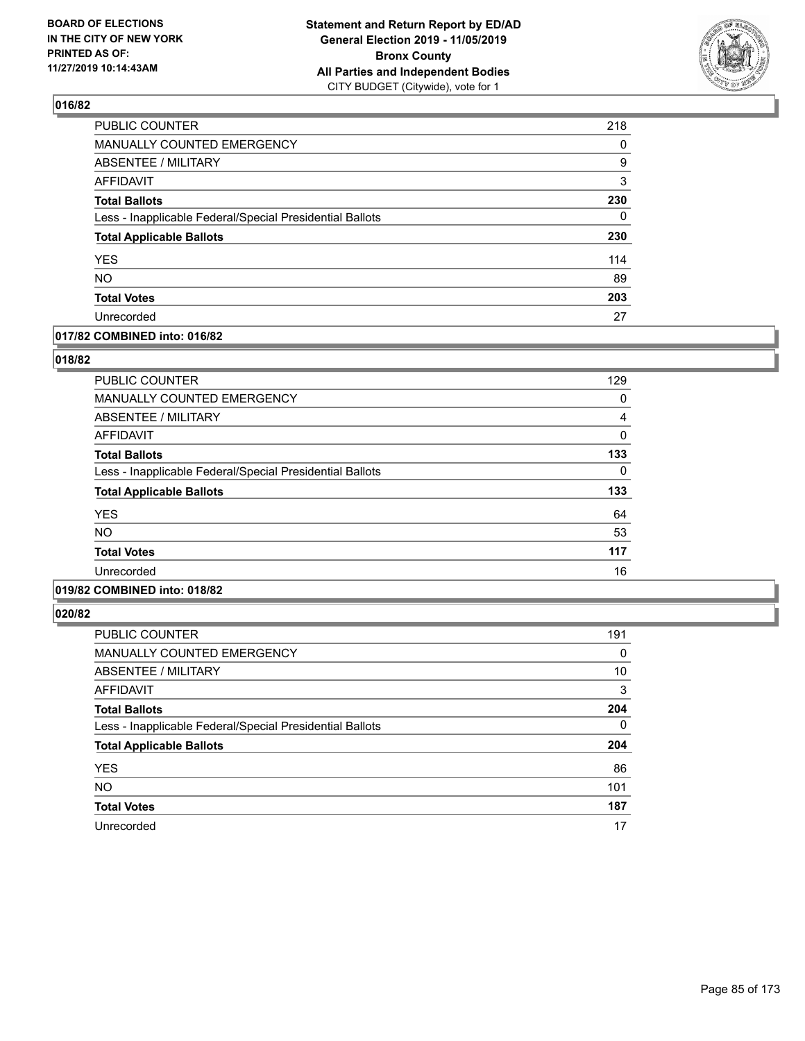BOARD OF ELECTIONS
IN THE CITY OF NEW YORK
PRINTED AS OF:
11/27/2019 10:14:43AM

**Statement and Return Report by ED/AD**
**General Election 2019 - 11/05/2019**
**Bronx County**
**All Parties and Independent Bodies**
CITY BUDGET (Citywide), vote for 1

## 016/82

| | |
|---|---|
| PUBLIC COUNTER | 218 |
| MANUALLY COUNTED EMERGENCY | 0 |
| ABSENTEE / MILITARY | 9 |
| AFFIDAVIT | 3 |
| **Total Ballots** | **230** |
| Less - Inapplicable Federal/Special Presidential Ballots | 0 |
| **Total Applicable Ballots** | **230** |
| YES | 114 |
| NO | 89 |
| **Total Votes** | **203** |
| Unrecorded | 27 |

## 017/82 COMBINED into: 016/82

## 018/82

| | |
|---|---|
| PUBLIC COUNTER | 129 |
| MANUALLY COUNTED EMERGENCY | 0 |
| ABSENTEE / MILITARY | 4 |
| AFFIDAVIT | 0 |
| **Total Ballots** | **133** |
| Less - Inapplicable Federal/Special Presidential Ballots | 0 |
| **Total Applicable Ballots** | **133** |
| YES | 64 |
| NO | 53 |
| **Total Votes** | **117** |
| Unrecorded | 16 |

## 019/82 COMBINED into: 018/82

## 020/82

| | |
|---|---|
| PUBLIC COUNTER | 191 |
| MANUALLY COUNTED EMERGENCY | 0 |
| ABSENTEE / MILITARY | 10 |
| AFFIDAVIT | 3 |
| **Total Ballots** | **204** |
| Less - Inapplicable Federal/Special Presidential Ballots | 0 |
| **Total Applicable Ballots** | **204** |
| YES | 86 |
| NO | 101 |
| **Total Votes** | **187** |
| Unrecorded | 17 |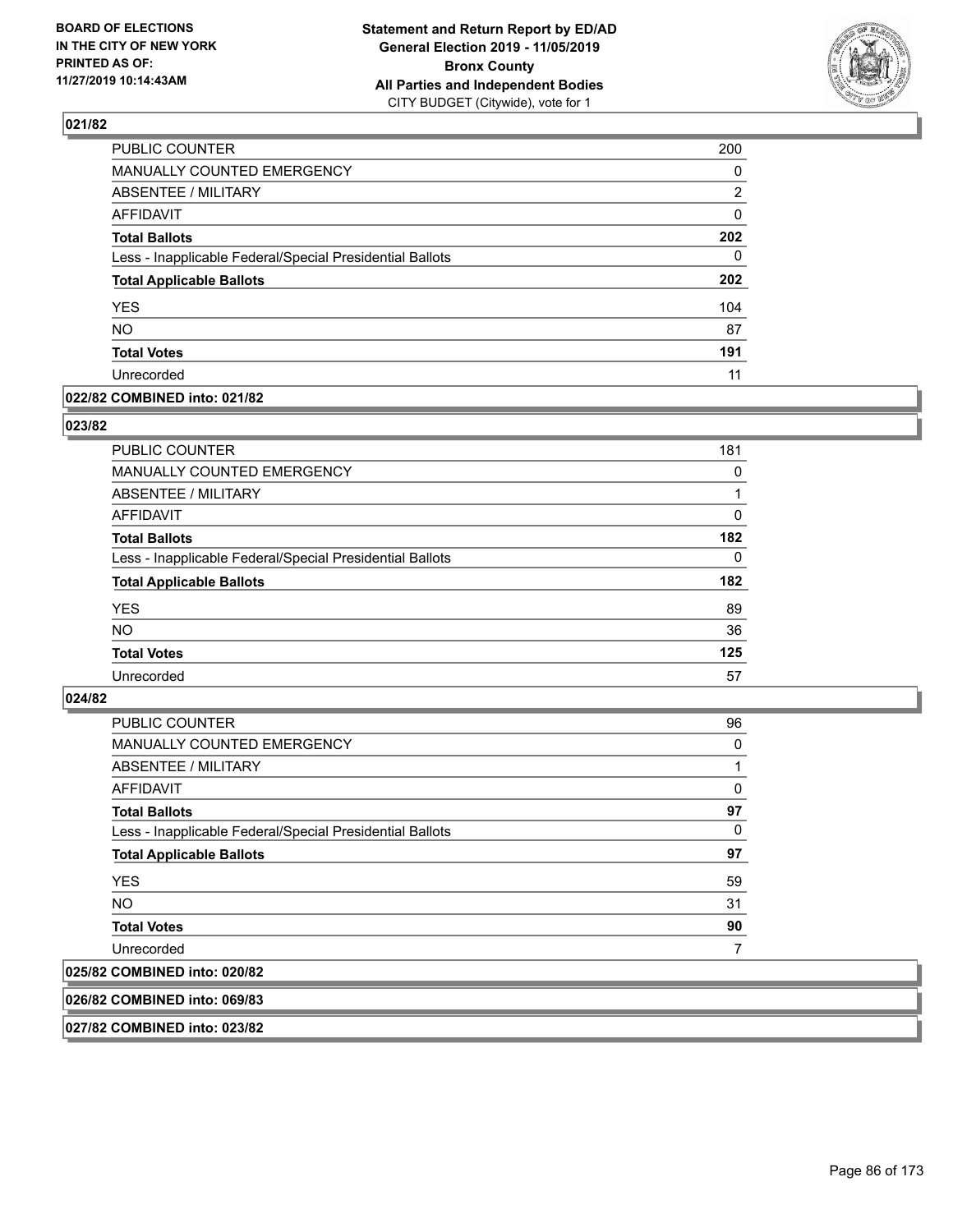## 021/82

| | |
|---|---|
| PUBLIC COUNTER | 200 |
| MANUALLY COUNTED EMERGENCY | 0 |
| ABSENTEE / MILITARY | 2 |
| AFFIDAVIT | 0 |
| **Total Ballots** | **202** |
| Less - Inapplicable Federal/Special Presidential Ballots | 0 |
| **Total Applicable Ballots** | **202** |
| YES | 104 |
| NO | 87 |
| **Total Votes** | **191** |
| Unrecorded | 11 |

## 022/82 COMBINED into: 021/82

## 023/82

| | |
|---|---|
| PUBLIC COUNTER | 181 |
| MANUALLY COUNTED EMERGENCY | 0 |
| ABSENTEE / MILITARY | 1 |
| AFFIDAVIT | 0 |
| **Total Ballots** | **182** |
| Less - Inapplicable Federal/Special Presidential Ballots | 0 |
| **Total Applicable Ballots** | **182** |
| YES | 89 |
| NO | 36 |
| **Total Votes** | **125** |
| Unrecorded | 57 |

## 024/82

| | |
|---|---|
| PUBLIC COUNTER | 96 |
| MANUALLY COUNTED EMERGENCY | 0 |
| ABSENTEE / MILITARY | 1 |
| AFFIDAVIT | 0 |
| **Total Ballots** | **97** |
| Less - Inapplicable Federal/Special Presidential Ballots | 0 |
| **Total Applicable Ballots** | **97** |
| YES | 59 |
| NO | 31 |
| **Total Votes** | **90** |
| Unrecorded | 7 |

## 025/82 COMBINED into: 020/82

## 026/82 COMBINED into: 069/83

## 027/82 COMBINED into: 023/82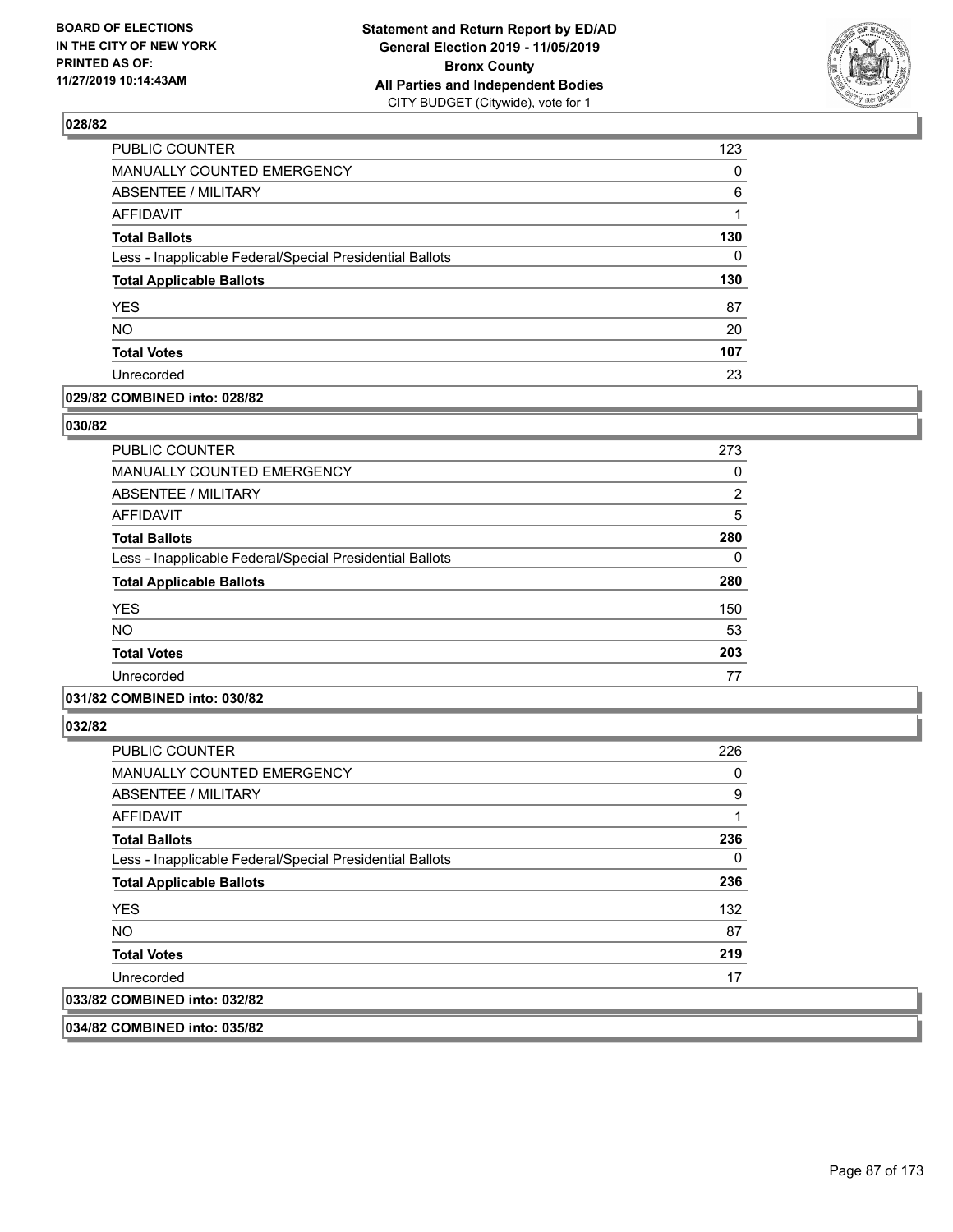**BOARD OF ELECTIONS IN THE CITY OF NEW YORK PRINTED AS OF: 11/27/2019 10:14:43AM**

**Statement and Return Report by ED/AD General Election 2019 - 11/05/2019 Bronx County All Parties and Independent Bodies**
CITY BUDGET (Citywide), vote for 1

### 028/82

| | |
|---|---|
| PUBLIC COUNTER | 123 |
| MANUALLY COUNTED EMERGENCY | 0 |
| ABSENTEE / MILITARY | 6 |
| AFFIDAVIT | 1 |
| **Total Ballots** | **130** |
| Less - Inapplicable Federal/Special Presidential Ballots | 0 |
| **Total Applicable Ballots** | **130** |
| YES | 87 |
| NO | 20 |
| **Total Votes** | **107** |
| Unrecorded | 23 |

### 029/82 COMBINED into: 028/82

### 030/82

| | |
|---|---|
| PUBLIC COUNTER | 273 |
| MANUALLY COUNTED EMERGENCY | 0 |
| ABSENTEE / MILITARY | 2 |
| AFFIDAVIT | 5 |
| **Total Ballots** | **280** |
| Less - Inapplicable Federal/Special Presidential Ballots | 0 |
| **Total Applicable Ballots** | **280** |
| YES | 150 |
| NO | 53 |
| **Total Votes** | **203** |
| Unrecorded | 77 |

### 031/82 COMBINED into: 030/82

### 032/82

| | |
|---|---|
| PUBLIC COUNTER | 226 |
| MANUALLY COUNTED EMERGENCY | 0 |
| ABSENTEE / MILITARY | 9 |
| AFFIDAVIT | 1 |
| **Total Ballots** | **236** |
| Less - Inapplicable Federal/Special Presidential Ballots | 0 |
| **Total Applicable Ballots** | **236** |
| YES | 132 |
| NO | 87 |
| **Total Votes** | **219** |
| Unrecorded | 17 |

### 033/82 COMBINED into: 032/82

### 034/82 COMBINED into: 035/82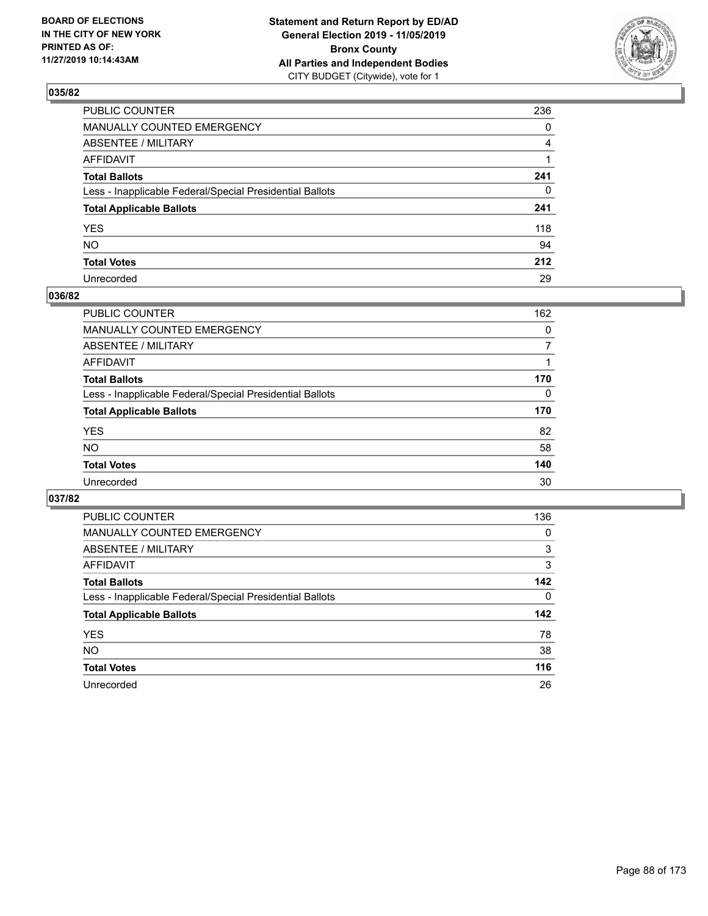**BOARD OF ELECTIONS IN THE CITY OF NEW YORK PRINTED AS OF: 11/27/2019 10:14:43AM**

**Statement and Return Report by ED/AD General Election 2019 - 11/05/2019 Bronx County All Parties and Independent Bodies**
CITY BUDGET (Citywide), vote for 1

## 035/82

| | |
|---|---|
| PUBLIC COUNTER | 236 |
| MANUALLY COUNTED EMERGENCY | 0 |
| ABSENTEE / MILITARY | 4 |
| AFFIDAVIT | 1 |
| **Total Ballots** | **241** |
| Less - Inapplicable Federal/Special Presidential Ballots | 0 |
| **Total Applicable Ballots** | **241** |
| YES | 118 |
| NO | 94 |
| **Total Votes** | **212** |
| Unrecorded | 29 |

## 036/82

| | |
|---|---|
| PUBLIC COUNTER | 162 |
| MANUALLY COUNTED EMERGENCY | 0 |
| ABSENTEE / MILITARY | 7 |
| AFFIDAVIT | 1 |
| **Total Ballots** | **170** |
| Less - Inapplicable Federal/Special Presidential Ballots | 0 |
| **Total Applicable Ballots** | **170** |
| YES | 82 |
| NO | 58 |
| **Total Votes** | **140** |
| Unrecorded | 30 |

## 037/82

| | |
|---|---|
| PUBLIC COUNTER | 136 |
| MANUALLY COUNTED EMERGENCY | 0 |
| ABSENTEE / MILITARY | 3 |
| AFFIDAVIT | 3 |
| **Total Ballots** | **142** |
| Less - Inapplicable Federal/Special Presidential Ballots | 0 |
| **Total Applicable Ballots** | **142** |
| YES | 78 |
| NO | 38 |
| **Total Votes** | **116** |
| Unrecorded | 26 |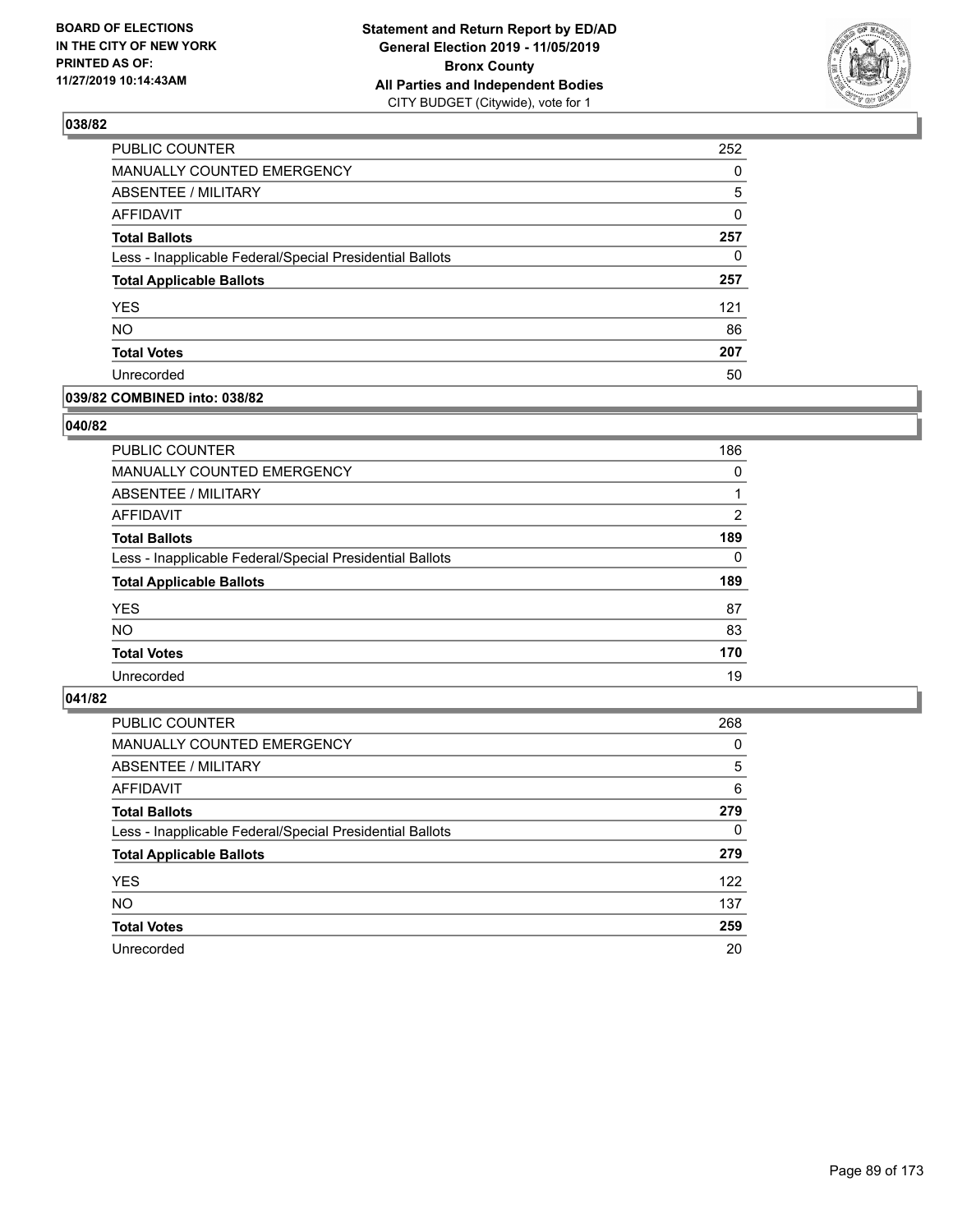**BOARD OF ELECTIONS IN THE CITY OF NEW YORK PRINTED AS OF: 11/27/2019 10:14:43AM**

**Statement and Return Report by ED/AD General Election 2019 - 11/05/2019 Bronx County All Parties and Independent Bodies**
CITY BUDGET (Citywide), vote for 1

## 038/82

| | |
|---|---|
| PUBLIC COUNTER | 252 |
| MANUALLY COUNTED EMERGENCY | 0 |
| ABSENTEE / MILITARY | 5 |
| AFFIDAVIT | 0 |
| **Total Ballots** | **257** |
| Less - Inapplicable Federal/Special Presidential Ballots | 0 |
| **Total Applicable Ballots** | **257** |
| YES | 121 |
| NO | 86 |
| **Total Votes** | **207** |
| Unrecorded | 50 |

## 039/82 COMBINED into: 038/82

## 040/82

| | |
|---|---|
| PUBLIC COUNTER | 186 |
| MANUALLY COUNTED EMERGENCY | 0 |
| ABSENTEE / MILITARY | 1 |
| AFFIDAVIT | 2 |
| **Total Ballots** | **189** |
| Less - Inapplicable Federal/Special Presidential Ballots | 0 |
| **Total Applicable Ballots** | **189** |
| YES | 87 |
| NO | 83 |
| **Total Votes** | **170** |
| Unrecorded | 19 |

## 041/82

| | |
|---|---|
| PUBLIC COUNTER | 268 |
| MANUALLY COUNTED EMERGENCY | 0 |
| ABSENTEE / MILITARY | 5 |
| AFFIDAVIT | 6 |
| **Total Ballots** | **279** |
| Less - Inapplicable Federal/Special Presidential Ballots | 0 |
| **Total Applicable Ballots** | **279** |
| YES | 122 |
| NO | 137 |
| **Total Votes** | **259** |
| Unrecorded | 20 |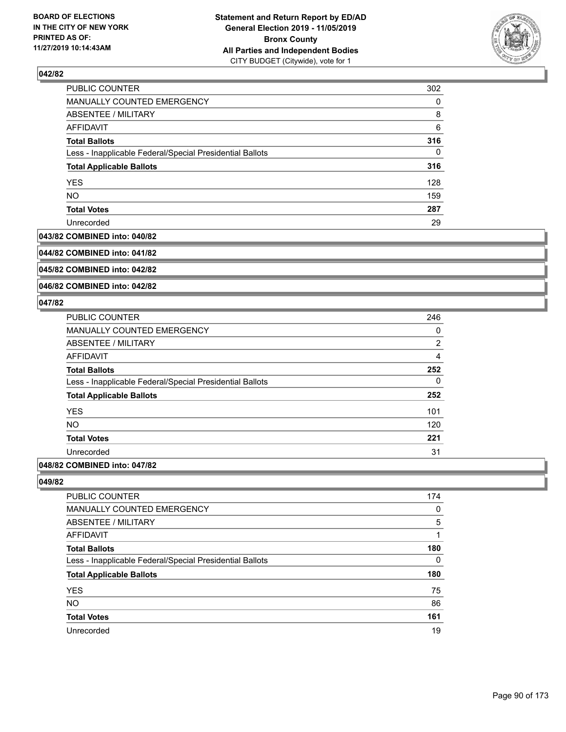**BOARD OF ELECTIONS IN THE CITY OF NEW YORK PRINTED AS OF: 11/27/2019 10:14:43AM**

**Statement and Return Report by ED/AD General Election 2019 - 11/05/2019 Bronx County All Parties and Independent Bodies** CITY BUDGET (Citywide), vote for 1

### 042/82

| | |
|---|---|
| PUBLIC COUNTER | 302 |
| MANUALLY COUNTED EMERGENCY | 0 |
| ABSENTEE / MILITARY | 8 |
| AFFIDAVIT | 6 |
| **Total Ballots** | **316** |
| Less - Inapplicable Federal/Special Presidential Ballots | 0 |
| **Total Applicable Ballots** | **316** |
| YES | 128 |
| NO | 159 |
| **Total Votes** | **287** |
| Unrecorded | 29 |

### 043/82 COMBINED into: 040/82

### 044/82 COMBINED into: 041/82

### 045/82 COMBINED into: 042/82

### 046/82 COMBINED into: 042/82

### 047/82

| | |
|---|---|
| PUBLIC COUNTER | 246 |
| MANUALLY COUNTED EMERGENCY | 0 |
| ABSENTEE / MILITARY | 2 |
| AFFIDAVIT | 4 |
| **Total Ballots** | **252** |
| Less - Inapplicable Federal/Special Presidential Ballots | 0 |
| **Total Applicable Ballots** | **252** |
| YES | 101 |
| NO | 120 |
| **Total Votes** | **221** |
| Unrecorded | 31 |

### 048/82 COMBINED into: 047/82

### 049/82

| | |
|---|---|
| PUBLIC COUNTER | 174 |
| MANUALLY COUNTED EMERGENCY | 0 |
| ABSENTEE / MILITARY | 5 |
| AFFIDAVIT | 1 |
| **Total Ballots** | **180** |
| Less - Inapplicable Federal/Special Presidential Ballots | 0 |
| **Total Applicable Ballots** | **180** |
| YES | 75 |
| NO | 86 |
| **Total Votes** | **161** |
| Unrecorded | 19 |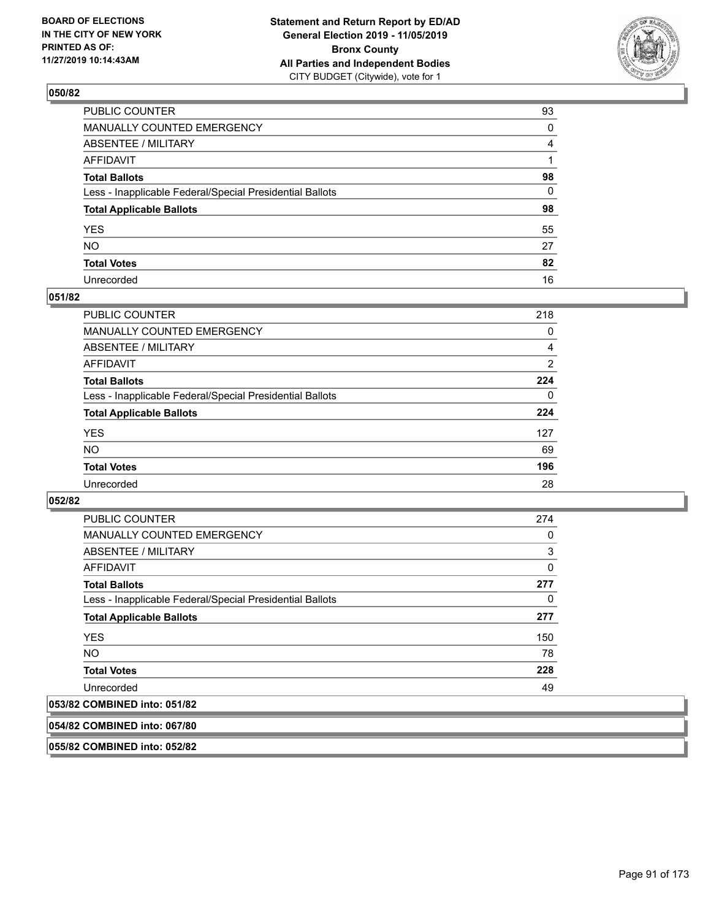**BOARD OF ELECTIONS IN THE CITY OF NEW YORK PRINTED AS OF: 11/27/2019 10:14:43AM**

**Statement and Return Report by ED/AD General Election 2019 - 11/05/2019 Bronx County All Parties and Independent Bodies**
CITY BUDGET (Citywide), vote for 1

## 050/82

| | |
|---|---|
| PUBLIC COUNTER | 93 |
| MANUALLY COUNTED EMERGENCY | 0 |
| ABSENTEE / MILITARY | 4 |
| AFFIDAVIT | 1 |
| **Total Ballots** | **98** |
| Less - Inapplicable Federal/Special Presidential Ballots | 0 |
| **Total Applicable Ballots** | **98** |
| YES | 55 |
| NO | 27 |
| **Total Votes** | **82** |
| Unrecorded | 16 |

## 051/82

| | |
|---|---|
| PUBLIC COUNTER | 218 |
| MANUALLY COUNTED EMERGENCY | 0 |
| ABSENTEE / MILITARY | 4 |
| AFFIDAVIT | 2 |
| **Total Ballots** | **224** |
| Less - Inapplicable Federal/Special Presidential Ballots | 0 |
| **Total Applicable Ballots** | **224** |
| YES | 127 |
| NO | 69 |
| **Total Votes** | **196** |
| Unrecorded | 28 |

## 052/82

| | |
|---|---|
| PUBLIC COUNTER | 274 |
| MANUALLY COUNTED EMERGENCY | 0 |
| ABSENTEE / MILITARY | 3 |
| AFFIDAVIT | 0 |
| **Total Ballots** | **277** |
| Less - Inapplicable Federal/Special Presidential Ballots | 0 |
| **Total Applicable Ballots** | **277** |
| YES | 150 |
| NO | 78 |
| **Total Votes** | **228** |
| Unrecorded | 49 |

## 053/82 COMBINED into: 051/82

## 054/82 COMBINED into: 067/80

## 055/82 COMBINED into: 052/82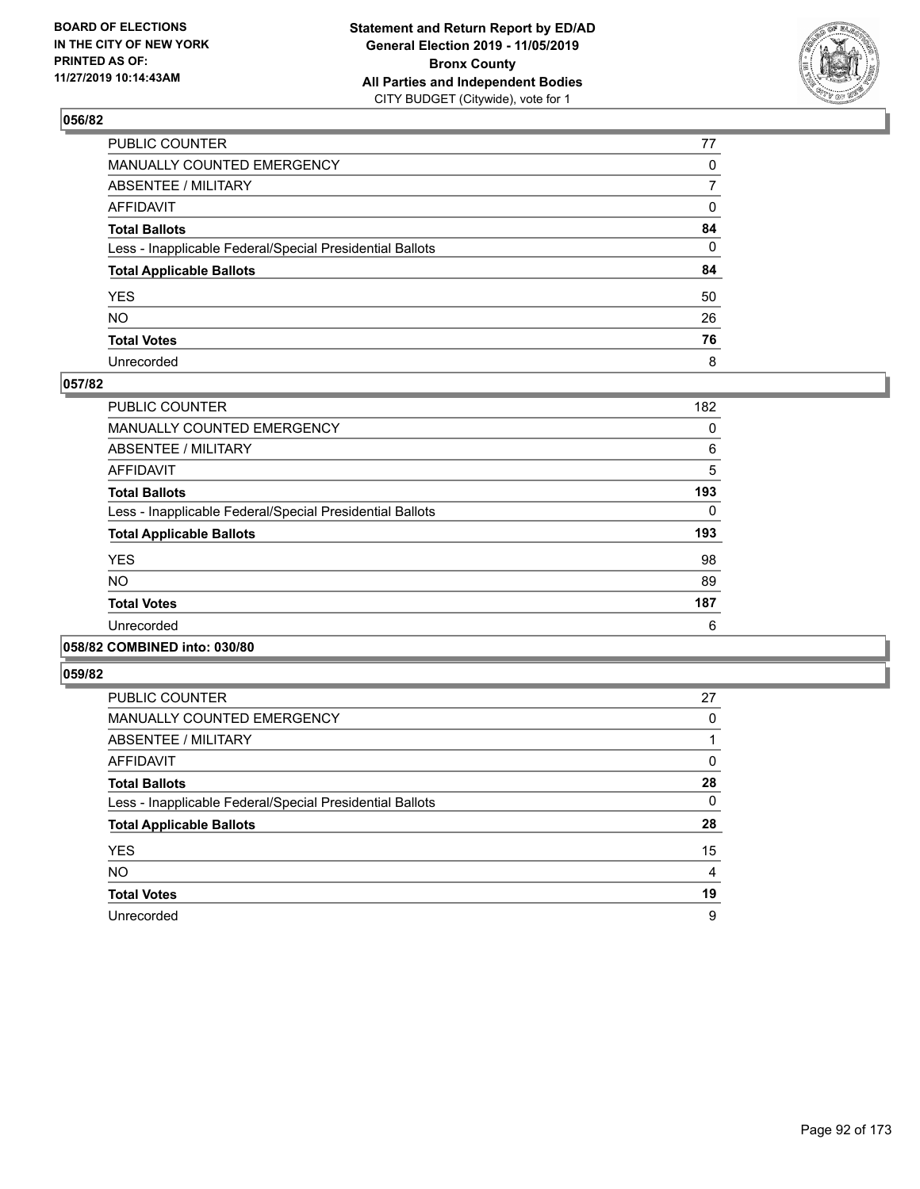**BOARD OF ELECTIONS IN THE CITY OF NEW YORK PRINTED AS OF: 11/27/2019 10:14:43AM**

**Statement and Return Report by ED/AD General Election 2019 - 11/05/2019 Bronx County All Parties and Independent Bodies**
CITY BUDGET (Citywide), vote for 1

### 056/82

| | |
|---|---|
| PUBLIC COUNTER | 77 |
| MANUALLY COUNTED EMERGENCY | 0 |
| ABSENTEE / MILITARY | 7 |
| AFFIDAVIT | 0 |
| **Total Ballots** | **84** |
| Less - Inapplicable Federal/Special Presidential Ballots | 0 |
| **Total Applicable Ballots** | **84** |
| YES | 50 |
| NO | 26 |
| **Total Votes** | **76** |
| Unrecorded | 8 |

### 057/82

| | |
|---|---|
| PUBLIC COUNTER | 182 |
| MANUALLY COUNTED EMERGENCY | 0 |
| ABSENTEE / MILITARY | 6 |
| AFFIDAVIT | 5 |
| **Total Ballots** | **193** |
| Less - Inapplicable Federal/Special Presidential Ballots | 0 |
| **Total Applicable Ballots** | **193** |
| YES | 98 |
| NO | 89 |
| **Total Votes** | **187** |
| Unrecorded | 6 |

### 058/82 COMBINED into: 030/80

### 059/82

| | |
|---|---|
| PUBLIC COUNTER | 27 |
| MANUALLY COUNTED EMERGENCY | 0 |
| ABSENTEE / MILITARY | 1 |
| AFFIDAVIT | 0 |
| **Total Ballots** | **28** |
| Less - Inapplicable Federal/Special Presidential Ballots | 0 |
| **Total Applicable Ballots** | **28** |
| YES | 15 |
| NO | 4 |
| **Total Votes** | **19** |
| Unrecorded | 9 |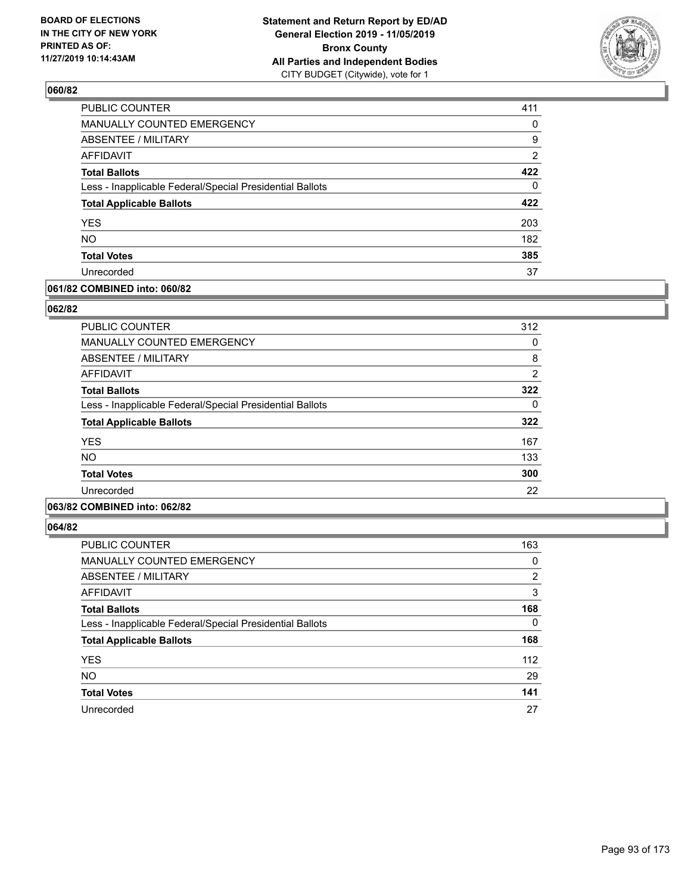BOARD OF ELECTIONS
IN THE CITY OF NEW YORK
PRINTED AS OF:
11/27/2019 10:14:43AM

**Statement and Return Report by ED/AD**
**General Election 2019 - 11/05/2019**
**Bronx County**
**All Parties and Independent Bodies**
CITY BUDGET (Citywide), vote for 1

## 060/82

| | |
|---|---|
| PUBLIC COUNTER | 411 |
| MANUALLY COUNTED EMERGENCY | 0 |
| ABSENTEE / MILITARY | 9 |
| AFFIDAVIT | 2 |
| **Total Ballots** | **422** |
| Less - Inapplicable Federal/Special Presidential Ballots | 0 |
| **Total Applicable Ballots** | **422** |
| YES | 203 |
| NO | 182 |
| **Total Votes** | **385** |
| Unrecorded | 37 |

## 061/82 COMBINED into: 060/82

## 062/82

| | |
|---|---|
| PUBLIC COUNTER | 312 |
| MANUALLY COUNTED EMERGENCY | 0 |
| ABSENTEE / MILITARY | 8 |
| AFFIDAVIT | 2 |
| **Total Ballots** | **322** |
| Less - Inapplicable Federal/Special Presidential Ballots | 0 |
| **Total Applicable Ballots** | **322** |
| YES | 167 |
| NO | 133 |
| **Total Votes** | **300** |
| Unrecorded | 22 |

## 063/82 COMBINED into: 062/82

## 064/82

| | |
|---|---|
| PUBLIC COUNTER | 163 |
| MANUALLY COUNTED EMERGENCY | 0 |
| ABSENTEE / MILITARY | 2 |
| AFFIDAVIT | 3 |
| **Total Ballots** | **168** |
| Less - Inapplicable Federal/Special Presidential Ballots | 0 |
| **Total Applicable Ballots** | **168** |
| YES | 112 |
| NO | 29 |
| **Total Votes** | **141** |
| Unrecorded | 27 |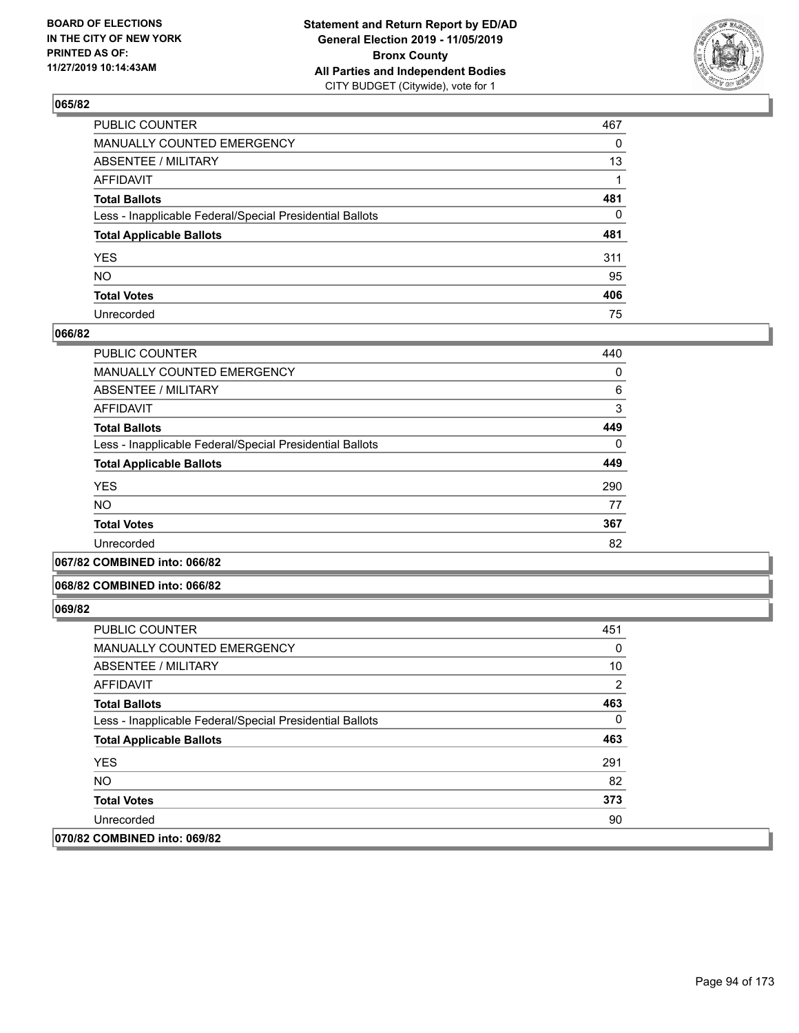**BOARD OF ELECTIONS IN THE CITY OF NEW YORK PRINTED AS OF: 11/27/2019 10:14:43AM**

**Statement and Return Report by ED/AD General Election 2019 - 11/05/2019 Bronx County All Parties and Independent Bodies**
CITY BUDGET (Citywide), vote for 1

### 065/82

| | |
|---|---|
| PUBLIC COUNTER | 467 |
| MANUALLY COUNTED EMERGENCY | 0 |
| ABSENTEE / MILITARY | 13 |
| AFFIDAVIT | 1 |
| **Total Ballots** | **481** |
| Less - Inapplicable Federal/Special Presidential Ballots | 0 |
| **Total Applicable Ballots** | **481** |
| YES | 311 |
| NO | 95 |
| **Total Votes** | **406** |
| Unrecorded | 75 |

### 066/82

| | |
|---|---|
| PUBLIC COUNTER | 440 |
| MANUALLY COUNTED EMERGENCY | 0 |
| ABSENTEE / MILITARY | 6 |
| AFFIDAVIT | 3 |
| **Total Ballots** | **449** |
| Less - Inapplicable Federal/Special Presidential Ballots | 0 |
| **Total Applicable Ballots** | **449** |
| YES | 290 |
| NO | 77 |
| **Total Votes** | **367** |
| Unrecorded | 82 |

### 067/82 COMBINED into: 066/82

### 068/82 COMBINED into: 066/82

### 069/82

| | |
|---|---|
| PUBLIC COUNTER | 451 |
| MANUALLY COUNTED EMERGENCY | 0 |
| ABSENTEE / MILITARY | 10 |
| AFFIDAVIT | 2 |
| **Total Ballots** | **463** |
| Less - Inapplicable Federal/Special Presidential Ballots | 0 |
| **Total Applicable Ballots** | **463** |
| YES | 291 |
| NO | 82 |
| **Total Votes** | **373** |
| Unrecorded | 90 |

### 070/82 COMBINED into: 069/82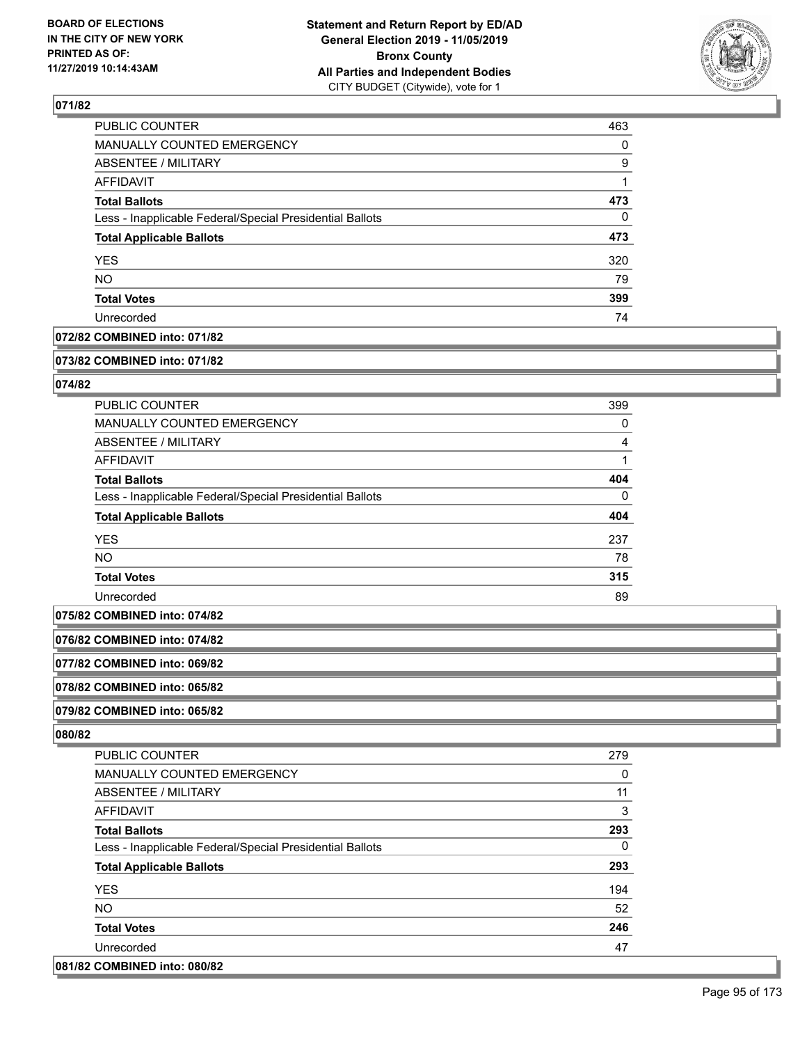## 071/82

| | |
|---|---|
| PUBLIC COUNTER | 463 |
| MANUALLY COUNTED EMERGENCY | 0 |
| ABSENTEE / MILITARY | 9 |
| AFFIDAVIT | 1 |
| **Total Ballots** | **473** |
| Less - Inapplicable Federal/Special Presidential Ballots | 0 |
| **Total Applicable Ballots** | **473** |
| YES | 320 |
| NO | 79 |
| **Total Votes** | **399** |
| Unrecorded | 74 |

**072/82 COMBINED into: 071/82**

**073/82 COMBINED into: 071/82**

## 074/82

| | |
|---|---|
| PUBLIC COUNTER | 399 |
| MANUALLY COUNTED EMERGENCY | 0 |
| ABSENTEE / MILITARY | 4 |
| AFFIDAVIT | 1 |
| **Total Ballots** | **404** |
| Less - Inapplicable Federal/Special Presidential Ballots | 0 |
| **Total Applicable Ballots** | **404** |
| YES | 237 |
| NO | 78 |
| **Total Votes** | **315** |
| Unrecorded | 89 |

**075/82 COMBINED into: 074/82**

**076/82 COMBINED into: 074/82**

**077/82 COMBINED into: 069/82**

**078/82 COMBINED into: 065/82**

**079/82 COMBINED into: 065/82**

## 080/82

| | |
|---|---|
| PUBLIC COUNTER | 279 |
| MANUALLY COUNTED EMERGENCY | 0 |
| ABSENTEE / MILITARY | 11 |
| AFFIDAVIT | 3 |
| **Total Ballots** | **293** |
| Less - Inapplicable Federal/Special Presidential Ballots | 0 |
| **Total Applicable Ballots** | **293** |
| YES | 194 |
| NO | 52 |
| **Total Votes** | **246** |
| Unrecorded | 47 |

**081/82 COMBINED into: 080/82**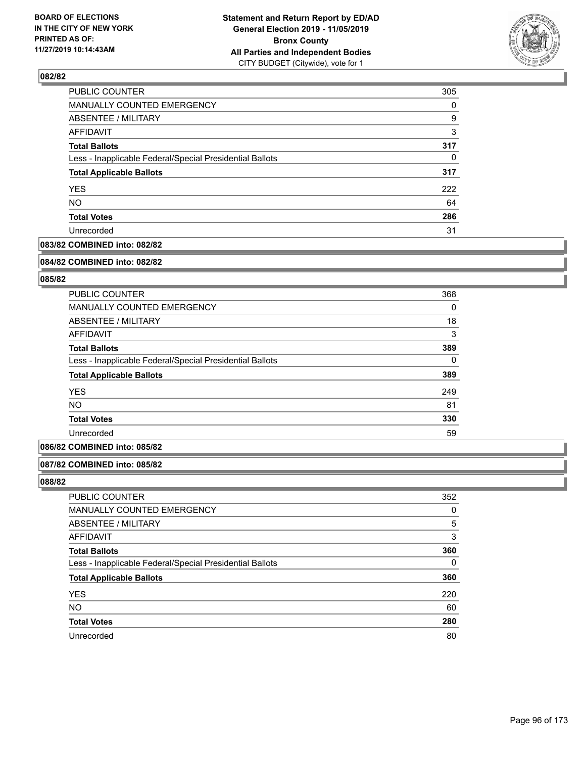**BOARD OF ELECTIONS IN THE CITY OF NEW YORK PRINTED AS OF: 11/27/2019 10:14:43AM**

**Statement and Return Report by ED/AD General Election 2019 - 11/05/2019 Bronx County All Parties and Independent Bodies**
CITY BUDGET (Citywide), vote for 1

### 082/82

| | |
|---|---|
| PUBLIC COUNTER | 305 |
| MANUALLY COUNTED EMERGENCY | 0 |
| ABSENTEE / MILITARY | 9 |
| AFFIDAVIT | 3 |
| **Total Ballots** | **317** |
| Less - Inapplicable Federal/Special Presidential Ballots | 0 |
| **Total Applicable Ballots** | **317** |
| YES | 222 |
| NO | 64 |
| **Total Votes** | **286** |
| Unrecorded | 31 |

### 083/82 COMBINED into: 082/82

### 084/82 COMBINED into: 082/82

### 085/82

| | |
|---|---|
| PUBLIC COUNTER | 368 |
| MANUALLY COUNTED EMERGENCY | 0 |
| ABSENTEE / MILITARY | 18 |
| AFFIDAVIT | 3 |
| **Total Ballots** | **389** |
| Less - Inapplicable Federal/Special Presidential Ballots | 0 |
| **Total Applicable Ballots** | **389** |
| YES | 249 |
| NO | 81 |
| **Total Votes** | **330** |
| Unrecorded | 59 |

### 086/82 COMBINED into: 085/82

### 087/82 COMBINED into: 085/82

### 088/82

| | |
|---|---|
| PUBLIC COUNTER | 352 |
| MANUALLY COUNTED EMERGENCY | 0 |
| ABSENTEE / MILITARY | 5 |
| AFFIDAVIT | 3 |
| **Total Ballots** | **360** |
| Less - Inapplicable Federal/Special Presidential Ballots | 0 |
| **Total Applicable Ballots** | **360** |
| YES | 220 |
| NO | 60 |
| **Total Votes** | **280** |
| Unrecorded | 80 |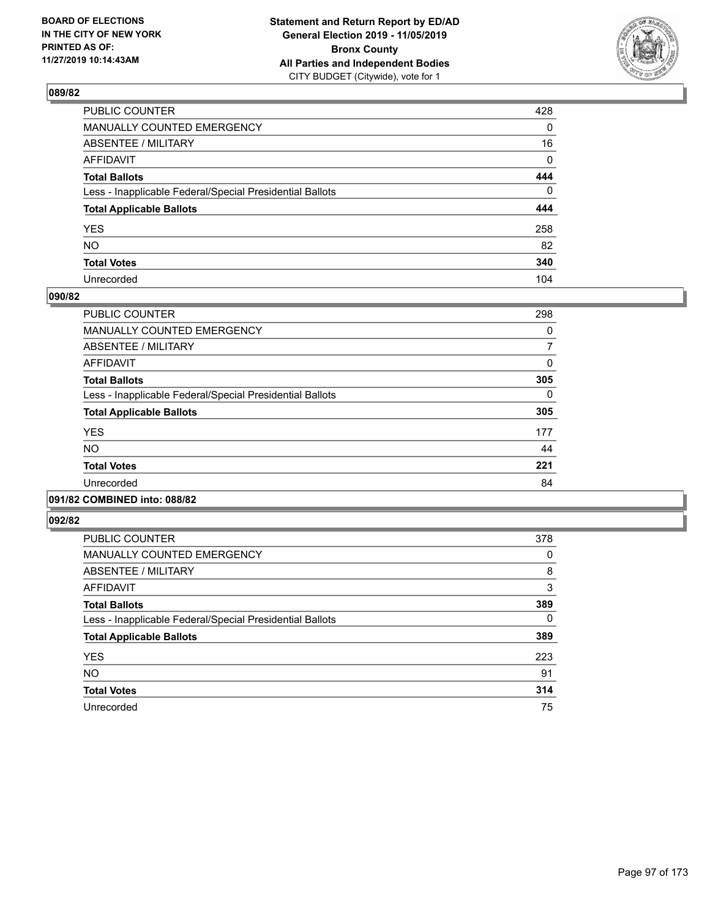**BOARD OF ELECTIONS IN THE CITY OF NEW YORK PRINTED AS OF: 11/27/2019 10:14:43AM**

**Statement and Return Report by ED/AD General Election 2019 - 11/05/2019 Bronx County All Parties and Independent Bodies**
CITY BUDGET (Citywide), vote for 1

## 089/82

| | |
|---|---|
| PUBLIC COUNTER | 428 |
| MANUALLY COUNTED EMERGENCY | 0 |
| ABSENTEE / MILITARY | 16 |
| AFFIDAVIT | 0 |
| **Total Ballots** | **444** |
| Less - Inapplicable Federal/Special Presidential Ballots | 0 |
| **Total Applicable Ballots** | **444** |
| YES | 258 |
| NO | 82 |
| **Total Votes** | **340** |
| Unrecorded | 104 |

## 090/82

| | |
|---|---|
| PUBLIC COUNTER | 298 |
| MANUALLY COUNTED EMERGENCY | 0 |
| ABSENTEE / MILITARY | 7 |
| AFFIDAVIT | 0 |
| **Total Ballots** | **305** |
| Less - Inapplicable Federal/Special Presidential Ballots | 0 |
| **Total Applicable Ballots** | **305** |
| YES | 177 |
| NO | 44 |
| **Total Votes** | **221** |
| Unrecorded | 84 |

## 091/82 COMBINED into: 088/82

## 092/82

| | |
|---|---|
| PUBLIC COUNTER | 378 |
| MANUALLY COUNTED EMERGENCY | 0 |
| ABSENTEE / MILITARY | 8 |
| AFFIDAVIT | 3 |
| **Total Ballots** | **389** |
| Less - Inapplicable Federal/Special Presidential Ballots | 0 |
| **Total Applicable Ballots** | **389** |
| YES | 223 |
| NO | 91 |
| **Total Votes** | **314** |
| Unrecorded | 75 |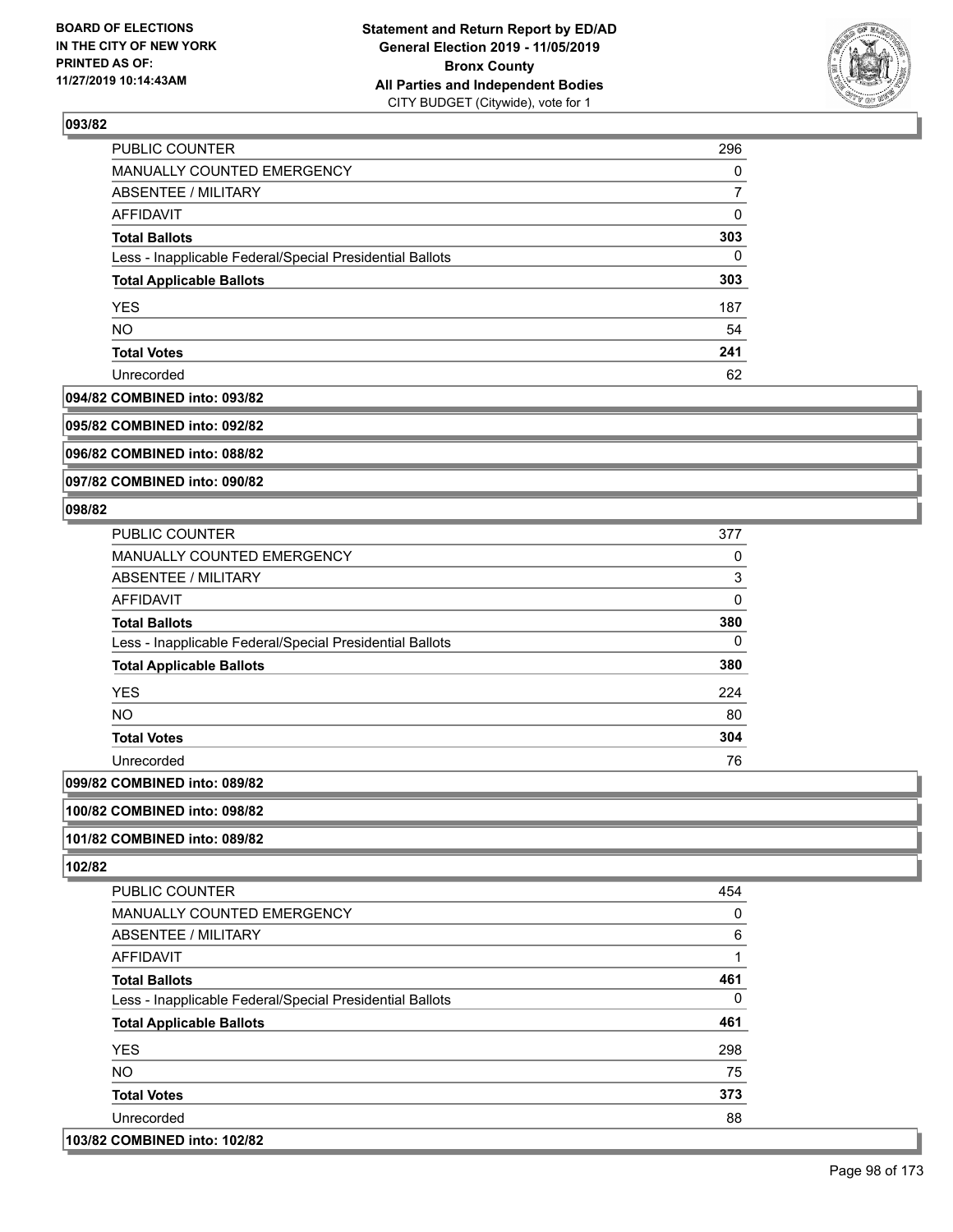**093/82**

| | |
|---|---|
| PUBLIC COUNTER | 296 |
| MANUALLY COUNTED EMERGENCY | 0 |
| ABSENTEE / MILITARY | 7 |
| AFFIDAVIT | 0 |
| **Total Ballots** | **303** |
| Less - Inapplicable Federal/Special Presidential Ballots | 0 |
| **Total Applicable Ballots** | **303** |
| YES | 187 |
| NO | 54 |
| **Total Votes** | **241** |
| Unrecorded | 62 |

**094/82 COMBINED into: 093/82**

**095/82 COMBINED into: 092/82**

**096/82 COMBINED into: 088/82**

**097/82 COMBINED into: 090/82**

**098/82**

| | |
|---|---|
| PUBLIC COUNTER | 377 |
| MANUALLY COUNTED EMERGENCY | 0 |
| ABSENTEE / MILITARY | 3 |
| AFFIDAVIT | 0 |
| **Total Ballots** | **380** |
| Less - Inapplicable Federal/Special Presidential Ballots | 0 |
| **Total Applicable Ballots** | **380** |
| YES | 224 |
| NO | 80 |
| **Total Votes** | **304** |
| Unrecorded | 76 |

**099/82 COMBINED into: 089/82**

**100/82 COMBINED into: 098/82**

**101/82 COMBINED into: 089/82**

**102/82**

| | |
|---|---|
| PUBLIC COUNTER | 454 |
| MANUALLY COUNTED EMERGENCY | 0 |
| ABSENTEE / MILITARY | 6 |
| AFFIDAVIT | 1 |
| **Total Ballots** | **461** |
| Less - Inapplicable Federal/Special Presidential Ballots | 0 |
| **Total Applicable Ballots** | **461** |
| YES | 298 |
| NO | 75 |
| **Total Votes** | **373** |
| Unrecorded | 88 |

**103/82 COMBINED into: 102/82**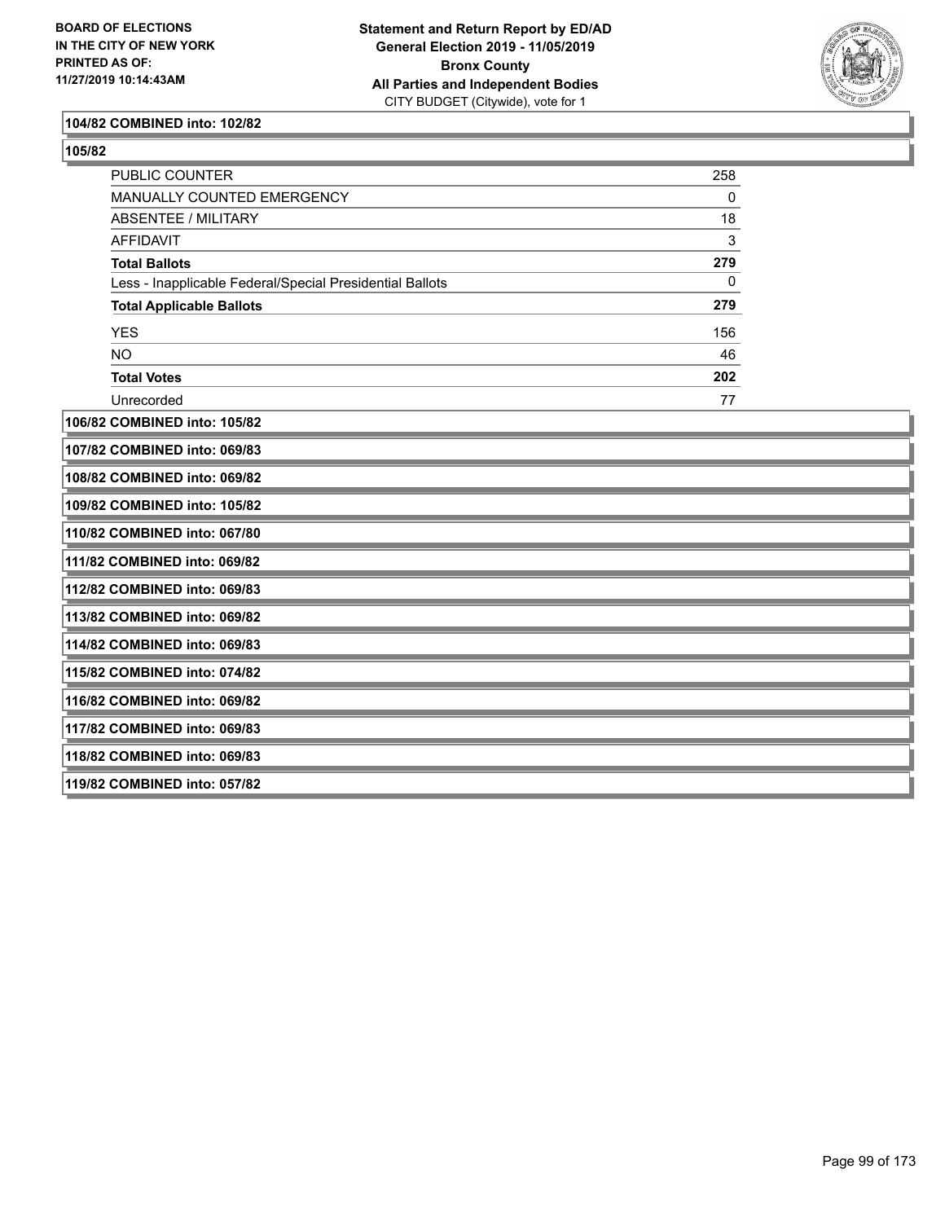**104/82 COMBINED into: 102/82**

**105/82**

| | |
|---|---|
| PUBLIC COUNTER | 258 |
| MANUALLY COUNTED EMERGENCY | 0 |
| ABSENTEE / MILITARY | 18 |
| AFFIDAVIT | 3 |
| **Total Ballots** | **279** |
| Less - Inapplicable Federal/Special Presidential Ballots | 0 |
| **Total Applicable Ballots** | **279** |
| YES | 156 |
| NO | 46 |
| **Total Votes** | **202** |
| Unrecorded | 77 |

**106/82 COMBINED into: 105/82**

**107/82 COMBINED into: 069/83**

**108/82 COMBINED into: 069/82**

**109/82 COMBINED into: 105/82**

**110/82 COMBINED into: 067/80**

**111/82 COMBINED into: 069/82**

**112/82 COMBINED into: 069/83**

**113/82 COMBINED into: 069/82**

**114/82 COMBINED into: 069/83**

**115/82 COMBINED into: 074/82**

**116/82 COMBINED into: 069/82**

**117/82 COMBINED into: 069/83**

**118/82 COMBINED into: 069/83**

**119/82 COMBINED into: 057/82**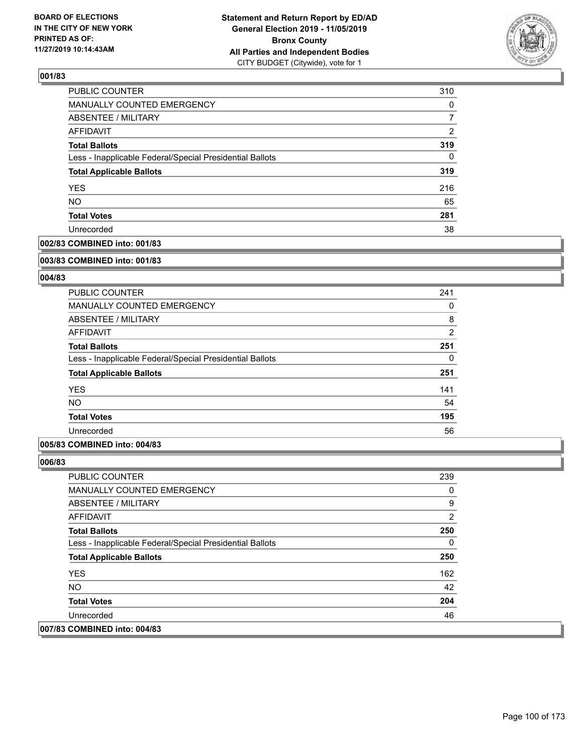**BOARD OF ELECTIONS IN THE CITY OF NEW YORK PRINTED AS OF: 11/27/2019 10:14:43AM**

**Statement and Return Report by ED/AD General Election 2019 - 11/05/2019 Bronx County All Parties and Independent Bodies**
CITY BUDGET (Citywide), vote for 1

### 001/83

| | |
|---|---|
| PUBLIC COUNTER | 310 |
| MANUALLY COUNTED EMERGENCY | 0 |
| ABSENTEE / MILITARY | 7 |
| AFFIDAVIT | 2 |
| **Total Ballots** | **319** |
| Less - Inapplicable Federal/Special Presidential Ballots | 0 |
| **Total Applicable Ballots** | **319** |
| YES | 216 |
| NO | 65 |
| **Total Votes** | **281** |
| Unrecorded | 38 |

**002/83 COMBINED into: 001/83**

**003/83 COMBINED into: 001/83**

### 004/83

| | |
|---|---|
| PUBLIC COUNTER | 241 |
| MANUALLY COUNTED EMERGENCY | 0 |
| ABSENTEE / MILITARY | 8 |
| AFFIDAVIT | 2 |
| **Total Ballots** | **251** |
| Less - Inapplicable Federal/Special Presidential Ballots | 0 |
| **Total Applicable Ballots** | **251** |
| YES | 141 |
| NO | 54 |
| **Total Votes** | **195** |
| Unrecorded | 56 |

**005/83 COMBINED into: 004/83**

### 006/83

| | |
|---|---|
| PUBLIC COUNTER | 239 |
| MANUALLY COUNTED EMERGENCY | 0 |
| ABSENTEE / MILITARY | 9 |
| AFFIDAVIT | 2 |
| **Total Ballots** | **250** |
| Less - Inapplicable Federal/Special Presidential Ballots | 0 |
| **Total Applicable Ballots** | **250** |
| YES | 162 |
| NO | 42 |
| **Total Votes** | **204** |
| Unrecorded | 46 |

**007/83 COMBINED into: 004/83**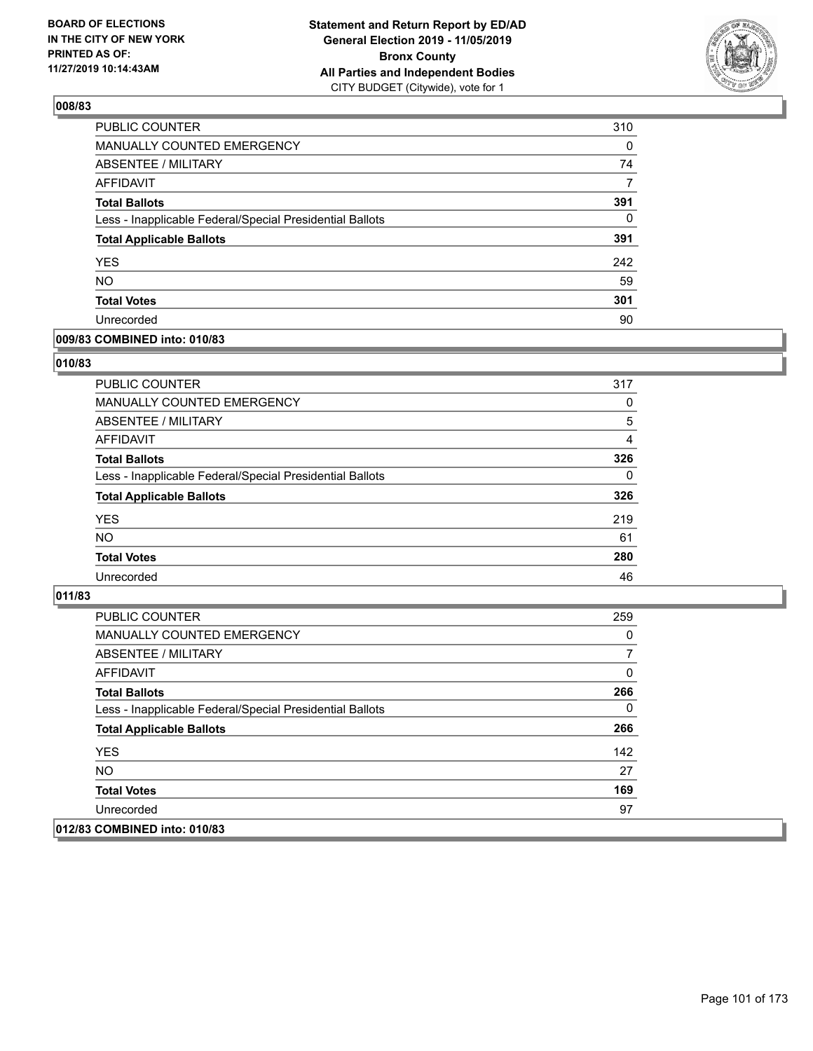**BOARD OF ELECTIONS IN THE CITY OF NEW YORK PRINTED AS OF: 11/27/2019 10:14:43AM**

**Statement and Return Report by ED/AD General Election 2019 - 11/05/2019 Bronx County All Parties and Independent Bodies**
CITY BUDGET (Citywide), vote for 1

## 008/83

| | |
|---|---|
| PUBLIC COUNTER | 310 |
| MANUALLY COUNTED EMERGENCY | 0 |
| ABSENTEE / MILITARY | 74 |
| AFFIDAVIT | 7 |
| **Total Ballots** | **391** |
| Less - Inapplicable Federal/Special Presidential Ballots | 0 |
| **Total Applicable Ballots** | **391** |
| YES | 242 |
| NO | 59 |
| **Total Votes** | **301** |
| Unrecorded | 90 |

## 009/83 COMBINED into: 010/83

## 010/83

| | |
|---|---|
| PUBLIC COUNTER | 317 |
| MANUALLY COUNTED EMERGENCY | 0 |
| ABSENTEE / MILITARY | 5 |
| AFFIDAVIT | 4 |
| **Total Ballots** | **326** |
| Less - Inapplicable Federal/Special Presidential Ballots | 0 |
| **Total Applicable Ballots** | **326** |
| YES | 219 |
| NO | 61 |
| **Total Votes** | **280** |
| Unrecorded | 46 |

## 011/83

| | |
|---|---|
| PUBLIC COUNTER | 259 |
| MANUALLY COUNTED EMERGENCY | 0 |
| ABSENTEE / MILITARY | 7 |
| AFFIDAVIT | 0 |
| **Total Ballots** | **266** |
| Less - Inapplicable Federal/Special Presidential Ballots | 0 |
| **Total Applicable Ballots** | **266** |
| YES | 142 |
| NO | 27 |
| **Total Votes** | **169** |
| Unrecorded | 97 |

## 012/83 COMBINED into: 010/83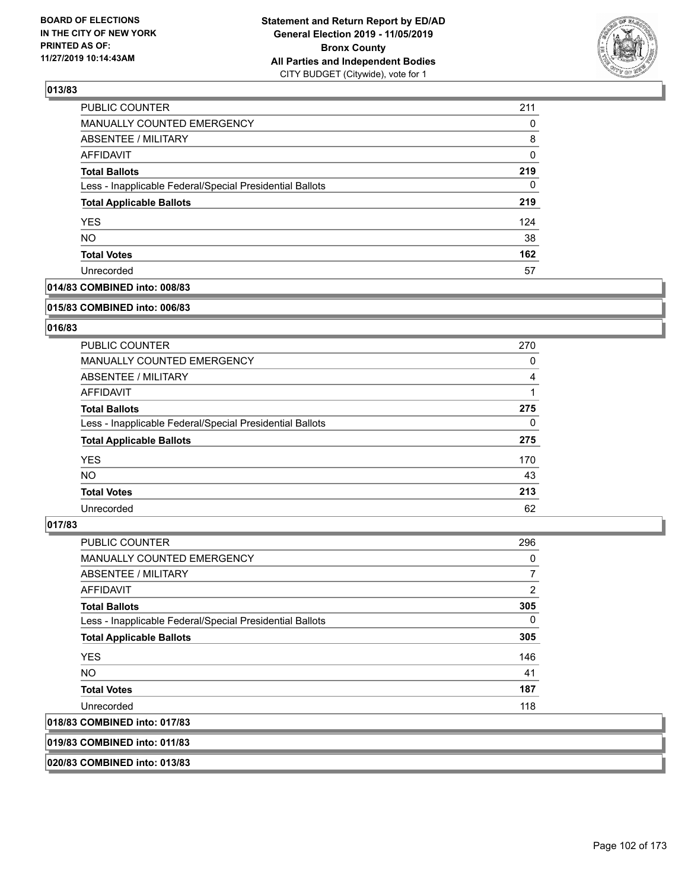## 013/83

| | |
|---|---|
| PUBLIC COUNTER | 211 |
| MANUALLY COUNTED EMERGENCY | 0 |
| ABSENTEE / MILITARY | 8 |
| AFFIDAVIT | 0 |
| **Total Ballots** | **219** |
| Less - Inapplicable Federal/Special Presidential Ballots | 0 |
| **Total Applicable Ballots** | **219** |
| YES | 124 |
| NO | 38 |
| **Total Votes** | **162** |
| Unrecorded | 57 |

**014/83 COMBINED into: 008/83**

**015/83 COMBINED into: 006/83**

## 016/83

| | |
|---|---|
| PUBLIC COUNTER | 270 |
| MANUALLY COUNTED EMERGENCY | 0 |
| ABSENTEE / MILITARY | 4 |
| AFFIDAVIT | 1 |
| **Total Ballots** | **275** |
| Less - Inapplicable Federal/Special Presidential Ballots | 0 |
| **Total Applicable Ballots** | **275** |
| YES | 170 |
| NO | 43 |
| **Total Votes** | **213** |
| Unrecorded | 62 |

## 017/83

| | |
|---|---|
| PUBLIC COUNTER | 296 |
| MANUALLY COUNTED EMERGENCY | 0 |
| ABSENTEE / MILITARY | 7 |
| AFFIDAVIT | 2 |
| **Total Ballots** | **305** |
| Less - Inapplicable Federal/Special Presidential Ballots | 0 |
| **Total Applicable Ballots** | **305** |
| YES | 146 |
| NO | 41 |
| **Total Votes** | **187** |
| Unrecorded | 118 |

**018/83 COMBINED into: 017/83**

**019/83 COMBINED into: 011/83**

**020/83 COMBINED into: 013/83**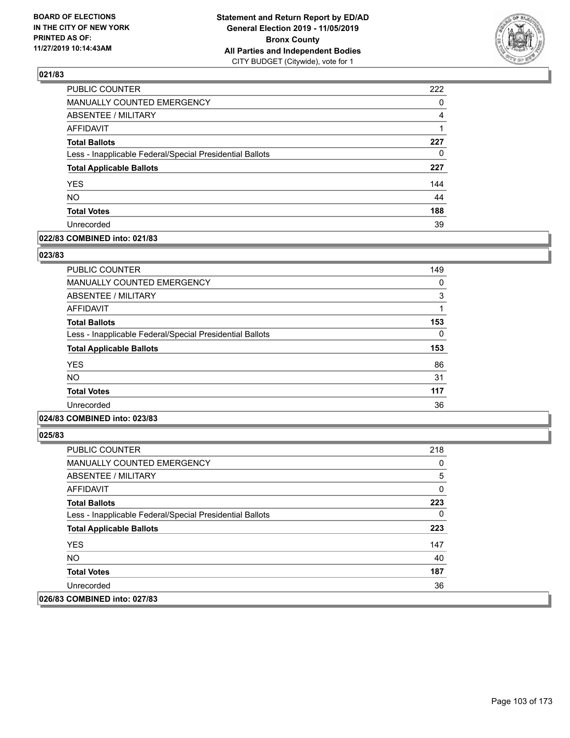## 021/83

| | |
|---|---|
| PUBLIC COUNTER | 222 |
| MANUALLY COUNTED EMERGENCY | 0 |
| ABSENTEE / MILITARY | 4 |
| AFFIDAVIT | 1 |
| **Total Ballots** | **227** |
| Less - Inapplicable Federal/Special Presidential Ballots | 0 |
| **Total Applicable Ballots** | **227** |
| YES | 144 |
| NO | 44 |
| **Total Votes** | **188** |
| Unrecorded | 39 |

**022/83 COMBINED into: 021/83**

## 023/83

| | |
|---|---|
| PUBLIC COUNTER | 149 |
| MANUALLY COUNTED EMERGENCY | 0 |
| ABSENTEE / MILITARY | 3 |
| AFFIDAVIT | 1 |
| **Total Ballots** | **153** |
| Less - Inapplicable Federal/Special Presidential Ballots | 0 |
| **Total Applicable Ballots** | **153** |
| YES | 86 |
| NO | 31 |
| **Total Votes** | **117** |
| Unrecorded | 36 |

**024/83 COMBINED into: 023/83**

## 025/83

| | |
|---|---|
| PUBLIC COUNTER | 218 |
| MANUALLY COUNTED EMERGENCY | 0 |
| ABSENTEE / MILITARY | 5 |
| AFFIDAVIT | 0 |
| **Total Ballots** | **223** |
| Less - Inapplicable Federal/Special Presidential Ballots | 0 |
| **Total Applicable Ballots** | **223** |
| YES | 147 |
| NO | 40 |
| **Total Votes** | **187** |
| Unrecorded | 36 |

**026/83 COMBINED into: 027/83**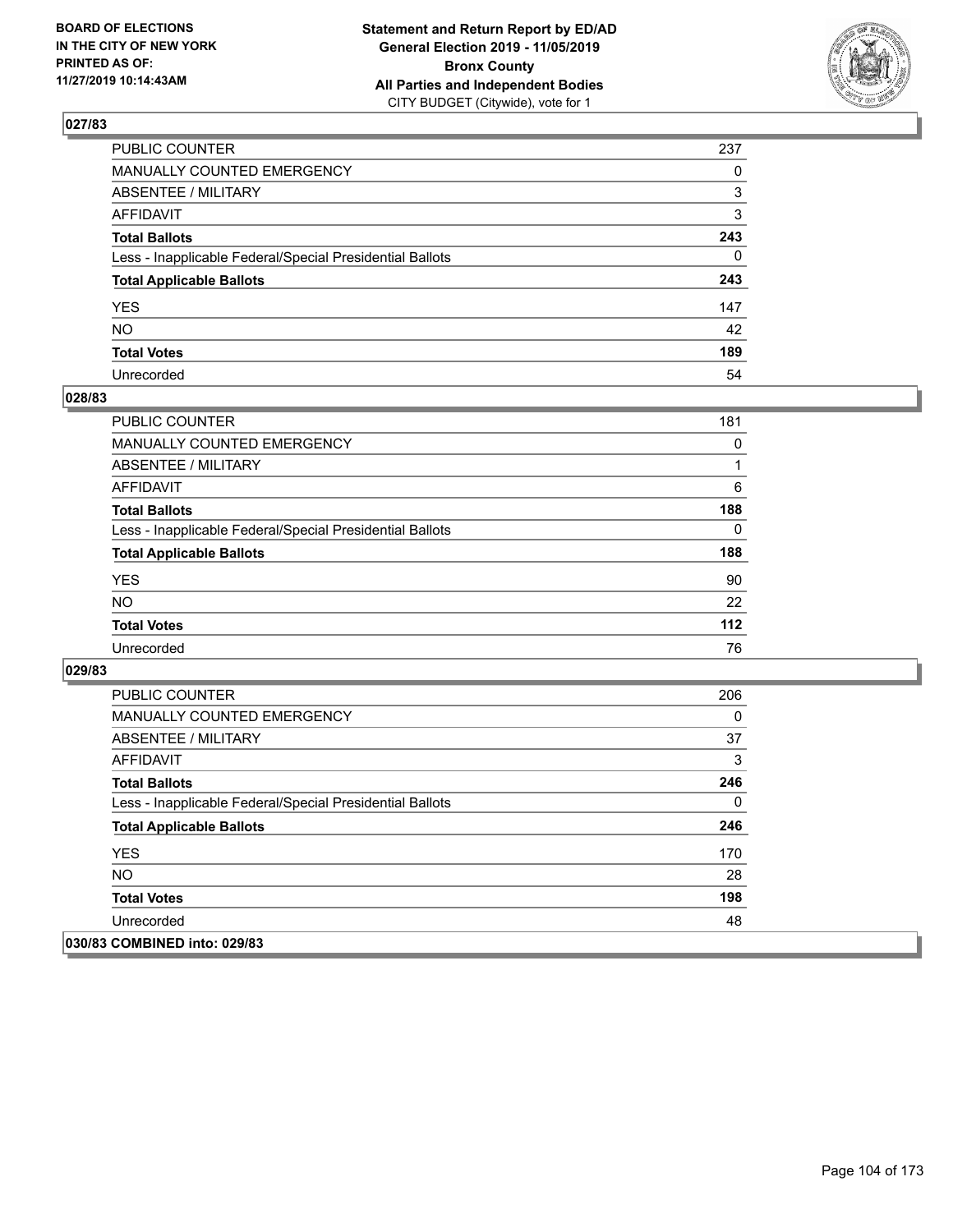**BOARD OF ELECTIONS IN THE CITY OF NEW YORK PRINTED AS OF: 11/27/2019 10:14:43AM**

**Statement and Return Report by ED/AD General Election 2019 - 11/05/2019 Bronx County All Parties and Independent Bodies** CITY BUDGET (Citywide), vote for 1

## 027/83

| | |
|---|---|
| PUBLIC COUNTER | 237 |
| MANUALLY COUNTED EMERGENCY | 0 |
| ABSENTEE / MILITARY | 3 |
| AFFIDAVIT | 3 |
| **Total Ballots** | **243** |
| Less - Inapplicable Federal/Special Presidential Ballots | 0 |
| **Total Applicable Ballots** | **243** |
| YES | 147 |
| NO | 42 |
| **Total Votes** | **189** |
| Unrecorded | 54 |

## 028/83

| | |
|---|---|
| PUBLIC COUNTER | 181 |
| MANUALLY COUNTED EMERGENCY | 0 |
| ABSENTEE / MILITARY | 1 |
| AFFIDAVIT | 6 |
| **Total Ballots** | **188** |
| Less - Inapplicable Federal/Special Presidential Ballots | 0 |
| **Total Applicable Ballots** | **188** |
| YES | 90 |
| NO | 22 |
| **Total Votes** | **112** |
| Unrecorded | 76 |

## 029/83

| | |
|---|---|
| PUBLIC COUNTER | 206 |
| MANUALLY COUNTED EMERGENCY | 0 |
| ABSENTEE / MILITARY | 37 |
| AFFIDAVIT | 3 |
| **Total Ballots** | **246** |
| Less - Inapplicable Federal/Special Presidential Ballots | 0 |
| **Total Applicable Ballots** | **246** |
| YES | 170 |
| NO | 28 |
| **Total Votes** | **198** |
| Unrecorded | 48 |

## 030/83 COMBINED into: 029/83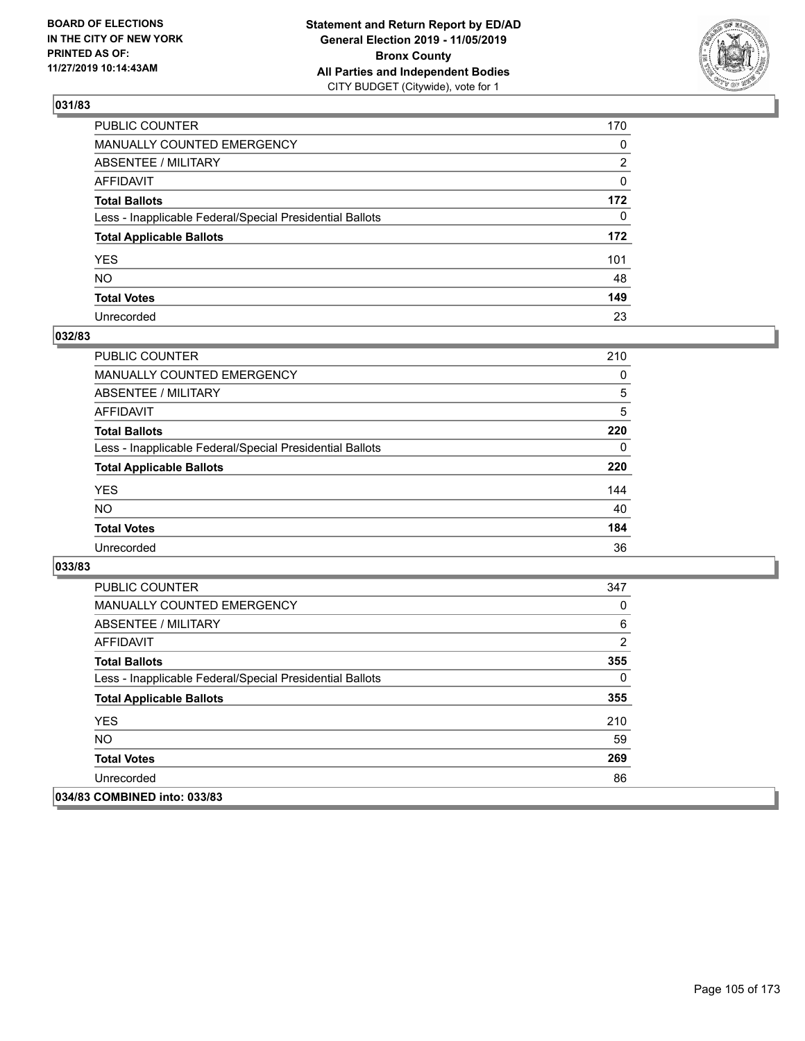## 031/83

| | |
|---|---|
| PUBLIC COUNTER | 170 |
| MANUALLY COUNTED EMERGENCY | 0 |
| ABSENTEE / MILITARY | 2 |
| AFFIDAVIT | 0 |
| **Total Ballots** | **172** |
| Less - Inapplicable Federal/Special Presidential Ballots | 0 |
| **Total Applicable Ballots** | **172** |
| YES | 101 |
| NO | 48 |
| **Total Votes** | **149** |
| Unrecorded | 23 |

## 032/83

| | |
|---|---|
| PUBLIC COUNTER | 210 |
| MANUALLY COUNTED EMERGENCY | 0 |
| ABSENTEE / MILITARY | 5 |
| AFFIDAVIT | 5 |
| **Total Ballots** | **220** |
| Less - Inapplicable Federal/Special Presidential Ballots | 0 |
| **Total Applicable Ballots** | **220** |
| YES | 144 |
| NO | 40 |
| **Total Votes** | **184** |
| Unrecorded | 36 |

## 033/83

| | |
|---|---|
| PUBLIC COUNTER | 347 |
| MANUALLY COUNTED EMERGENCY | 0 |
| ABSENTEE / MILITARY | 6 |
| AFFIDAVIT | 2 |
| **Total Ballots** | **355** |
| Less - Inapplicable Federal/Special Presidential Ballots | 0 |
| **Total Applicable Ballots** | **355** |
| YES | 210 |
| NO | 59 |
| **Total Votes** | **269** |
| Unrecorded | 86 |

## 034/83 COMBINED into: 033/83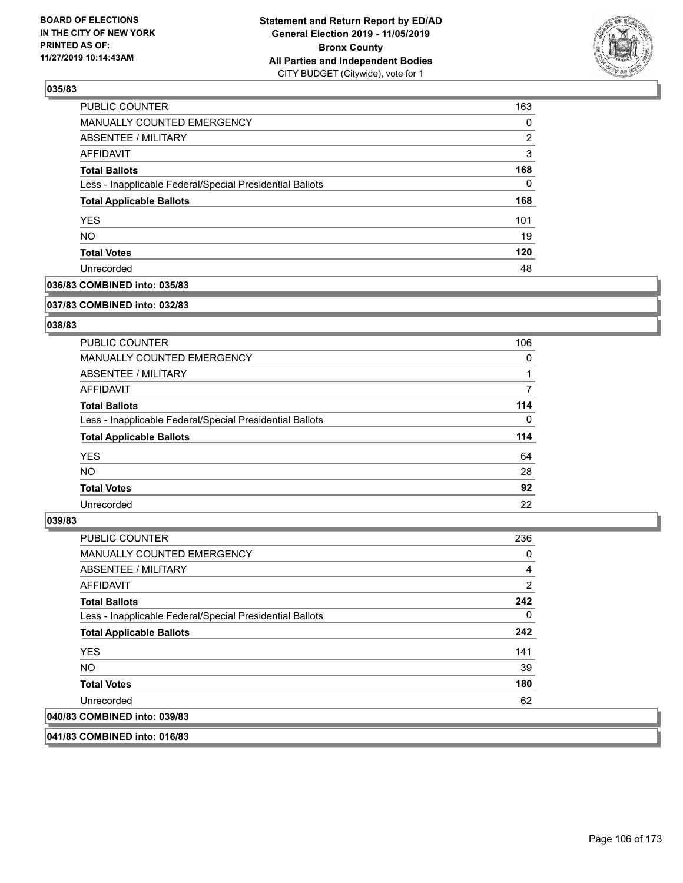### 035/83

| | |
|---|---|
| PUBLIC COUNTER | 163 |
| MANUALLY COUNTED EMERGENCY | 0 |
| ABSENTEE / MILITARY | 2 |
| AFFIDAVIT | 3 |
| **Total Ballots** | **168** |
| Less - Inapplicable Federal/Special Presidential Ballots | 0 |
| **Total Applicable Ballots** | **168** |
| YES | 101 |
| NO | 19 |
| **Total Votes** | **120** |
| Unrecorded | 48 |

### 036/83 COMBINED into: 035/83

### 037/83 COMBINED into: 032/83

### 038/83

| | |
|---|---|
| PUBLIC COUNTER | 106 |
| MANUALLY COUNTED EMERGENCY | 0 |
| ABSENTEE / MILITARY | 1 |
| AFFIDAVIT | 7 |
| **Total Ballots** | **114** |
| Less - Inapplicable Federal/Special Presidential Ballots | 0 |
| **Total Applicable Ballots** | **114** |
| YES | 64 |
| NO | 28 |
| **Total Votes** | **92** |
| Unrecorded | 22 |

### 039/83

| | |
|---|---|
| PUBLIC COUNTER | 236 |
| MANUALLY COUNTED EMERGENCY | 0 |
| ABSENTEE / MILITARY | 4 |
| AFFIDAVIT | 2 |
| **Total Ballots** | **242** |
| Less - Inapplicable Federal/Special Presidential Ballots | 0 |
| **Total Applicable Ballots** | **242** |
| YES | 141 |
| NO | 39 |
| **Total Votes** | **180** |
| Unrecorded | 62 |

### 040/83 COMBINED into: 039/83

### 041/83 COMBINED into: 016/83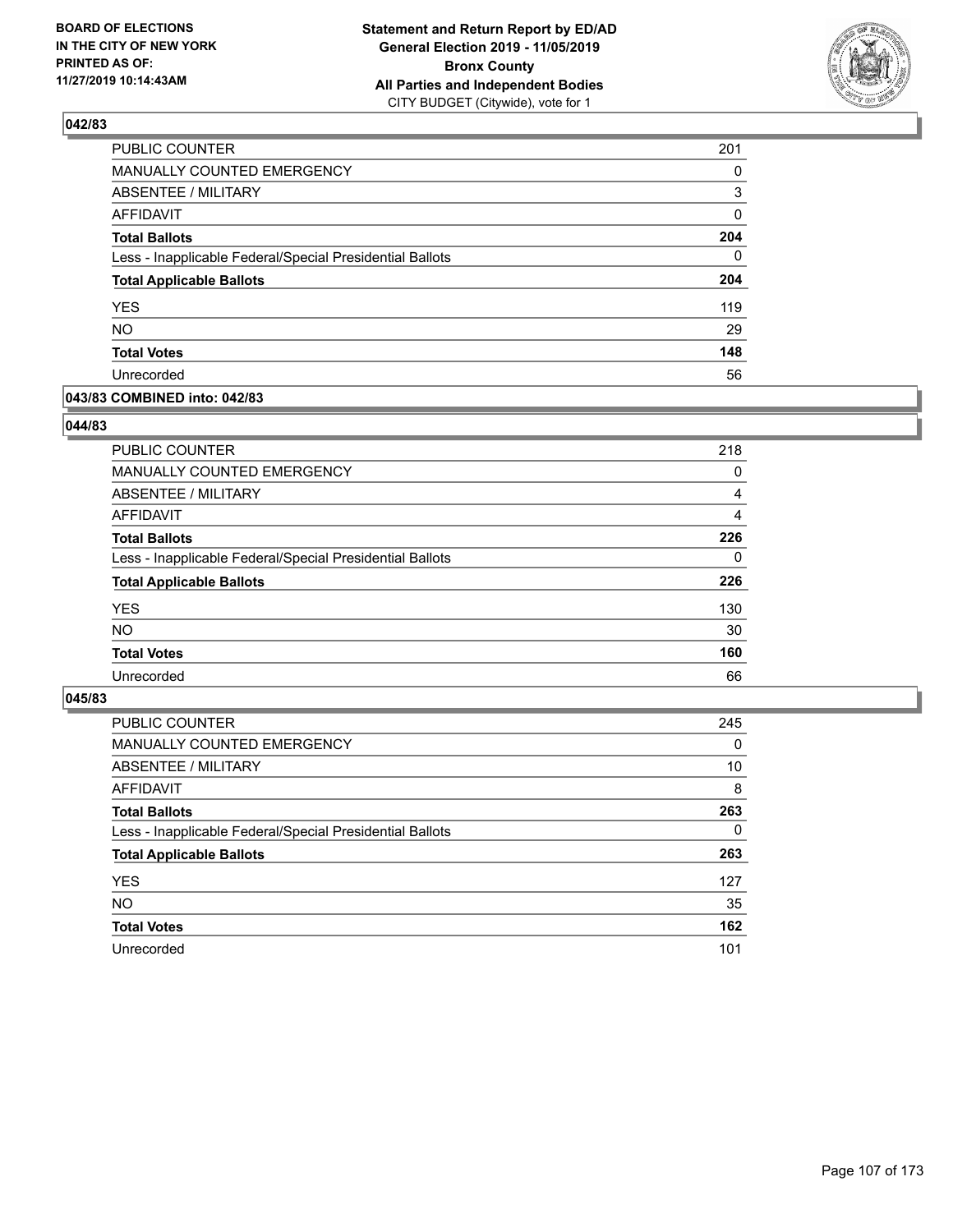**Statement and Return Report by ED/AD**
**General Election 2019 - 11/05/2019**
**Bronx County**
**All Parties and Independent Bodies**
CITY BUDGET (Citywide), vote for 1

BOARD OF ELECTIONS IN THE CITY OF NEW YORK PRINTED AS OF: 11/27/2019 10:14:43AM

### 042/83

| | |
|---|---|
| PUBLIC COUNTER | 201 |
| MANUALLY COUNTED EMERGENCY | 0 |
| ABSENTEE / MILITARY | 3 |
| AFFIDAVIT | 0 |
| **Total Ballots** | **204** |
| Less - Inapplicable Federal/Special Presidential Ballots | 0 |
| **Total Applicable Ballots** | **204** |
| YES | 119 |
| NO | 29 |
| **Total Votes** | **148** |
| Unrecorded | 56 |

### 043/83 COMBINED into: 042/83

### 044/83

| | |
|---|---|
| PUBLIC COUNTER | 218 |
| MANUALLY COUNTED EMERGENCY | 0 |
| ABSENTEE / MILITARY | 4 |
| AFFIDAVIT | 4 |
| **Total Ballots** | **226** |
| Less - Inapplicable Federal/Special Presidential Ballots | 0 |
| **Total Applicable Ballots** | **226** |
| YES | 130 |
| NO | 30 |
| **Total Votes** | **160** |
| Unrecorded | 66 |

### 045/83

| | |
|---|---|
| PUBLIC COUNTER | 245 |
| MANUALLY COUNTED EMERGENCY | 0 |
| ABSENTEE / MILITARY | 10 |
| AFFIDAVIT | 8 |
| **Total Ballots** | **263** |
| Less - Inapplicable Federal/Special Presidential Ballots | 0 |
| **Total Applicable Ballots** | **263** |
| YES | 127 |
| NO | 35 |
| **Total Votes** | **162** |
| Unrecorded | 101 |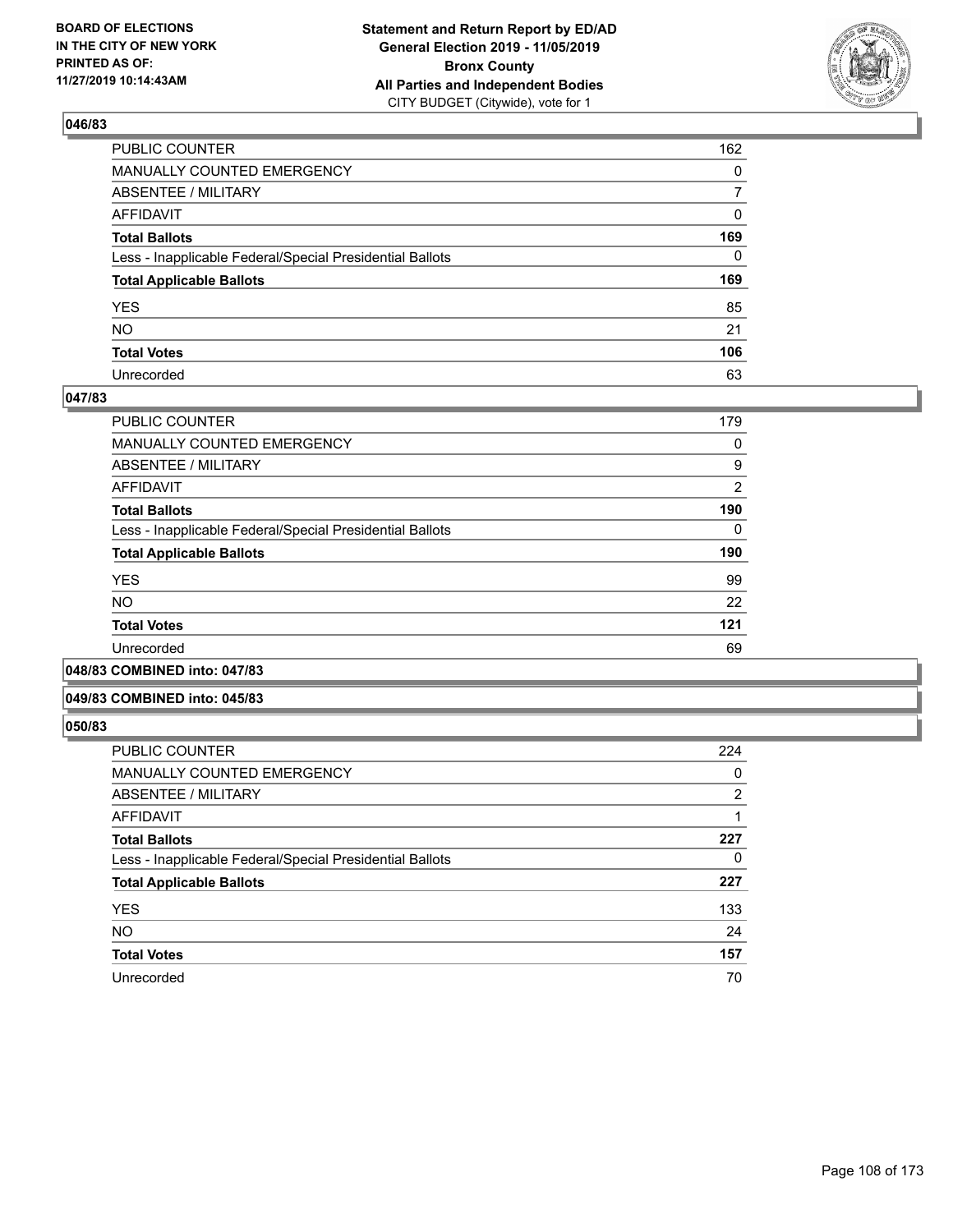## 046/83

| | |
|---|---|
| PUBLIC COUNTER | 162 |
| MANUALLY COUNTED EMERGENCY | 0 |
| ABSENTEE / MILITARY | 7 |
| AFFIDAVIT | 0 |
| **Total Ballots** | **169** |
| Less - Inapplicable Federal/Special Presidential Ballots | 0 |
| **Total Applicable Ballots** | **169** |
| YES | 85 |
| NO | 21 |
| **Total Votes** | **106** |
| Unrecorded | 63 |

## 047/83

| | |
|---|---|
| PUBLIC COUNTER | 179 |
| MANUALLY COUNTED EMERGENCY | 0 |
| ABSENTEE / MILITARY | 9 |
| AFFIDAVIT | 2 |
| **Total Ballots** | **190** |
| Less - Inapplicable Federal/Special Presidential Ballots | 0 |
| **Total Applicable Ballots** | **190** |
| YES | 99 |
| NO | 22 |
| **Total Votes** | **121** |
| Unrecorded | 69 |

## 048/83 COMBINED into: 047/83

## 049/83 COMBINED into: 045/83

## 050/83

| | |
|---|---|
| PUBLIC COUNTER | 224 |
| MANUALLY COUNTED EMERGENCY | 0 |
| ABSENTEE / MILITARY | 2 |
| AFFIDAVIT | 1 |
| **Total Ballots** | **227** |
| Less - Inapplicable Federal/Special Presidential Ballots | 0 |
| **Total Applicable Ballots** | **227** |
| YES | 133 |
| NO | 24 |
| **Total Votes** | **157** |
| Unrecorded | 70 |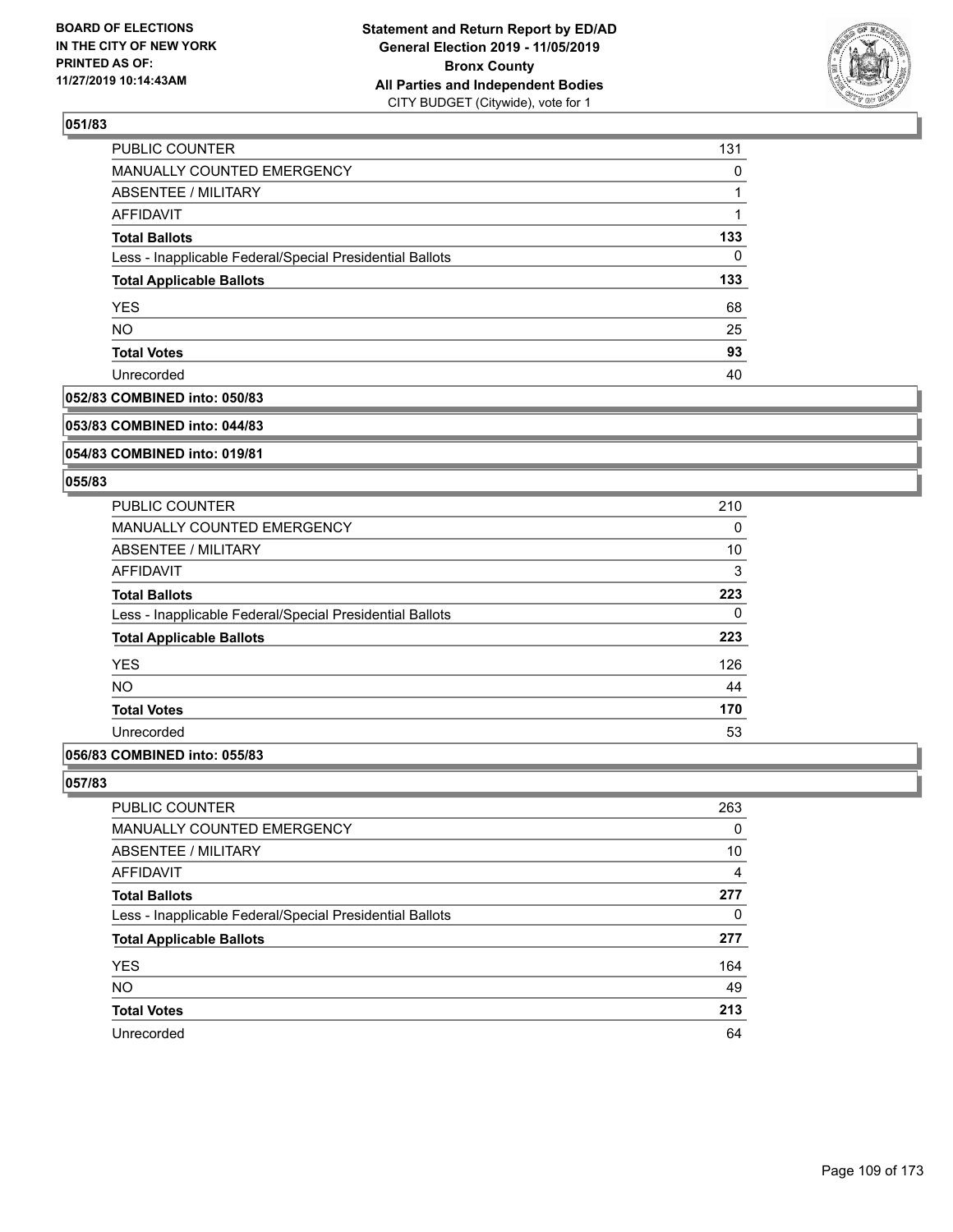**BOARD OF ELECTIONS IN THE CITY OF NEW YORK PRINTED AS OF: 11/27/2019 10:14:43AM**

**Statement and Return Report by ED/AD General Election 2019 - 11/05/2019 Bronx County All Parties and Independent Bodies** CITY BUDGET (Citywide), vote for 1

### 051/83

| | |
|---|---|
| PUBLIC COUNTER | 131 |
| MANUALLY COUNTED EMERGENCY | 0 |
| ABSENTEE / MILITARY | 1 |
| AFFIDAVIT | 1 |
| **Total Ballots** | **133** |
| Less - Inapplicable Federal/Special Presidential Ballots | 0 |
| **Total Applicable Ballots** | **133** |
| YES | 68 |
| NO | 25 |
| **Total Votes** | **93** |
| Unrecorded | 40 |

### 052/83 COMBINED into: 050/83

### 053/83 COMBINED into: 044/83

### 054/83 COMBINED into: 019/81

### 055/83

| | |
|---|---|
| PUBLIC COUNTER | 210 |
| MANUALLY COUNTED EMERGENCY | 0 |
| ABSENTEE / MILITARY | 10 |
| AFFIDAVIT | 3 |
| **Total Ballots** | **223** |
| Less - Inapplicable Federal/Special Presidential Ballots | 0 |
| **Total Applicable Ballots** | **223** |
| YES | 126 |
| NO | 44 |
| **Total Votes** | **170** |
| Unrecorded | 53 |

### 056/83 COMBINED into: 055/83

### 057/83

| | |
|---|---|
| PUBLIC COUNTER | 263 |
| MANUALLY COUNTED EMERGENCY | 0 |
| ABSENTEE / MILITARY | 10 |
| AFFIDAVIT | 4 |
| **Total Ballots** | **277** |
| Less - Inapplicable Federal/Special Presidential Ballots | 0 |
| **Total Applicable Ballots** | **277** |
| YES | 164 |
| NO | 49 |
| **Total Votes** | **213** |
| Unrecorded | 64 |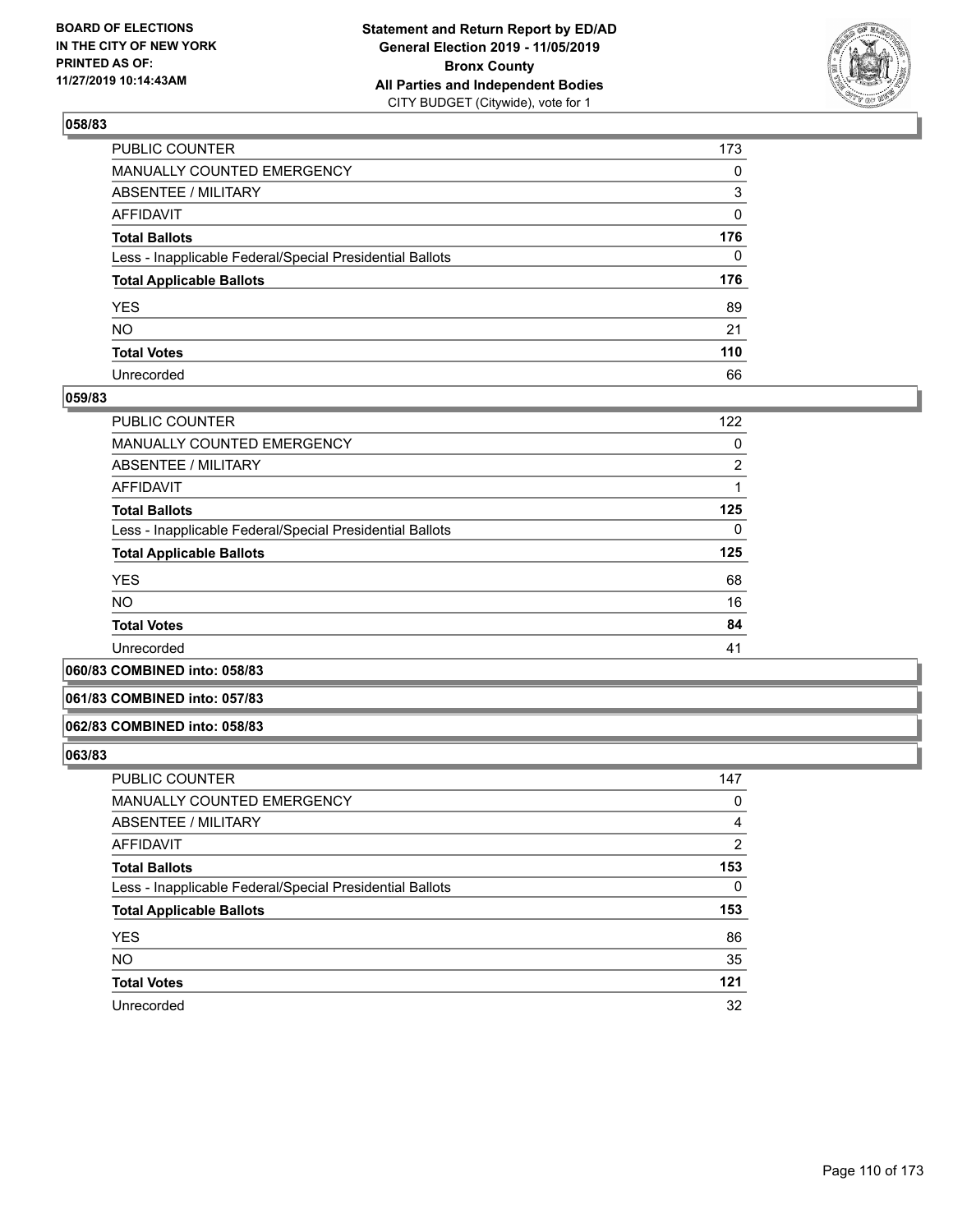### 058/83

| | |
|---|---|
| PUBLIC COUNTER | 173 |
| MANUALLY COUNTED EMERGENCY | 0 |
| ABSENTEE / MILITARY | 3 |
| AFFIDAVIT | 0 |
| **Total Ballots** | **176** |
| Less - Inapplicable Federal/Special Presidential Ballots | 0 |
| **Total Applicable Ballots** | **176** |
| YES | 89 |
| NO | 21 |
| **Total Votes** | **110** |
| Unrecorded | 66 |

### 059/83

| | |
|---|---|
| PUBLIC COUNTER | 122 |
| MANUALLY COUNTED EMERGENCY | 0 |
| ABSENTEE / MILITARY | 2 |
| AFFIDAVIT | 1 |
| **Total Ballots** | **125** |
| Less - Inapplicable Federal/Special Presidential Ballots | 0 |
| **Total Applicable Ballots** | **125** |
| YES | 68 |
| NO | 16 |
| **Total Votes** | **84** |
| Unrecorded | 41 |

### 060/83 COMBINED into: 058/83

### 061/83 COMBINED into: 057/83

### 062/83 COMBINED into: 058/83

### 063/83

| | |
|---|---|
| PUBLIC COUNTER | 147 |
| MANUALLY COUNTED EMERGENCY | 0 |
| ABSENTEE / MILITARY | 4 |
| AFFIDAVIT | 2 |
| **Total Ballots** | **153** |
| Less - Inapplicable Federal/Special Presidential Ballots | 0 |
| **Total Applicable Ballots** | **153** |
| YES | 86 |
| NO | 35 |
| **Total Votes** | **121** |
| Unrecorded | 32 |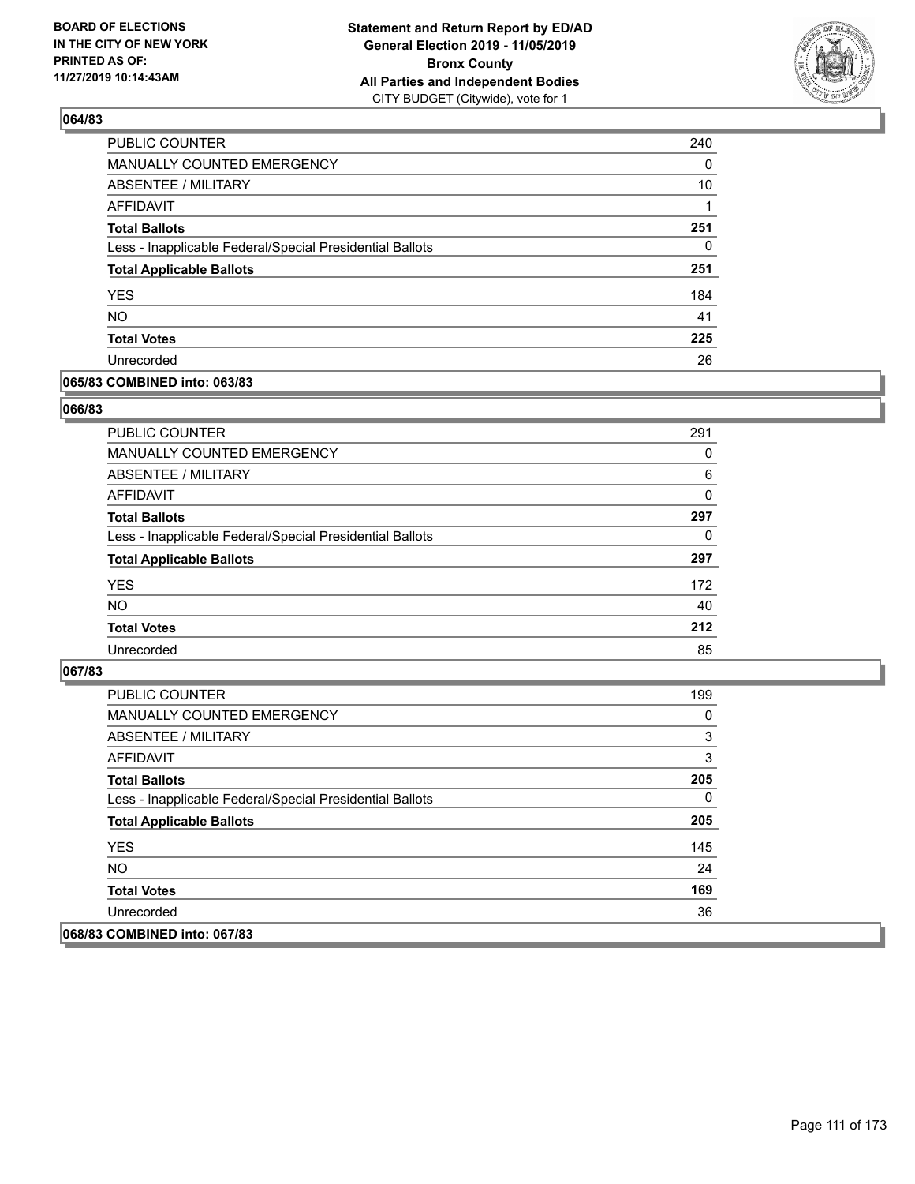### 064/83

| | |
|---|---|
| PUBLIC COUNTER | 240 |
| MANUALLY COUNTED EMERGENCY | 0 |
| ABSENTEE / MILITARY | 10 |
| AFFIDAVIT | 1 |
| **Total Ballots** | **251** |
| Less - Inapplicable Federal/Special Presidential Ballots | 0 |
| **Total Applicable Ballots** | **251** |
| YES | 184 |
| NO | 41 |
| **Total Votes** | **225** |
| Unrecorded | 26 |

### 065/83 COMBINED into: 063/83

### 066/83

| | |
|---|---|
| PUBLIC COUNTER | 291 |
| MANUALLY COUNTED EMERGENCY | 0 |
| ABSENTEE / MILITARY | 6 |
| AFFIDAVIT | 0 |
| **Total Ballots** | **297** |
| Less - Inapplicable Federal/Special Presidential Ballots | 0 |
| **Total Applicable Ballots** | **297** |
| YES | 172 |
| NO | 40 |
| **Total Votes** | **212** |
| Unrecorded | 85 |

### 067/83

| | |
|---|---|
| PUBLIC COUNTER | 199 |
| MANUALLY COUNTED EMERGENCY | 0 |
| ABSENTEE / MILITARY | 3 |
| AFFIDAVIT | 3 |
| **Total Ballots** | **205** |
| Less - Inapplicable Federal/Special Presidential Ballots | 0 |
| **Total Applicable Ballots** | **205** |
| YES | 145 |
| NO | 24 |
| **Total Votes** | **169** |
| Unrecorded | 36 |

### 068/83 COMBINED into: 067/83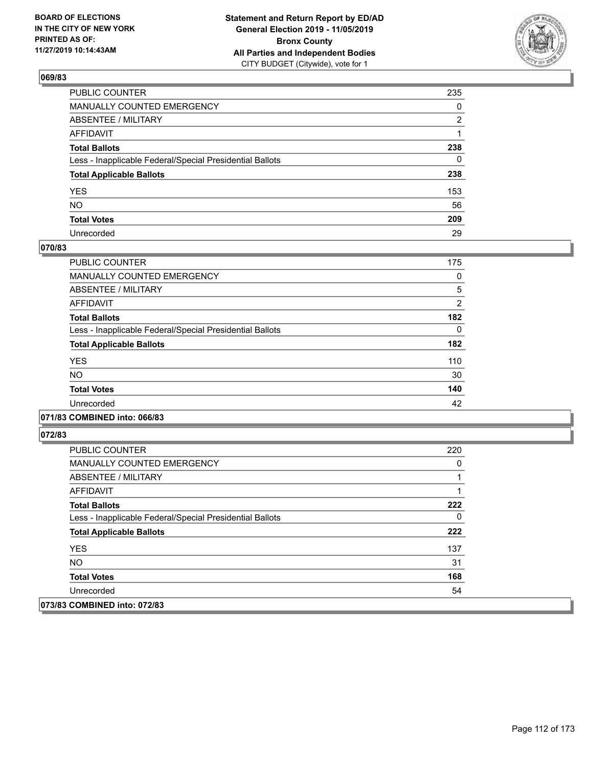**Statement and Return Report by ED/AD**
**General Election 2019 - 11/05/2019**
**Bronx County**
**All Parties and Independent Bodies**
CITY BUDGET (Citywide), vote for 1

BOARD OF ELECTIONS IN THE CITY OF NEW YORK PRINTED AS OF: 11/27/2019 10:14:43AM

## 069/83

| | |
|---|---|
| PUBLIC COUNTER | 235 |
| MANUALLY COUNTED EMERGENCY | 0 |
| ABSENTEE / MILITARY | 2 |
| AFFIDAVIT | 1 |
| **Total Ballots** | **238** |
| Less - Inapplicable Federal/Special Presidential Ballots | 0 |
| **Total Applicable Ballots** | **238** |
| YES | 153 |
| NO | 56 |
| **Total Votes** | **209** |
| Unrecorded | 29 |

## 070/83

| | |
|---|---|
| PUBLIC COUNTER | 175 |
| MANUALLY COUNTED EMERGENCY | 0 |
| ABSENTEE / MILITARY | 5 |
| AFFIDAVIT | 2 |
| **Total Ballots** | **182** |
| Less - Inapplicable Federal/Special Presidential Ballots | 0 |
| **Total Applicable Ballots** | **182** |
| YES | 110 |
| NO | 30 |
| **Total Votes** | **140** |
| Unrecorded | 42 |

## 071/83 COMBINED into: 066/83

## 072/83

| | |
|---|---|
| PUBLIC COUNTER | 220 |
| MANUALLY COUNTED EMERGENCY | 0 |
| ABSENTEE / MILITARY | 1 |
| AFFIDAVIT | 1 |
| **Total Ballots** | **222** |
| Less - Inapplicable Federal/Special Presidential Ballots | 0 |
| **Total Applicable Ballots** | **222** |
| YES | 137 |
| NO | 31 |
| **Total Votes** | **168** |
| Unrecorded | 54 |

## 073/83 COMBINED into: 072/83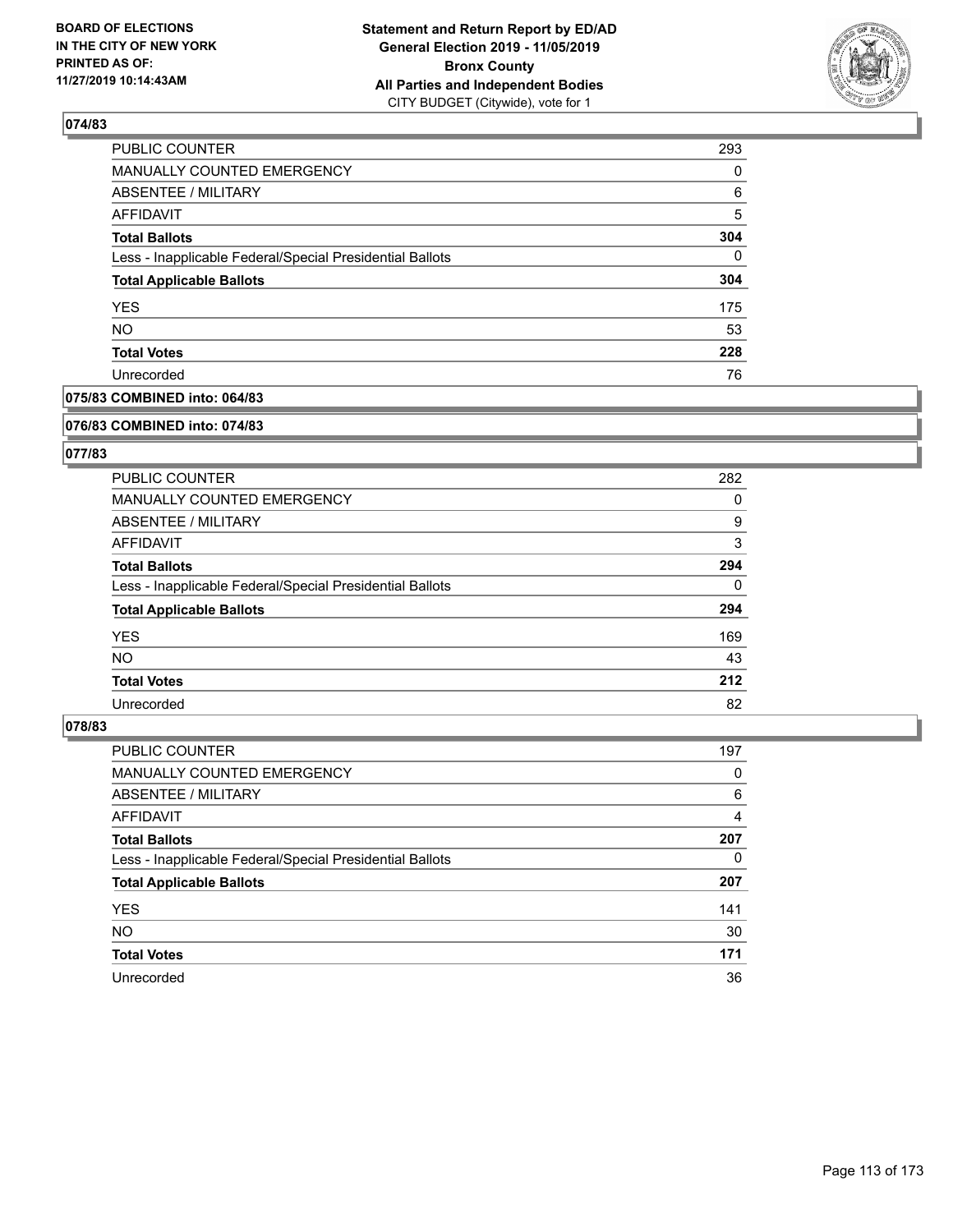## 074/83

| | |
|---|---|
| PUBLIC COUNTER | 293 |
| MANUALLY COUNTED EMERGENCY | 0 |
| ABSENTEE / MILITARY | 6 |
| AFFIDAVIT | 5 |
| **Total Ballots** | **304** |
| Less - Inapplicable Federal/Special Presidential Ballots | 0 |
| **Total Applicable Ballots** | **304** |
| YES | 175 |
| NO | 53 |
| **Total Votes** | **228** |
| Unrecorded | 76 |

## 075/83 COMBINED into: 064/83

## 076/83 COMBINED into: 074/83

## 077/83

| | |
|---|---|
| PUBLIC COUNTER | 282 |
| MANUALLY COUNTED EMERGENCY | 0 |
| ABSENTEE / MILITARY | 9 |
| AFFIDAVIT | 3 |
| **Total Ballots** | **294** |
| Less - Inapplicable Federal/Special Presidential Ballots | 0 |
| **Total Applicable Ballots** | **294** |
| YES | 169 |
| NO | 43 |
| **Total Votes** | **212** |
| Unrecorded | 82 |

## 078/83

| | |
|---|---|
| PUBLIC COUNTER | 197 |
| MANUALLY COUNTED EMERGENCY | 0 |
| ABSENTEE / MILITARY | 6 |
| AFFIDAVIT | 4 |
| **Total Ballots** | **207** |
| Less - Inapplicable Federal/Special Presidential Ballots | 0 |
| **Total Applicable Ballots** | **207** |
| YES | 141 |
| NO | 30 |
| **Total Votes** | **171** |
| Unrecorded | 36 |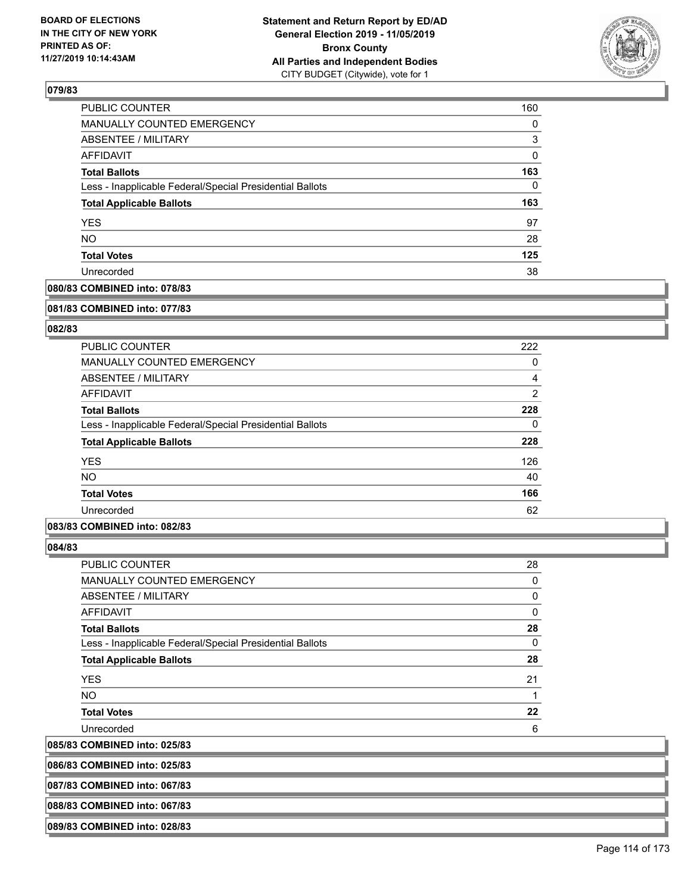**BOARD OF ELECTIONS IN THE CITY OF NEW YORK PRINTED AS OF: 11/27/2019 10:14:43AM**

**Statement and Return Report by ED/AD General Election 2019 - 11/05/2019 Bronx County All Parties and Independent Bodies**
CITY BUDGET (Citywide), vote for 1

### 079/83

| | |
|---|---|
| PUBLIC COUNTER | 160 |
| MANUALLY COUNTED EMERGENCY | 0 |
| ABSENTEE / MILITARY | 3 |
| AFFIDAVIT | 0 |
| **Total Ballots** | **163** |
| Less - Inapplicable Federal/Special Presidential Ballots | 0 |
| **Total Applicable Ballots** | **163** |
| YES | 97 |
| NO | 28 |
| **Total Votes** | **125** |
| Unrecorded | 38 |

**080/83 COMBINED into: 078/83**

**081/83 COMBINED into: 077/83**

### 082/83

| | |
|---|---|
| PUBLIC COUNTER | 222 |
| MANUALLY COUNTED EMERGENCY | 0 |
| ABSENTEE / MILITARY | 4 |
| AFFIDAVIT | 2 |
| **Total Ballots** | **228** |
| Less - Inapplicable Federal/Special Presidential Ballots | 0 |
| **Total Applicable Ballots** | **228** |
| YES | 126 |
| NO | 40 |
| **Total Votes** | **166** |
| Unrecorded | 62 |

**083/83 COMBINED into: 082/83**

### 084/83

| | |
|---|---|
| PUBLIC COUNTER | 28 |
| MANUALLY COUNTED EMERGENCY | 0 |
| ABSENTEE / MILITARY | 0 |
| AFFIDAVIT | 0 |
| **Total Ballots** | **28** |
| Less - Inapplicable Federal/Special Presidential Ballots | 0 |
| **Total Applicable Ballots** | **28** |
| YES | 21 |
| NO | 1 |
| **Total Votes** | **22** |
| Unrecorded | 6 |

**085/83 COMBINED into: 025/83**

**086/83 COMBINED into: 025/83**

**087/83 COMBINED into: 067/83**

**088/83 COMBINED into: 067/83**

**089/83 COMBINED into: 028/83**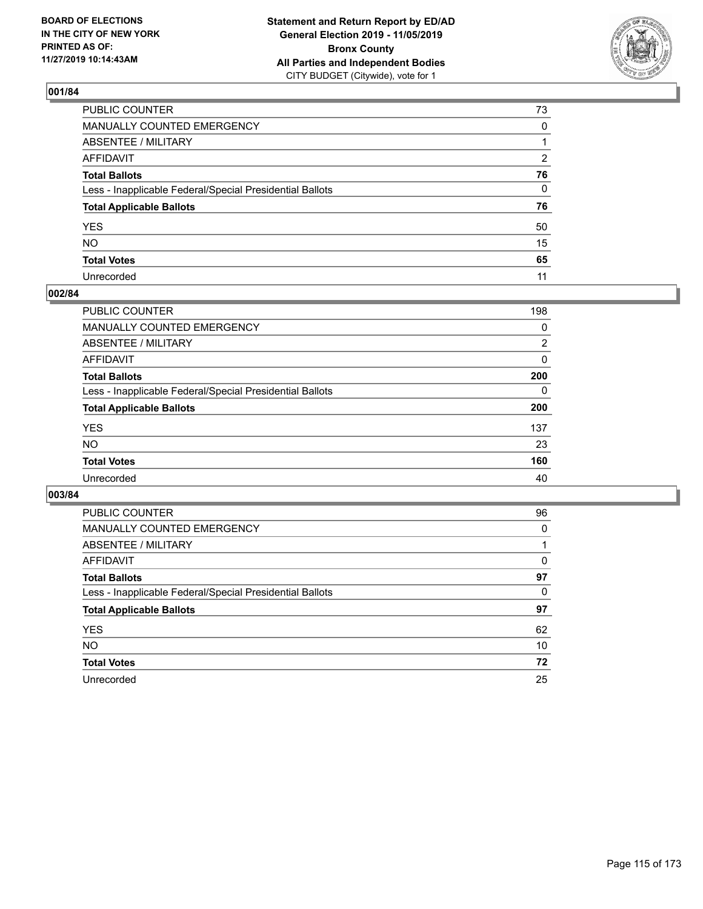BOARD OF ELECTIONS
IN THE CITY OF NEW YORK
PRINTED AS OF:
11/27/2019 10:14:43AM

**Statement and Return Report by ED/AD**
**General Election 2019 - 11/05/2019**
**Bronx County**
**All Parties and Independent Bodies**
CITY BUDGET (Citywide), vote for 1

## 001/84

| | |
|---|---|
| PUBLIC COUNTER | 73 |
| MANUALLY COUNTED EMERGENCY | 0 |
| ABSENTEE / MILITARY | 1 |
| AFFIDAVIT | 2 |
| **Total Ballots** | **76** |
| Less - Inapplicable Federal/Special Presidential Ballots | 0 |
| **Total Applicable Ballots** | **76** |
| YES | 50 |
| NO | 15 |
| **Total Votes** | **65** |
| Unrecorded | 11 |

## 002/84

| | |
|---|---|
| PUBLIC COUNTER | 198 |
| MANUALLY COUNTED EMERGENCY | 0 |
| ABSENTEE / MILITARY | 2 |
| AFFIDAVIT | 0 |
| **Total Ballots** | **200** |
| Less - Inapplicable Federal/Special Presidential Ballots | 0 |
| **Total Applicable Ballots** | **200** |
| YES | 137 |
| NO | 23 |
| **Total Votes** | **160** |
| Unrecorded | 40 |

## 003/84

| | |
|---|---|
| PUBLIC COUNTER | 96 |
| MANUALLY COUNTED EMERGENCY | 0 |
| ABSENTEE / MILITARY | 1 |
| AFFIDAVIT | 0 |
| **Total Ballots** | **97** |
| Less - Inapplicable Federal/Special Presidential Ballots | 0 |
| **Total Applicable Ballots** | **97** |
| YES | 62 |
| NO | 10 |
| **Total Votes** | **72** |
| Unrecorded | 25 |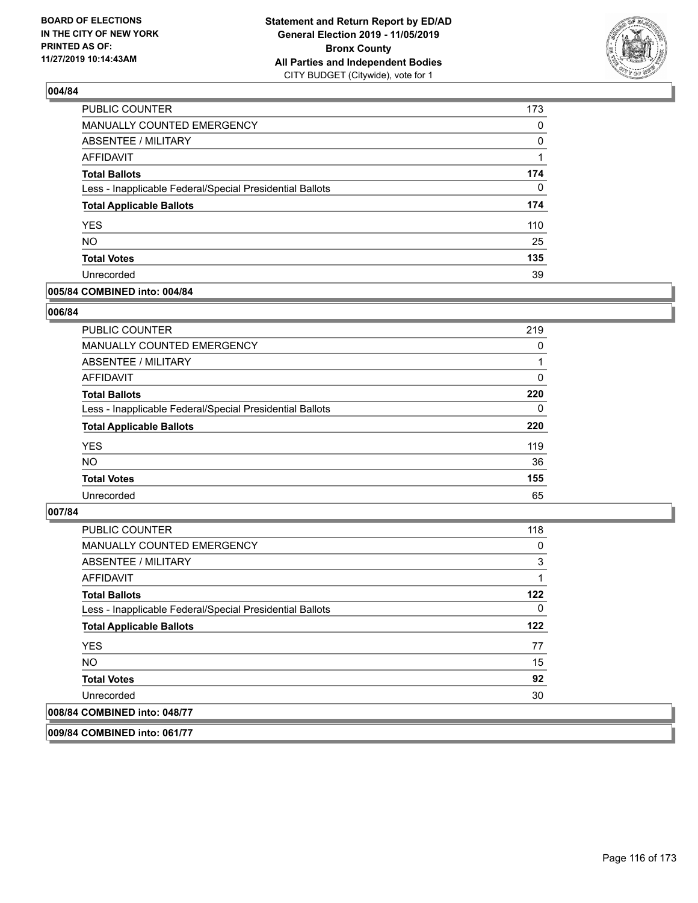### 004/84

| | |
|---|---|
| PUBLIC COUNTER | 173 |
| MANUALLY COUNTED EMERGENCY | 0 |
| ABSENTEE / MILITARY | 0 |
| AFFIDAVIT | 1 |
| **Total Ballots** | **174** |
| Less - Inapplicable Federal/Special Presidential Ballots | 0 |
| **Total Applicable Ballots** | **174** |
| YES | 110 |
| NO | 25 |
| **Total Votes** | **135** |
| Unrecorded | 39 |

### 005/84 COMBINED into: 004/84

### 006/84

| | |
|---|---|
| PUBLIC COUNTER | 219 |
| MANUALLY COUNTED EMERGENCY | 0 |
| ABSENTEE / MILITARY | 1 |
| AFFIDAVIT | 0 |
| **Total Ballots** | **220** |
| Less - Inapplicable Federal/Special Presidential Ballots | 0 |
| **Total Applicable Ballots** | **220** |
| YES | 119 |
| NO | 36 |
| **Total Votes** | **155** |
| Unrecorded | 65 |

### 007/84

| | |
|---|---|
| PUBLIC COUNTER | 118 |
| MANUALLY COUNTED EMERGENCY | 0 |
| ABSENTEE / MILITARY | 3 |
| AFFIDAVIT | 1 |
| **Total Ballots** | **122** |
| Less - Inapplicable Federal/Special Presidential Ballots | 0 |
| **Total Applicable Ballots** | **122** |
| YES | 77 |
| NO | 15 |
| **Total Votes** | **92** |
| Unrecorded | 30 |

### 008/84 COMBINED into: 048/77

### 009/84 COMBINED into: 061/77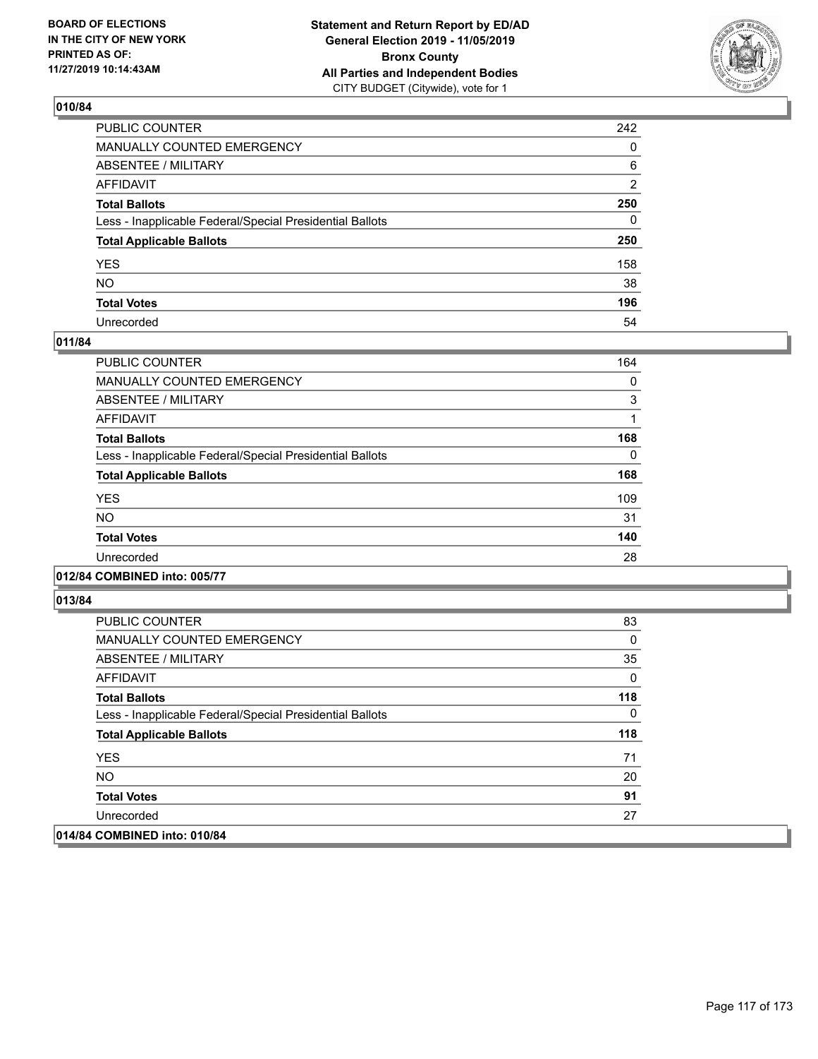**BOARD OF ELECTIONS IN THE CITY OF NEW YORK PRINTED AS OF: 11/27/2019 10:14:43AM**

**Statement and Return Report by ED/AD General Election 2019 - 11/05/2019 Bronx County All Parties and Independent Bodies**
CITY BUDGET (Citywide), vote for 1

### 010/84

| | |
|---|---|
| PUBLIC COUNTER | 242 |
| MANUALLY COUNTED EMERGENCY | 0 |
| ABSENTEE / MILITARY | 6 |
| AFFIDAVIT | 2 |
| **Total Ballots** | **250** |
| Less - Inapplicable Federal/Special Presidential Ballots | 0 |
| **Total Applicable Ballots** | **250** |
| YES | 158 |
| NO | 38 |
| **Total Votes** | **196** |
| Unrecorded | 54 |

### 011/84

| | |
|---|---|
| PUBLIC COUNTER | 164 |
| MANUALLY COUNTED EMERGENCY | 0 |
| ABSENTEE / MILITARY | 3 |
| AFFIDAVIT | 1 |
| **Total Ballots** | **168** |
| Less - Inapplicable Federal/Special Presidential Ballots | 0 |
| **Total Applicable Ballots** | **168** |
| YES | 109 |
| NO | 31 |
| **Total Votes** | **140** |
| Unrecorded | 28 |

### 012/84 COMBINED into: 005/77

### 013/84

| | |
|---|---|
| PUBLIC COUNTER | 83 |
| MANUALLY COUNTED EMERGENCY | 0 |
| ABSENTEE / MILITARY | 35 |
| AFFIDAVIT | 0 |
| **Total Ballots** | **118** |
| Less - Inapplicable Federal/Special Presidential Ballots | 0 |
| **Total Applicable Ballots** | **118** |
| YES | 71 |
| NO | 20 |
| **Total Votes** | **91** |
| Unrecorded | 27 |

### 014/84 COMBINED into: 010/84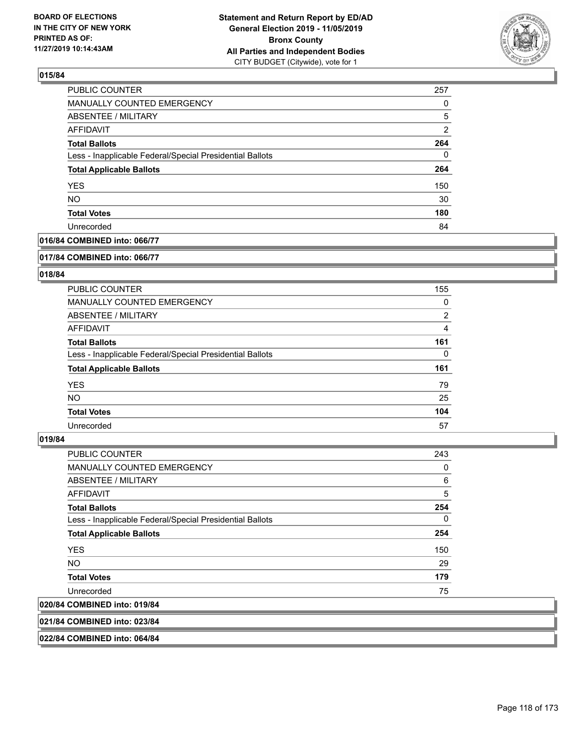**BOARD OF ELECTIONS IN THE CITY OF NEW YORK PRINTED AS OF: 11/27/2019 10:14:43AM**

**Statement and Return Report by ED/AD General Election 2019 - 11/05/2019 Bronx County All Parties and Independent Bodies**
CITY BUDGET (Citywide), vote for 1

### 015/84

| | |
|---|---|
| PUBLIC COUNTER | 257 |
| MANUALLY COUNTED EMERGENCY | 0 |
| ABSENTEE / MILITARY | 5 |
| AFFIDAVIT | 2 |
| **Total Ballots** | **264** |
| Less - Inapplicable Federal/Special Presidential Ballots | 0 |
| **Total Applicable Ballots** | **264** |
| YES | 150 |
| NO | 30 |
| **Total Votes** | **180** |
| Unrecorded | 84 |

### 016/84 COMBINED into: 066/77

### 017/84 COMBINED into: 066/77

### 018/84

| | |
|---|---|
| PUBLIC COUNTER | 155 |
| MANUALLY COUNTED EMERGENCY | 0 |
| ABSENTEE / MILITARY | 2 |
| AFFIDAVIT | 4 |
| **Total Ballots** | **161** |
| Less - Inapplicable Federal/Special Presidential Ballots | 0 |
| **Total Applicable Ballots** | **161** |
| YES | 79 |
| NO | 25 |
| **Total Votes** | **104** |
| Unrecorded | 57 |

### 019/84

| | |
|---|---|
| PUBLIC COUNTER | 243 |
| MANUALLY COUNTED EMERGENCY | 0 |
| ABSENTEE / MILITARY | 6 |
| AFFIDAVIT | 5 |
| **Total Ballots** | **254** |
| Less - Inapplicable Federal/Special Presidential Ballots | 0 |
| **Total Applicable Ballots** | **254** |
| YES | 150 |
| NO | 29 |
| **Total Votes** | **179** |
| Unrecorded | 75 |

### 020/84 COMBINED into: 019/84

### 021/84 COMBINED into: 023/84

### 022/84 COMBINED into: 064/84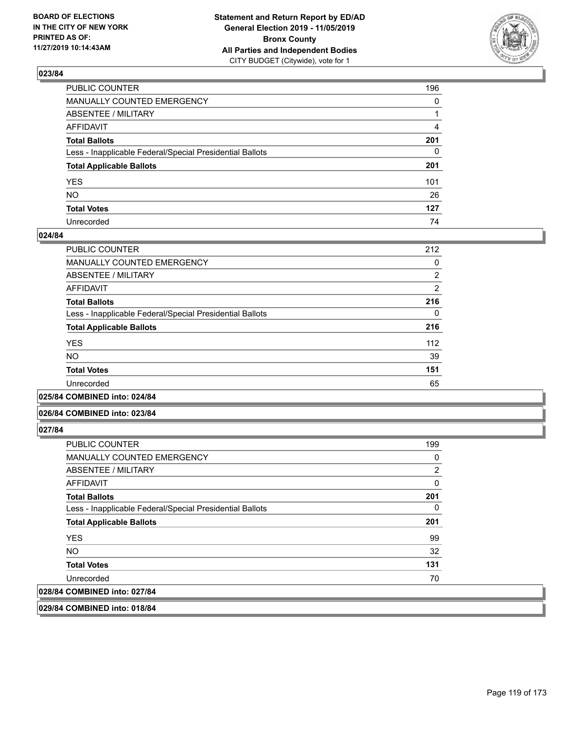### 023/84

| | |
|---|---|
| PUBLIC COUNTER | 196 |
| MANUALLY COUNTED EMERGENCY | 0 |
| ABSENTEE / MILITARY | 1 |
| AFFIDAVIT | 4 |
| **Total Ballots** | **201** |
| Less - Inapplicable Federal/Special Presidential Ballots | 0 |
| **Total Applicable Ballots** | **201** |
| YES | 101 |
| NO | 26 |
| **Total Votes** | **127** |
| Unrecorded | 74 |

### 024/84

| | |
|---|---|
| PUBLIC COUNTER | 212 |
| MANUALLY COUNTED EMERGENCY | 0 |
| ABSENTEE / MILITARY | 2 |
| AFFIDAVIT | 2 |
| **Total Ballots** | **216** |
| Less - Inapplicable Federal/Special Presidential Ballots | 0 |
| **Total Applicable Ballots** | **216** |
| YES | 112 |
| NO | 39 |
| **Total Votes** | **151** |
| Unrecorded | 65 |

### 025/84 COMBINED into: 024/84

### 026/84 COMBINED into: 023/84

### 027/84

| | |
|---|---|
| PUBLIC COUNTER | 199 |
| MANUALLY COUNTED EMERGENCY | 0 |
| ABSENTEE / MILITARY | 2 |
| AFFIDAVIT | 0 |
| **Total Ballots** | **201** |
| Less - Inapplicable Federal/Special Presidential Ballots | 0 |
| **Total Applicable Ballots** | **201** |
| YES | 99 |
| NO | 32 |
| **Total Votes** | **131** |
| Unrecorded | 70 |

### 028/84 COMBINED into: 027/84

### 029/84 COMBINED into: 018/84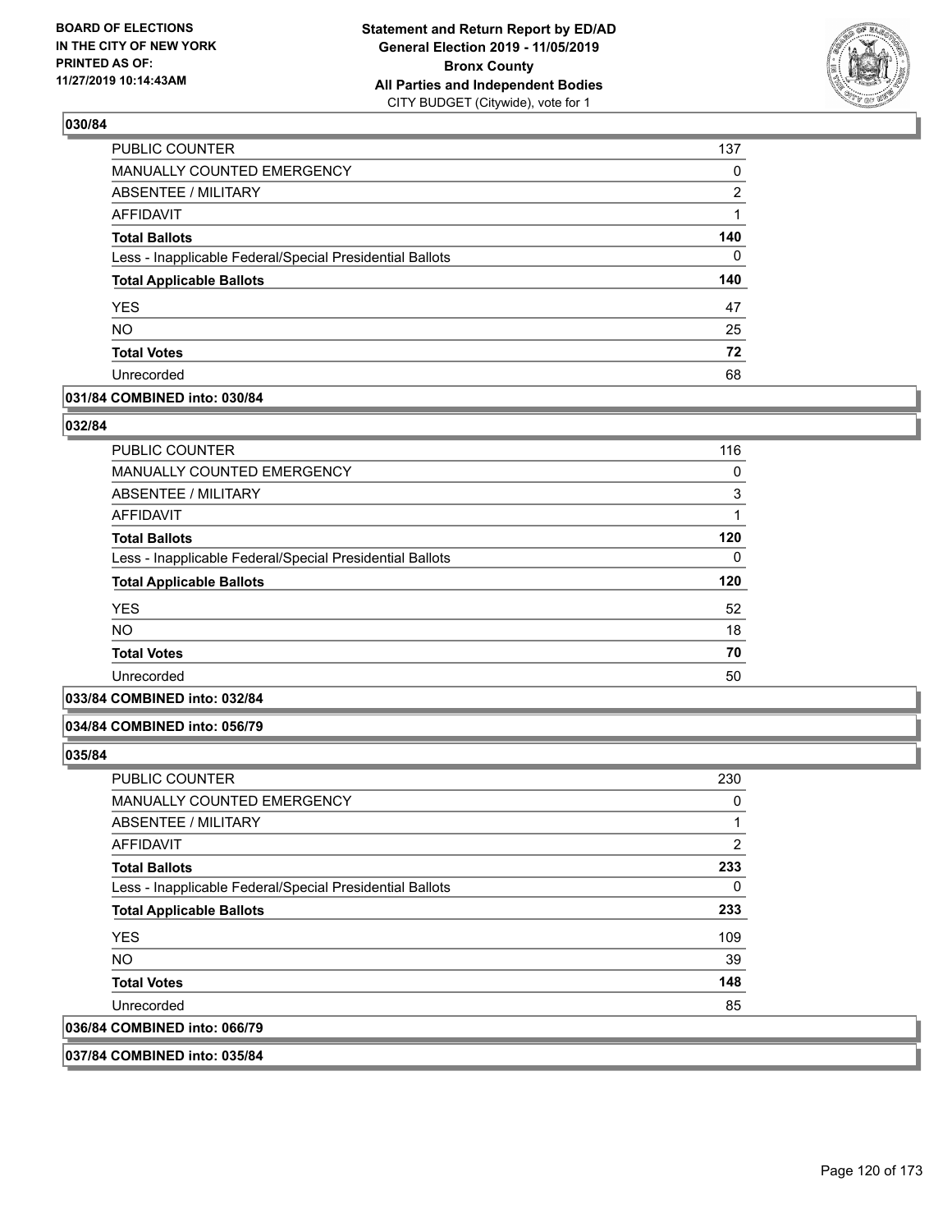BOARD OF ELECTIONS
IN THE CITY OF NEW YORK
PRINTED AS OF:
11/27/2019 10:14:43AM

**Statement and Return Report by ED/AD**
**General Election 2019 - 11/05/2019**
**Bronx County**
**All Parties and Independent Bodies**
CITY BUDGET (Citywide), vote for 1

### 030/84

| | |
|---|---|
| PUBLIC COUNTER | 137 |
| MANUALLY COUNTED EMERGENCY | 0 |
| ABSENTEE / MILITARY | 2 |
| AFFIDAVIT | 1 |
| **Total Ballots** | **140** |
| Less - Inapplicable Federal/Special Presidential Ballots | 0 |
| **Total Applicable Ballots** | **140** |
| YES | 47 |
| NO | 25 |
| **Total Votes** | **72** |
| Unrecorded | 68 |

### 031/84 COMBINED into: 030/84

### 032/84

| | |
|---|---|
| PUBLIC COUNTER | 116 |
| MANUALLY COUNTED EMERGENCY | 0 |
| ABSENTEE / MILITARY | 3 |
| AFFIDAVIT | 1 |
| **Total Ballots** | **120** |
| Less - Inapplicable Federal/Special Presidential Ballots | 0 |
| **Total Applicable Ballots** | **120** |
| YES | 52 |
| NO | 18 |
| **Total Votes** | **70** |
| Unrecorded | 50 |

### 033/84 COMBINED into: 032/84

### 034/84 COMBINED into: 056/79

### 035/84

| | |
|---|---|
| PUBLIC COUNTER | 230 |
| MANUALLY COUNTED EMERGENCY | 0 |
| ABSENTEE / MILITARY | 1 |
| AFFIDAVIT | 2 |
| **Total Ballots** | **233** |
| Less - Inapplicable Federal/Special Presidential Ballots | 0 |
| **Total Applicable Ballots** | **233** |
| YES | 109 |
| NO | 39 |
| **Total Votes** | **148** |
| Unrecorded | 85 |

### 036/84 COMBINED into: 066/79

### 037/84 COMBINED into: 035/84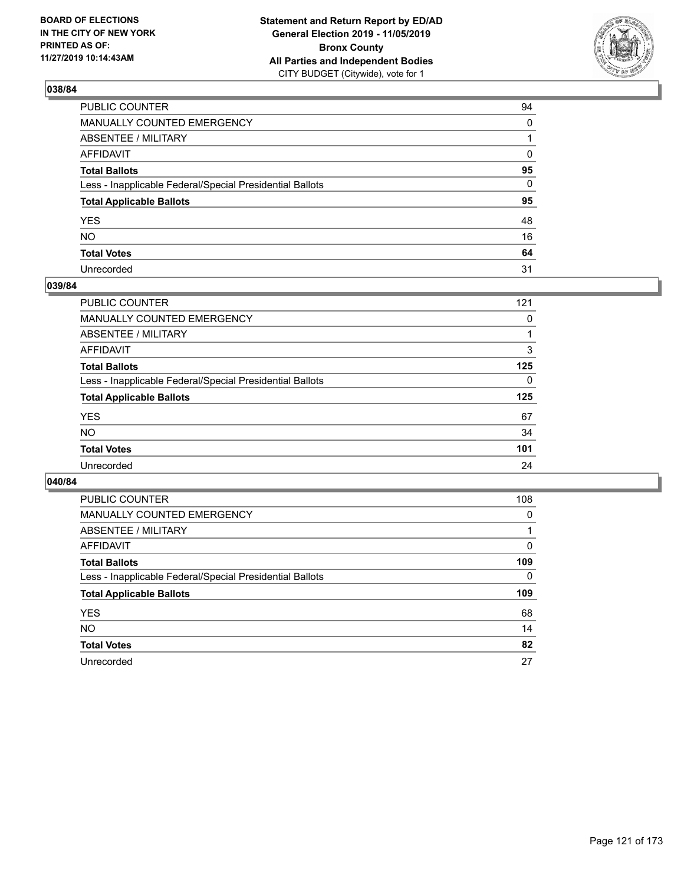**BOARD OF ELECTIONS IN THE CITY OF NEW YORK PRINTED AS OF: 11/27/2019 10:14:43AM**

**Statement and Return Report by ED/AD General Election 2019 - 11/05/2019 Bronx County All Parties and Independent Bodies**
CITY BUDGET (Citywide), vote for 1

## 038/84

| | |
|---|---|
| PUBLIC COUNTER | 94 |
| MANUALLY COUNTED EMERGENCY | 0 |
| ABSENTEE / MILITARY | 1 |
| AFFIDAVIT | 0 |
| **Total Ballots** | **95** |
| Less - Inapplicable Federal/Special Presidential Ballots | 0 |
| **Total Applicable Ballots** | **95** |
| YES | 48 |
| NO | 16 |
| **Total Votes** | **64** |
| Unrecorded | 31 |

## 039/84

| | |
|---|---|
| PUBLIC COUNTER | 121 |
| MANUALLY COUNTED EMERGENCY | 0 |
| ABSENTEE / MILITARY | 1 |
| AFFIDAVIT | 3 |
| **Total Ballots** | **125** |
| Less - Inapplicable Federal/Special Presidential Ballots | 0 |
| **Total Applicable Ballots** | **125** |
| YES | 67 |
| NO | 34 |
| **Total Votes** | **101** |
| Unrecorded | 24 |

## 040/84

| | |
|---|---|
| PUBLIC COUNTER | 108 |
| MANUALLY COUNTED EMERGENCY | 0 |
| ABSENTEE / MILITARY | 1 |
| AFFIDAVIT | 0 |
| **Total Ballots** | **109** |
| Less - Inapplicable Federal/Special Presidential Ballots | 0 |
| **Total Applicable Ballots** | **109** |
| YES | 68 |
| NO | 14 |
| **Total Votes** | **82** |
| Unrecorded | 27 |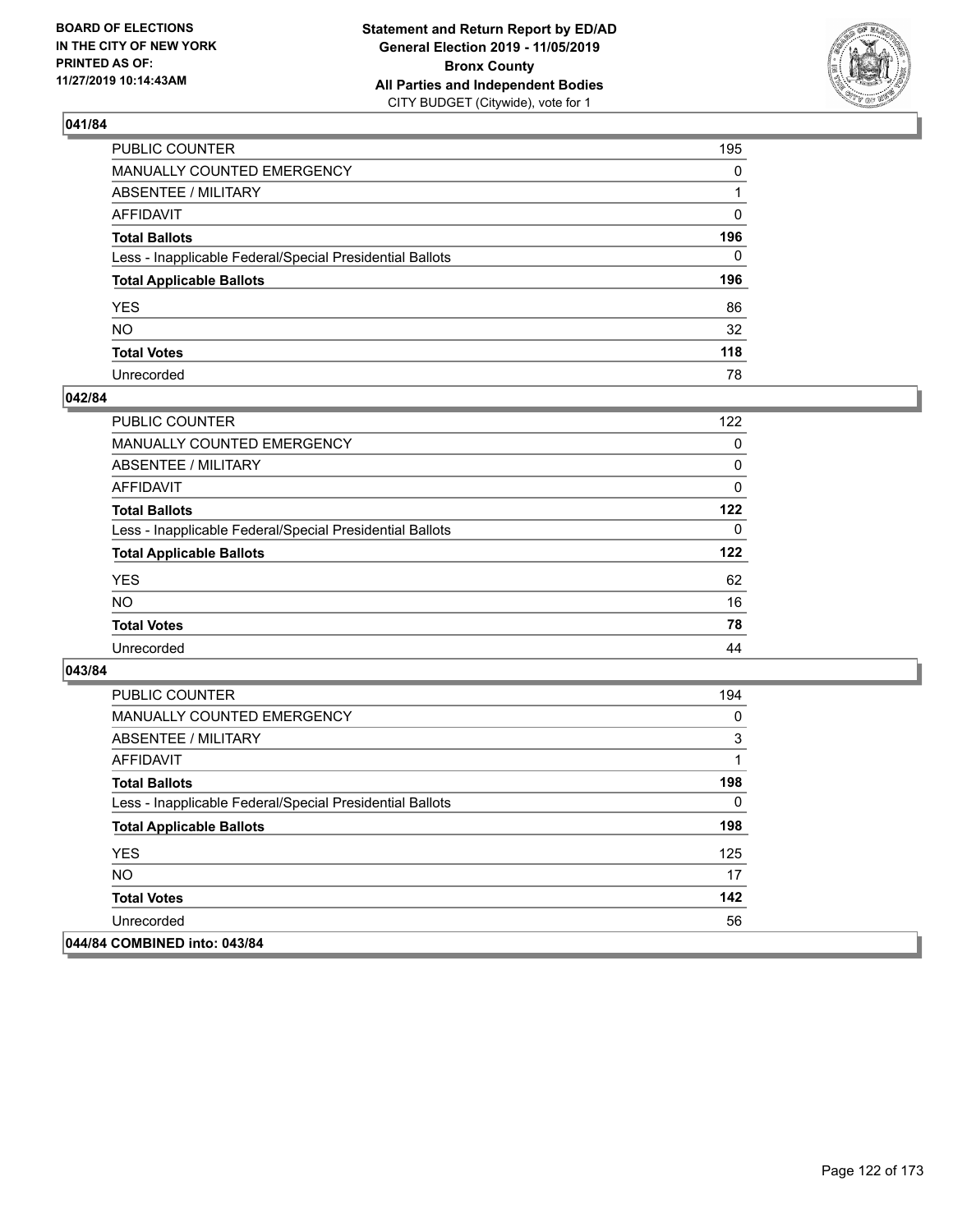## 041/84

| | |
|---|---|
| PUBLIC COUNTER | 195 |
| MANUALLY COUNTED EMERGENCY | 0 |
| ABSENTEE / MILITARY | 1 |
| AFFIDAVIT | 0 |
| **Total Ballots** | **196** |
| Less - Inapplicable Federal/Special Presidential Ballots | 0 |
| **Total Applicable Ballots** | **196** |
| YES | 86 |
| NO | 32 |
| **Total Votes** | **118** |
| Unrecorded | 78 |

## 042/84

| | |
|---|---|
| PUBLIC COUNTER | 122 |
| MANUALLY COUNTED EMERGENCY | 0 |
| ABSENTEE / MILITARY | 0 |
| AFFIDAVIT | 0 |
| **Total Ballots** | **122** |
| Less - Inapplicable Federal/Special Presidential Ballots | 0 |
| **Total Applicable Ballots** | **122** |
| YES | 62 |
| NO | 16 |
| **Total Votes** | **78** |
| Unrecorded | 44 |

## 043/84

| | |
|---|---|
| PUBLIC COUNTER | 194 |
| MANUALLY COUNTED EMERGENCY | 0 |
| ABSENTEE / MILITARY | 3 |
| AFFIDAVIT | 1 |
| **Total Ballots** | **198** |
| Less - Inapplicable Federal/Special Presidential Ballots | 0 |
| **Total Applicable Ballots** | **198** |
| YES | 125 |
| NO | 17 |
| **Total Votes** | **142** |
| Unrecorded | 56 |

## 044/84 COMBINED into: 043/84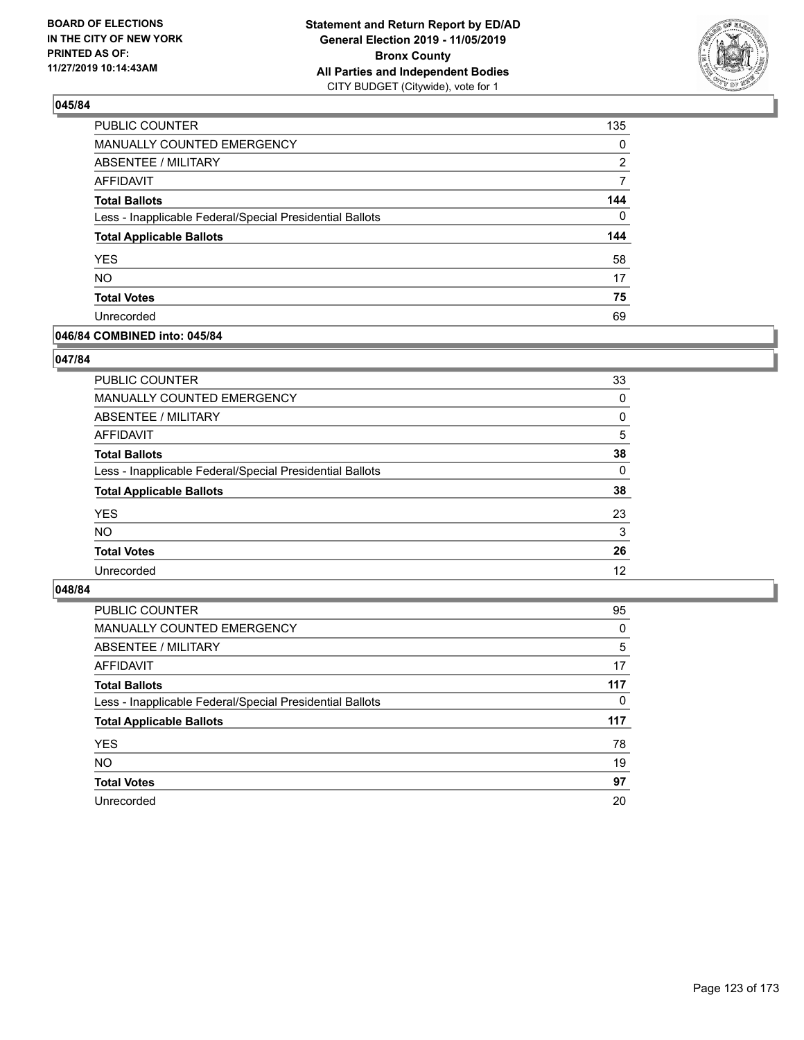**Statement and Return Report by ED/AD**
**General Election 2019 - 11/05/2019**
**Bronx County**
**All Parties and Independent Bodies**
CITY BUDGET (Citywide), vote for 1

BOARD OF ELECTIONS IN THE CITY OF NEW YORK PRINTED AS OF: 11/27/2019 10:14:43AM

### 045/84

| | |
|---|---|
| PUBLIC COUNTER | 135 |
| MANUALLY COUNTED EMERGENCY | 0 |
| ABSENTEE / MILITARY | 2 |
| AFFIDAVIT | 7 |
| **Total Ballots** | **144** |
| Less - Inapplicable Federal/Special Presidential Ballots | 0 |
| **Total Applicable Ballots** | **144** |
| YES | 58 |
| NO | 17 |
| **Total Votes** | **75** |
| Unrecorded | 69 |

### 046/84 COMBINED into: 045/84

### 047/84

| | |
|---|---|
| PUBLIC COUNTER | 33 |
| MANUALLY COUNTED EMERGENCY | 0 |
| ABSENTEE / MILITARY | 0 |
| AFFIDAVIT | 5 |
| **Total Ballots** | **38** |
| Less - Inapplicable Federal/Special Presidential Ballots | 0 |
| **Total Applicable Ballots** | **38** |
| YES | 23 |
| NO | 3 |
| **Total Votes** | **26** |
| Unrecorded | 12 |

### 048/84

| | |
|---|---|
| PUBLIC COUNTER | 95 |
| MANUALLY COUNTED EMERGENCY | 0 |
| ABSENTEE / MILITARY | 5 |
| AFFIDAVIT | 17 |
| **Total Ballots** | **117** |
| Less - Inapplicable Federal/Special Presidential Ballots | 0 |
| **Total Applicable Ballots** | **117** |
| YES | 78 |
| NO | 19 |
| **Total Votes** | **97** |
| Unrecorded | 20 |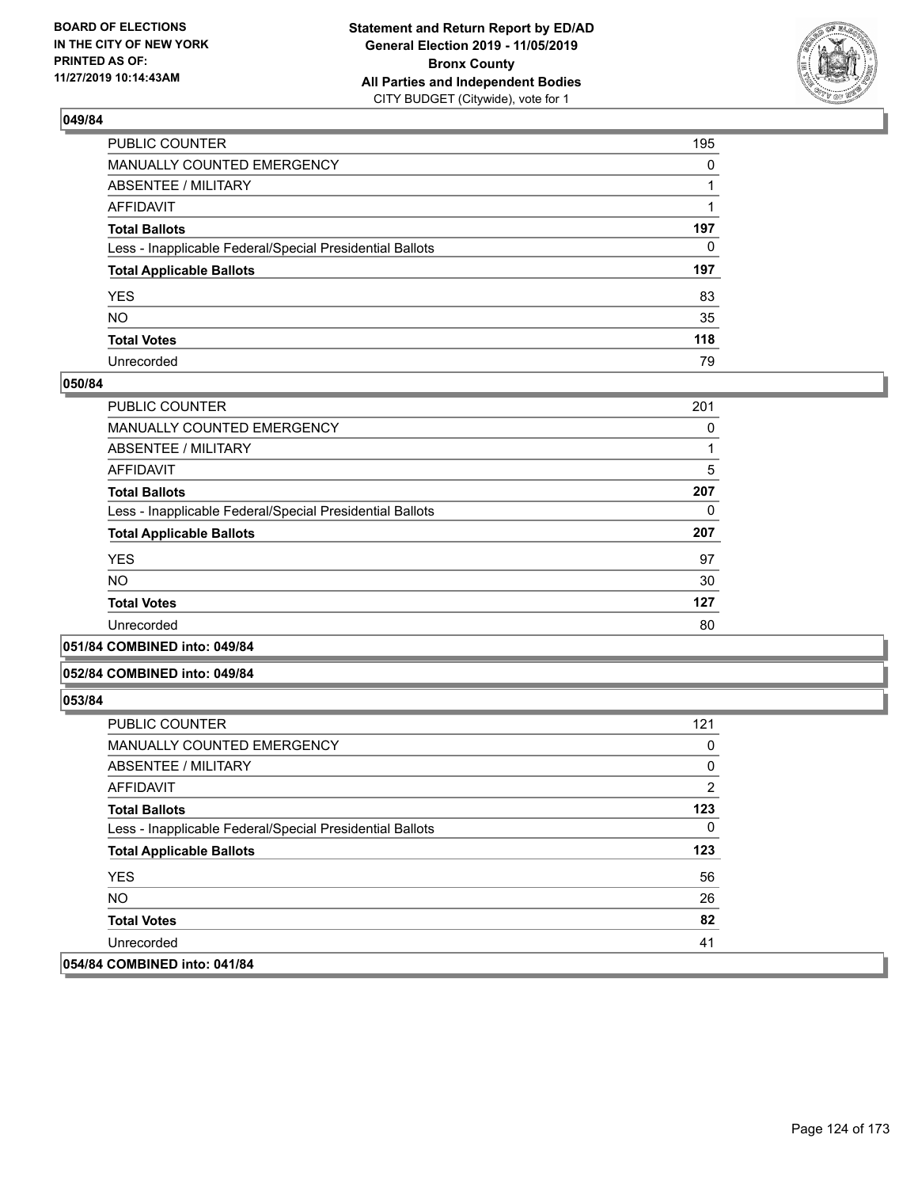**BOARD OF ELECTIONS IN THE CITY OF NEW YORK PRINTED AS OF: 11/27/2019 10:14:43AM**

**Statement and Return Report by ED/AD General Election 2019 - 11/05/2019 Bronx County All Parties and Independent Bodies**
CITY BUDGET (Citywide), vote for 1

### 049/84

| | |
|---|---|
| PUBLIC COUNTER | 195 |
| MANUALLY COUNTED EMERGENCY | 0 |
| ABSENTEE / MILITARY | 1 |
| AFFIDAVIT | 1 |
| **Total Ballots** | **197** |
| Less - Inapplicable Federal/Special Presidential Ballots | 0 |
| **Total Applicable Ballots** | **197** |
| YES | 83 |
| NO | 35 |
| **Total Votes** | **118** |
| Unrecorded | 79 |

### 050/84

| | |
|---|---|
| PUBLIC COUNTER | 201 |
| MANUALLY COUNTED EMERGENCY | 0 |
| ABSENTEE / MILITARY | 1 |
| AFFIDAVIT | 5 |
| **Total Ballots** | **207** |
| Less - Inapplicable Federal/Special Presidential Ballots | 0 |
| **Total Applicable Ballots** | **207** |
| YES | 97 |
| NO | 30 |
| **Total Votes** | **127** |
| Unrecorded | 80 |

### 051/84 COMBINED into: 049/84

### 052/84 COMBINED into: 049/84

### 053/84

| | |
|---|---|
| PUBLIC COUNTER | 121 |
| MANUALLY COUNTED EMERGENCY | 0 |
| ABSENTEE / MILITARY | 0 |
| AFFIDAVIT | 2 |
| **Total Ballots** | **123** |
| Less - Inapplicable Federal/Special Presidential Ballots | 0 |
| **Total Applicable Ballots** | **123** |
| YES | 56 |
| NO | 26 |
| **Total Votes** | **82** |
| Unrecorded | 41 |

### 054/84 COMBINED into: 041/84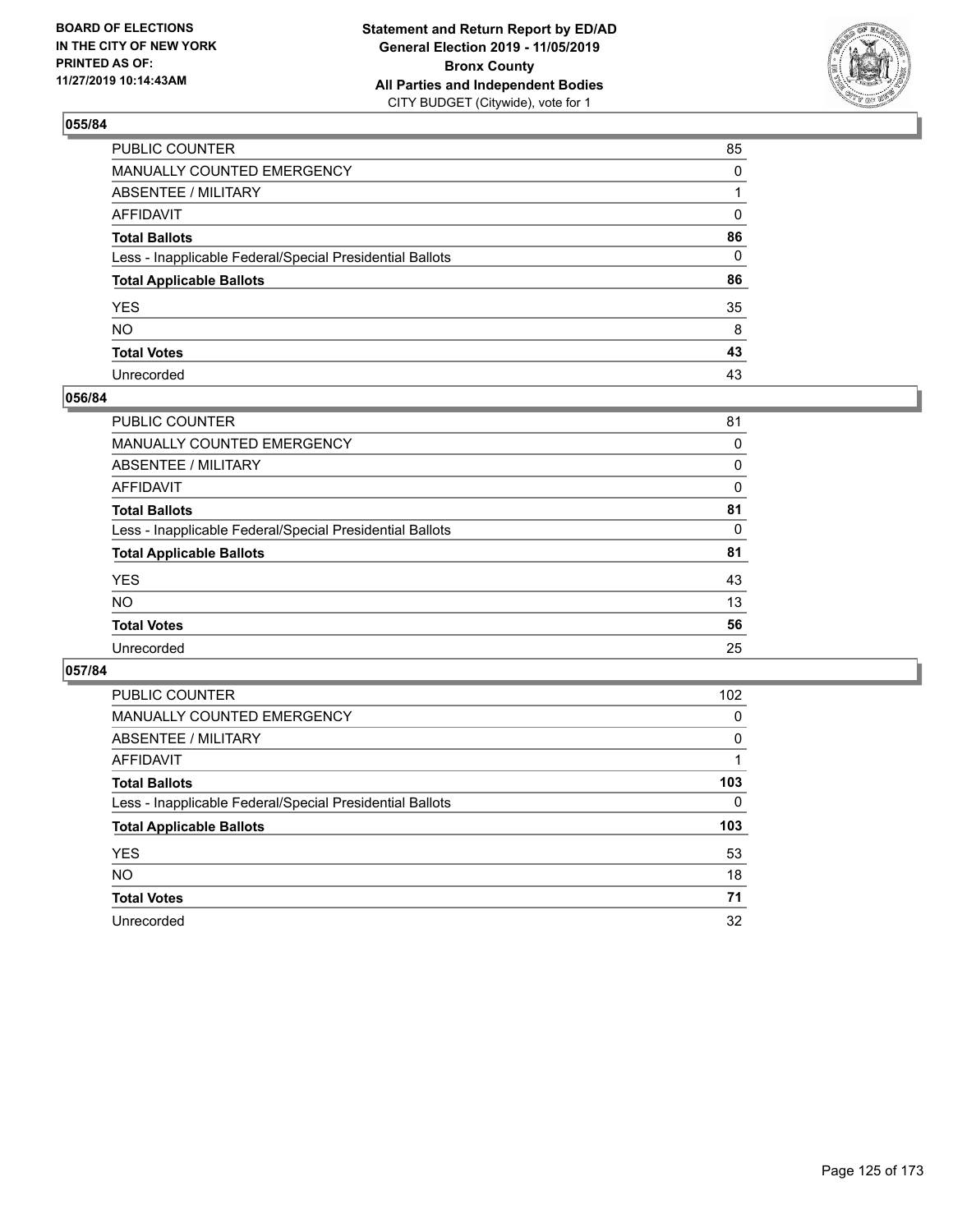BOARD OF ELECTIONS
IN THE CITY OF NEW YORK
PRINTED AS OF:
11/27/2019 10:14:43AM

**Statement and Return Report by ED/AD**
**General Election 2019 - 11/05/2019**
**Bronx County**
**All Parties and Independent Bodies**
CITY BUDGET (Citywide), vote for 1

## 055/84

| | |
|---|---|
| PUBLIC COUNTER | 85 |
| MANUALLY COUNTED EMERGENCY | 0 |
| ABSENTEE / MILITARY | 1 |
| AFFIDAVIT | 0 |
| **Total Ballots** | **86** |
| Less - Inapplicable Federal/Special Presidential Ballots | 0 |
| **Total Applicable Ballots** | **86** |
| YES | 35 |
| NO | 8 |
| **Total Votes** | **43** |
| Unrecorded | 43 |

## 056/84

| | |
|---|---|
| PUBLIC COUNTER | 81 |
| MANUALLY COUNTED EMERGENCY | 0 |
| ABSENTEE / MILITARY | 0 |
| AFFIDAVIT | 0 |
| **Total Ballots** | **81** |
| Less - Inapplicable Federal/Special Presidential Ballots | 0 |
| **Total Applicable Ballots** | **81** |
| YES | 43 |
| NO | 13 |
| **Total Votes** | **56** |
| Unrecorded | 25 |

## 057/84

| | |
|---|---|
| PUBLIC COUNTER | 102 |
| MANUALLY COUNTED EMERGENCY | 0 |
| ABSENTEE / MILITARY | 0 |
| AFFIDAVIT | 1 |
| **Total Ballots** | **103** |
| Less - Inapplicable Federal/Special Presidential Ballots | 0 |
| **Total Applicable Ballots** | **103** |
| YES | 53 |
| NO | 18 |
| **Total Votes** | **71** |
| Unrecorded | 32 |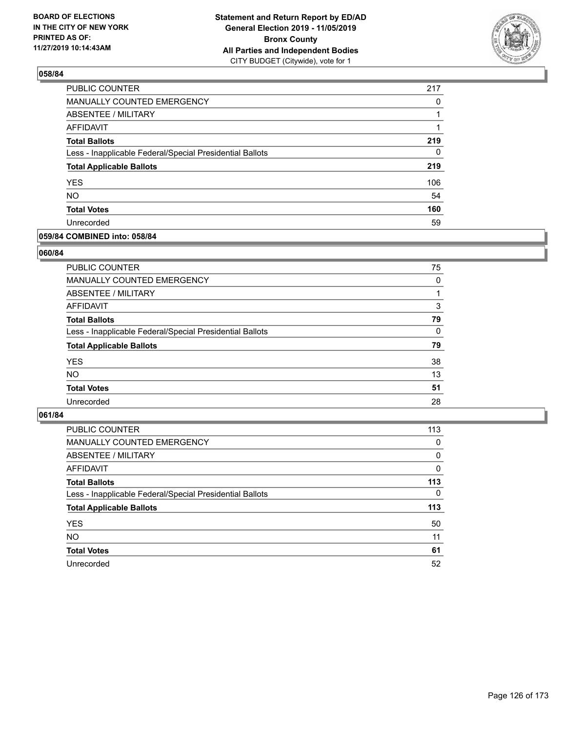BOARD OF ELECTIONS
IN THE CITY OF NEW YORK
PRINTED AS OF:
11/27/2019 10:14:43AM

**Statement and Return Report by ED/AD**
**General Election 2019 - 11/05/2019**
**Bronx County**
**All Parties and Independent Bodies**
CITY BUDGET (Citywide), vote for 1

### 058/84

| | |
|---|---|
| PUBLIC COUNTER | 217 |
| MANUALLY COUNTED EMERGENCY | 0 |
| ABSENTEE / MILITARY | 1 |
| AFFIDAVIT | 1 |
| **Total Ballots** | **219** |
| Less - Inapplicable Federal/Special Presidential Ballots | 0 |
| **Total Applicable Ballots** | **219** |
| YES | 106 |
| NO | 54 |
| **Total Votes** | **160** |
| Unrecorded | 59 |

### 059/84 COMBINED into: 058/84

### 060/84

| | |
|---|---|
| PUBLIC COUNTER | 75 |
| MANUALLY COUNTED EMERGENCY | 0 |
| ABSENTEE / MILITARY | 1 |
| AFFIDAVIT | 3 |
| **Total Ballots** | **79** |
| Less - Inapplicable Federal/Special Presidential Ballots | 0 |
| **Total Applicable Ballots** | **79** |
| YES | 38 |
| NO | 13 |
| **Total Votes** | **51** |
| Unrecorded | 28 |

### 061/84

| | |
|---|---|
| PUBLIC COUNTER | 113 |
| MANUALLY COUNTED EMERGENCY | 0 |
| ABSENTEE / MILITARY | 0 |
| AFFIDAVIT | 0 |
| **Total Ballots** | **113** |
| Less - Inapplicable Federal/Special Presidential Ballots | 0 |
| **Total Applicable Ballots** | **113** |
| YES | 50 |
| NO | 11 |
| **Total Votes** | **61** |
| Unrecorded | 52 |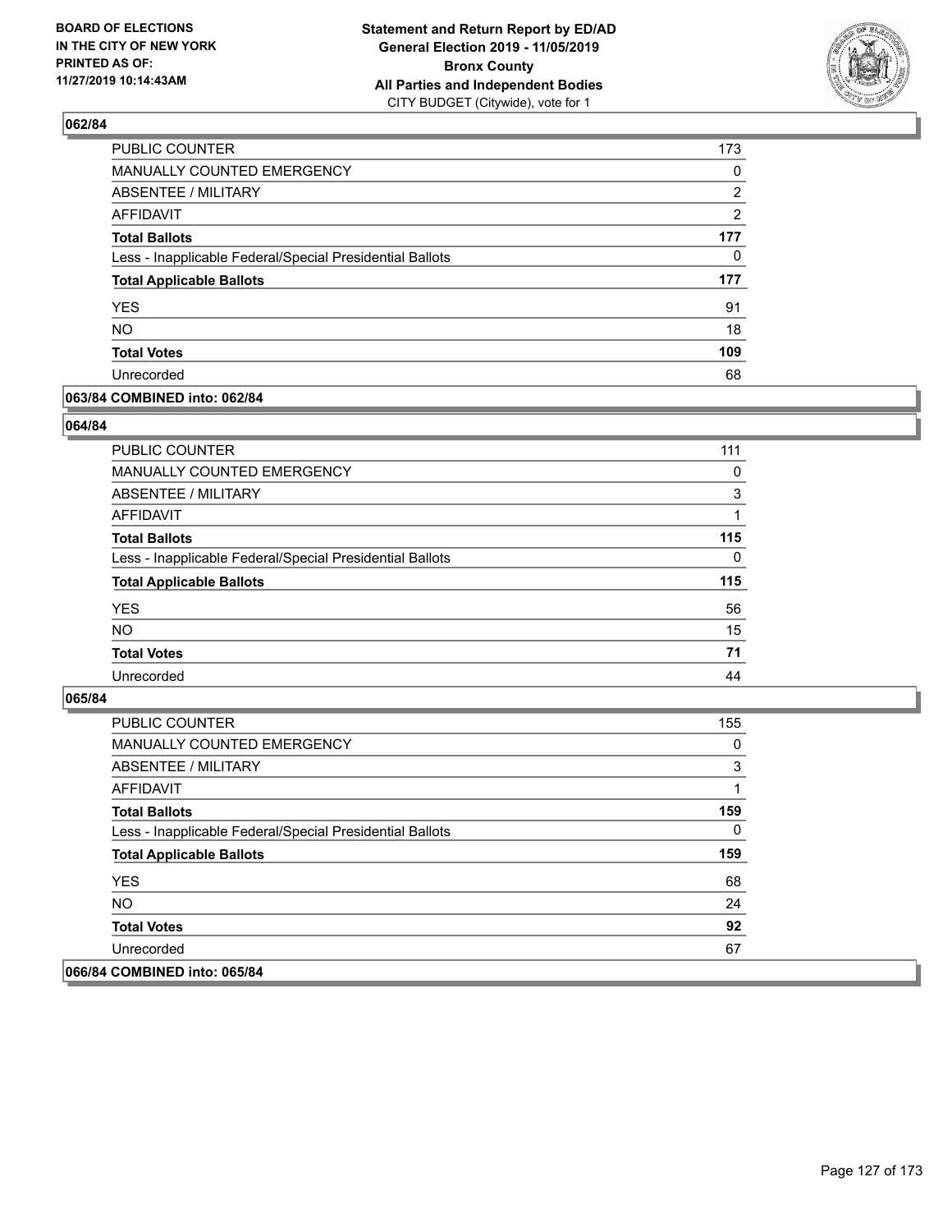**BOARD OF ELECTIONS IN THE CITY OF NEW YORK PRINTED AS OF: 11/27/2019 10:14:43AM**

**Statement and Return Report by ED/AD**
**General Election 2019 - 11/05/2019**
**Bronx County**
**All Parties and Independent Bodies**
CITY BUDGET (Citywide), vote for 1

### 062/84

| | |
|---|---|
| PUBLIC COUNTER | 173 |
| MANUALLY COUNTED EMERGENCY | 0 |
| ABSENTEE / MILITARY | 2 |
| AFFIDAVIT | 2 |
| **Total Ballots** | **177** |
| Less - Inapplicable Federal/Special Presidential Ballots | 0 |
| **Total Applicable Ballots** | **177** |
| YES | 91 |
| NO | 18 |
| **Total Votes** | **109** |
| Unrecorded | 68 |

### 063/84 COMBINED into: 062/84

### 064/84

| | |
|---|---|
| PUBLIC COUNTER | 111 |
| MANUALLY COUNTED EMERGENCY | 0 |
| ABSENTEE / MILITARY | 3 |
| AFFIDAVIT | 1 |
| **Total Ballots** | **115** |
| Less - Inapplicable Federal/Special Presidential Ballots | 0 |
| **Total Applicable Ballots** | **115** |
| YES | 56 |
| NO | 15 |
| **Total Votes** | **71** |
| Unrecorded | 44 |

### 065/84

| | |
|---|---|
| PUBLIC COUNTER | 155 |
| MANUALLY COUNTED EMERGENCY | 0 |
| ABSENTEE / MILITARY | 3 |
| AFFIDAVIT | 1 |
| **Total Ballots** | **159** |
| Less - Inapplicable Federal/Special Presidential Ballots | 0 |
| **Total Applicable Ballots** | **159** |
| YES | 68 |
| NO | 24 |
| **Total Votes** | **92** |
| Unrecorded | 67 |

### 066/84 COMBINED into: 065/84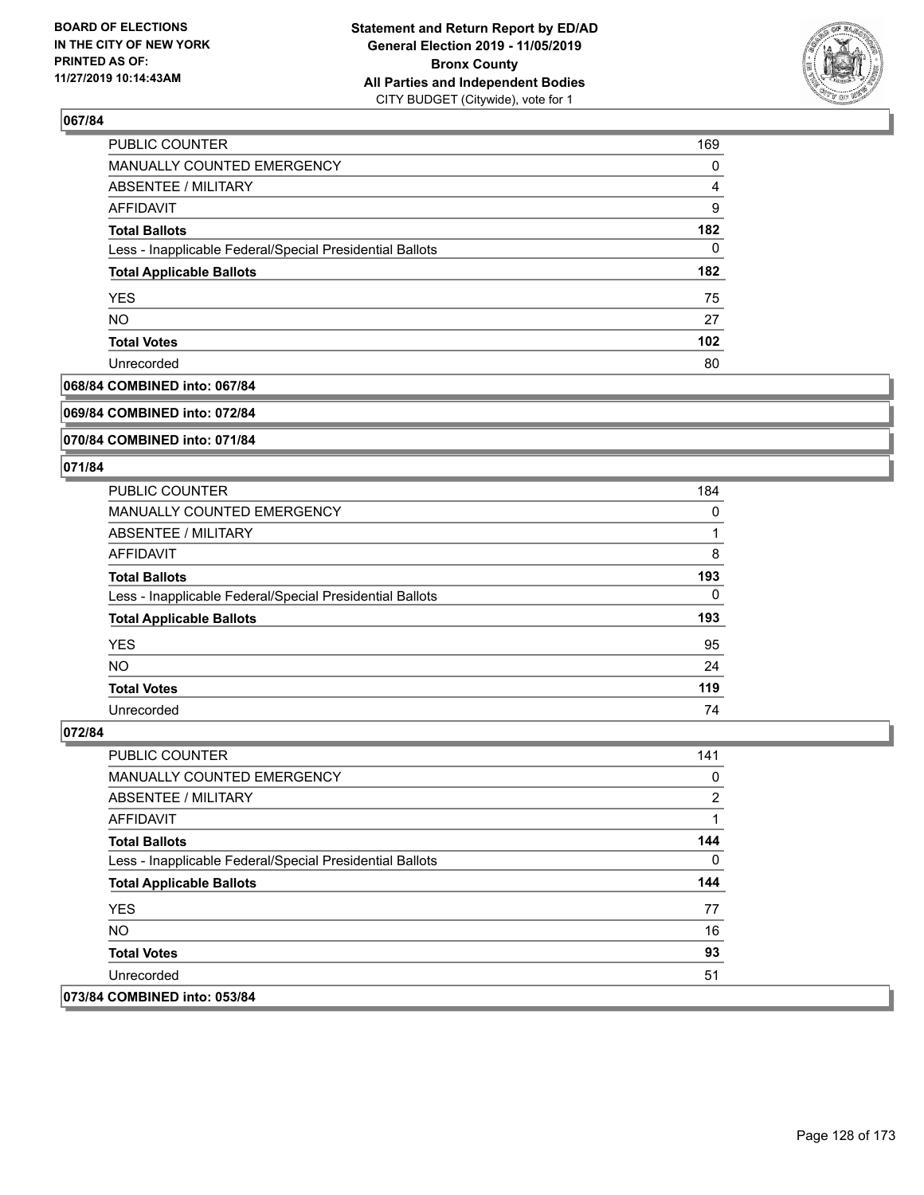**BOARD OF ELECTIONS IN THE CITY OF NEW YORK PRINTED AS OF: 11/27/2019 10:14:43AM**

**Statement and Return Report by ED/AD General Election 2019 - 11/05/2019 Bronx County All Parties and Independent Bodies** CITY BUDGET (Citywide), vote for 1

## 067/84

| | |
|---|---|
| PUBLIC COUNTER | 169 |
| MANUALLY COUNTED EMERGENCY | 0 |
| ABSENTEE / MILITARY | 4 |
| AFFIDAVIT | 9 |
| **Total Ballots** | **182** |
| Less - Inapplicable Federal/Special Presidential Ballots | 0 |
| **Total Applicable Ballots** | **182** |
| YES | 75 |
| NO | 27 |
| **Total Votes** | **102** |
| Unrecorded | 80 |

## 068/84 COMBINED into: 067/84

## 069/84 COMBINED into: 072/84

## 070/84 COMBINED into: 071/84

## 071/84

| | |
|---|---|
| PUBLIC COUNTER | 184 |
| MANUALLY COUNTED EMERGENCY | 0 |
| ABSENTEE / MILITARY | 1 |
| AFFIDAVIT | 8 |
| **Total Ballots** | **193** |
| Less - Inapplicable Federal/Special Presidential Ballots | 0 |
| **Total Applicable Ballots** | **193** |
| YES | 95 |
| NO | 24 |
| **Total Votes** | **119** |
| Unrecorded | 74 |

## 072/84

| | |
|---|---|
| PUBLIC COUNTER | 141 |
| MANUALLY COUNTED EMERGENCY | 0 |
| ABSENTEE / MILITARY | 2 |
| AFFIDAVIT | 1 |
| **Total Ballots** | **144** |
| Less - Inapplicable Federal/Special Presidential Ballots | 0 |
| **Total Applicable Ballots** | **144** |
| YES | 77 |
| NO | 16 |
| **Total Votes** | **93** |
| Unrecorded | 51 |

## 073/84 COMBINED into: 053/84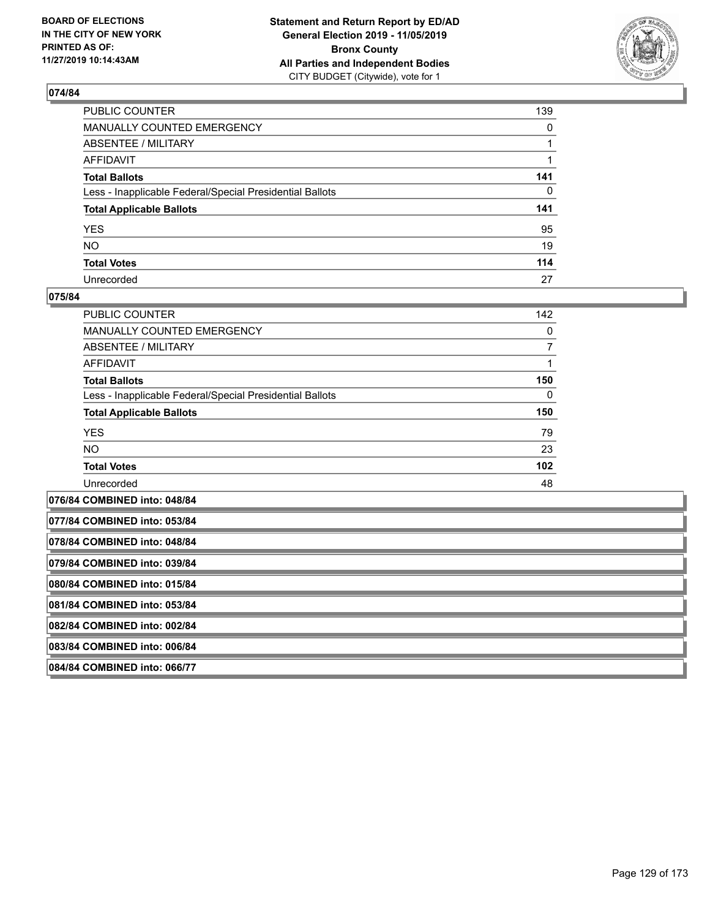## 074/84

| | |
|---|---|
| PUBLIC COUNTER | 139 |
| MANUALLY COUNTED EMERGENCY | 0 |
| ABSENTEE / MILITARY | 1 |
| AFFIDAVIT | 1 |
| **Total Ballots** | **141** |
| Less - Inapplicable Federal/Special Presidential Ballots | 0 |
| **Total Applicable Ballots** | **141** |
| YES | 95 |
| NO | 19 |
| **Total Votes** | **114** |
| Unrecorded | 27 |

## 075/84

| | |
|---|---|
| PUBLIC COUNTER | 142 |
| MANUALLY COUNTED EMERGENCY | 0 |
| ABSENTEE / MILITARY | 7 |
| AFFIDAVIT | 1 |
| **Total Ballots** | **150** |
| Less - Inapplicable Federal/Special Presidential Ballots | 0 |
| **Total Applicable Ballots** | **150** |
| YES | 79 |
| NO | 23 |
| **Total Votes** | **102** |
| Unrecorded | 48 |

**076/84 COMBINED into: 048/84**

**077/84 COMBINED into: 053/84**

**078/84 COMBINED into: 048/84**

**079/84 COMBINED into: 039/84**

**080/84 COMBINED into: 015/84**

**081/84 COMBINED into: 053/84**

**082/84 COMBINED into: 002/84**

**083/84 COMBINED into: 006/84**

**084/84 COMBINED into: 066/77**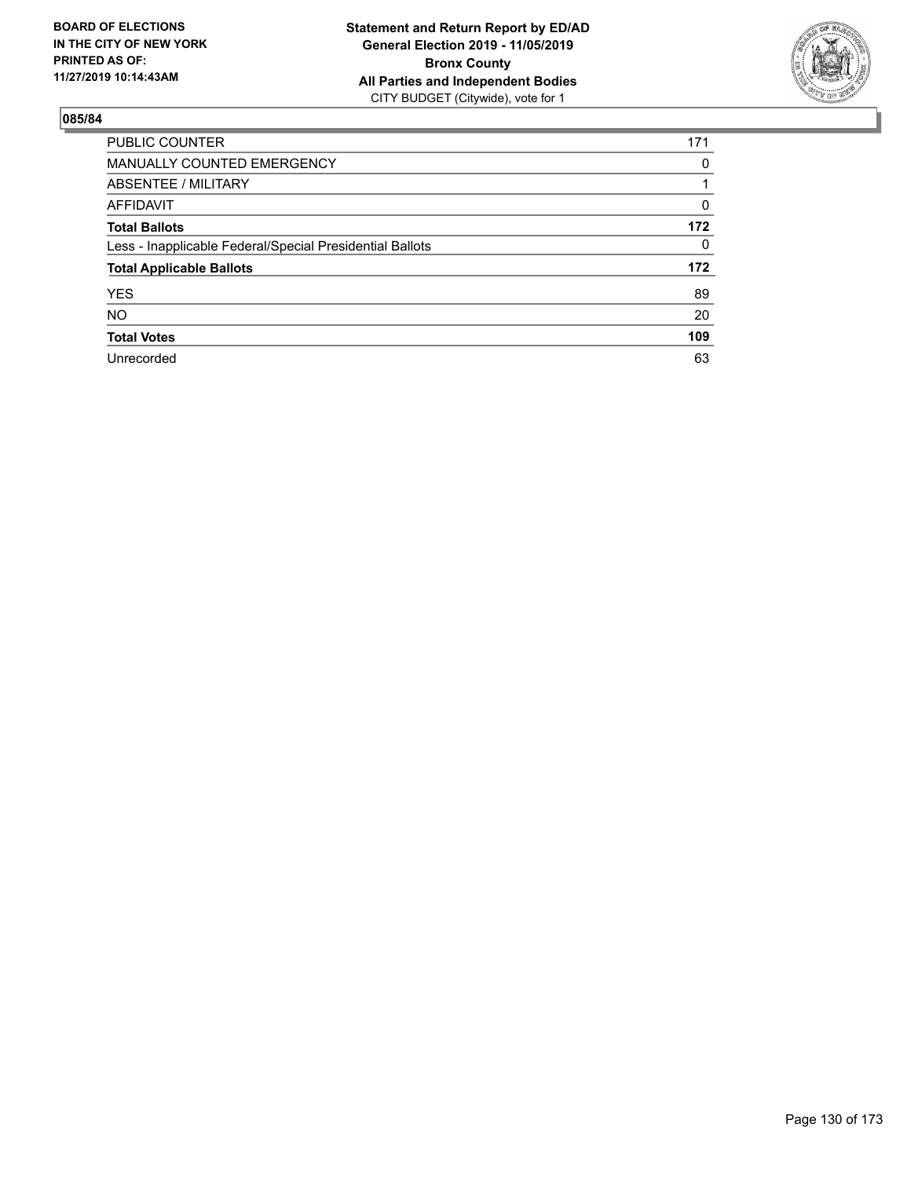BOARD OF ELECTIONS
IN THE CITY OF NEW YORK
PRINTED AS OF:
11/27/2019 10:14:43AM

**Statement and Return Report by ED/AD**
**General Election 2019 - 11/05/2019**
**Bronx County**
**All Parties and Independent Bodies**
CITY BUDGET (Citywide), vote for 1

**085/84**

| | |
|---|---|
| PUBLIC COUNTER | 171 |
| MANUALLY COUNTED EMERGENCY | 0 |
| ABSENTEE / MILITARY | 1 |
| AFFIDAVIT | 0 |
| **Total Ballots** | **172** |
| Less - Inapplicable Federal/Special Presidential Ballots | 0 |
| **Total Applicable Ballots** | **172** |
| YES | 89 |
| NO | 20 |
| **Total Votes** | **109** |
| Unrecorded | 63 |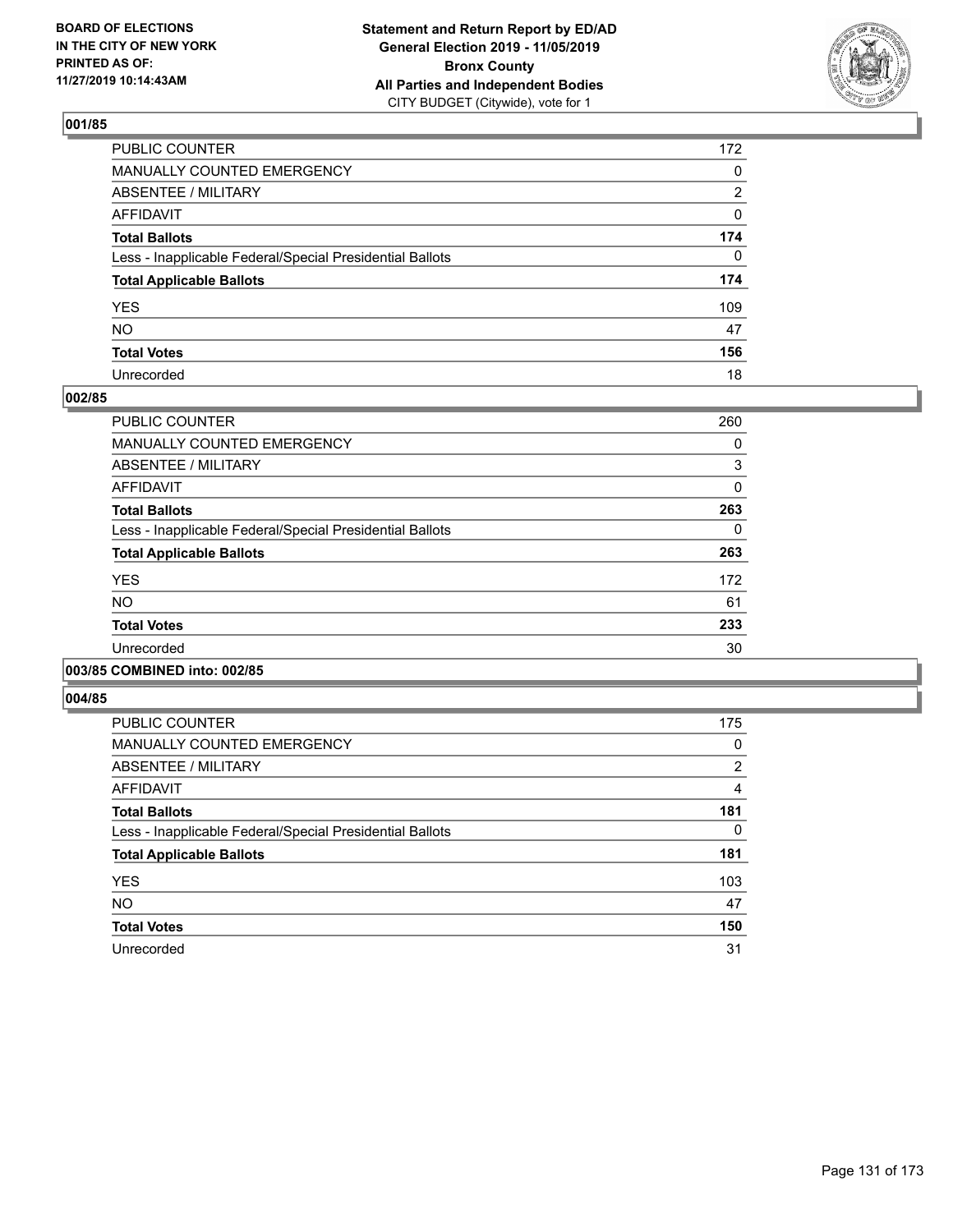BOARD OF ELECTIONS
IN THE CITY OF NEW YORK
PRINTED AS OF:
11/27/2019 10:14:43AM

**Statement and Return Report by ED/AD**
**General Election 2019 - 11/05/2019**
**Bronx County**
**All Parties and Independent Bodies**
CITY BUDGET (Citywide), vote for 1

### 001/85

| | |
|---|---|
| PUBLIC COUNTER | 172 |
| MANUALLY COUNTED EMERGENCY | 0 |
| ABSENTEE / MILITARY | 2 |
| AFFIDAVIT | 0 |
| **Total Ballots** | **174** |
| Less - Inapplicable Federal/Special Presidential Ballots | 0 |
| **Total Applicable Ballots** | **174** |
| YES | 109 |
| NO | 47 |
| **Total Votes** | **156** |
| Unrecorded | 18 |

### 002/85

| | |
|---|---|
| PUBLIC COUNTER | 260 |
| MANUALLY COUNTED EMERGENCY | 0 |
| ABSENTEE / MILITARY | 3 |
| AFFIDAVIT | 0 |
| **Total Ballots** | **263** |
| Less - Inapplicable Federal/Special Presidential Ballots | 0 |
| **Total Applicable Ballots** | **263** |
| YES | 172 |
| NO | 61 |
| **Total Votes** | **233** |
| Unrecorded | 30 |

### 003/85 COMBINED into: 002/85

### 004/85

| | |
|---|---|
| PUBLIC COUNTER | 175 |
| MANUALLY COUNTED EMERGENCY | 0 |
| ABSENTEE / MILITARY | 2 |
| AFFIDAVIT | 4 |
| **Total Ballots** | **181** |
| Less - Inapplicable Federal/Special Presidential Ballots | 0 |
| **Total Applicable Ballots** | **181** |
| YES | 103 |
| NO | 47 |
| **Total Votes** | **150** |
| Unrecorded | 31 |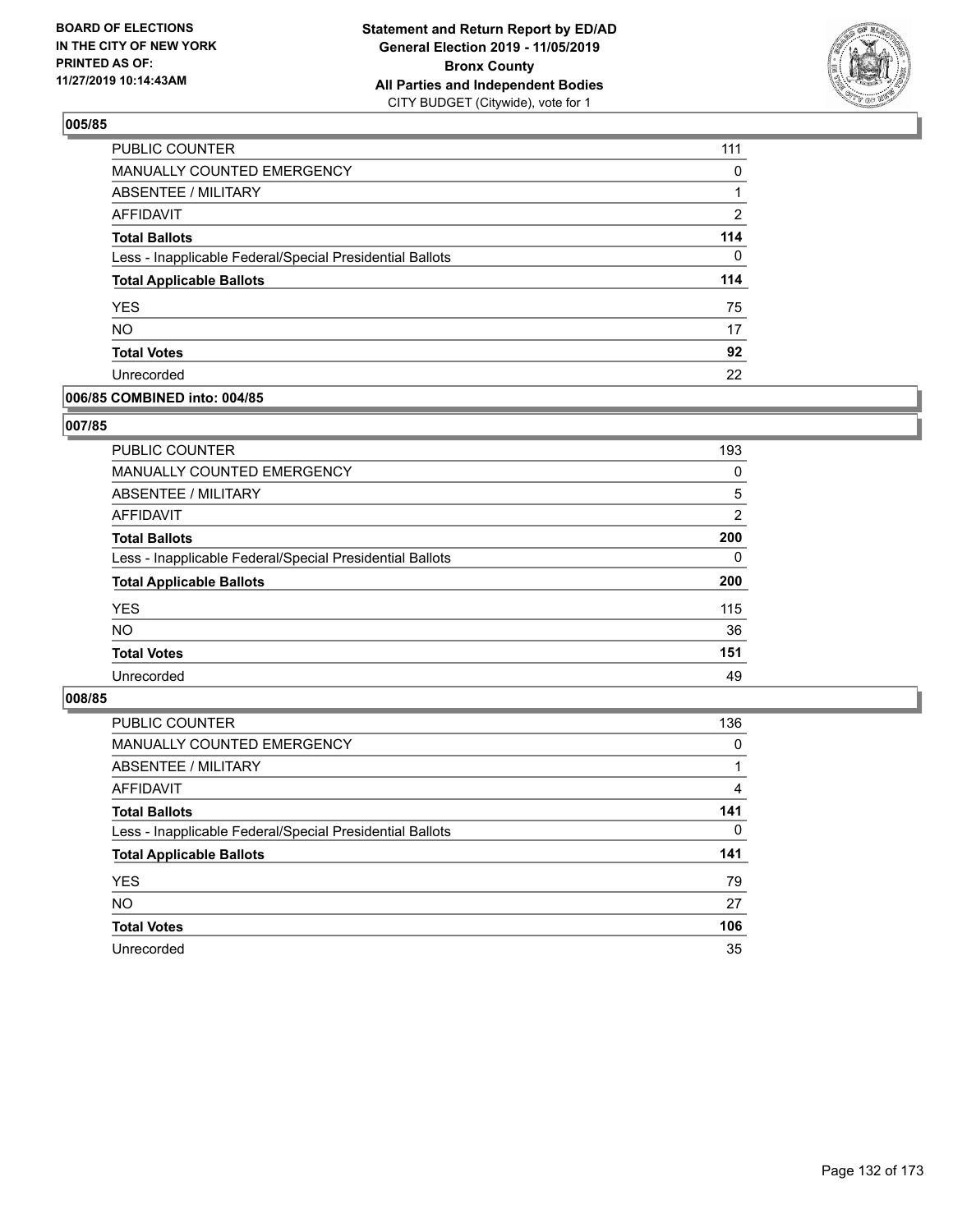## 005/85

| | |
|---|---|
| PUBLIC COUNTER | 111 |
| MANUALLY COUNTED EMERGENCY | 0 |
| ABSENTEE / MILITARY | 1 |
| AFFIDAVIT | 2 |
| **Total Ballots** | **114** |
| Less - Inapplicable Federal/Special Presidential Ballots | 0 |
| **Total Applicable Ballots** | **114** |
| YES | 75 |
| NO | 17 |
| **Total Votes** | **92** |
| Unrecorded | 22 |

## 006/85 COMBINED into: 004/85

## 007/85

| | |
|---|---|
| PUBLIC COUNTER | 193 |
| MANUALLY COUNTED EMERGENCY | 0 |
| ABSENTEE / MILITARY | 5 |
| AFFIDAVIT | 2 |
| **Total Ballots** | **200** |
| Less - Inapplicable Federal/Special Presidential Ballots | 0 |
| **Total Applicable Ballots** | **200** |
| YES | 115 |
| NO | 36 |
| **Total Votes** | **151** |
| Unrecorded | 49 |

## 008/85

| | |
|---|---|
| PUBLIC COUNTER | 136 |
| MANUALLY COUNTED EMERGENCY | 0 |
| ABSENTEE / MILITARY | 1 |
| AFFIDAVIT | 4 |
| **Total Ballots** | **141** |
| Less - Inapplicable Federal/Special Presidential Ballots | 0 |
| **Total Applicable Ballots** | **141** |
| YES | 79 |
| NO | 27 |
| **Total Votes** | **106** |
| Unrecorded | 35 |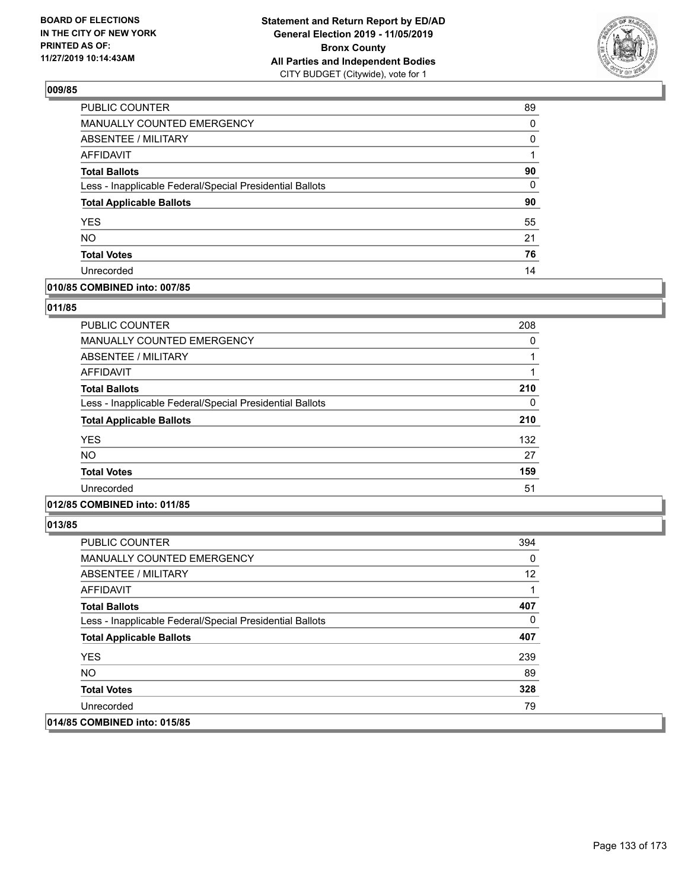**BOARD OF ELECTIONS IN THE CITY OF NEW YORK PRINTED AS OF: 11/27/2019 10:14:43AM**

**Statement and Return Report by ED/AD General Election 2019 - 11/05/2019 Bronx County All Parties and Independent Bodies**
CITY BUDGET (Citywide), vote for 1

## 009/85

| | |
|---|---|
| PUBLIC COUNTER | 89 |
| MANUALLY COUNTED EMERGENCY | 0 |
| ABSENTEE / MILITARY | 0 |
| AFFIDAVIT | 1 |
| **Total Ballots** | **90** |
| Less - Inapplicable Federal/Special Presidential Ballots | 0 |
| **Total Applicable Ballots** | **90** |
| YES | 55 |
| NO | 21 |
| **Total Votes** | **76** |
| Unrecorded | 14 |

## 010/85 COMBINED into: 007/85

## 011/85

| | |
|---|---|
| PUBLIC COUNTER | 208 |
| MANUALLY COUNTED EMERGENCY | 0 |
| ABSENTEE / MILITARY | 1 |
| AFFIDAVIT | 1 |
| **Total Ballots** | **210** |
| Less - Inapplicable Federal/Special Presidential Ballots | 0 |
| **Total Applicable Ballots** | **210** |
| YES | 132 |
| NO | 27 |
| **Total Votes** | **159** |
| Unrecorded | 51 |

## 012/85 COMBINED into: 011/85

## 013/85

| | |
|---|---|
| PUBLIC COUNTER | 394 |
| MANUALLY COUNTED EMERGENCY | 0 |
| ABSENTEE / MILITARY | 12 |
| AFFIDAVIT | 1 |
| **Total Ballots** | **407** |
| Less - Inapplicable Federal/Special Presidential Ballots | 0 |
| **Total Applicable Ballots** | **407** |
| YES | 239 |
| NO | 89 |
| **Total Votes** | **328** |
| Unrecorded | 79 |

## 014/85 COMBINED into: 015/85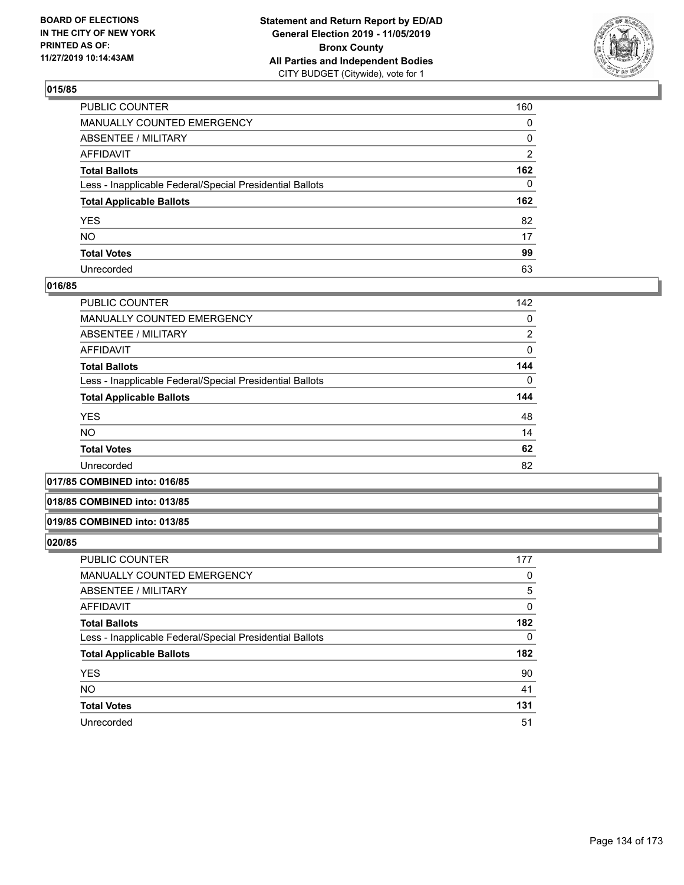**BOARD OF ELECTIONS IN THE CITY OF NEW YORK PRINTED AS OF: 11/27/2019 10:14:43AM**

**Statement and Return Report by ED/AD General Election 2019 - 11/05/2019 Bronx County All Parties and Independent Bodies** CITY BUDGET (Citywide), vote for 1

### 015/85

| | |
|---|---|
| PUBLIC COUNTER | 160 |
| MANUALLY COUNTED EMERGENCY | 0 |
| ABSENTEE / MILITARY | 0 |
| AFFIDAVIT | 2 |
| **Total Ballots** | **162** |
| Less - Inapplicable Federal/Special Presidential Ballots | 0 |
| **Total Applicable Ballots** | **162** |
| YES | 82 |
| NO | 17 |
| **Total Votes** | **99** |
| Unrecorded | 63 |

### 016/85

| | |
|---|---|
| PUBLIC COUNTER | 142 |
| MANUALLY COUNTED EMERGENCY | 0 |
| ABSENTEE / MILITARY | 2 |
| AFFIDAVIT | 0 |
| **Total Ballots** | **144** |
| Less - Inapplicable Federal/Special Presidential Ballots | 0 |
| **Total Applicable Ballots** | **144** |
| YES | 48 |
| NO | 14 |
| **Total Votes** | **62** |
| Unrecorded | 82 |

### 017/85 COMBINED into: 016/85

### 018/85 COMBINED into: 013/85

### 019/85 COMBINED into: 013/85

### 020/85

| | |
|---|---|
| PUBLIC COUNTER | 177 |
| MANUALLY COUNTED EMERGENCY | 0 |
| ABSENTEE / MILITARY | 5 |
| AFFIDAVIT | 0 |
| **Total Ballots** | **182** |
| Less - Inapplicable Federal/Special Presidential Ballots | 0 |
| **Total Applicable Ballots** | **182** |
| YES | 90 |
| NO | 41 |
| **Total Votes** | **131** |
| Unrecorded | 51 |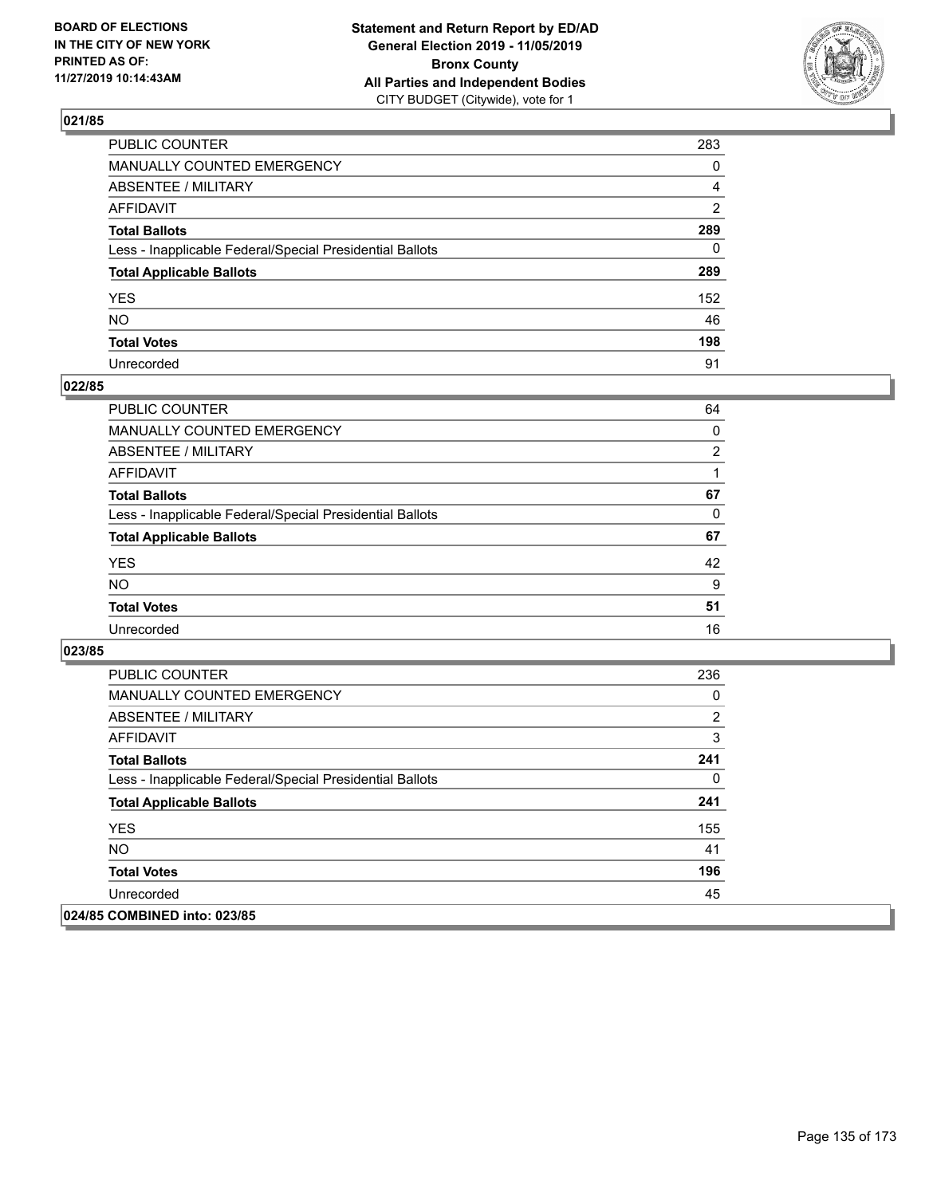## 021/85

| | |
|---|---|
| PUBLIC COUNTER | 283 |
| MANUALLY COUNTED EMERGENCY | 0 |
| ABSENTEE / MILITARY | 4 |
| AFFIDAVIT | 2 |
| **Total Ballots** | **289** |
| Less - Inapplicable Federal/Special Presidential Ballots | 0 |
| **Total Applicable Ballots** | **289** |
| YES | 152 |
| NO | 46 |
| **Total Votes** | **198** |
| Unrecorded | 91 |

## 022/85

| | |
|---|---|
| PUBLIC COUNTER | 64 |
| MANUALLY COUNTED EMERGENCY | 0 |
| ABSENTEE / MILITARY | 2 |
| AFFIDAVIT | 1 |
| **Total Ballots** | **67** |
| Less - Inapplicable Federal/Special Presidential Ballots | 0 |
| **Total Applicable Ballots** | **67** |
| YES | 42 |
| NO | 9 |
| **Total Votes** | **51** |
| Unrecorded | 16 |

## 023/85

| | |
|---|---|
| PUBLIC COUNTER | 236 |
| MANUALLY COUNTED EMERGENCY | 0 |
| ABSENTEE / MILITARY | 2 |
| AFFIDAVIT | 3 |
| **Total Ballots** | **241** |
| Less - Inapplicable Federal/Special Presidential Ballots | 0 |
| **Total Applicable Ballots** | **241** |
| YES | 155 |
| NO | 41 |
| **Total Votes** | **196** |
| Unrecorded | 45 |

## 024/85 COMBINED into: 023/85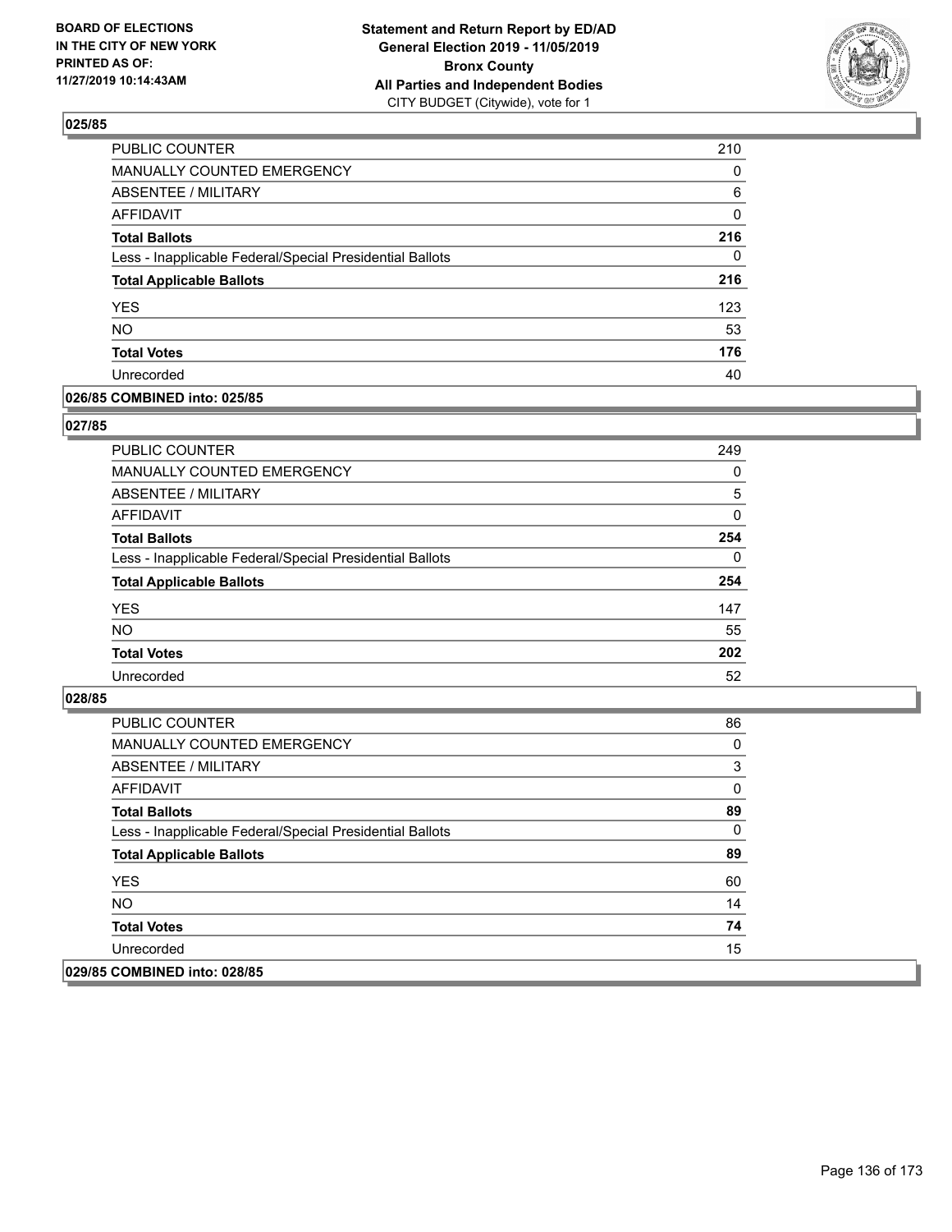## 025/85

| | |
|---|---|
| PUBLIC COUNTER | 210 |
| MANUALLY COUNTED EMERGENCY | 0 |
| ABSENTEE / MILITARY | 6 |
| AFFIDAVIT | 0 |
| **Total Ballots** | **216** |
| Less - Inapplicable Federal/Special Presidential Ballots | 0 |
| **Total Applicable Ballots** | **216** |
| YES | 123 |
| NO | 53 |
| **Total Votes** | **176** |
| Unrecorded | 40 |

## 026/85 COMBINED into: 025/85

## 027/85

| | |
|---|---|
| PUBLIC COUNTER | 249 |
| MANUALLY COUNTED EMERGENCY | 0 |
| ABSENTEE / MILITARY | 5 |
| AFFIDAVIT | 0 |
| **Total Ballots** | **254** |
| Less - Inapplicable Federal/Special Presidential Ballots | 0 |
| **Total Applicable Ballots** | **254** |
| YES | 147 |
| NO | 55 |
| **Total Votes** | **202** |
| Unrecorded | 52 |

## 028/85

| | |
|---|---|
| PUBLIC COUNTER | 86 |
| MANUALLY COUNTED EMERGENCY | 0 |
| ABSENTEE / MILITARY | 3 |
| AFFIDAVIT | 0 |
| **Total Ballots** | **89** |
| Less - Inapplicable Federal/Special Presidential Ballots | 0 |
| **Total Applicable Ballots** | **89** |
| YES | 60 |
| NO | 14 |
| **Total Votes** | **74** |
| Unrecorded | 15 |

## 029/85 COMBINED into: 028/85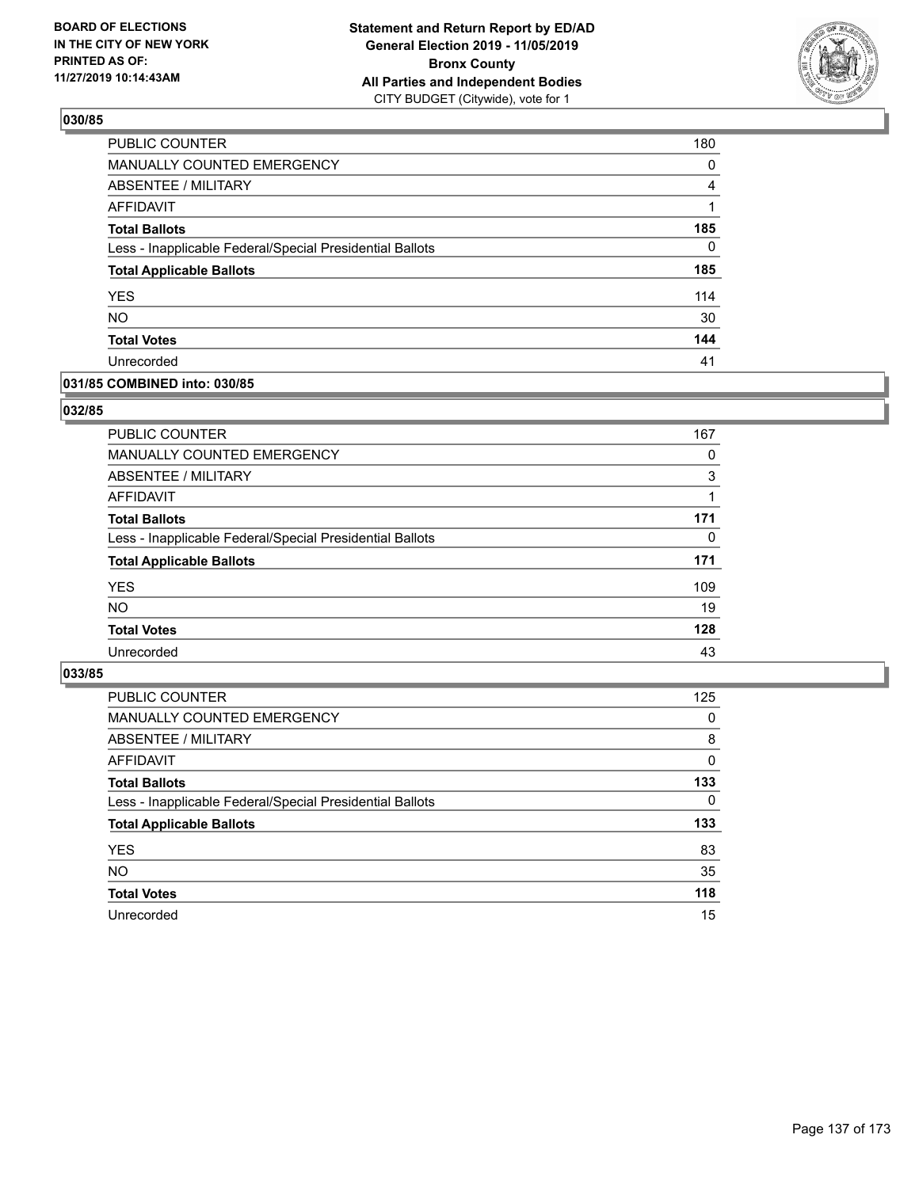**Statement and Return Report by ED/AD**
**General Election 2019 - 11/05/2019**
**Bronx County**
**All Parties and Independent Bodies**
CITY BUDGET (Citywide), vote for 1

BOARD OF ELECTIONS
IN THE CITY OF NEW YORK
PRINTED AS OF:
11/27/2019 10:14:43AM

### 030/85

| | |
|---|---|
| PUBLIC COUNTER | 180 |
| MANUALLY COUNTED EMERGENCY | 0 |
| ABSENTEE / MILITARY | 4 |
| AFFIDAVIT | 1 |
| **Total Ballots** | **185** |
| Less - Inapplicable Federal/Special Presidential Ballots | 0 |
| **Total Applicable Ballots** | **185** |
| YES | 114 |
| NO | 30 |
| **Total Votes** | **144** |
| Unrecorded | 41 |

### 031/85 COMBINED into: 030/85

### 032/85

| | |
|---|---|
| PUBLIC COUNTER | 167 |
| MANUALLY COUNTED EMERGENCY | 0 |
| ABSENTEE / MILITARY | 3 |
| AFFIDAVIT | 1 |
| **Total Ballots** | **171** |
| Less - Inapplicable Federal/Special Presidential Ballots | 0 |
| **Total Applicable Ballots** | **171** |
| YES | 109 |
| NO | 19 |
| **Total Votes** | **128** |
| Unrecorded | 43 |

### 033/85

| | |
|---|---|
| PUBLIC COUNTER | 125 |
| MANUALLY COUNTED EMERGENCY | 0 |
| ABSENTEE / MILITARY | 8 |
| AFFIDAVIT | 0 |
| **Total Ballots** | **133** |
| Less - Inapplicable Federal/Special Presidential Ballots | 0 |
| **Total Applicable Ballots** | **133** |
| YES | 83 |
| NO | 35 |
| **Total Votes** | **118** |
| Unrecorded | 15 |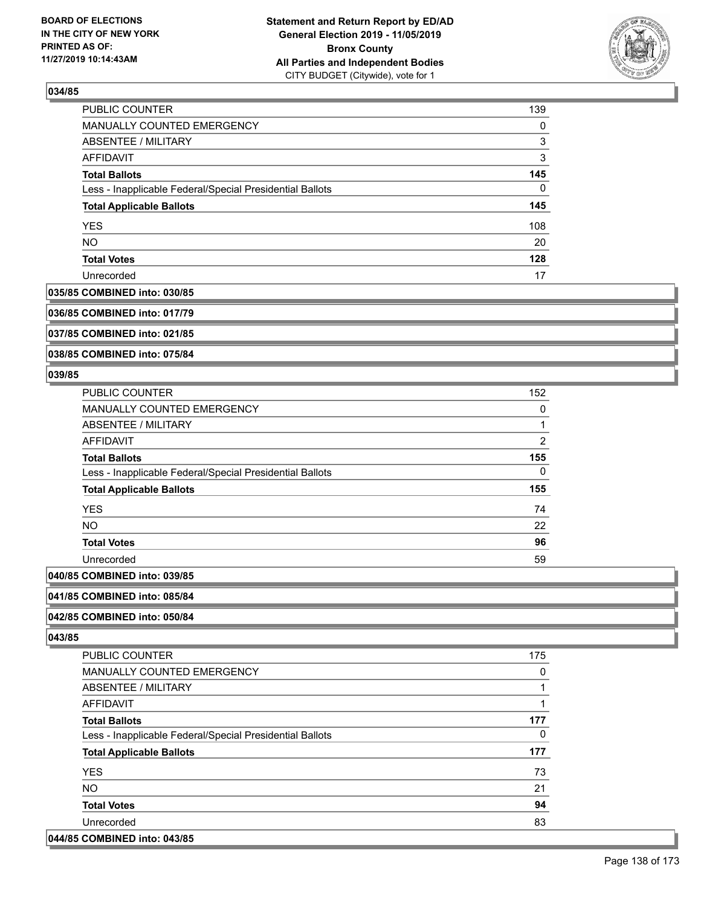### 034/85

| | |
|---|---|
| PUBLIC COUNTER | 139 |
| MANUALLY COUNTED EMERGENCY | 0 |
| ABSENTEE / MILITARY | 3 |
| AFFIDAVIT | 3 |
| **Total Ballots** | **145** |
| Less - Inapplicable Federal/Special Presidential Ballots | 0 |
| **Total Applicable Ballots** | **145** |
| YES | 108 |
| NO | 20 |
| **Total Votes** | **128** |
| Unrecorded | 17 |

### 035/85 COMBINED into: 030/85

### 036/85 COMBINED into: 017/79

### 037/85 COMBINED into: 021/85

### 038/85 COMBINED into: 075/84

### 039/85

| | |
|---|---|
| PUBLIC COUNTER | 152 |
| MANUALLY COUNTED EMERGENCY | 0 |
| ABSENTEE / MILITARY | 1 |
| AFFIDAVIT | 2 |
| **Total Ballots** | **155** |
| Less - Inapplicable Federal/Special Presidential Ballots | 0 |
| **Total Applicable Ballots** | **155** |
| YES | 74 |
| NO | 22 |
| **Total Votes** | **96** |
| Unrecorded | 59 |

### 040/85 COMBINED into: 039/85

### 041/85 COMBINED into: 085/84

### 042/85 COMBINED into: 050/84

### 043/85

| | |
|---|---|
| PUBLIC COUNTER | 175 |
| MANUALLY COUNTED EMERGENCY | 0 |
| ABSENTEE / MILITARY | 1 |
| AFFIDAVIT | 1 |
| **Total Ballots** | **177** |
| Less - Inapplicable Federal/Special Presidential Ballots | 0 |
| **Total Applicable Ballots** | **177** |
| YES | 73 |
| NO | 21 |
| **Total Votes** | **94** |
| Unrecorded | 83 |

### 044/85 COMBINED into: 043/85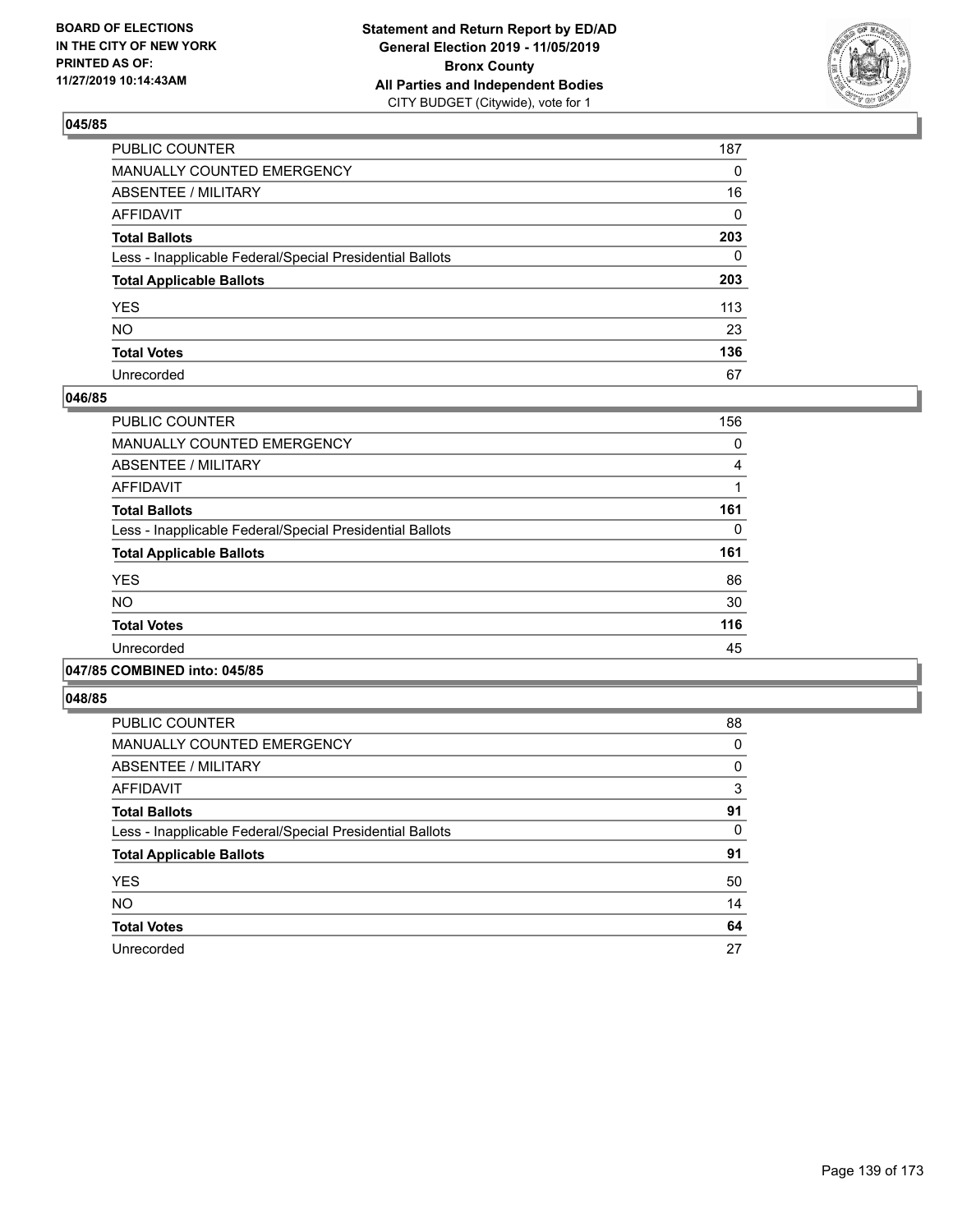**BOARD OF ELECTIONS IN THE CITY OF NEW YORK PRINTED AS OF: 11/27/2019 10:14:43AM**

**Statement and Return Report by ED/AD General Election 2019 - 11/05/2019 Bronx County All Parties and Independent Bodies**
CITY BUDGET (Citywide), vote for 1

## 045/85

| | |
|---|---|
| PUBLIC COUNTER | 187 |
| MANUALLY COUNTED EMERGENCY | 0 |
| ABSENTEE / MILITARY | 16 |
| AFFIDAVIT | 0 |
| **Total Ballots** | **203** |
| Less - Inapplicable Federal/Special Presidential Ballots | 0 |
| **Total Applicable Ballots** | **203** |
| YES | 113 |
| NO | 23 |
| **Total Votes** | **136** |
| Unrecorded | 67 |

## 046/85

| | |
|---|---|
| PUBLIC COUNTER | 156 |
| MANUALLY COUNTED EMERGENCY | 0 |
| ABSENTEE / MILITARY | 4 |
| AFFIDAVIT | 1 |
| **Total Ballots** | **161** |
| Less - Inapplicable Federal/Special Presidential Ballots | 0 |
| **Total Applicable Ballots** | **161** |
| YES | 86 |
| NO | 30 |
| **Total Votes** | **116** |
| Unrecorded | 45 |

## 047/85 COMBINED into: 045/85

## 048/85

| | |
|---|---|
| PUBLIC COUNTER | 88 |
| MANUALLY COUNTED EMERGENCY | 0 |
| ABSENTEE / MILITARY | 0 |
| AFFIDAVIT | 3 |
| **Total Ballots** | **91** |
| Less - Inapplicable Federal/Special Presidential Ballots | 0 |
| **Total Applicable Ballots** | **91** |
| YES | 50 |
| NO | 14 |
| **Total Votes** | **64** |
| Unrecorded | 27 |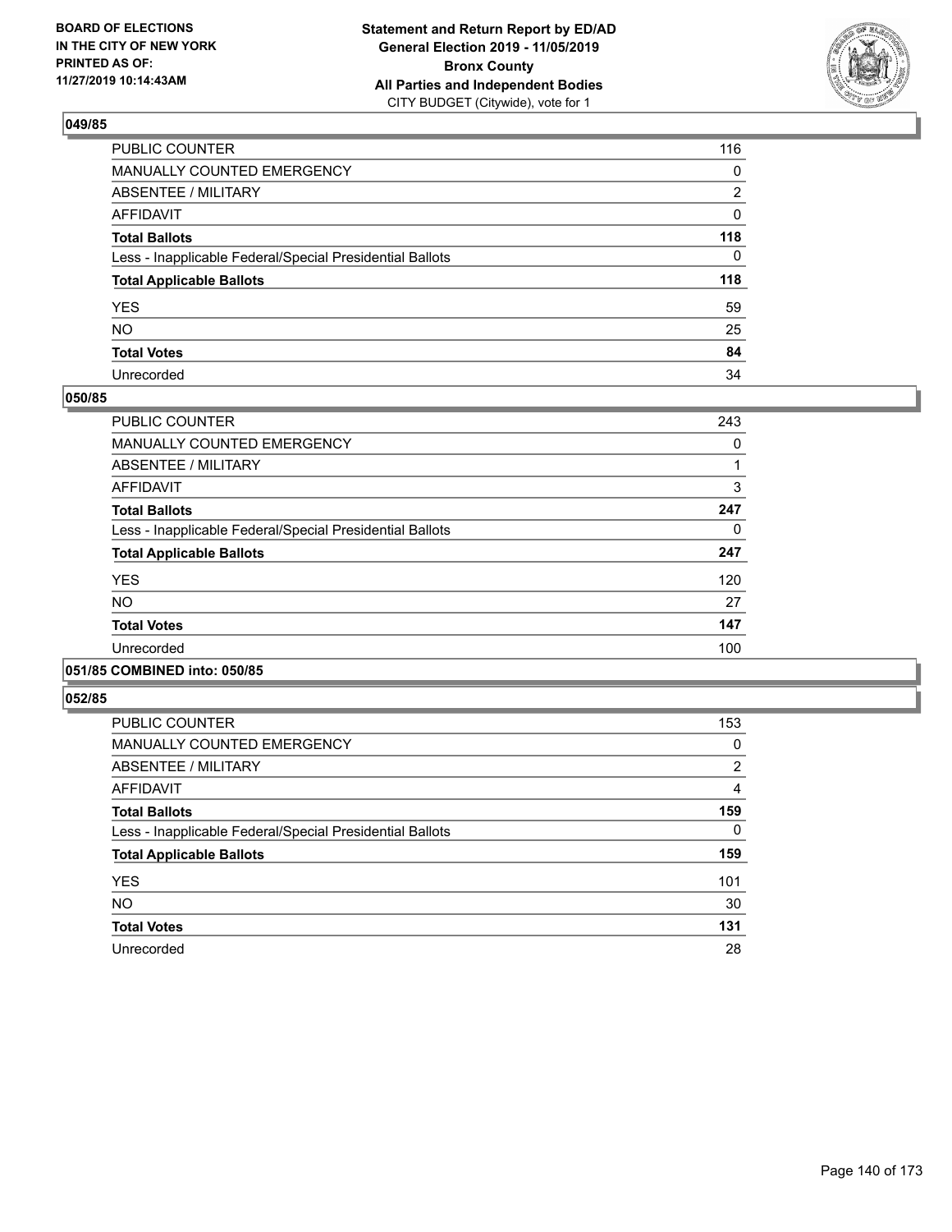BOARD OF ELECTIONS
IN THE CITY OF NEW YORK
PRINTED AS OF:
11/27/2019 10:14:43AM

**Statement and Return Report by ED/AD**
**General Election 2019 - 11/05/2019**
**Bronx County**
**All Parties and Independent Bodies**
CITY BUDGET (Citywide), vote for 1

### 049/85

| | |
|---|---|
| PUBLIC COUNTER | 116 |
| MANUALLY COUNTED EMERGENCY | 0 |
| ABSENTEE / MILITARY | 2 |
| AFFIDAVIT | 0 |
| **Total Ballots** | **118** |
| Less - Inapplicable Federal/Special Presidential Ballots | 0 |
| **Total Applicable Ballots** | **118** |
| YES | 59 |
| NO | 25 |
| **Total Votes** | **84** |
| Unrecorded | 34 |

### 050/85

| | |
|---|---|
| PUBLIC COUNTER | 243 |
| MANUALLY COUNTED EMERGENCY | 0 |
| ABSENTEE / MILITARY | 1 |
| AFFIDAVIT | 3 |
| **Total Ballots** | **247** |
| Less - Inapplicable Federal/Special Presidential Ballots | 0 |
| **Total Applicable Ballots** | **247** |
| YES | 120 |
| NO | 27 |
| **Total Votes** | **147** |
| Unrecorded | 100 |

### 051/85 COMBINED into: 050/85

### 052/85

| | |
|---|---|
| PUBLIC COUNTER | 153 |
| MANUALLY COUNTED EMERGENCY | 0 |
| ABSENTEE / MILITARY | 2 |
| AFFIDAVIT | 4 |
| **Total Ballots** | **159** |
| Less - Inapplicable Federal/Special Presidential Ballots | 0 |
| **Total Applicable Ballots** | **159** |
| YES | 101 |
| NO | 30 |
| **Total Votes** | **131** |
| Unrecorded | 28 |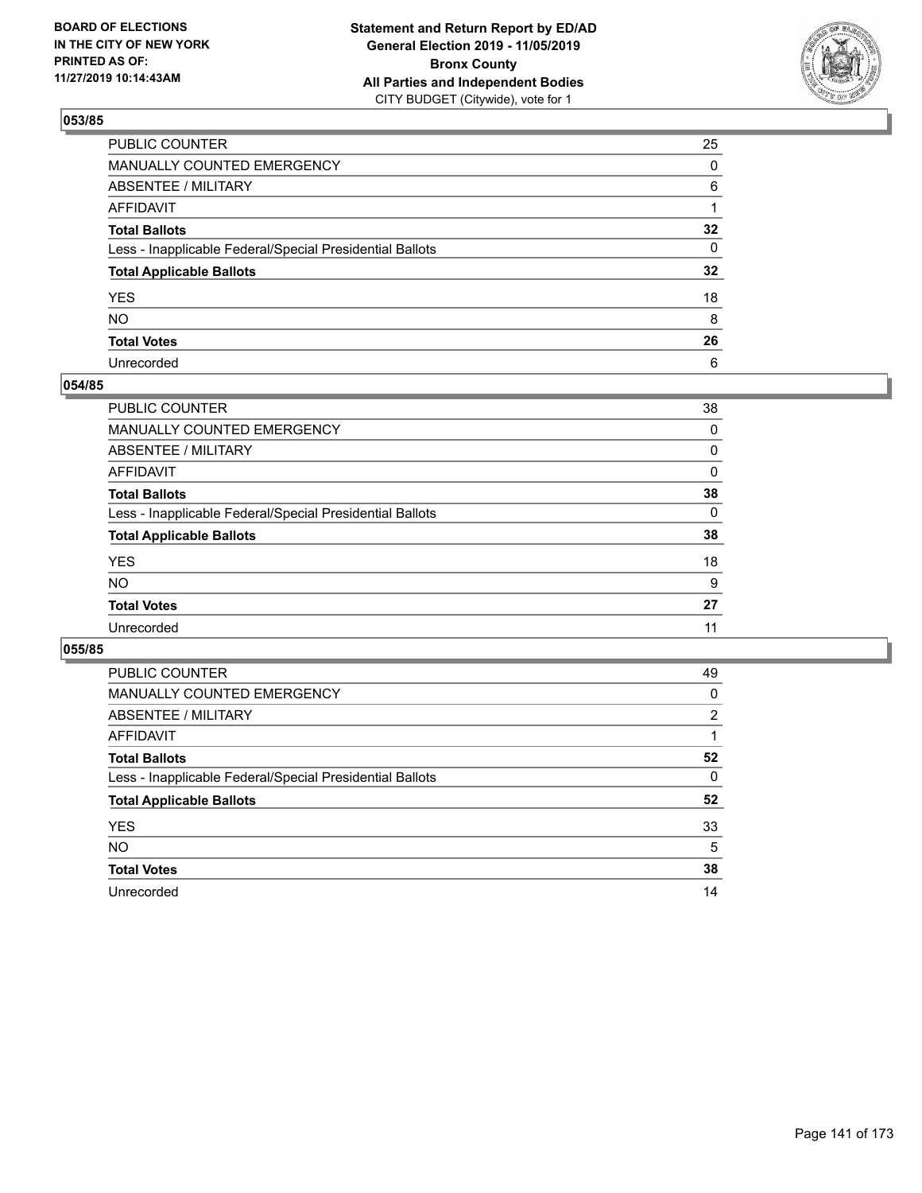BOARD OF ELECTIONS
IN THE CITY OF NEW YORK
PRINTED AS OF:
11/27/2019 10:14:43AM

**Statement and Return Report by ED/AD**
**General Election 2019 - 11/05/2019**
**Bronx County**
**All Parties and Independent Bodies**
CITY BUDGET (Citywide), vote for 1

### 053/85

| | |
|---|---|
| PUBLIC COUNTER | 25 |
| MANUALLY COUNTED EMERGENCY | 0 |
| ABSENTEE / MILITARY | 6 |
| AFFIDAVIT | 1 |
| **Total Ballots** | **32** |
| Less - Inapplicable Federal/Special Presidential Ballots | 0 |
| **Total Applicable Ballots** | **32** |
| YES | 18 |
| NO | 8 |
| **Total Votes** | **26** |
| Unrecorded | 6 |

### 054/85

| | |
|---|---|
| PUBLIC COUNTER | 38 |
| MANUALLY COUNTED EMERGENCY | 0 |
| ABSENTEE / MILITARY | 0 |
| AFFIDAVIT | 0 |
| **Total Ballots** | **38** |
| Less - Inapplicable Federal/Special Presidential Ballots | 0 |
| **Total Applicable Ballots** | **38** |
| YES | 18 |
| NO | 9 |
| **Total Votes** | **27** |
| Unrecorded | 11 |

### 055/85

| | |
|---|---|
| PUBLIC COUNTER | 49 |
| MANUALLY COUNTED EMERGENCY | 0 |
| ABSENTEE / MILITARY | 2 |
| AFFIDAVIT | 1 |
| **Total Ballots** | **52** |
| Less - Inapplicable Federal/Special Presidential Ballots | 0 |
| **Total Applicable Ballots** | **52** |
| YES | 33 |
| NO | 5 |
| **Total Votes** | **38** |
| Unrecorded | 14 |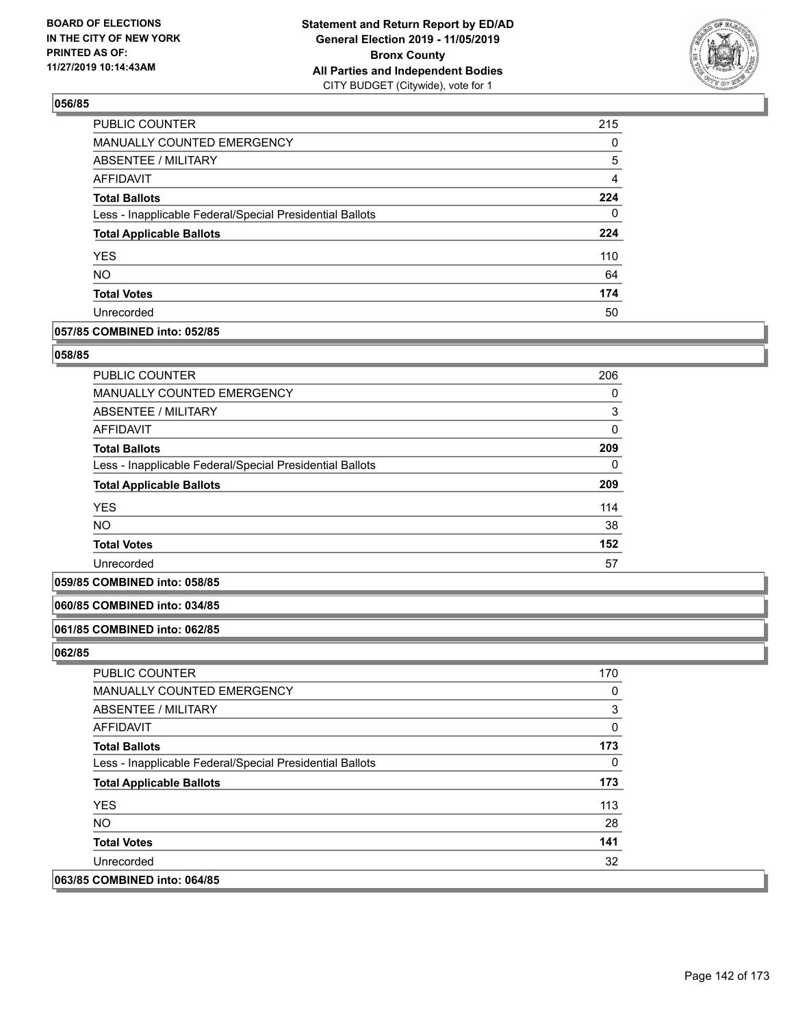**BOARD OF ELECTIONS IN THE CITY OF NEW YORK PRINTED AS OF: 11/27/2019 10:14:43AM**

**Statement and Return Report by ED/AD General Election 2019 - 11/05/2019 Bronx County All Parties and Independent Bodies** CITY BUDGET (Citywide), vote for 1

### 056/85

| | |
|---|---|
| PUBLIC COUNTER | 215 |
| MANUALLY COUNTED EMERGENCY | 0 |
| ABSENTEE / MILITARY | 5 |
| AFFIDAVIT | 4 |
| **Total Ballots** | **224** |
| Less - Inapplicable Federal/Special Presidential Ballots | 0 |
| **Total Applicable Ballots** | **224** |
| YES | 110 |
| NO | 64 |
| **Total Votes** | **174** |
| Unrecorded | 50 |

### 057/85 COMBINED into: 052/85

### 058/85

| | |
|---|---|
| PUBLIC COUNTER | 206 |
| MANUALLY COUNTED EMERGENCY | 0 |
| ABSENTEE / MILITARY | 3 |
| AFFIDAVIT | 0 |
| **Total Ballots** | **209** |
| Less - Inapplicable Federal/Special Presidential Ballots | 0 |
| **Total Applicable Ballots** | **209** |
| YES | 114 |
| NO | 38 |
| **Total Votes** | **152** |
| Unrecorded | 57 |

### 059/85 COMBINED into: 058/85

### 060/85 COMBINED into: 034/85

### 061/85 COMBINED into: 062/85

### 062/85

| | |
|---|---|
| PUBLIC COUNTER | 170 |
| MANUALLY COUNTED EMERGENCY | 0 |
| ABSENTEE / MILITARY | 3 |
| AFFIDAVIT | 0 |
| **Total Ballots** | **173** |
| Less - Inapplicable Federal/Special Presidential Ballots | 0 |
| **Total Applicable Ballots** | **173** |
| YES | 113 |
| NO | 28 |
| **Total Votes** | **141** |
| Unrecorded | 32 |

### 063/85 COMBINED into: 064/85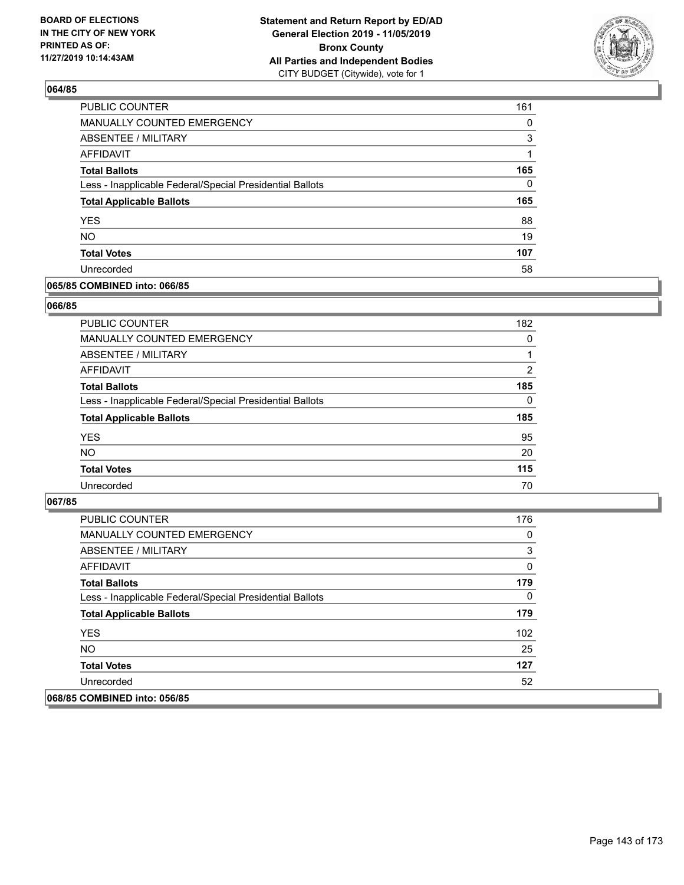**BOARD OF ELECTIONS IN THE CITY OF NEW YORK PRINTED AS OF: 11/27/2019 10:14:43AM**

**Statement and Return Report by ED/AD General Election 2019 - 11/05/2019 Bronx County All Parties and Independent Bodies**
CITY BUDGET (Citywide), vote for 1

## 064/85

| | |
|---|---|
| PUBLIC COUNTER | 161 |
| MANUALLY COUNTED EMERGENCY | 0 |
| ABSENTEE / MILITARY | 3 |
| AFFIDAVIT | 1 |
| **Total Ballots** | **165** |
| Less - Inapplicable Federal/Special Presidential Ballots | 0 |
| **Total Applicable Ballots** | **165** |
| YES | 88 |
| NO | 19 |
| **Total Votes** | **107** |
| Unrecorded | 58 |

## 065/85 COMBINED into: 066/85

## 066/85

| | |
|---|---|
| PUBLIC COUNTER | 182 |
| MANUALLY COUNTED EMERGENCY | 0 |
| ABSENTEE / MILITARY | 1 |
| AFFIDAVIT | 2 |
| **Total Ballots** | **185** |
| Less - Inapplicable Federal/Special Presidential Ballots | 0 |
| **Total Applicable Ballots** | **185** |
| YES | 95 |
| NO | 20 |
| **Total Votes** | **115** |
| Unrecorded | 70 |

## 067/85

| | |
|---|---|
| PUBLIC COUNTER | 176 |
| MANUALLY COUNTED EMERGENCY | 0 |
| ABSENTEE / MILITARY | 3 |
| AFFIDAVIT | 0 |
| **Total Ballots** | **179** |
| Less - Inapplicable Federal/Special Presidential Ballots | 0 |
| **Total Applicable Ballots** | **179** |
| YES | 102 |
| NO | 25 |
| **Total Votes** | **127** |
| Unrecorded | 52 |

## 068/85 COMBINED into: 056/85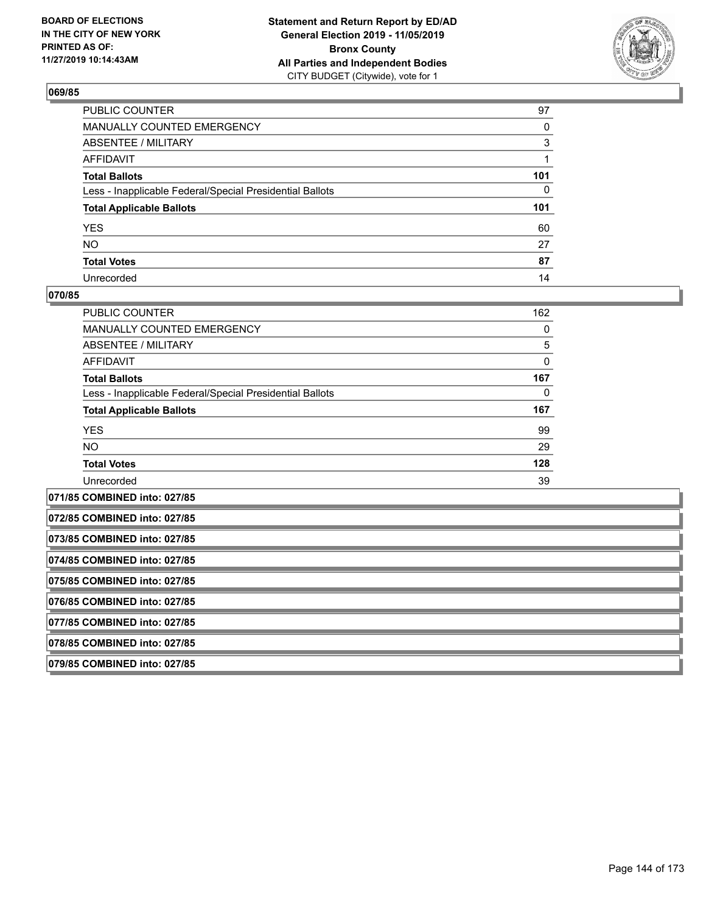BOARD OF ELECTIONS
IN THE CITY OF NEW YORK
PRINTED AS OF:
11/27/2019 10:14:43AM

**Statement and Return Report by ED/AD**
**General Election 2019 - 11/05/2019**
**Bronx County**
**All Parties and Independent Bodies**
CITY BUDGET (Citywide), vote for 1

### 069/85

| | |
|---|---|
| PUBLIC COUNTER | 97 |
| MANUALLY COUNTED EMERGENCY | 0 |
| ABSENTEE / MILITARY | 3 |
| AFFIDAVIT | 1 |
| **Total Ballots** | **101** |
| Less - Inapplicable Federal/Special Presidential Ballots | 0 |
| **Total Applicable Ballots** | **101** |
| YES | 60 |
| NO | 27 |
| **Total Votes** | **87** |
| Unrecorded | 14 |

### 070/85

| | |
|---|---|
| PUBLIC COUNTER | 162 |
| MANUALLY COUNTED EMERGENCY | 0 |
| ABSENTEE / MILITARY | 5 |
| AFFIDAVIT | 0 |
| **Total Ballots** | **167** |
| Less - Inapplicable Federal/Special Presidential Ballots | 0 |
| **Total Applicable Ballots** | **167** |
| YES | 99 |
| NO | 29 |
| **Total Votes** | **128** |
| Unrecorded | 39 |

**071/85 COMBINED into: 027/85**

**072/85 COMBINED into: 027/85**

**073/85 COMBINED into: 027/85**

**074/85 COMBINED into: 027/85**

**075/85 COMBINED into: 027/85**

**076/85 COMBINED into: 027/85**

**077/85 COMBINED into: 027/85**

**078/85 COMBINED into: 027/85**

**079/85 COMBINED into: 027/85**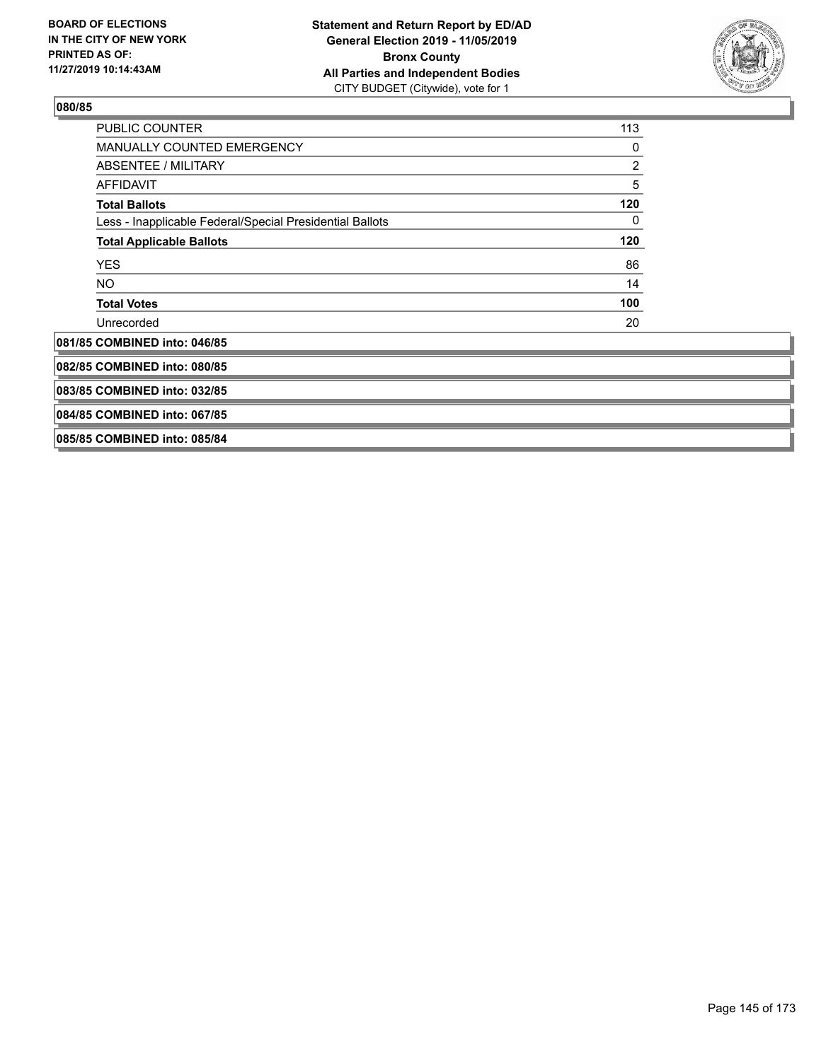**080/85**

| | |
|---|---|
| PUBLIC COUNTER | 113 |
| MANUALLY COUNTED EMERGENCY | 0 |
| ABSENTEE / MILITARY | 2 |
| AFFIDAVIT | 5 |
| **Total Ballots** | **120** |
| Less - Inapplicable Federal/Special Presidential Ballots | 0 |
| **Total Applicable Ballots** | **120** |
| YES | 86 |
| NO | 14 |
| **Total Votes** | **100** |
| Unrecorded | 20 |

**081/85 COMBINED into: 046/85**

**082/85 COMBINED into: 080/85**

**083/85 COMBINED into: 032/85**

**084/85 COMBINED into: 067/85**

**085/85 COMBINED into: 085/84**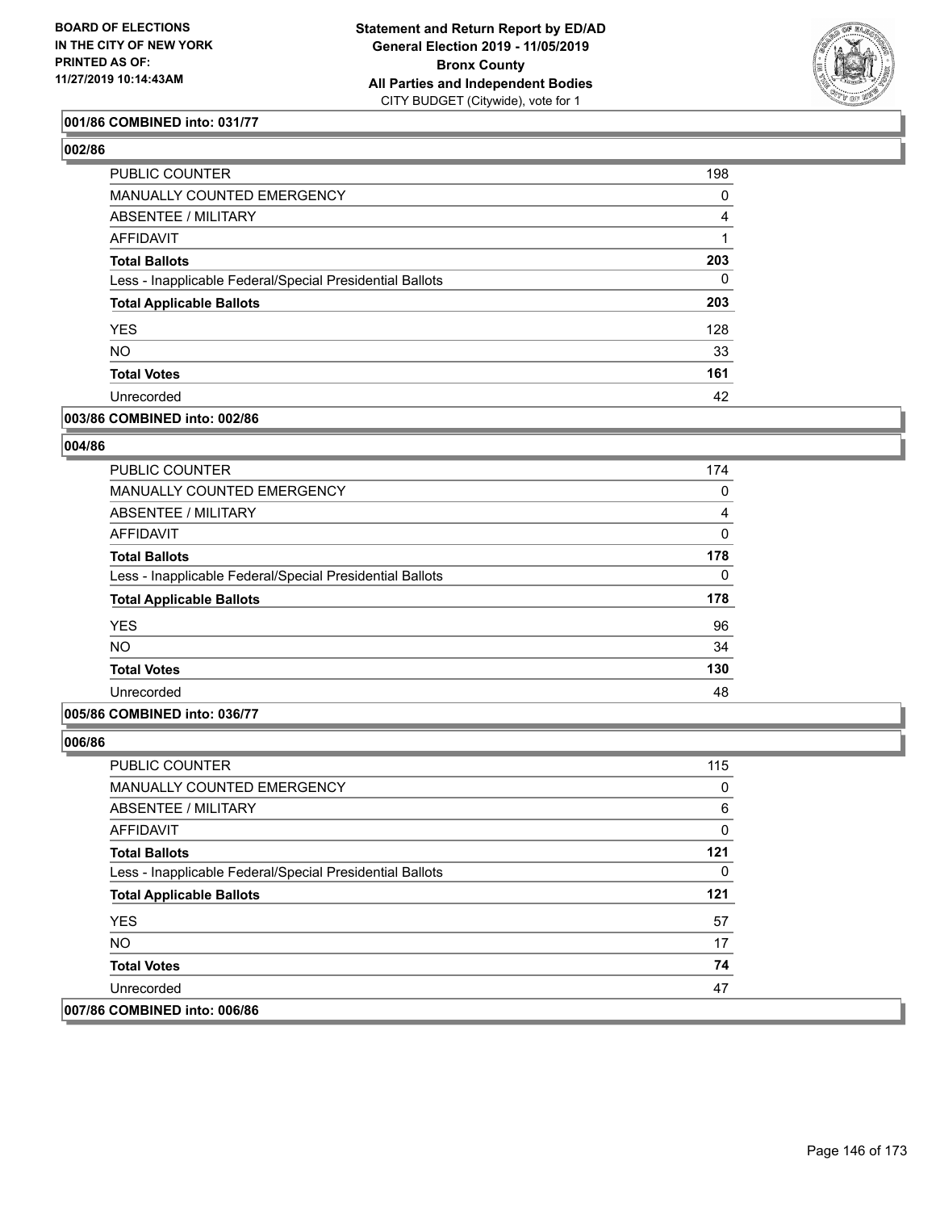BOARD OF ELECTIONS
IN THE CITY OF NEW YORK
PRINTED AS OF:
11/27/2019 10:14:43AM

**Statement and Return Report by ED/AD**
**General Election 2019 - 11/05/2019**
**Bronx County**
**All Parties and Independent Bodies**
CITY BUDGET (Citywide), vote for 1

**001/86 COMBINED into: 031/77**

**002/86**

| | |
|---|---|
| PUBLIC COUNTER | 198 |
| MANUALLY COUNTED EMERGENCY | 0 |
| ABSENTEE / MILITARY | 4 |
| AFFIDAVIT | 1 |
| **Total Ballots** | **203** |
| Less - Inapplicable Federal/Special Presidential Ballots | 0 |
| **Total Applicable Ballots** | **203** |
| YES | 128 |
| NO | 33 |
| **Total Votes** | **161** |
| Unrecorded | 42 |

**003/86 COMBINED into: 002/86**

**004/86**

| | |
|---|---|
| PUBLIC COUNTER | 174 |
| MANUALLY COUNTED EMERGENCY | 0 |
| ABSENTEE / MILITARY | 4 |
| AFFIDAVIT | 0 |
| **Total Ballots** | **178** |
| Less - Inapplicable Federal/Special Presidential Ballots | 0 |
| **Total Applicable Ballots** | **178** |
| YES | 96 |
| NO | 34 |
| **Total Votes** | **130** |
| Unrecorded | 48 |

**005/86 COMBINED into: 036/77**

**006/86**

| | |
|---|---|
| PUBLIC COUNTER | 115 |
| MANUALLY COUNTED EMERGENCY | 0 |
| ABSENTEE / MILITARY | 6 |
| AFFIDAVIT | 0 |
| **Total Ballots** | **121** |
| Less - Inapplicable Federal/Special Presidential Ballots | 0 |
| **Total Applicable Ballots** | **121** |
| YES | 57 |
| NO | 17 |
| **Total Votes** | **74** |
| Unrecorded | 47 |

**007/86 COMBINED into: 006/86**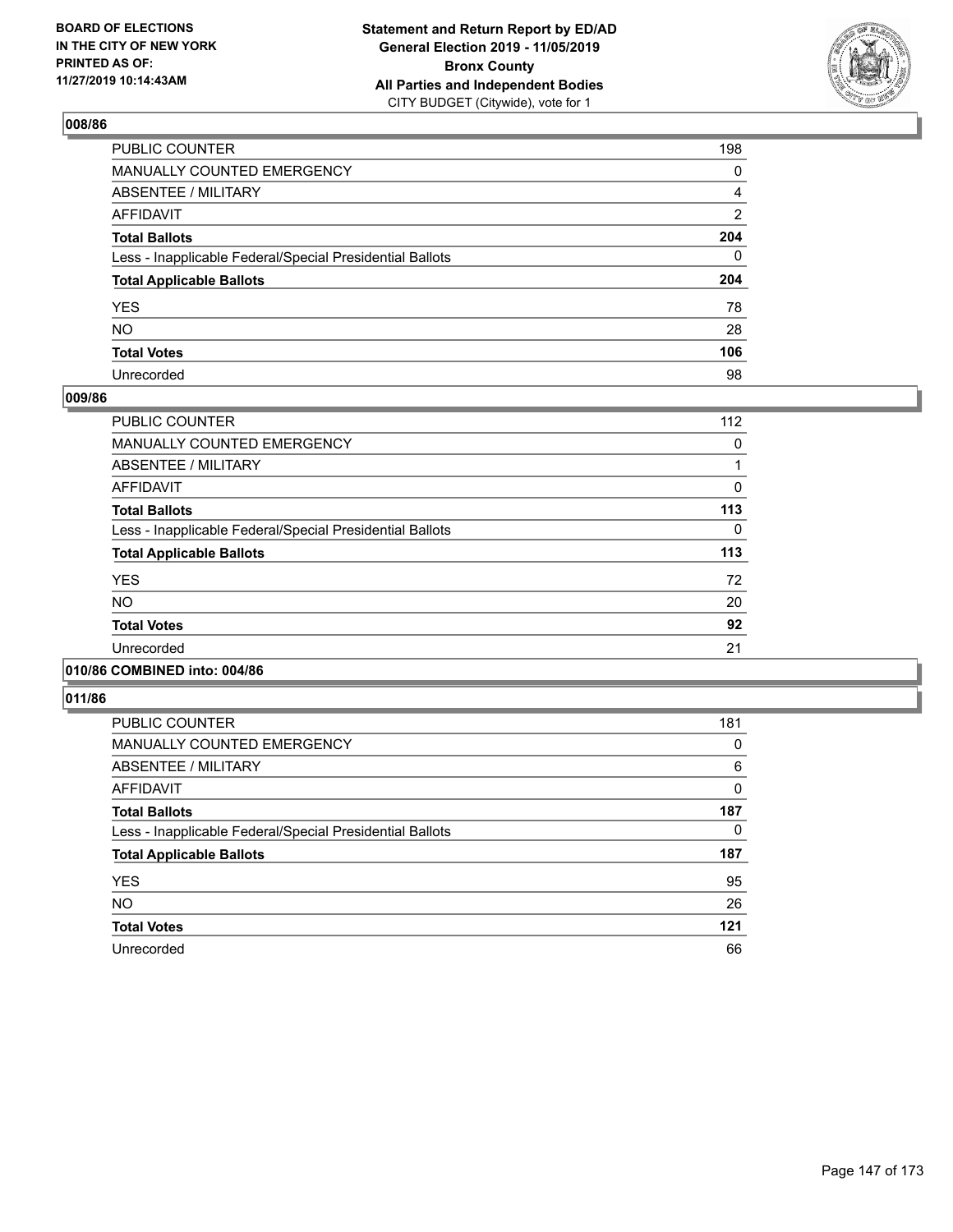### 008/86

| | |
|---|---|
| PUBLIC COUNTER | 198 |
| MANUALLY COUNTED EMERGENCY | 0 |
| ABSENTEE / MILITARY | 4 |
| AFFIDAVIT | 2 |
| **Total Ballots** | **204** |
| Less - Inapplicable Federal/Special Presidential Ballots | 0 |
| **Total Applicable Ballots** | **204** |
| YES | 78 |
| NO | 28 |
| **Total Votes** | **106** |
| Unrecorded | 98 |

### 009/86

| | |
|---|---|
| PUBLIC COUNTER | 112 |
| MANUALLY COUNTED EMERGENCY | 0 |
| ABSENTEE / MILITARY | 1 |
| AFFIDAVIT | 0 |
| **Total Ballots** | **113** |
| Less - Inapplicable Federal/Special Presidential Ballots | 0 |
| **Total Applicable Ballots** | **113** |
| YES | 72 |
| NO | 20 |
| **Total Votes** | **92** |
| Unrecorded | 21 |

### 010/86 COMBINED into: 004/86

### 011/86

| | |
|---|---|
| PUBLIC COUNTER | 181 |
| MANUALLY COUNTED EMERGENCY | 0 |
| ABSENTEE / MILITARY | 6 |
| AFFIDAVIT | 0 |
| **Total Ballots** | **187** |
| Less - Inapplicable Federal/Special Presidential Ballots | 0 |
| **Total Applicable Ballots** | **187** |
| YES | 95 |
| NO | 26 |
| **Total Votes** | **121** |
| Unrecorded | 66 |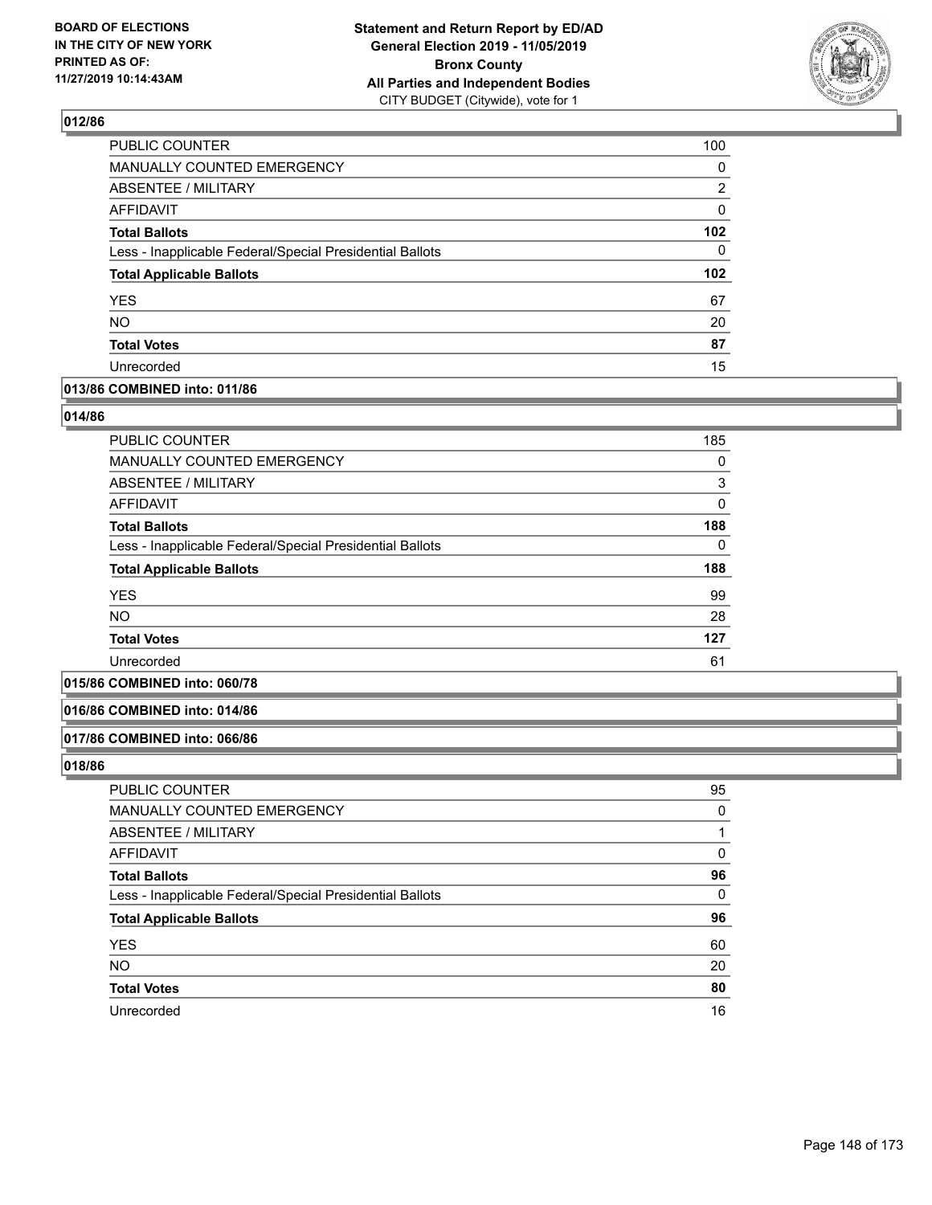### 012/86

| | |
|---|---|
| PUBLIC COUNTER | 100 |
| MANUALLY COUNTED EMERGENCY | 0 |
| ABSENTEE / MILITARY | 2 |
| AFFIDAVIT | 0 |
| **Total Ballots** | **102** |
| Less - Inapplicable Federal/Special Presidential Ballots | 0 |
| **Total Applicable Ballots** | **102** |
| YES | 67 |
| NO | 20 |
| **Total Votes** | **87** |
| Unrecorded | 15 |

### 013/86 COMBINED into: 011/86

### 014/86

| | |
|---|---|
| PUBLIC COUNTER | 185 |
| MANUALLY COUNTED EMERGENCY | 0 |
| ABSENTEE / MILITARY | 3 |
| AFFIDAVIT | 0 |
| **Total Ballots** | **188** |
| Less - Inapplicable Federal/Special Presidential Ballots | 0 |
| **Total Applicable Ballots** | **188** |
| YES | 99 |
| NO | 28 |
| **Total Votes** | **127** |
| Unrecorded | 61 |

### 015/86 COMBINED into: 060/78

### 016/86 COMBINED into: 014/86

### 017/86 COMBINED into: 066/86

### 018/86

| | |
|---|---|
| PUBLIC COUNTER | 95 |
| MANUALLY COUNTED EMERGENCY | 0 |
| ABSENTEE / MILITARY | 1 |
| AFFIDAVIT | 0 |
| **Total Ballots** | **96** |
| Less - Inapplicable Federal/Special Presidential Ballots | 0 |
| **Total Applicable Ballots** | **96** |
| YES | 60 |
| NO | 20 |
| **Total Votes** | **80** |
| Unrecorded | 16 |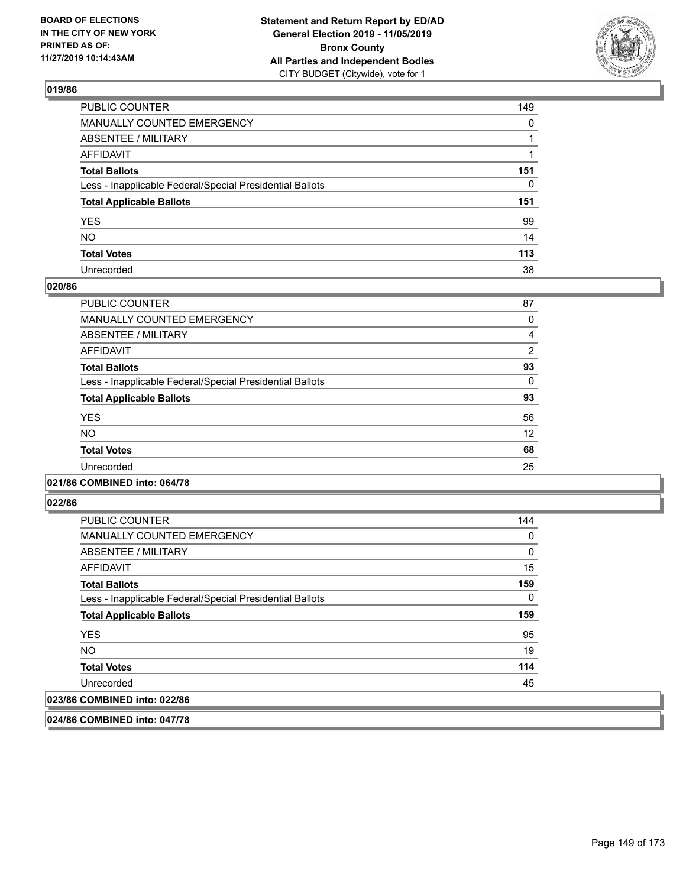**BOARD OF ELECTIONS IN THE CITY OF NEW YORK PRINTED AS OF: 11/27/2019 10:14:43AM**

**Statement and Return Report by ED/AD General Election 2019 - 11/05/2019 Bronx County All Parties and Independent Bodies**
CITY BUDGET (Citywide), vote for 1

### 019/86

| | |
|---|---|
| PUBLIC COUNTER | 149 |
| MANUALLY COUNTED EMERGENCY | 0 |
| ABSENTEE / MILITARY | 1 |
| AFFIDAVIT | 1 |
| **Total Ballots** | **151** |
| Less - Inapplicable Federal/Special Presidential Ballots | 0 |
| **Total Applicable Ballots** | **151** |
| YES | 99 |
| NO | 14 |
| **Total Votes** | **113** |
| Unrecorded | 38 |

### 020/86

| | |
|---|---|
| PUBLIC COUNTER | 87 |
| MANUALLY COUNTED EMERGENCY | 0 |
| ABSENTEE / MILITARY | 4 |
| AFFIDAVIT | 2 |
| **Total Ballots** | **93** |
| Less - Inapplicable Federal/Special Presidential Ballots | 0 |
| **Total Applicable Ballots** | **93** |
| YES | 56 |
| NO | 12 |
| **Total Votes** | **68** |
| Unrecorded | 25 |

### 021/86 COMBINED into: 064/78

### 022/86

| | |
|---|---|
| PUBLIC COUNTER | 144 |
| MANUALLY COUNTED EMERGENCY | 0 |
| ABSENTEE / MILITARY | 0 |
| AFFIDAVIT | 15 |
| **Total Ballots** | **159** |
| Less - Inapplicable Federal/Special Presidential Ballots | 0 |
| **Total Applicable Ballots** | **159** |
| YES | 95 |
| NO | 19 |
| **Total Votes** | **114** |
| Unrecorded | 45 |

### 023/86 COMBINED into: 022/86

### 024/86 COMBINED into: 047/78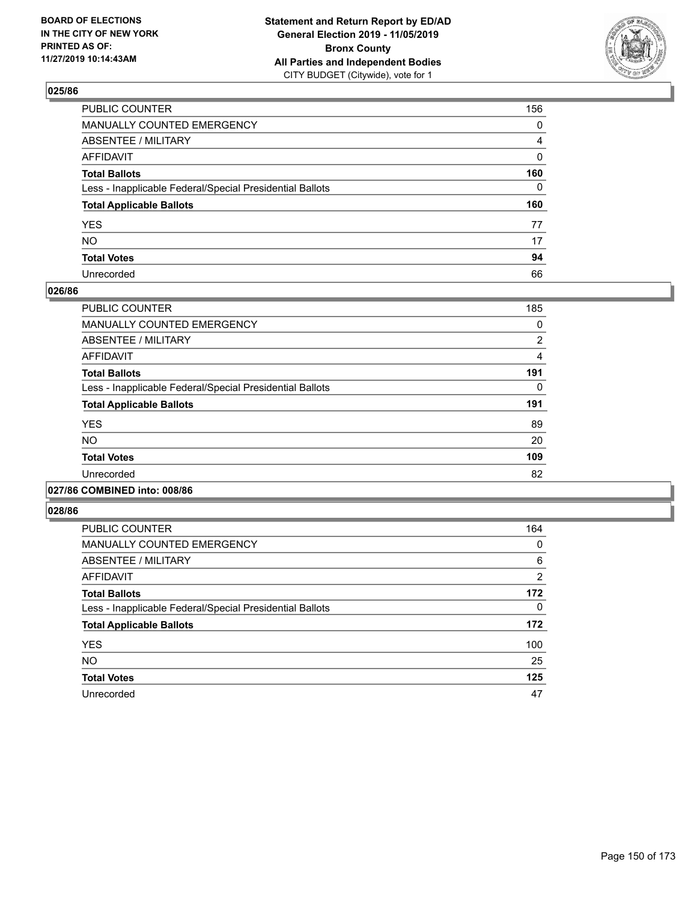### 025/86

| | |
|---|---|
| PUBLIC COUNTER | 156 |
| MANUALLY COUNTED EMERGENCY | 0 |
| ABSENTEE / MILITARY | 4 |
| AFFIDAVIT | 0 |
| **Total Ballots** | **160** |
| Less - Inapplicable Federal/Special Presidential Ballots | 0 |
| **Total Applicable Ballots** | **160** |
| YES | 77 |
| NO | 17 |
| **Total Votes** | **94** |
| Unrecorded | 66 |

### 026/86

| | |
|---|---|
| PUBLIC COUNTER | 185 |
| MANUALLY COUNTED EMERGENCY | 0 |
| ABSENTEE / MILITARY | 2 |
| AFFIDAVIT | 4 |
| **Total Ballots** | **191** |
| Less - Inapplicable Federal/Special Presidential Ballots | 0 |
| **Total Applicable Ballots** | **191** |
| YES | 89 |
| NO | 20 |
| **Total Votes** | **109** |
| Unrecorded | 82 |

### 027/86 COMBINED into: 008/86

### 028/86

| | |
|---|---|
| PUBLIC COUNTER | 164 |
| MANUALLY COUNTED EMERGENCY | 0 |
| ABSENTEE / MILITARY | 6 |
| AFFIDAVIT | 2 |
| **Total Ballots** | **172** |
| Less - Inapplicable Federal/Special Presidential Ballots | 0 |
| **Total Applicable Ballots** | **172** |
| YES | 100 |
| NO | 25 |
| **Total Votes** | **125** |
| Unrecorded | 47 |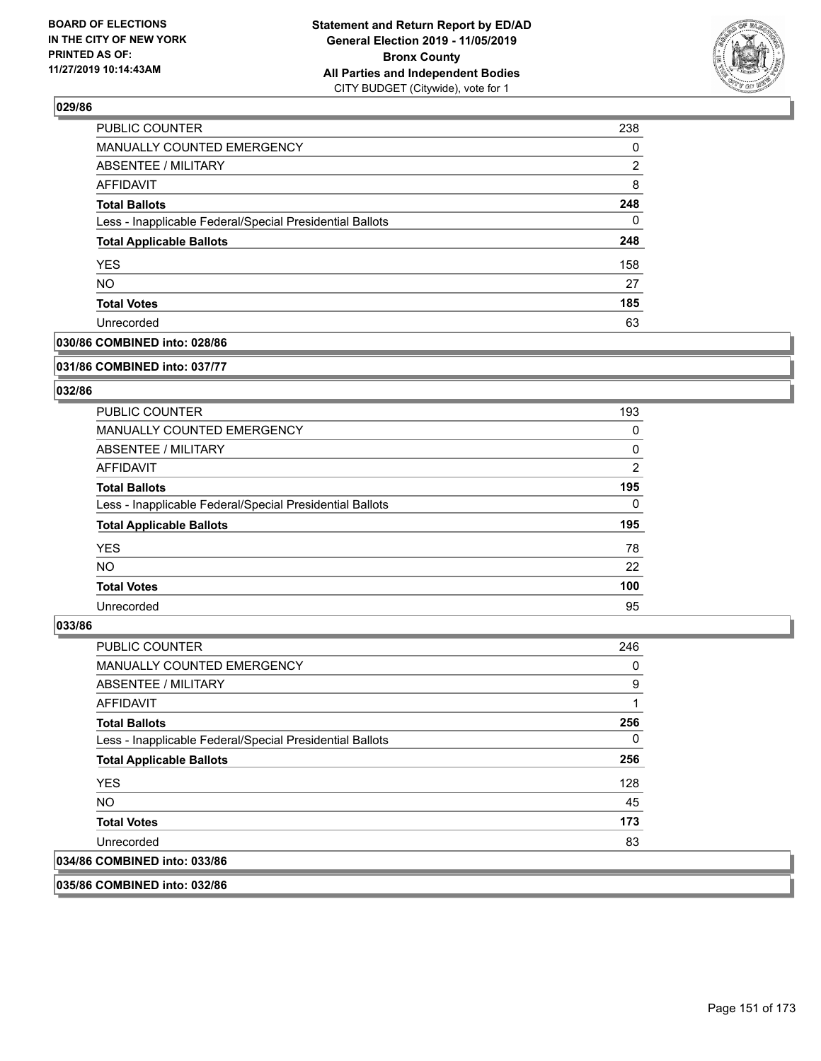## 029/86

| | |
|---|---|
| PUBLIC COUNTER | 238 |
| MANUALLY COUNTED EMERGENCY | 0 |
| ABSENTEE / MILITARY | 2 |
| AFFIDAVIT | 8 |
| **Total Ballots** | **248** |
| Less - Inapplicable Federal/Special Presidential Ballots | 0 |
| **Total Applicable Ballots** | **248** |
| YES | 158 |
| NO | 27 |
| **Total Votes** | **185** |
| Unrecorded | 63 |

**030/86 COMBINED into: 028/86**

**031/86 COMBINED into: 037/77**

## 032/86

| | |
|---|---|
| PUBLIC COUNTER | 193 |
| MANUALLY COUNTED EMERGENCY | 0 |
| ABSENTEE / MILITARY | 0 |
| AFFIDAVIT | 2 |
| **Total Ballots** | **195** |
| Less - Inapplicable Federal/Special Presidential Ballots | 0 |
| **Total Applicable Ballots** | **195** |
| YES | 78 |
| NO | 22 |
| **Total Votes** | **100** |
| Unrecorded | 95 |

## 033/86

| | |
|---|---|
| PUBLIC COUNTER | 246 |
| MANUALLY COUNTED EMERGENCY | 0 |
| ABSENTEE / MILITARY | 9 |
| AFFIDAVIT | 1 |
| **Total Ballots** | **256** |
| Less - Inapplicable Federal/Special Presidential Ballots | 0 |
| **Total Applicable Ballots** | **256** |
| YES | 128 |
| NO | 45 |
| **Total Votes** | **173** |
| Unrecorded | 83 |

**034/86 COMBINED into: 033/86**

**035/86 COMBINED into: 032/86**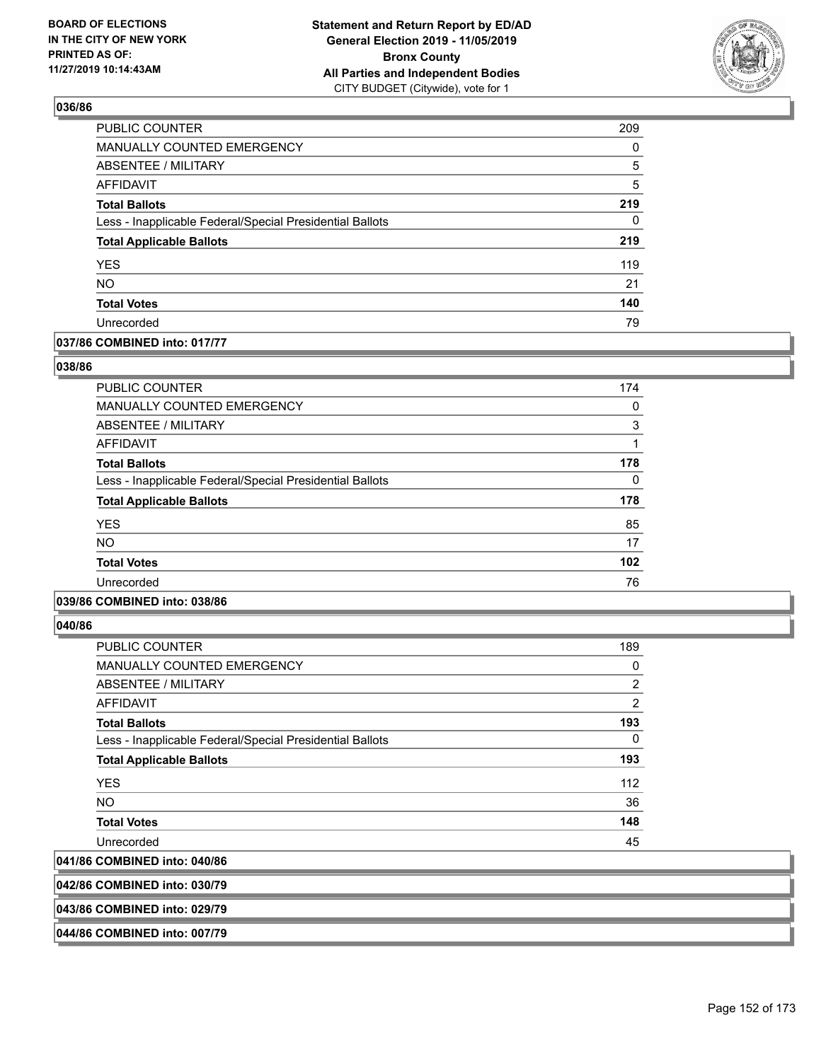## 036/86

| | |
|---|---|
| PUBLIC COUNTER | 209 |
| MANUALLY COUNTED EMERGENCY | 0 |
| ABSENTEE / MILITARY | 5 |
| AFFIDAVIT | 5 |
| **Total Ballots** | **219** |
| Less - Inapplicable Federal/Special Presidential Ballots | 0 |
| **Total Applicable Ballots** | **219** |
| YES | 119 |
| NO | 21 |
| **Total Votes** | **140** |
| Unrecorded | 79 |

## 037/86 COMBINED into: 017/77

## 038/86

| | |
|---|---|
| PUBLIC COUNTER | 174 |
| MANUALLY COUNTED EMERGENCY | 0 |
| ABSENTEE / MILITARY | 3 |
| AFFIDAVIT | 1 |
| **Total Ballots** | **178** |
| Less - Inapplicable Federal/Special Presidential Ballots | 0 |
| **Total Applicable Ballots** | **178** |
| YES | 85 |
| NO | 17 |
| **Total Votes** | **102** |
| Unrecorded | 76 |

## 039/86 COMBINED into: 038/86

## 040/86

| | |
|---|---|
| PUBLIC COUNTER | 189 |
| MANUALLY COUNTED EMERGENCY | 0 |
| ABSENTEE / MILITARY | 2 |
| AFFIDAVIT | 2 |
| **Total Ballots** | **193** |
| Less - Inapplicable Federal/Special Presidential Ballots | 0 |
| **Total Applicable Ballots** | **193** |
| YES | 112 |
| NO | 36 |
| **Total Votes** | **148** |
| Unrecorded | 45 |

## 041/86 COMBINED into: 040/86

## 042/86 COMBINED into: 030/79

## 043/86 COMBINED into: 029/79

## 044/86 COMBINED into: 007/79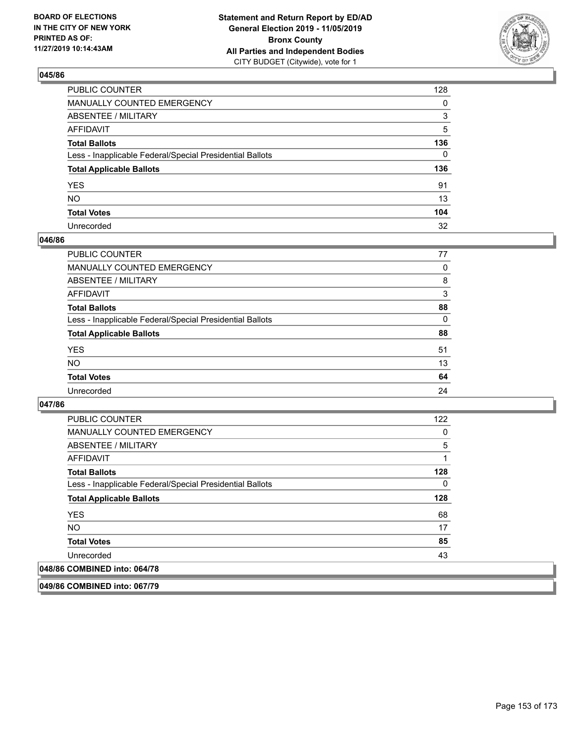BOARD OF ELECTIONS
IN THE CITY OF NEW YORK
PRINTED AS OF:
11/27/2019 10:14:43AM

**Statement and Return Report by ED/AD**
**General Election 2019 - 11/05/2019**
**Bronx County**
**All Parties and Independent Bodies**
CITY BUDGET (Citywide), vote for 1

### 045/86

| | |
|---|---|
| PUBLIC COUNTER | 128 |
| MANUALLY COUNTED EMERGENCY | 0 |
| ABSENTEE / MILITARY | 3 |
| AFFIDAVIT | 5 |
| **Total Ballots** | **136** |
| Less - Inapplicable Federal/Special Presidential Ballots | 0 |
| **Total Applicable Ballots** | **136** |
| YES | 91 |
| NO | 13 |
| **Total Votes** | **104** |
| Unrecorded | 32 |

### 046/86

| | |
|---|---|
| PUBLIC COUNTER | 77 |
| MANUALLY COUNTED EMERGENCY | 0 |
| ABSENTEE / MILITARY | 8 |
| AFFIDAVIT | 3 |
| **Total Ballots** | **88** |
| Less - Inapplicable Federal/Special Presidential Ballots | 0 |
| **Total Applicable Ballots** | **88** |
| YES | 51 |
| NO | 13 |
| **Total Votes** | **64** |
| Unrecorded | 24 |

### 047/86

| | |
|---|---|
| PUBLIC COUNTER | 122 |
| MANUALLY COUNTED EMERGENCY | 0 |
| ABSENTEE / MILITARY | 5 |
| AFFIDAVIT | 1 |
| **Total Ballots** | **128** |
| Less - Inapplicable Federal/Special Presidential Ballots | 0 |
| **Total Applicable Ballots** | **128** |
| YES | 68 |
| NO | 17 |
| **Total Votes** | **85** |
| Unrecorded | 43 |

### 048/86 COMBINED into: 064/78

### 049/86 COMBINED into: 067/79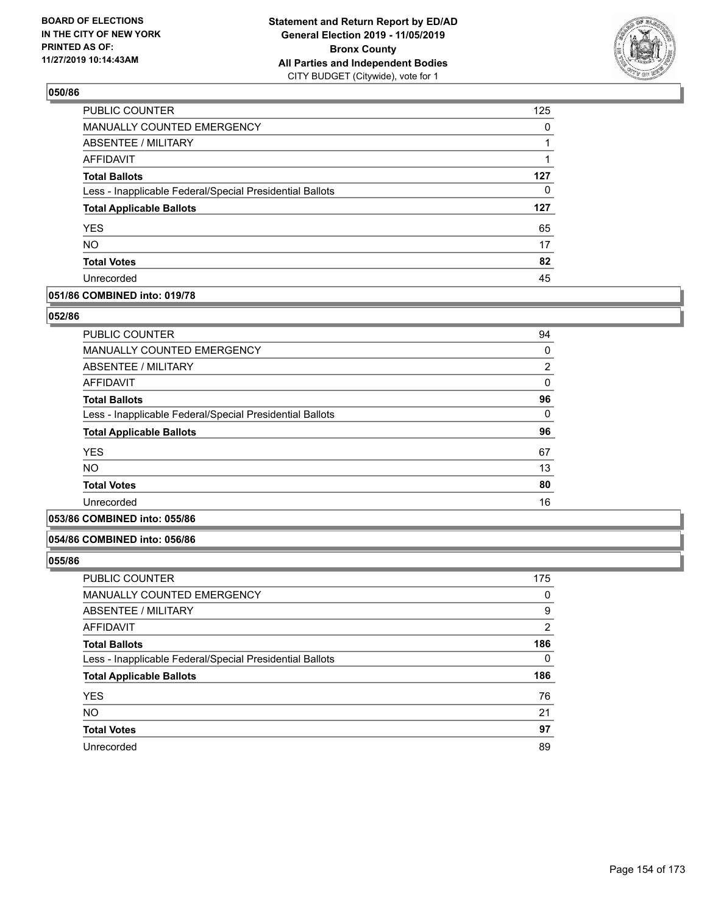**BOARD OF ELECTIONS IN THE CITY OF NEW YORK PRINTED AS OF: 11/27/2019 10:14:43AM**

**Statement and Return Report by ED/AD General Election 2019 - 11/05/2019 Bronx County All Parties and Independent Bodies**
CITY BUDGET (Citywide), vote for 1

## 050/86

| | |
|---|---|
| PUBLIC COUNTER | 125 |
| MANUALLY COUNTED EMERGENCY | 0 |
| ABSENTEE / MILITARY | 1 |
| AFFIDAVIT | 1 |
| **Total Ballots** | **127** |
| Less - Inapplicable Federal/Special Presidential Ballots | 0 |
| **Total Applicable Ballots** | **127** |
| YES | 65 |
| NO | 17 |
| **Total Votes** | **82** |
| Unrecorded | 45 |

## 051/86 COMBINED into: 019/78

## 052/86

| | |
|---|---|
| PUBLIC COUNTER | 94 |
| MANUALLY COUNTED EMERGENCY | 0 |
| ABSENTEE / MILITARY | 2 |
| AFFIDAVIT | 0 |
| **Total Ballots** | **96** |
| Less - Inapplicable Federal/Special Presidential Ballots | 0 |
| **Total Applicable Ballots** | **96** |
| YES | 67 |
| NO | 13 |
| **Total Votes** | **80** |
| Unrecorded | 16 |

## 053/86 COMBINED into: 055/86

## 054/86 COMBINED into: 056/86

## 055/86

| | |
|---|---|
| PUBLIC COUNTER | 175 |
| MANUALLY COUNTED EMERGENCY | 0 |
| ABSENTEE / MILITARY | 9 |
| AFFIDAVIT | 2 |
| **Total Ballots** | **186** |
| Less - Inapplicable Federal/Special Presidential Ballots | 0 |
| **Total Applicable Ballots** | **186** |
| YES | 76 |
| NO | 21 |
| **Total Votes** | **97** |
| Unrecorded | 89 |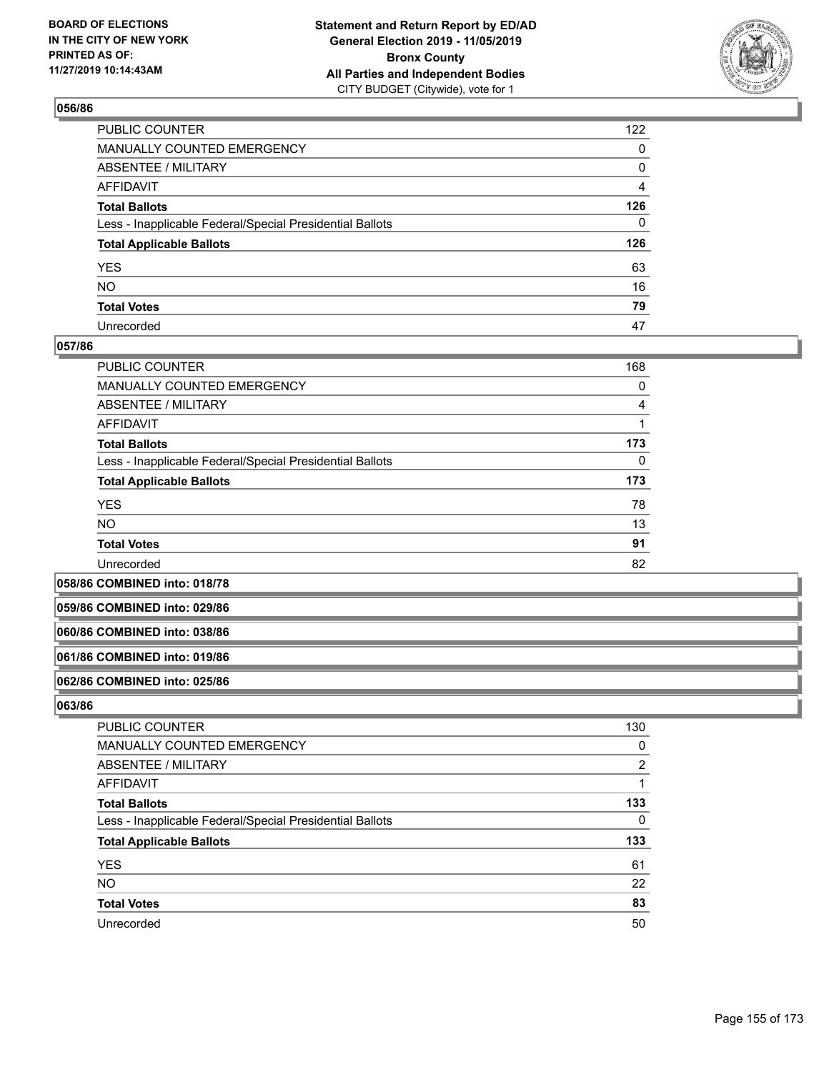**BOARD OF ELECTIONS IN THE CITY OF NEW YORK PRINTED AS OF: 11/27/2019 10:14:43AM**

**Statement and Return Report by ED/AD General Election 2019 - 11/05/2019 Bronx County All Parties and Independent Bodies**
CITY BUDGET (Citywide), vote for 1

## 056/86

| | |
|---|---|
| PUBLIC COUNTER | 122 |
| MANUALLY COUNTED EMERGENCY | 0 |
| ABSENTEE / MILITARY | 0 |
| AFFIDAVIT | 4 |
| **Total Ballots** | **126** |
| Less - Inapplicable Federal/Special Presidential Ballots | 0 |
| **Total Applicable Ballots** | **126** |
| YES | 63 |
| NO | 16 |
| **Total Votes** | **79** |
| Unrecorded | 47 |

## 057/86

| | |
|---|---|
| PUBLIC COUNTER | 168 |
| MANUALLY COUNTED EMERGENCY | 0 |
| ABSENTEE / MILITARY | 4 |
| AFFIDAVIT | 1 |
| **Total Ballots** | **173** |
| Less - Inapplicable Federal/Special Presidential Ballots | 0 |
| **Total Applicable Ballots** | **173** |
| YES | 78 |
| NO | 13 |
| **Total Votes** | **91** |
| Unrecorded | 82 |

## 058/86 COMBINED into: 018/78

## 059/86 COMBINED into: 029/86

## 060/86 COMBINED into: 038/86

## 061/86 COMBINED into: 019/86

## 062/86 COMBINED into: 025/86

## 063/86

| | |
|---|---|
| PUBLIC COUNTER | 130 |
| MANUALLY COUNTED EMERGENCY | 0 |
| ABSENTEE / MILITARY | 2 |
| AFFIDAVIT | 1 |
| **Total Ballots** | **133** |
| Less - Inapplicable Federal/Special Presidential Ballots | 0 |
| **Total Applicable Ballots** | **133** |
| YES | 61 |
| NO | 22 |
| **Total Votes** | **83** |
| Unrecorded | 50 |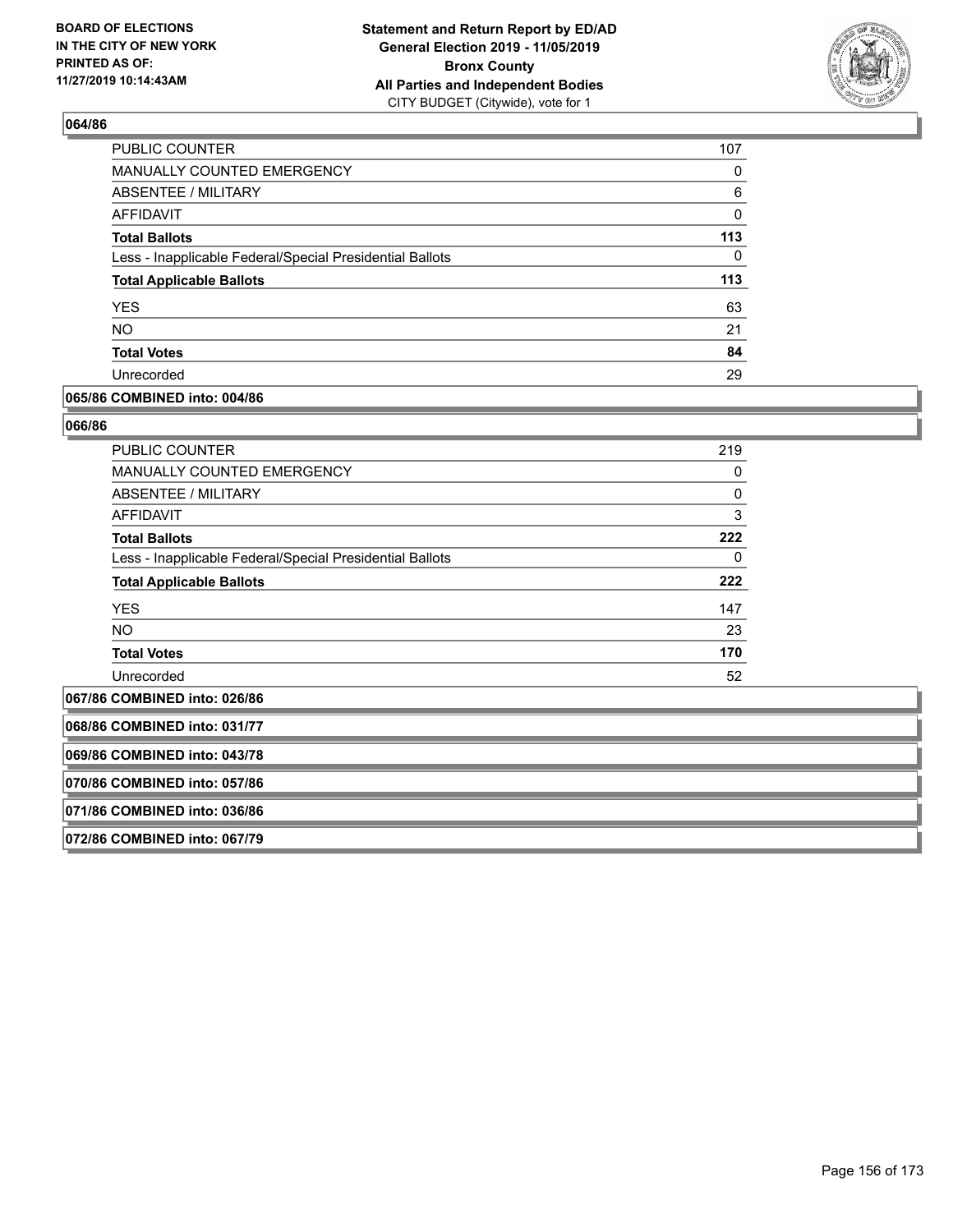### 064/86

| | |
|---|---|
| PUBLIC COUNTER | 107 |
| MANUALLY COUNTED EMERGENCY | 0 |
| ABSENTEE / MILITARY | 6 |
| AFFIDAVIT | 0 |
| **Total Ballots** | **113** |
| Less - Inapplicable Federal/Special Presidential Ballots | 0 |
| **Total Applicable Ballots** | **113** |
| YES | 63 |
| NO | 21 |
| **Total Votes** | **84** |
| Unrecorded | 29 |

### 065/86 COMBINED into: 004/86

### 066/86

| | |
|---|---|
| PUBLIC COUNTER | 219 |
| MANUALLY COUNTED EMERGENCY | 0 |
| ABSENTEE / MILITARY | 0 |
| AFFIDAVIT | 3 |
| **Total Ballots** | **222** |
| Less - Inapplicable Federal/Special Presidential Ballots | 0 |
| **Total Applicable Ballots** | **222** |
| YES | 147 |
| NO | 23 |
| **Total Votes** | **170** |
| Unrecorded | 52 |

### 067/86 COMBINED into: 026/86

### 068/86 COMBINED into: 031/77

### 069/86 COMBINED into: 043/78

### 070/86 COMBINED into: 057/86

### 071/86 COMBINED into: 036/86

### 072/86 COMBINED into: 067/79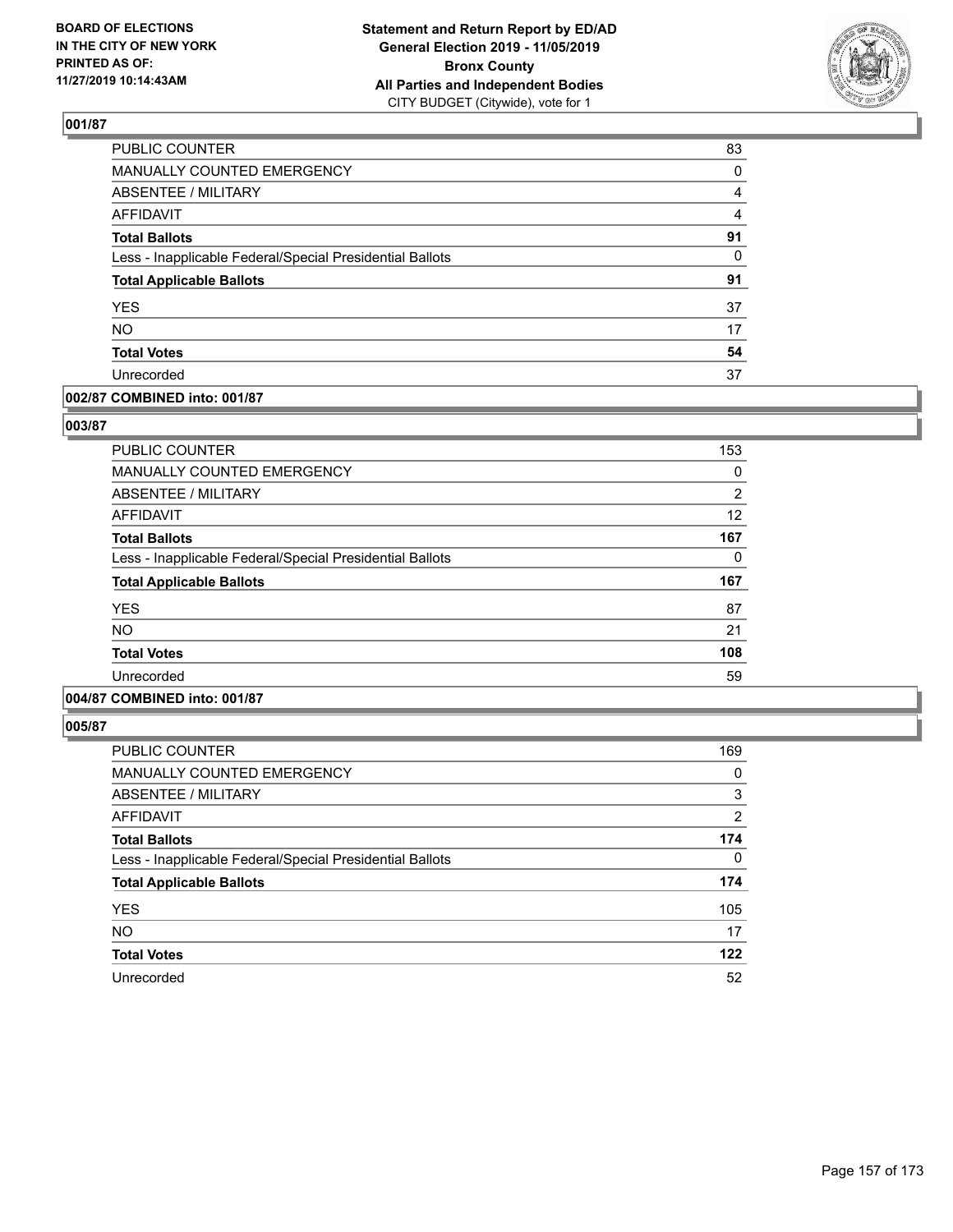**BOARD OF ELECTIONS IN THE CITY OF NEW YORK PRINTED AS OF: 11/27/2019 10:14:43AM**

**Statement and Return Report by ED/AD General Election 2019 - 11/05/2019 Bronx County All Parties and Independent Bodies**
CITY BUDGET (Citywide), vote for 1

### 001/87

| | |
|---|---|
| PUBLIC COUNTER | 83 |
| MANUALLY COUNTED EMERGENCY | 0 |
| ABSENTEE / MILITARY | 4 |
| AFFIDAVIT | 4 |
| **Total Ballots** | **91** |
| Less - Inapplicable Federal/Special Presidential Ballots | 0 |
| **Total Applicable Ballots** | **91** |
| YES | 37 |
| NO | 17 |
| **Total Votes** | **54** |
| Unrecorded | 37 |

### 002/87 COMBINED into: 001/87

### 003/87

| | |
|---|---|
| PUBLIC COUNTER | 153 |
| MANUALLY COUNTED EMERGENCY | 0 |
| ABSENTEE / MILITARY | 2 |
| AFFIDAVIT | 12 |
| **Total Ballots** | **167** |
| Less - Inapplicable Federal/Special Presidential Ballots | 0 |
| **Total Applicable Ballots** | **167** |
| YES | 87 |
| NO | 21 |
| **Total Votes** | **108** |
| Unrecorded | 59 |

### 004/87 COMBINED into: 001/87

### 005/87

| | |
|---|---|
| PUBLIC COUNTER | 169 |
| MANUALLY COUNTED EMERGENCY | 0 |
| ABSENTEE / MILITARY | 3 |
| AFFIDAVIT | 2 |
| **Total Ballots** | **174** |
| Less - Inapplicable Federal/Special Presidential Ballots | 0 |
| **Total Applicable Ballots** | **174** |
| YES | 105 |
| NO | 17 |
| **Total Votes** | **122** |
| Unrecorded | 52 |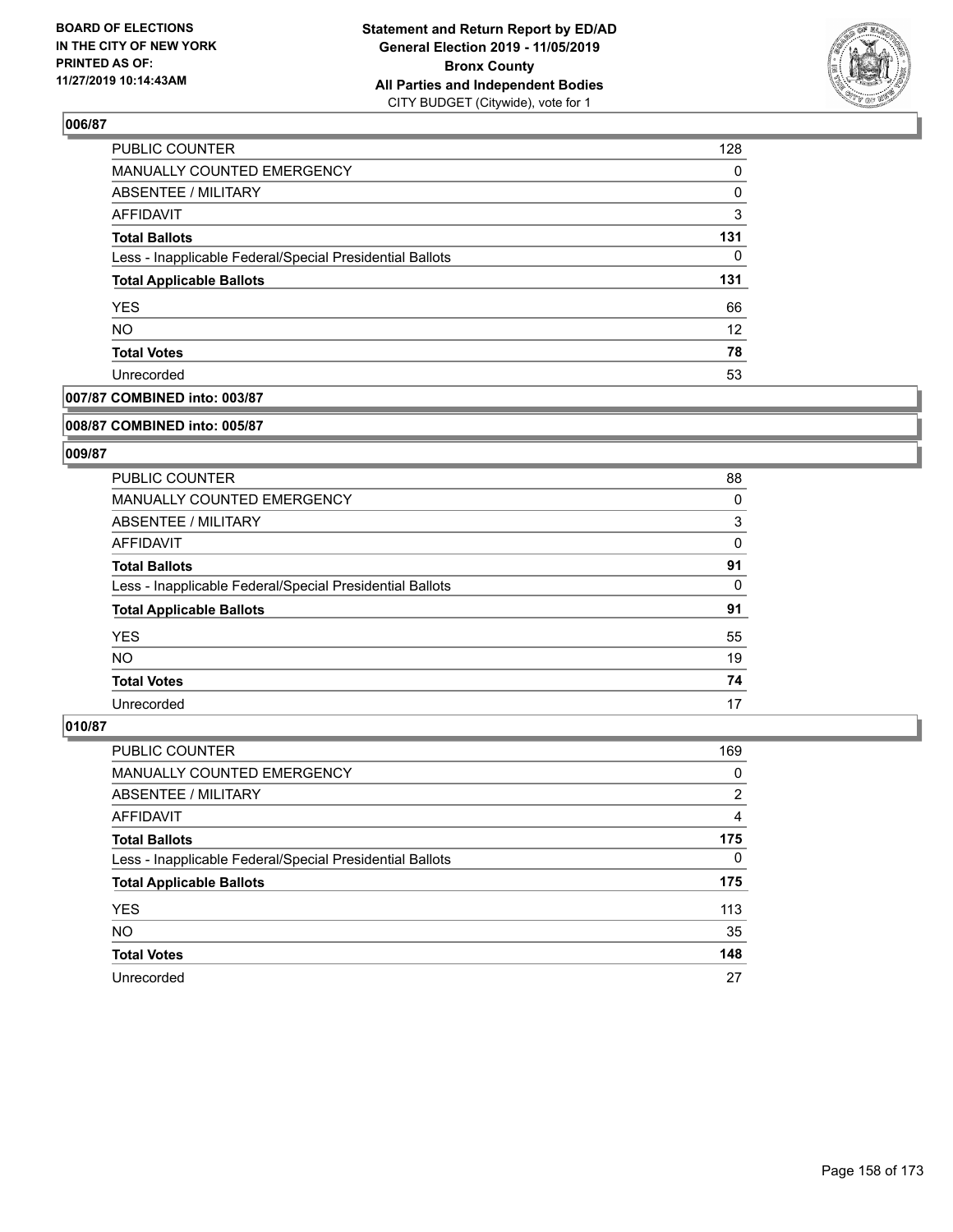## 006/87

| | |
|---|---|
| PUBLIC COUNTER | 128 |
| MANUALLY COUNTED EMERGENCY | 0 |
| ABSENTEE / MILITARY | 0 |
| AFFIDAVIT | 3 |
| **Total Ballots** | **131** |
| Less - Inapplicable Federal/Special Presidential Ballots | 0 |
| **Total Applicable Ballots** | **131** |
| YES | 66 |
| NO | 12 |
| **Total Votes** | **78** |
| Unrecorded | 53 |

## 007/87 COMBINED into: 003/87

## 008/87 COMBINED into: 005/87

## 009/87

| | |
|---|---|
| PUBLIC COUNTER | 88 |
| MANUALLY COUNTED EMERGENCY | 0 |
| ABSENTEE / MILITARY | 3 |
| AFFIDAVIT | 0 |
| **Total Ballots** | **91** |
| Less - Inapplicable Federal/Special Presidential Ballots | 0 |
| **Total Applicable Ballots** | **91** |
| YES | 55 |
| NO | 19 |
| **Total Votes** | **74** |
| Unrecorded | 17 |

## 010/87

| | |
|---|---|
| PUBLIC COUNTER | 169 |
| MANUALLY COUNTED EMERGENCY | 0 |
| ABSENTEE / MILITARY | 2 |
| AFFIDAVIT | 4 |
| **Total Ballots** | **175** |
| Less - Inapplicable Federal/Special Presidential Ballots | 0 |
| **Total Applicable Ballots** | **175** |
| YES | 113 |
| NO | 35 |
| **Total Votes** | **148** |
| Unrecorded | 27 |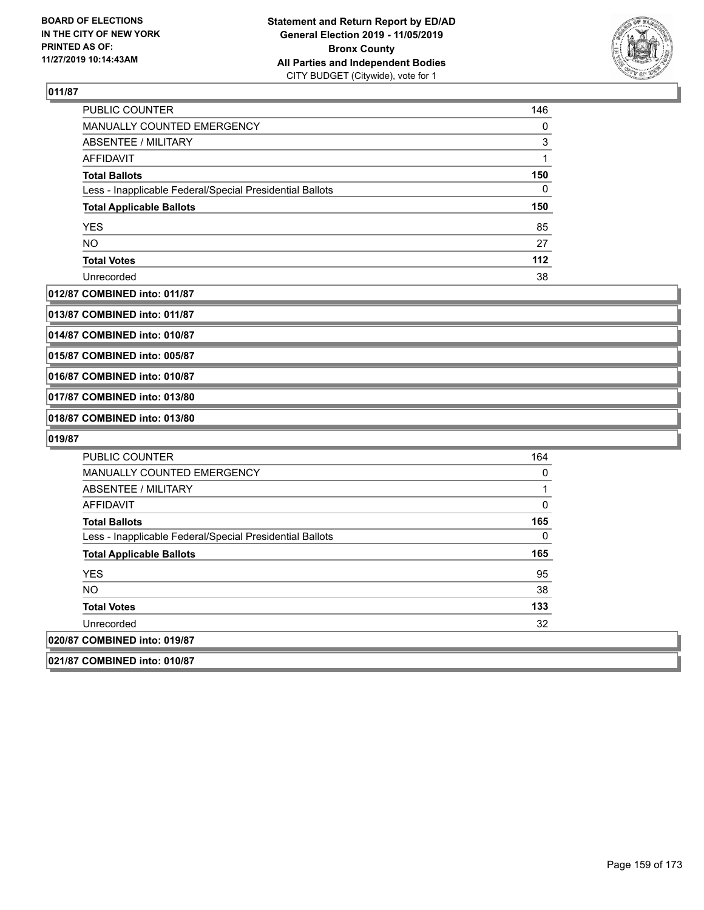**011/87**

| | |
|---|---|
| PUBLIC COUNTER | 146 |
| MANUALLY COUNTED EMERGENCY | 0 |
| ABSENTEE / MILITARY | 3 |
| AFFIDAVIT | 1 |
| **Total Ballots** | **150** |
| Less - Inapplicable Federal/Special Presidential Ballots | 0 |
| **Total Applicable Ballots** | **150** |
| YES | 85 |
| NO | 27 |
| **Total Votes** | **112** |
| Unrecorded | 38 |

**012/87 COMBINED into: 011/87**

**013/87 COMBINED into: 011/87**

**014/87 COMBINED into: 010/87**

**015/87 COMBINED into: 005/87**

**016/87 COMBINED into: 010/87**

**017/87 COMBINED into: 013/80**

**018/87 COMBINED into: 013/80**

**019/87**

| | |
|---|---|
| PUBLIC COUNTER | 164 |
| MANUALLY COUNTED EMERGENCY | 0 |
| ABSENTEE / MILITARY | 1 |
| AFFIDAVIT | 0 |
| **Total Ballots** | **165** |
| Less - Inapplicable Federal/Special Presidential Ballots | 0 |
| **Total Applicable Ballots** | **165** |
| YES | 95 |
| NO | 38 |
| **Total Votes** | **133** |
| Unrecorded | 32 |

**020/87 COMBINED into: 019/87**

**021/87 COMBINED into: 010/87**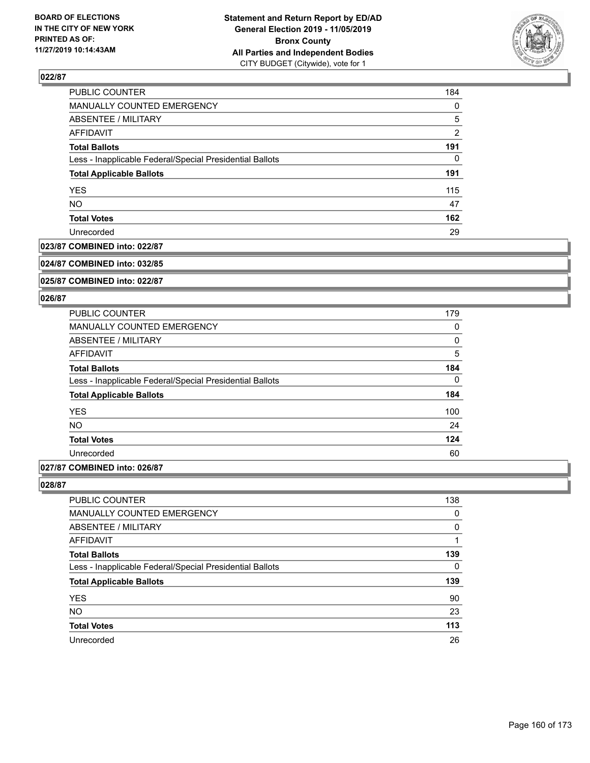**BOARD OF ELECTIONS IN THE CITY OF NEW YORK PRINTED AS OF: 11/27/2019 10:14:43AM**

**Statement and Return Report by ED/AD General Election 2019 - 11/05/2019 Bronx County All Parties and Independent Bodies** CITY BUDGET (Citywide), vote for 1

## 022/87

| | |
|---|---|
| PUBLIC COUNTER | 184 |
| MANUALLY COUNTED EMERGENCY | 0 |
| ABSENTEE / MILITARY | 5 |
| AFFIDAVIT | 2 |
| **Total Ballots** | **191** |
| Less - Inapplicable Federal/Special Presidential Ballots | 0 |
| **Total Applicable Ballots** | **191** |
| YES | 115 |
| NO | 47 |
| **Total Votes** | **162** |
| Unrecorded | 29 |

## 023/87 COMBINED into: 022/87

## 024/87 COMBINED into: 032/85

## 025/87 COMBINED into: 022/87

## 026/87

| | |
|---|---|
| PUBLIC COUNTER | 179 |
| MANUALLY COUNTED EMERGENCY | 0 |
| ABSENTEE / MILITARY | 0 |
| AFFIDAVIT | 5 |
| **Total Ballots** | **184** |
| Less - Inapplicable Federal/Special Presidential Ballots | 0 |
| **Total Applicable Ballots** | **184** |
| YES | 100 |
| NO | 24 |
| **Total Votes** | **124** |
| Unrecorded | 60 |

## 027/87 COMBINED into: 026/87

## 028/87

| | |
|---|---|
| PUBLIC COUNTER | 138 |
| MANUALLY COUNTED EMERGENCY | 0 |
| ABSENTEE / MILITARY | 0 |
| AFFIDAVIT | 1 |
| **Total Ballots** | **139** |
| Less - Inapplicable Federal/Special Presidential Ballots | 0 |
| **Total Applicable Ballots** | **139** |
| YES | 90 |
| NO | 23 |
| **Total Votes** | **113** |
| Unrecorded | 26 |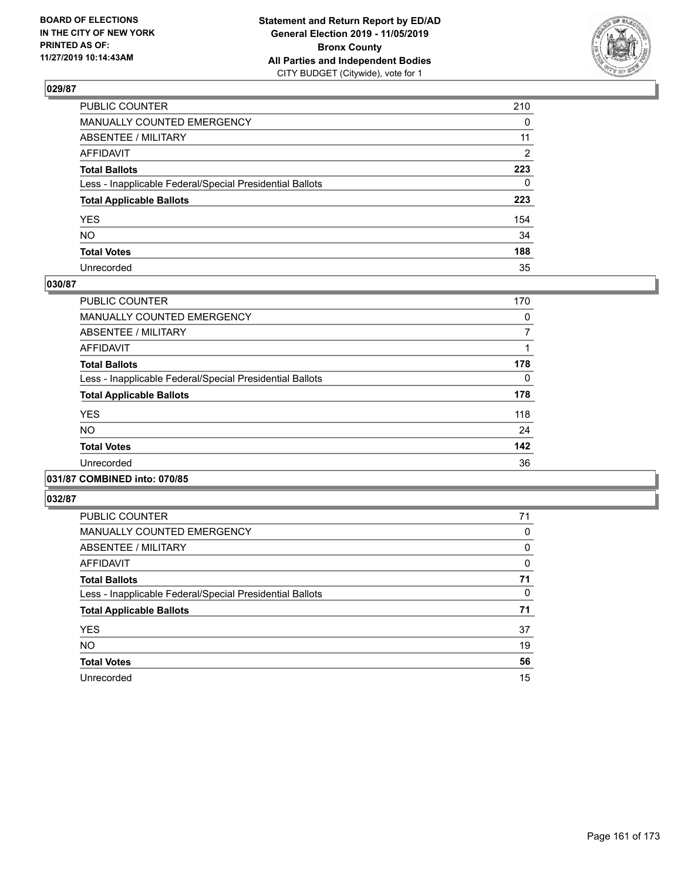BOARD OF ELECTIONS
IN THE CITY OF NEW YORK
PRINTED AS OF:
11/27/2019 10:14:43AM

**Statement and Return Report by ED/AD**
**General Election 2019 - 11/05/2019**
**Bronx County**
**All Parties and Independent Bodies**
CITY BUDGET (Citywide), vote for 1

### 029/87

| | |
|---|---|
| PUBLIC COUNTER | 210 |
| MANUALLY COUNTED EMERGENCY | 0 |
| ABSENTEE / MILITARY | 11 |
| AFFIDAVIT | 2 |
| **Total Ballots** | **223** |
| Less - Inapplicable Federal/Special Presidential Ballots | 0 |
| **Total Applicable Ballots** | **223** |
| YES | 154 |
| NO | 34 |
| **Total Votes** | **188** |
| Unrecorded | 35 |

### 030/87

| | |
|---|---|
| PUBLIC COUNTER | 170 |
| MANUALLY COUNTED EMERGENCY | 0 |
| ABSENTEE / MILITARY | 7 |
| AFFIDAVIT | 1 |
| **Total Ballots** | **178** |
| Less - Inapplicable Federal/Special Presidential Ballots | 0 |
| **Total Applicable Ballots** | **178** |
| YES | 118 |
| NO | 24 |
| **Total Votes** | **142** |
| Unrecorded | 36 |

### 031/87 COMBINED into: 070/85

### 032/87

| | |
|---|---|
| PUBLIC COUNTER | 71 |
| MANUALLY COUNTED EMERGENCY | 0 |
| ABSENTEE / MILITARY | 0 |
| AFFIDAVIT | 0 |
| **Total Ballots** | **71** |
| Less - Inapplicable Federal/Special Presidential Ballots | 0 |
| **Total Applicable Ballots** | **71** |
| YES | 37 |
| NO | 19 |
| **Total Votes** | **56** |
| Unrecorded | 15 |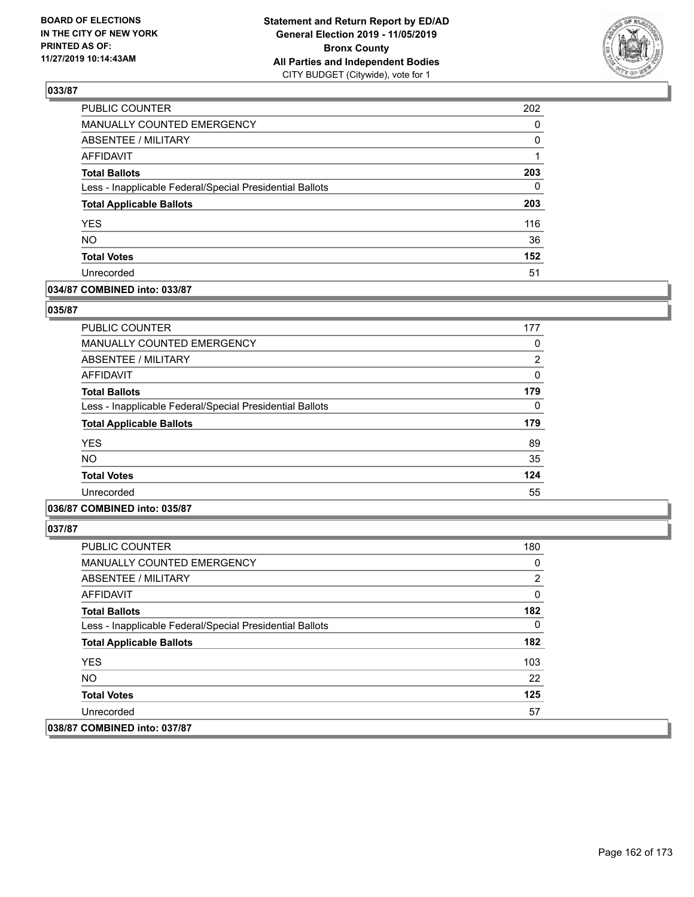## 033/87

| | |
|---|---|
| PUBLIC COUNTER | 202 |
| MANUALLY COUNTED EMERGENCY | 0 |
| ABSENTEE / MILITARY | 0 |
| AFFIDAVIT | 1 |
| **Total Ballots** | **203** |
| Less - Inapplicable Federal/Special Presidential Ballots | 0 |
| **Total Applicable Ballots** | **203** |
| YES | 116 |
| NO | 36 |
| **Total Votes** | **152** |
| Unrecorded | 51 |

**034/87 COMBINED into: 033/87**

## 035/87

| | |
|---|---|
| PUBLIC COUNTER | 177 |
| MANUALLY COUNTED EMERGENCY | 0 |
| ABSENTEE / MILITARY | 2 |
| AFFIDAVIT | 0 |
| **Total Ballots** | **179** |
| Less - Inapplicable Federal/Special Presidential Ballots | 0 |
| **Total Applicable Ballots** | **179** |
| YES | 89 |
| NO | 35 |
| **Total Votes** | **124** |
| Unrecorded | 55 |

**036/87 COMBINED into: 035/87**

## 037/87

| | |
|---|---|
| PUBLIC COUNTER | 180 |
| MANUALLY COUNTED EMERGENCY | 0 |
| ABSENTEE / MILITARY | 2 |
| AFFIDAVIT | 0 |
| **Total Ballots** | **182** |
| Less - Inapplicable Federal/Special Presidential Ballots | 0 |
| **Total Applicable Ballots** | **182** |
| YES | 103 |
| NO | 22 |
| **Total Votes** | **125** |
| Unrecorded | 57 |

**038/87 COMBINED into: 037/87**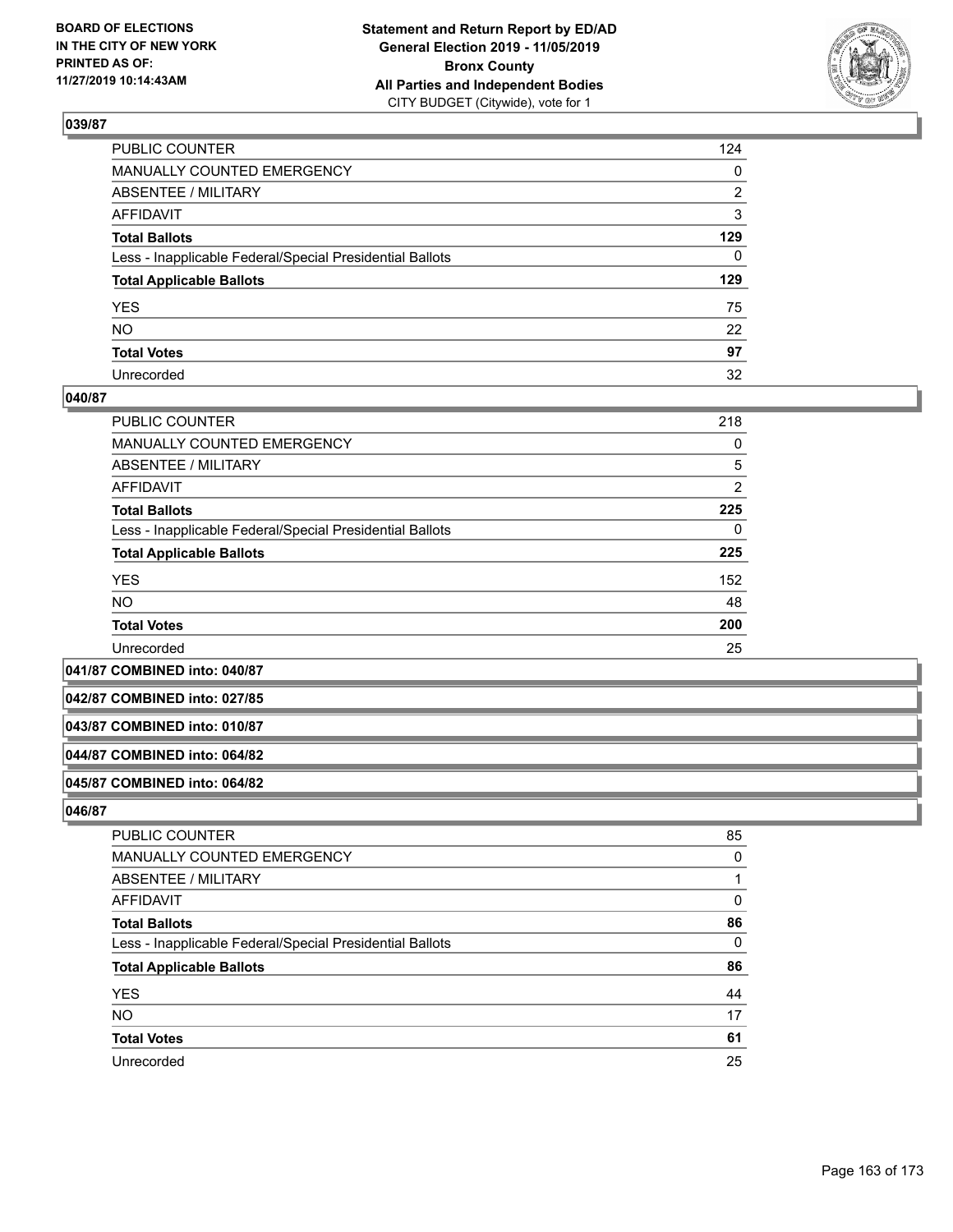### 039/87

| | |
|---|---|
| PUBLIC COUNTER | 124 |
| MANUALLY COUNTED EMERGENCY | 0 |
| ABSENTEE / MILITARY | 2 |
| AFFIDAVIT | 3 |
| **Total Ballots** | **129** |
| Less - Inapplicable Federal/Special Presidential Ballots | 0 |
| **Total Applicable Ballots** | **129** |
| YES | 75 |
| NO | 22 |
| **Total Votes** | **97** |
| Unrecorded | 32 |

### 040/87

| | |
|---|---|
| PUBLIC COUNTER | 218 |
| MANUALLY COUNTED EMERGENCY | 0 |
| ABSENTEE / MILITARY | 5 |
| AFFIDAVIT | 2 |
| **Total Ballots** | **225** |
| Less - Inapplicable Federal/Special Presidential Ballots | 0 |
| **Total Applicable Ballots** | **225** |
| YES | 152 |
| NO | 48 |
| **Total Votes** | **200** |
| Unrecorded | 25 |

### 041/87 COMBINED into: 040/87

### 042/87 COMBINED into: 027/85

### 043/87 COMBINED into: 010/87

### 044/87 COMBINED into: 064/82

### 045/87 COMBINED into: 064/82

### 046/87

| | |
|---|---|
| PUBLIC COUNTER | 85 |
| MANUALLY COUNTED EMERGENCY | 0 |
| ABSENTEE / MILITARY | 1 |
| AFFIDAVIT | 0 |
| **Total Ballots** | **86** |
| Less - Inapplicable Federal/Special Presidential Ballots | 0 |
| **Total Applicable Ballots** | **86** |
| YES | 44 |
| NO | 17 |
| **Total Votes** | **61** |
| Unrecorded | 25 |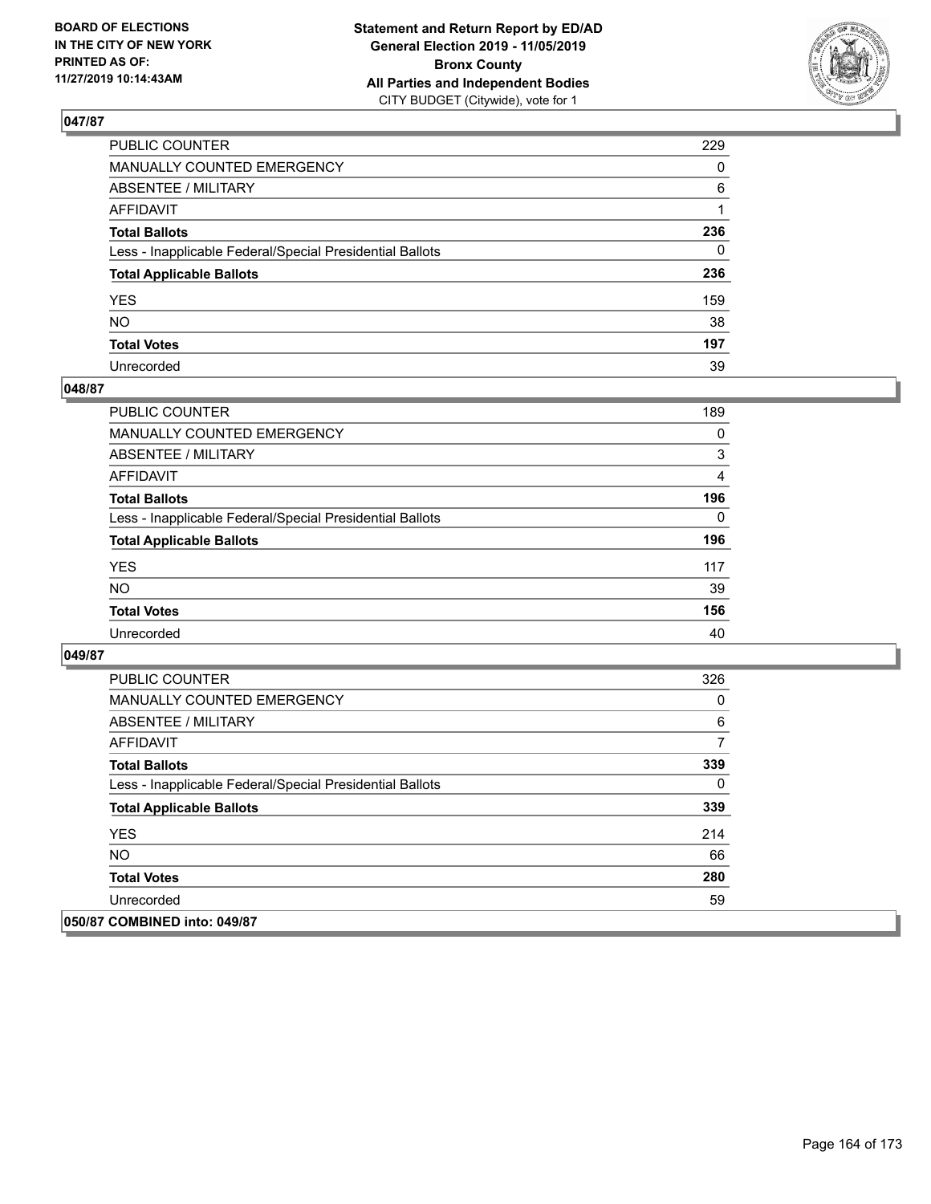## 047/87

| | |
|---|---|
| PUBLIC COUNTER | 229 |
| MANUALLY COUNTED EMERGENCY | 0 |
| ABSENTEE / MILITARY | 6 |
| AFFIDAVIT | 1 |
| **Total Ballots** | **236** |
| Less - Inapplicable Federal/Special Presidential Ballots | 0 |
| **Total Applicable Ballots** | **236** |
| YES | 159 |
| NO | 38 |
| **Total Votes** | **197** |
| Unrecorded | 39 |

## 048/87

| | |
|---|---|
| PUBLIC COUNTER | 189 |
| MANUALLY COUNTED EMERGENCY | 0 |
| ABSENTEE / MILITARY | 3 |
| AFFIDAVIT | 4 |
| **Total Ballots** | **196** |
| Less - Inapplicable Federal/Special Presidential Ballots | 0 |
| **Total Applicable Ballots** | **196** |
| YES | 117 |
| NO | 39 |
| **Total Votes** | **156** |
| Unrecorded | 40 |

## 049/87

| | |
|---|---|
| PUBLIC COUNTER | 326 |
| MANUALLY COUNTED EMERGENCY | 0 |
| ABSENTEE / MILITARY | 6 |
| AFFIDAVIT | 7 |
| **Total Ballots** | **339** |
| Less - Inapplicable Federal/Special Presidential Ballots | 0 |
| **Total Applicable Ballots** | **339** |
| YES | 214 |
| NO | 66 |
| **Total Votes** | **280** |
| Unrecorded | 59 |

## 050/87 COMBINED into: 049/87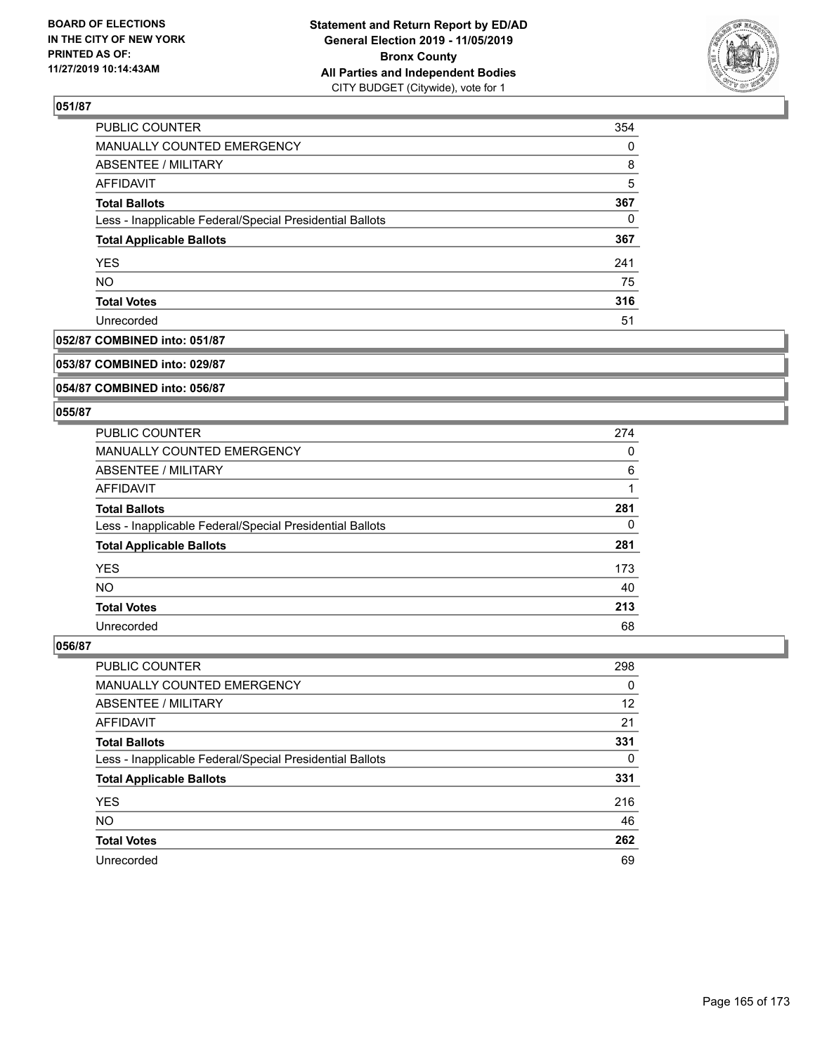**BOARD OF ELECTIONS IN THE CITY OF NEW YORK PRINTED AS OF: 11/27/2019 10:14:43AM**

**Statement and Return Report by ED/AD General Election 2019 - 11/05/2019 Bronx County All Parties and Independent Bodies** CITY BUDGET (Citywide), vote for 1

### 051/87

| | |
|---|---|
| PUBLIC COUNTER | 354 |
| MANUALLY COUNTED EMERGENCY | 0 |
| ABSENTEE / MILITARY | 8 |
| AFFIDAVIT | 5 |
| **Total Ballots** | **367** |
| Less - Inapplicable Federal/Special Presidential Ballots | 0 |
| **Total Applicable Ballots** | **367** |
| YES | 241 |
| NO | 75 |
| **Total Votes** | **316** |
| Unrecorded | 51 |

### 052/87 COMBINED into: 051/87

### 053/87 COMBINED into: 029/87

### 054/87 COMBINED into: 056/87

### 055/87

| | |
|---|---|
| PUBLIC COUNTER | 274 |
| MANUALLY COUNTED EMERGENCY | 0 |
| ABSENTEE / MILITARY | 6 |
| AFFIDAVIT | 1 |
| **Total Ballots** | **281** |
| Less - Inapplicable Federal/Special Presidential Ballots | 0 |
| **Total Applicable Ballots** | **281** |
| YES | 173 |
| NO | 40 |
| **Total Votes** | **213** |
| Unrecorded | 68 |

### 056/87

| | |
|---|---|
| PUBLIC COUNTER | 298 |
| MANUALLY COUNTED EMERGENCY | 0 |
| ABSENTEE / MILITARY | 12 |
| AFFIDAVIT | 21 |
| **Total Ballots** | **331** |
| Less - Inapplicable Federal/Special Presidential Ballots | 0 |
| **Total Applicable Ballots** | **331** |
| YES | 216 |
| NO | 46 |
| **Total Votes** | **262** |
| Unrecorded | 69 |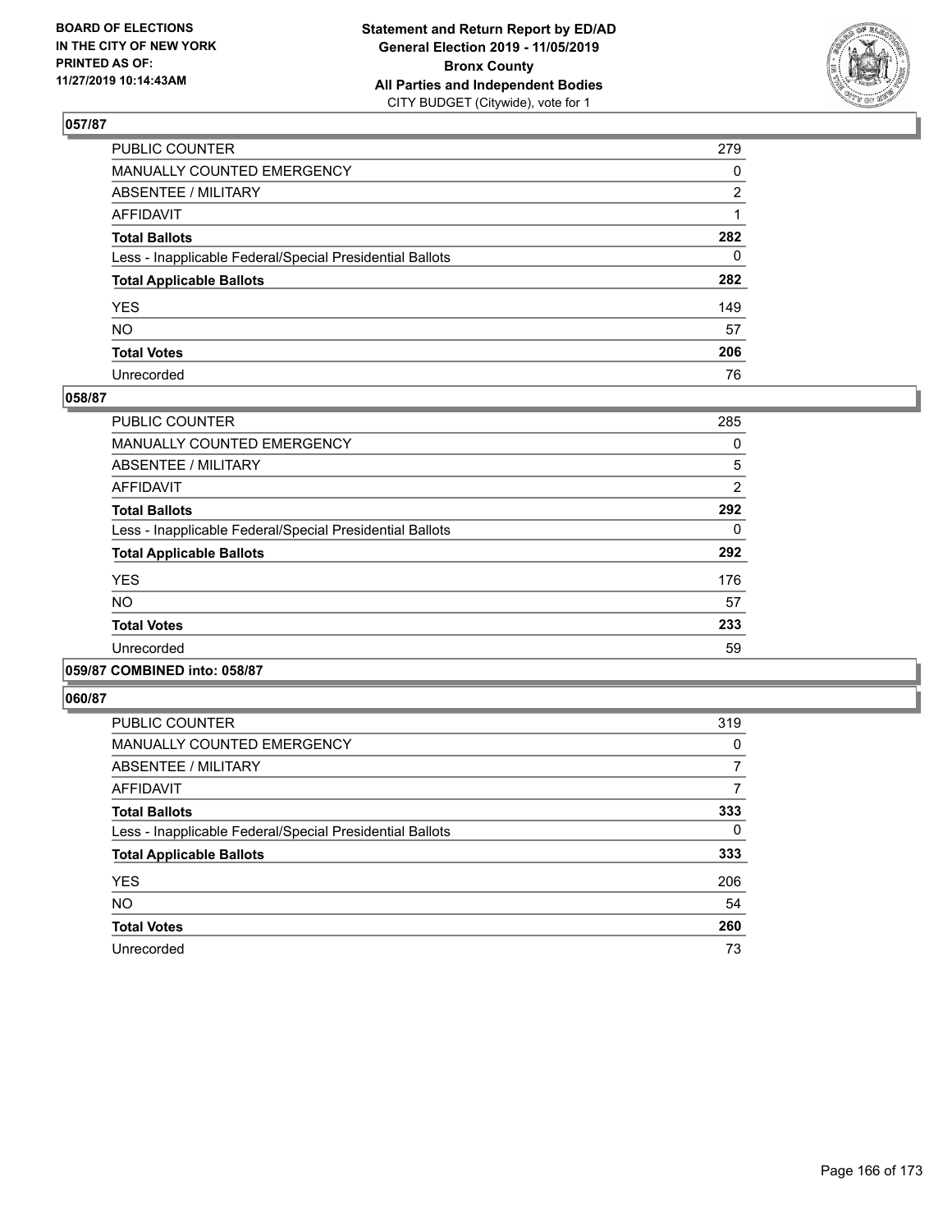BOARD OF ELECTIONS
IN THE CITY OF NEW YORK
PRINTED AS OF:
11/27/2019 10:14:43AM

**Statement and Return Report by ED/AD**
**General Election 2019 - 11/05/2019**
**Bronx County**
**All Parties and Independent Bodies**
CITY BUDGET (Citywide), vote for 1

### 057/87

| | |
|---|---|
| PUBLIC COUNTER | 279 |
| MANUALLY COUNTED EMERGENCY | 0 |
| ABSENTEE / MILITARY | 2 |
| AFFIDAVIT | 1 |
| **Total Ballots** | **282** |
| Less - Inapplicable Federal/Special Presidential Ballots | 0 |
| **Total Applicable Ballots** | **282** |
| YES | 149 |
| NO | 57 |
| **Total Votes** | **206** |
| Unrecorded | 76 |

### 058/87

| | |
|---|---|
| PUBLIC COUNTER | 285 |
| MANUALLY COUNTED EMERGENCY | 0 |
| ABSENTEE / MILITARY | 5 |
| AFFIDAVIT | 2 |
| **Total Ballots** | **292** |
| Less - Inapplicable Federal/Special Presidential Ballots | 0 |
| **Total Applicable Ballots** | **292** |
| YES | 176 |
| NO | 57 |
| **Total Votes** | **233** |
| Unrecorded | 59 |

### 059/87 COMBINED into: 058/87

### 060/87

| | |
|---|---|
| PUBLIC COUNTER | 319 |
| MANUALLY COUNTED EMERGENCY | 0 |
| ABSENTEE / MILITARY | 7 |
| AFFIDAVIT | 7 |
| **Total Ballots** | **333** |
| Less - Inapplicable Federal/Special Presidential Ballots | 0 |
| **Total Applicable Ballots** | **333** |
| YES | 206 |
| NO | 54 |
| **Total Votes** | **260** |
| Unrecorded | 73 |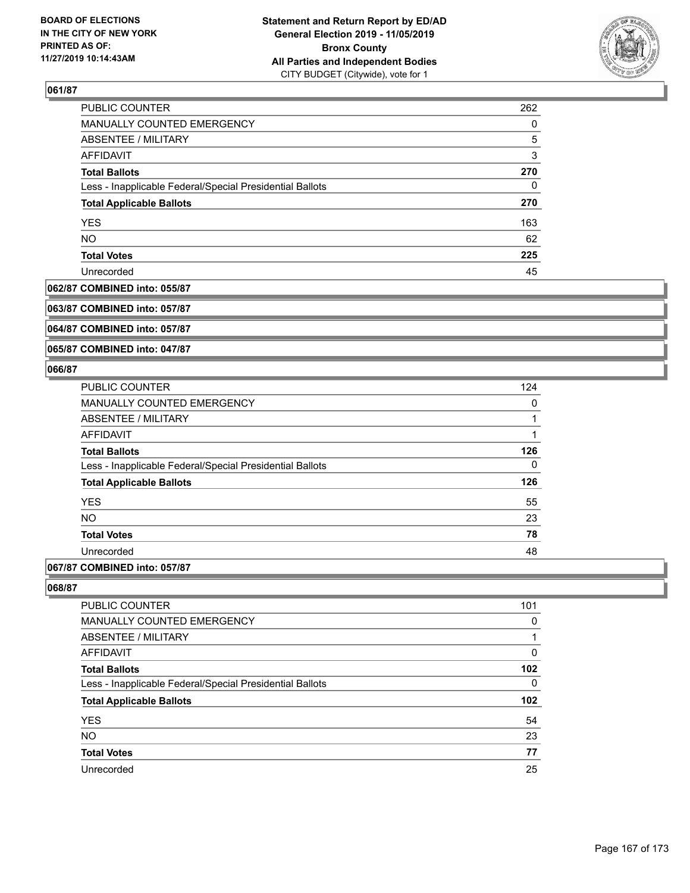### 061/87

| | |
|---|---|
| PUBLIC COUNTER | 262 |
| MANUALLY COUNTED EMERGENCY | 0 |
| ABSENTEE / MILITARY | 5 |
| AFFIDAVIT | 3 |
| **Total Ballots** | **270** |
| Less - Inapplicable Federal/Special Presidential Ballots | 0 |
| **Total Applicable Ballots** | **270** |
| YES | 163 |
| NO | 62 |
| **Total Votes** | **225** |
| Unrecorded | 45 |

### 062/87 COMBINED into: 055/87

### 063/87 COMBINED into: 057/87

### 064/87 COMBINED into: 057/87

### 065/87 COMBINED into: 047/87

### 066/87

| | |
|---|---|
| PUBLIC COUNTER | 124 |
| MANUALLY COUNTED EMERGENCY | 0 |
| ABSENTEE / MILITARY | 1 |
| AFFIDAVIT | 1 |
| **Total Ballots** | **126** |
| Less - Inapplicable Federal/Special Presidential Ballots | 0 |
| **Total Applicable Ballots** | **126** |
| YES | 55 |
| NO | 23 |
| **Total Votes** | **78** |
| Unrecorded | 48 |

### 067/87 COMBINED into: 057/87

### 068/87

| | |
|---|---|
| PUBLIC COUNTER | 101 |
| MANUALLY COUNTED EMERGENCY | 0 |
| ABSENTEE / MILITARY | 1 |
| AFFIDAVIT | 0 |
| **Total Ballots** | **102** |
| Less - Inapplicable Federal/Special Presidential Ballots | 0 |
| **Total Applicable Ballots** | **102** |
| YES | 54 |
| NO | 23 |
| **Total Votes** | **77** |
| Unrecorded | 25 |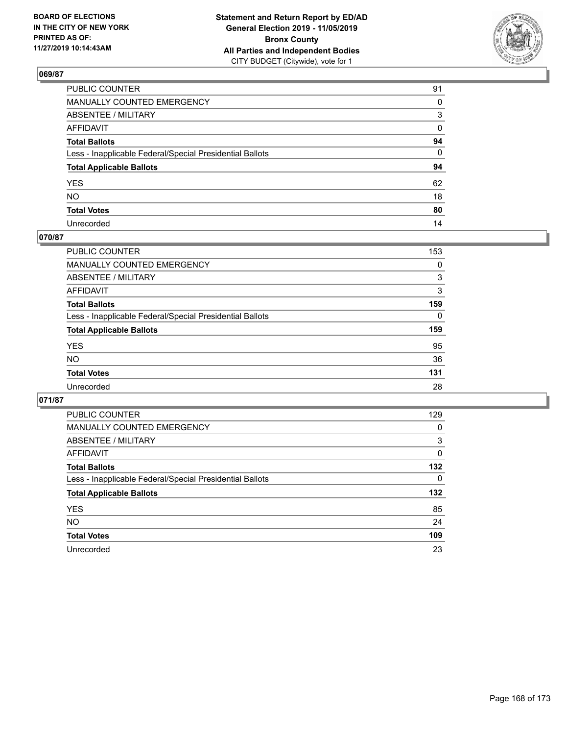BOARD OF ELECTIONS
IN THE CITY OF NEW YORK
PRINTED AS OF:
11/27/2019 10:14:43AM

**Statement and Return Report by ED/AD**
**General Election 2019 - 11/05/2019**
**Bronx County**
**All Parties and Independent Bodies**
CITY BUDGET (Citywide), vote for 1

## 069/87

| | |
|---|---|
| PUBLIC COUNTER | 91 |
| MANUALLY COUNTED EMERGENCY | 0 |
| ABSENTEE / MILITARY | 3 |
| AFFIDAVIT | 0 |
| **Total Ballots** | **94** |
| Less - Inapplicable Federal/Special Presidential Ballots | 0 |
| **Total Applicable Ballots** | **94** |
| YES | 62 |
| NO | 18 |
| **Total Votes** | **80** |
| Unrecorded | 14 |

## 070/87

| | |
|---|---|
| PUBLIC COUNTER | 153 |
| MANUALLY COUNTED EMERGENCY | 0 |
| ABSENTEE / MILITARY | 3 |
| AFFIDAVIT | 3 |
| **Total Ballots** | **159** |
| Less - Inapplicable Federal/Special Presidential Ballots | 0 |
| **Total Applicable Ballots** | **159** |
| YES | 95 |
| NO | 36 |
| **Total Votes** | **131** |
| Unrecorded | 28 |

## 071/87

| | |
|---|---|
| PUBLIC COUNTER | 129 |
| MANUALLY COUNTED EMERGENCY | 0 |
| ABSENTEE / MILITARY | 3 |
| AFFIDAVIT | 0 |
| **Total Ballots** | **132** |
| Less - Inapplicable Federal/Special Presidential Ballots | 0 |
| **Total Applicable Ballots** | **132** |
| YES | 85 |
| NO | 24 |
| **Total Votes** | **109** |
| Unrecorded | 23 |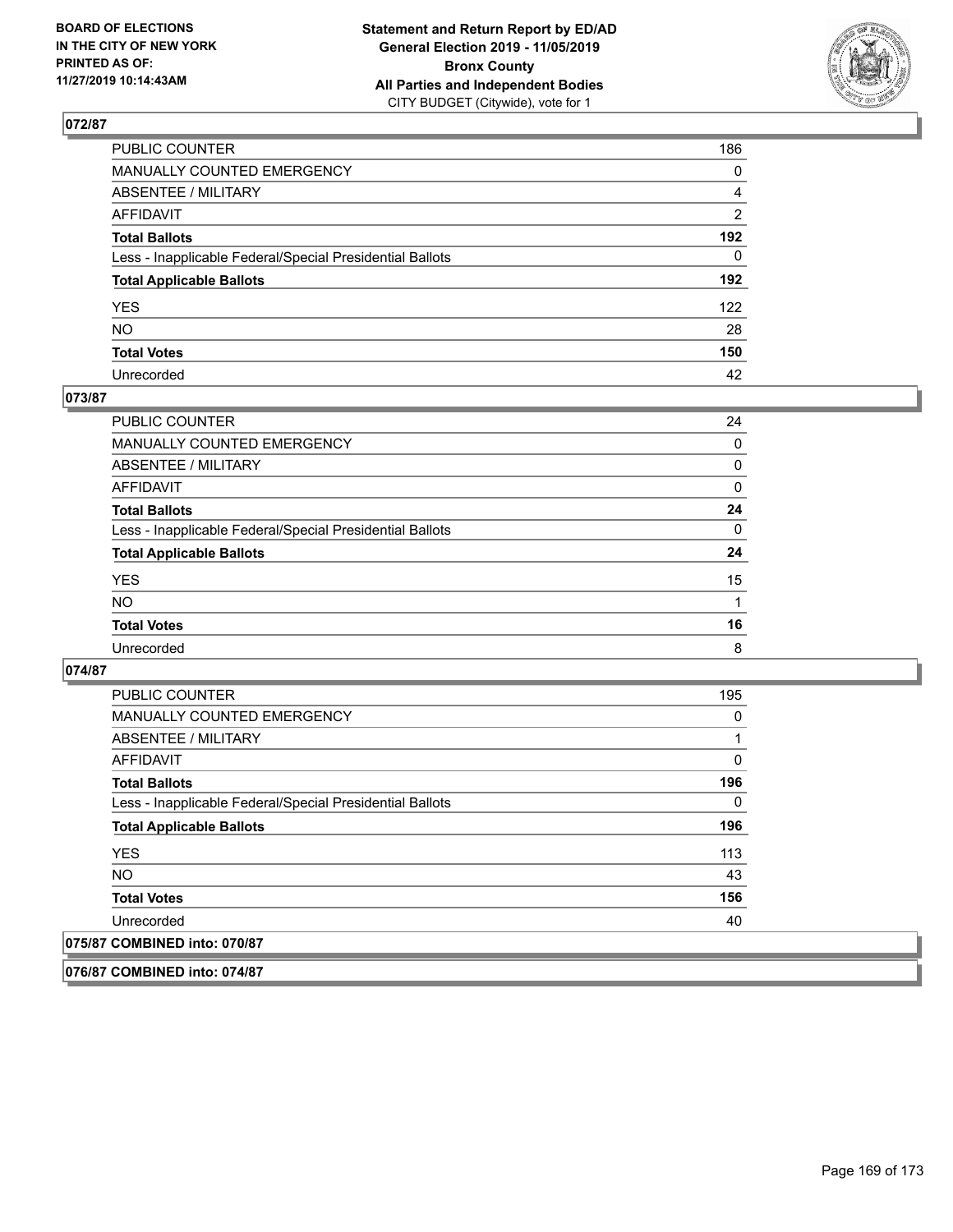## 072/87

| | |
|---|---|
| PUBLIC COUNTER | 186 |
| MANUALLY COUNTED EMERGENCY | 0 |
| ABSENTEE / MILITARY | 4 |
| AFFIDAVIT | 2 |
| **Total Ballots** | **192** |
| Less - Inapplicable Federal/Special Presidential Ballots | 0 |
| **Total Applicable Ballots** | **192** |
| YES | 122 |
| NO | 28 |
| **Total Votes** | **150** |
| Unrecorded | 42 |

## 073/87

| | |
|---|---|
| PUBLIC COUNTER | 24 |
| MANUALLY COUNTED EMERGENCY | 0 |
| ABSENTEE / MILITARY | 0 |
| AFFIDAVIT | 0 |
| **Total Ballots** | **24** |
| Less - Inapplicable Federal/Special Presidential Ballots | 0 |
| **Total Applicable Ballots** | **24** |
| YES | 15 |
| NO | 1 |
| **Total Votes** | **16** |
| Unrecorded | 8 |

## 074/87

| | |
|---|---|
| PUBLIC COUNTER | 195 |
| MANUALLY COUNTED EMERGENCY | 0 |
| ABSENTEE / MILITARY | 1 |
| AFFIDAVIT | 0 |
| **Total Ballots** | **196** |
| Less - Inapplicable Federal/Special Presidential Ballots | 0 |
| **Total Applicable Ballots** | **196** |
| YES | 113 |
| NO | 43 |
| **Total Votes** | **156** |
| Unrecorded | 40 |

## 075/87 COMBINED into: 070/87

## 076/87 COMBINED into: 074/87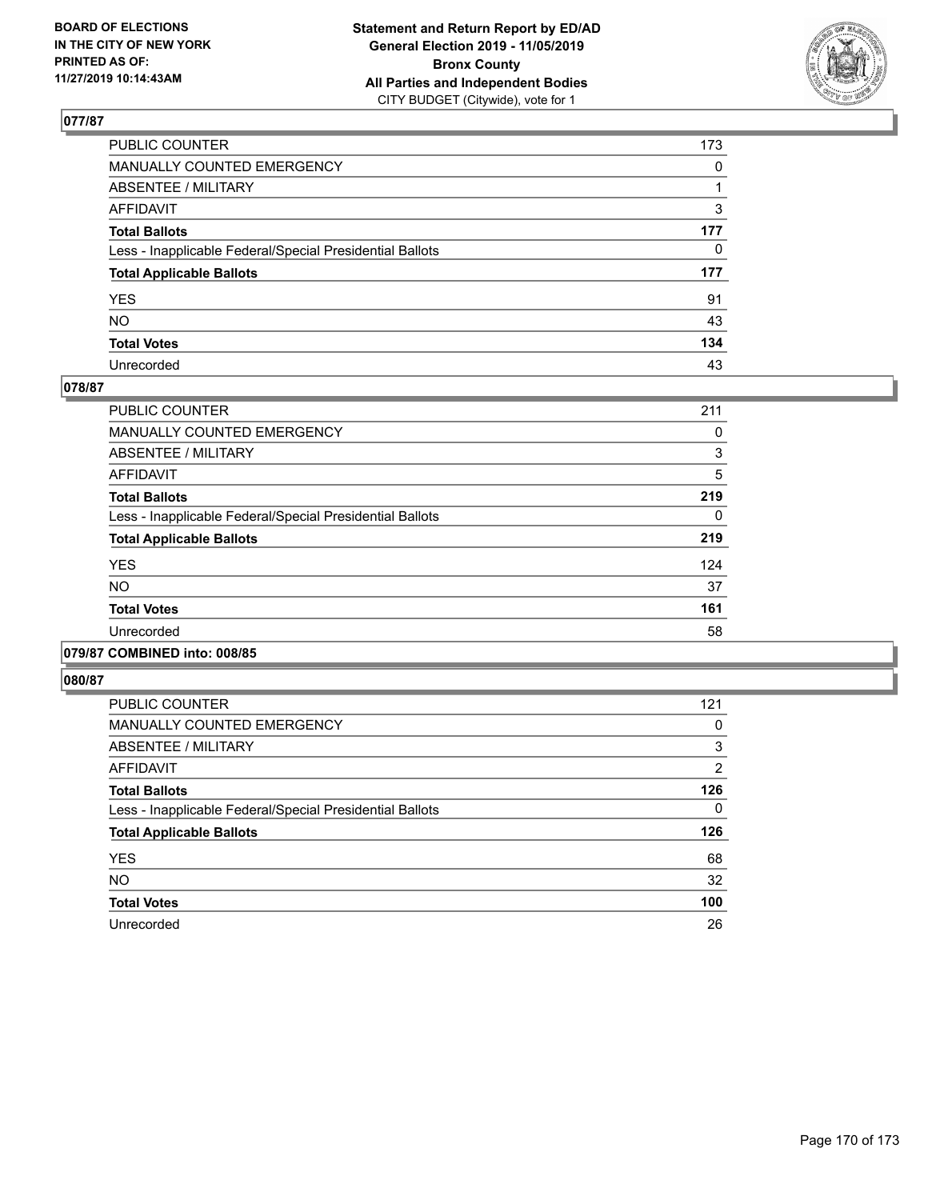BOARD OF ELECTIONS
IN THE CITY OF NEW YORK
PRINTED AS OF:
11/27/2019 10:14:43AM

**Statement and Return Report by ED/AD**
**General Election 2019 - 11/05/2019**
**Bronx County**
**All Parties and Independent Bodies**
CITY BUDGET (Citywide), vote for 1

## 077/87

| | |
|---|---|
| PUBLIC COUNTER | 173 |
| MANUALLY COUNTED EMERGENCY | 0 |
| ABSENTEE / MILITARY | 1 |
| AFFIDAVIT | 3 |
| **Total Ballots** | **177** |
| Less - Inapplicable Federal/Special Presidential Ballots | 0 |
| **Total Applicable Ballots** | **177** |
| YES | 91 |
| NO | 43 |
| **Total Votes** | **134** |
| Unrecorded | 43 |

## 078/87

| | |
|---|---|
| PUBLIC COUNTER | 211 |
| MANUALLY COUNTED EMERGENCY | 0 |
| ABSENTEE / MILITARY | 3 |
| AFFIDAVIT | 5 |
| **Total Ballots** | **219** |
| Less - Inapplicable Federal/Special Presidential Ballots | 0 |
| **Total Applicable Ballots** | **219** |
| YES | 124 |
| NO | 37 |
| **Total Votes** | **161** |
| Unrecorded | 58 |

## 079/87 COMBINED into: 008/85

## 080/87

| | |
|---|---|
| PUBLIC COUNTER | 121 |
| MANUALLY COUNTED EMERGENCY | 0 |
| ABSENTEE / MILITARY | 3 |
| AFFIDAVIT | 2 |
| **Total Ballots** | **126** |
| Less - Inapplicable Federal/Special Presidential Ballots | 0 |
| **Total Applicable Ballots** | **126** |
| YES | 68 |
| NO | 32 |
| **Total Votes** | **100** |
| Unrecorded | 26 |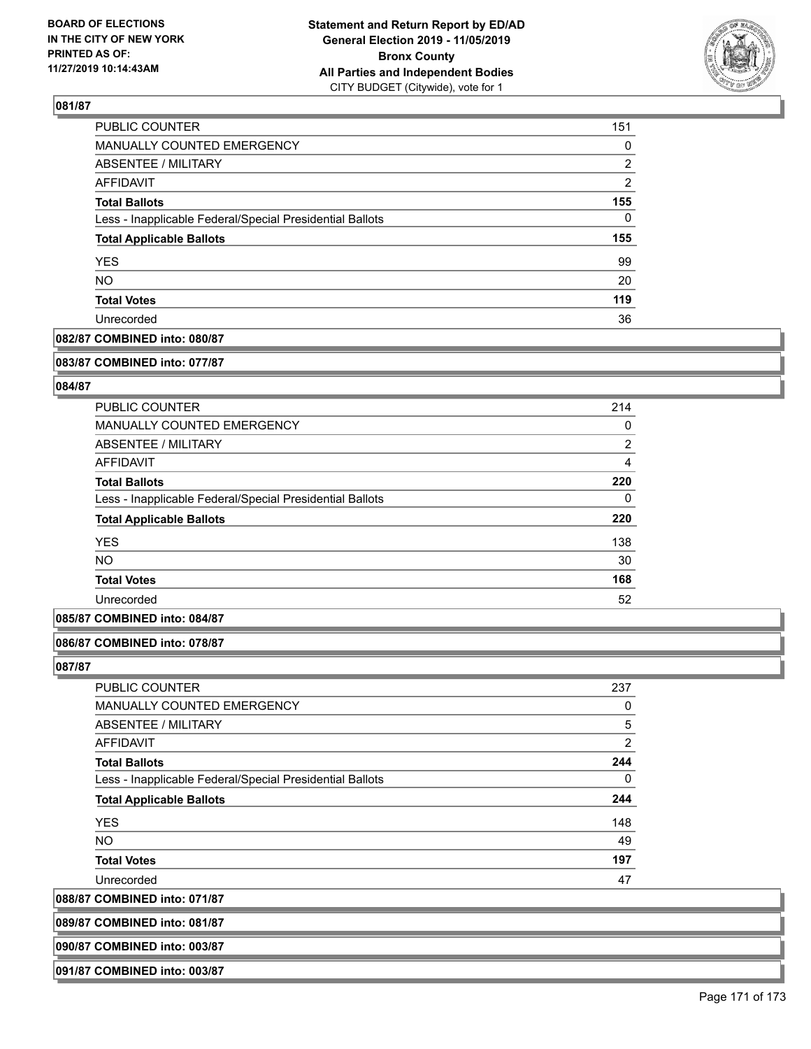## 081/87

| | |
|---|---|
| PUBLIC COUNTER | 151 |
| MANUALLY COUNTED EMERGENCY | 0 |
| ABSENTEE / MILITARY | 2 |
| AFFIDAVIT | 2 |
| **Total Ballots** | **155** |
| Less - Inapplicable Federal/Special Presidential Ballots | 0 |
| **Total Applicable Ballots** | **155** |
| YES | 99 |
| NO | 20 |
| **Total Votes** | **119** |
| Unrecorded | 36 |

**082/87 COMBINED into: 080/87**

**083/87 COMBINED into: 077/87**

## 084/87

| | |
|---|---|
| PUBLIC COUNTER | 214 |
| MANUALLY COUNTED EMERGENCY | 0 |
| ABSENTEE / MILITARY | 2 |
| AFFIDAVIT | 4 |
| **Total Ballots** | **220** |
| Less - Inapplicable Federal/Special Presidential Ballots | 0 |
| **Total Applicable Ballots** | **220** |
| YES | 138 |
| NO | 30 |
| **Total Votes** | **168** |
| Unrecorded | 52 |

**085/87 COMBINED into: 084/87**

**086/87 COMBINED into: 078/87**

## 087/87

| | |
|---|---|
| PUBLIC COUNTER | 237 |
| MANUALLY COUNTED EMERGENCY | 0 |
| ABSENTEE / MILITARY | 5 |
| AFFIDAVIT | 2 |
| **Total Ballots** | **244** |
| Less - Inapplicable Federal/Special Presidential Ballots | 0 |
| **Total Applicable Ballots** | **244** |
| YES | 148 |
| NO | 49 |
| **Total Votes** | **197** |
| Unrecorded | 47 |

**088/87 COMBINED into: 071/87**

**089/87 COMBINED into: 081/87**

**090/87 COMBINED into: 003/87**

**091/87 COMBINED into: 003/87**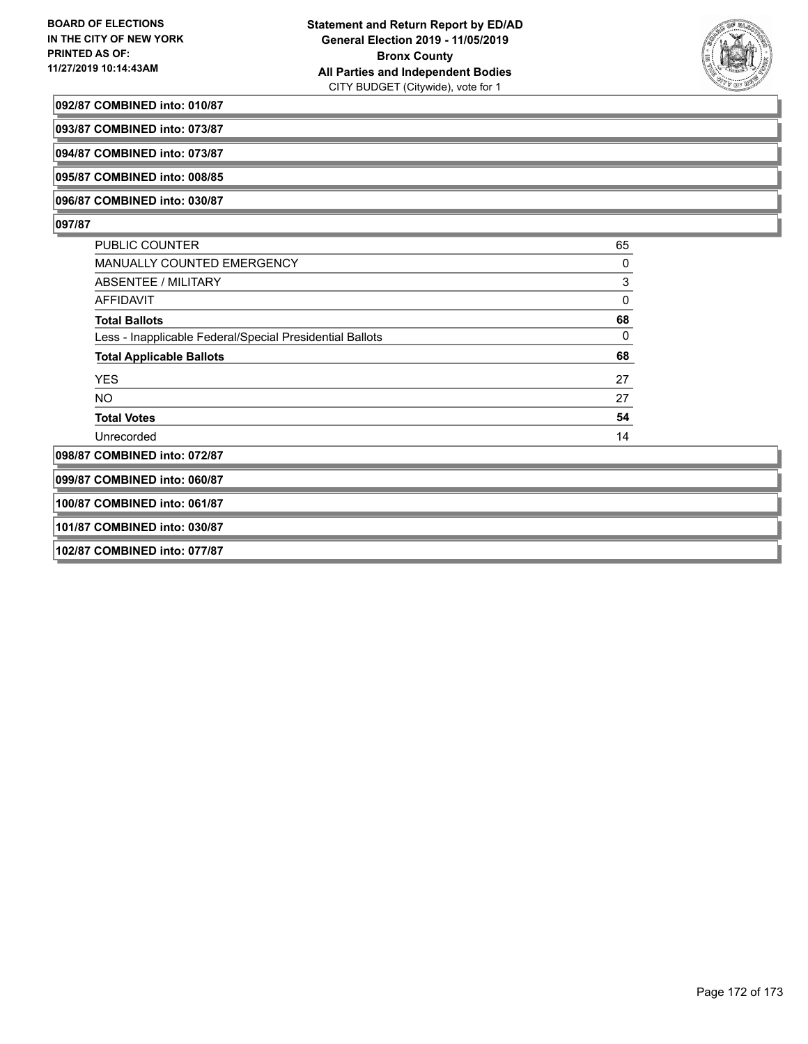**092/87 COMBINED into: 010/87**

**093/87 COMBINED into: 073/87**

**094/87 COMBINED into: 073/87**

**095/87 COMBINED into: 008/85**

**096/87 COMBINED into: 030/87**

**097/87**

| | |
|---|---|
| PUBLIC COUNTER | 65 |
| MANUALLY COUNTED EMERGENCY | 0 |
| ABSENTEE / MILITARY | 3 |
| AFFIDAVIT | 0 |
| **Total Ballots** | **68** |
| Less - Inapplicable Federal/Special Presidential Ballots | 0 |
| **Total Applicable Ballots** | **68** |
| YES | 27 |
| NO | 27 |
| **Total Votes** | **54** |
| Unrecorded | 14 |

**098/87 COMBINED into: 072/87**

**099/87 COMBINED into: 060/87**

**100/87 COMBINED into: 061/87**

**101/87 COMBINED into: 030/87**

**102/87 COMBINED into: 077/87**